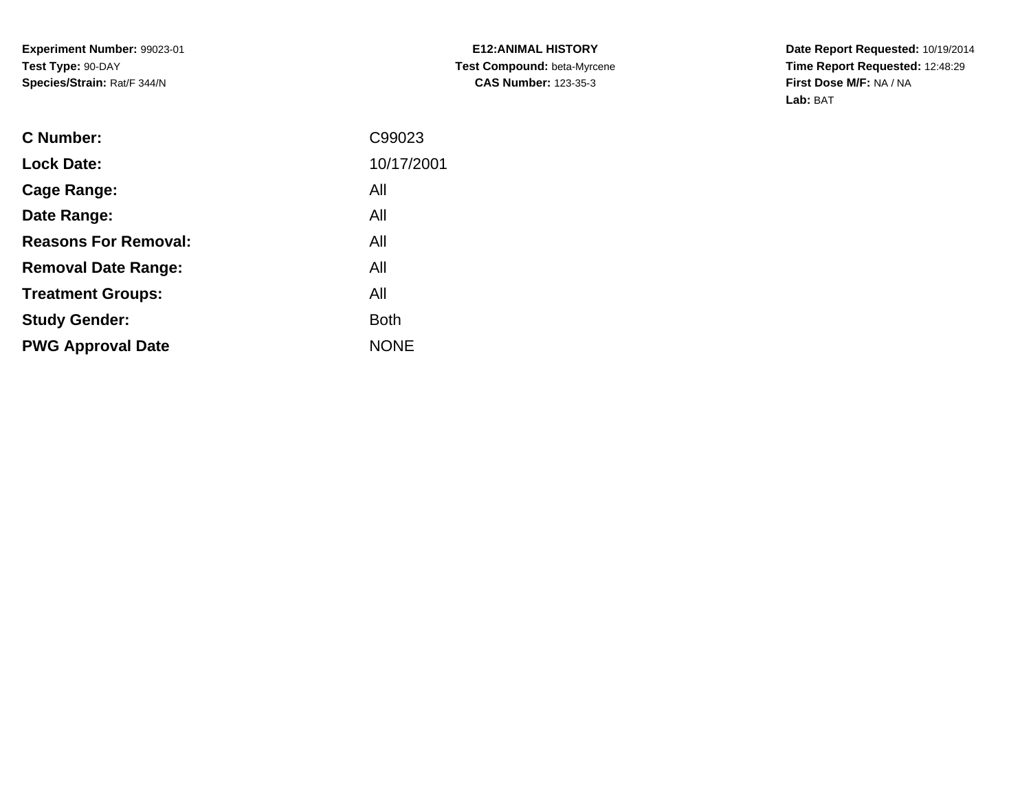**Experiment Number:** 99023-01
**Test Type:** 90-DAY
**Species/Strain:** Rat/F 344/N

**E12:ANIMAL HISTORY**
**Test Compound:** beta-Myrcene
**CAS Number:** 123-35-3

**Date Report Requested:** 10/19/2014
**Time Report Requested:** 12:48:29
**First Dose M/F:** NA / NA
**Lab:** BAT

| | |
|---|---|
| **C Number:** | C99023 |
| **Lock Date:** | 10/17/2001 |
| **Cage Range:** | All |
| **Date Range:** | All |
| **Reasons For Removal:** | All |
| **Removal Date Range:** | All |
| **Treatment Groups:** | All |
| **Study Gender:** | Both |
| **PWG Approval Date** | NONE |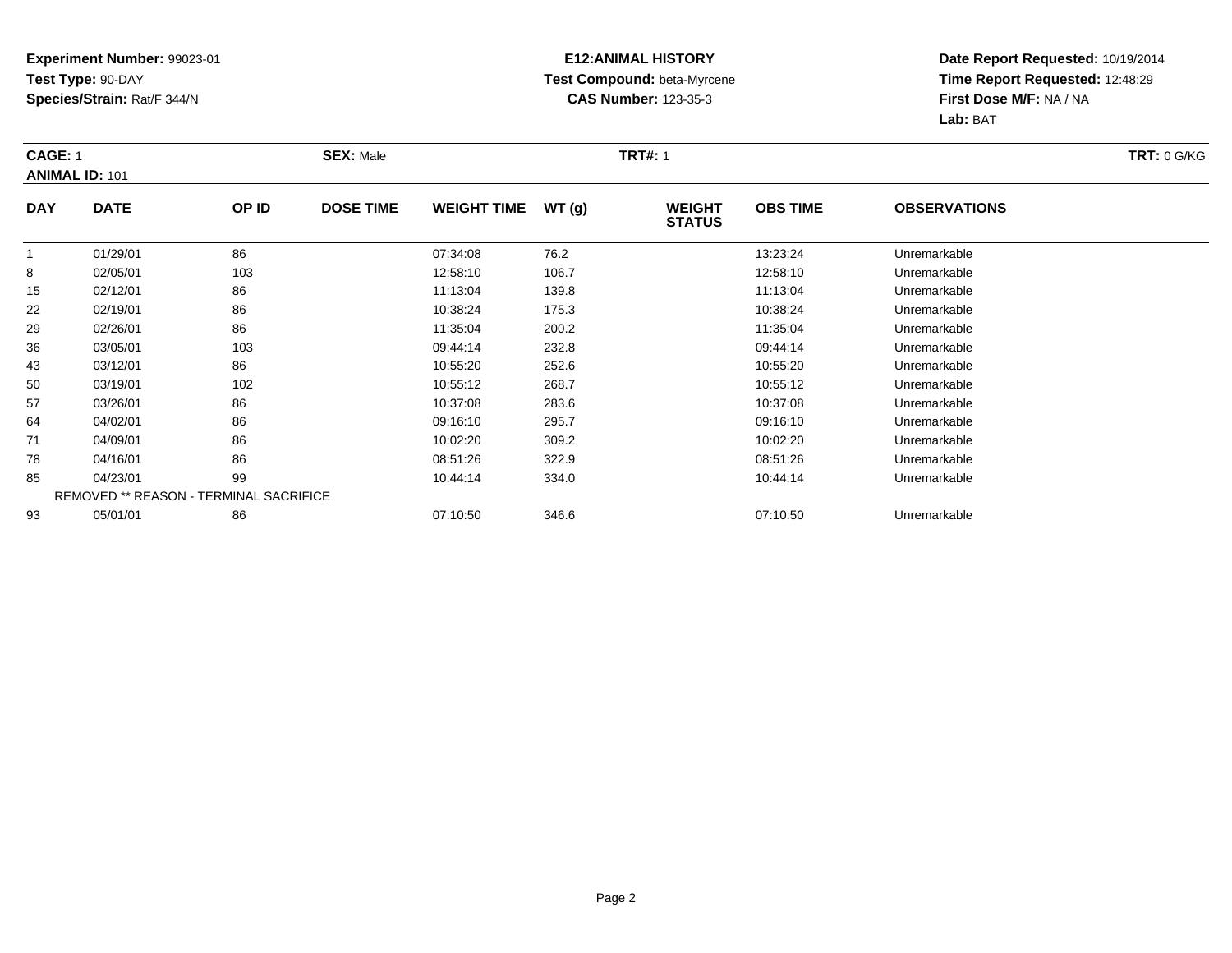**Experiment Number:** 99023-01
**Test Type:** 90-DAY
**Species/Strain:** Rat/F 344/N

**E12:ANIMAL HISTORY**
**Test Compound:** beta-Myrcene
**CAS Number:** 123-35-3

**Date Report Requested:** 10/19/2014
**Time Report Requested:** 12:48:29
**First Dose M/F:** NA / NA
**Lab:** BAT

**CAGE:** 1 **SEX:** Male **TRT#:** 1 **TRT:** 0 G/KG
**ANIMAL ID:** 101

| DAY | DATE | OP ID | DOSE TIME | WEIGHT TIME | WT (g) | WEIGHT STATUS | OBS TIME | OBSERVATIONS |
|---|---|---|---|---|---|---|---|---|
| 1 | 01/29/01 | 86 | | 07:34:08 | 76.2 | | 13:23:24 | Unremarkable |
| 8 | 02/05/01 | 103 | | 12:58:10 | 106.7 | | 12:58:10 | Unremarkable |
| 15 | 02/12/01 | 86 | | 11:13:04 | 139.8 | | 11:13:04 | Unremarkable |
| 22 | 02/19/01 | 86 | | 10:38:24 | 175.3 | | 10:38:24 | Unremarkable |
| 29 | 02/26/01 | 86 | | 11:35:04 | 200.2 | | 11:35:04 | Unremarkable |
| 36 | 03/05/01 | 103 | | 09:44:14 | 232.8 | | 09:44:14 | Unremarkable |
| 43 | 03/12/01 | 86 | | 10:55:20 | 252.6 | | 10:55:20 | Unremarkable |
| 50 | 03/19/01 | 102 | | 10:55:12 | 268.7 | | 10:55:12 | Unremarkable |
| 57 | 03/26/01 | 86 | | 10:37:08 | 283.6 | | 10:37:08 | Unremarkable |
| 64 | 04/02/01 | 86 | | 09:16:10 | 295.7 | | 09:16:10 | Unremarkable |
| 71 | 04/09/01 | 86 | | 10:02:20 | 309.2 | | 10:02:20 | Unremarkable |
| 78 | 04/16/01 | 86 | | 08:51:26 | 322.9 | | 08:51:26 | Unremarkable |
| 85 | 04/23/01 | 99 | | 10:44:14 | 334.0 | | 10:44:14 | Unremarkable |
| | REMOVED ** REASON - TERMINAL SACRIFICE | | | | | | | |
| 93 | 05/01/01 | 86 | | 07:10:50 | 346.6 | | 07:10:50 | Unremarkable |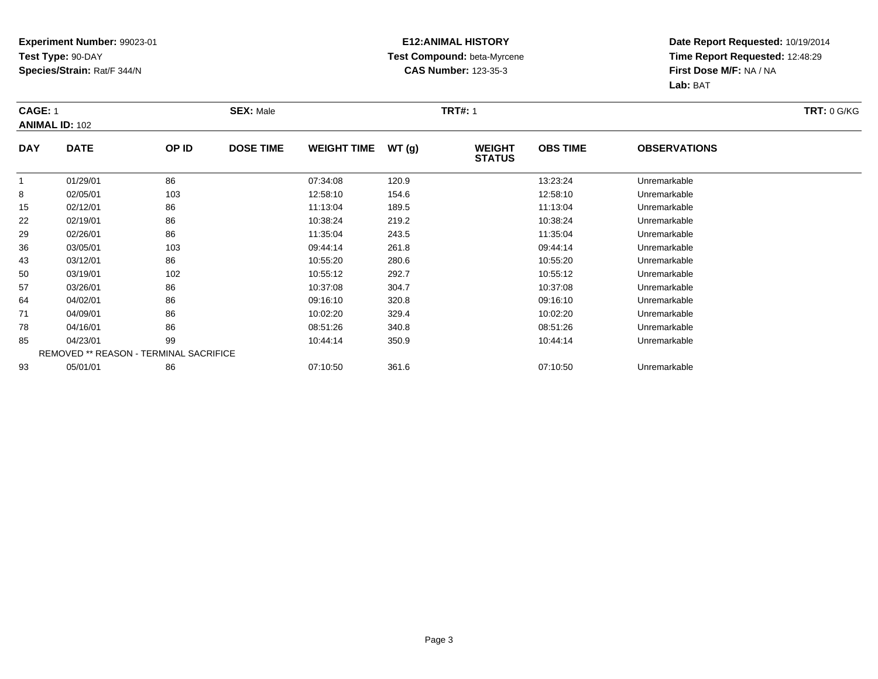**Experiment Number:** 99023-01
**Test Type:** 90-DAY
**Species/Strain:** Rat/F 344/N

**E12:ANIMAL HISTORY**
**Test Compound:** beta-Myrcene
**CAS Number:** 123-35-3

**Date Report Requested:** 10/19/2014
**Time Report Requested:** 12:48:29
**First Dose M/F:** NA / NA
**Lab:** BAT

**CAGE:** 1 **SEX:** Male **TRT#:** 1 **TRT:** 0 G/KG
**ANIMAL ID:** 102

| DAY | DATE | OP ID | DOSE TIME | WEIGHT TIME | WT (g) | WEIGHT STATUS | OBS TIME | OBSERVATIONS |
|---|---|---|---|---|---|---|---|---|
| 1 | 01/29/01 | 86 | | 07:34:08 | 120.9 | | 13:23:24 | Unremarkable |
| 8 | 02/05/01 | 103 | | 12:58:10 | 154.6 | | 12:58:10 | Unremarkable |
| 15 | 02/12/01 | 86 | | 11:13:04 | 189.5 | | 11:13:04 | Unremarkable |
| 22 | 02/19/01 | 86 | | 10:38:24 | 219.2 | | 10:38:24 | Unremarkable |
| 29 | 02/26/01 | 86 | | 11:35:04 | 243.5 | | 11:35:04 | Unremarkable |
| 36 | 03/05/01 | 103 | | 09:44:14 | 261.8 | | 09:44:14 | Unremarkable |
| 43 | 03/12/01 | 86 | | 10:55:20 | 280.6 | | 10:55:20 | Unremarkable |
| 50 | 03/19/01 | 102 | | 10:55:12 | 292.7 | | 10:55:12 | Unremarkable |
| 57 | 03/26/01 | 86 | | 10:37:08 | 304.7 | | 10:37:08 | Unremarkable |
| 64 | 04/02/01 | 86 | | 09:16:10 | 320.8 | | 09:16:10 | Unremarkable |
| 71 | 04/09/01 | 86 | | 10:02:20 | 329.4 | | 10:02:20 | Unremarkable |
| 78 | 04/16/01 | 86 | | 08:51:26 | 340.8 | | 08:51:26 | Unremarkable |
| 85 | 04/23/01 | 99 | | 10:44:14 | 350.9 | | 10:44:14 | Unremarkable |
| | REMOVED ** REASON - TERMINAL SACRIFICE | | | | | | | |
| 93 | 05/01/01 | 86 | | 07:10:50 | 361.6 | | 07:10:50 | Unremarkable |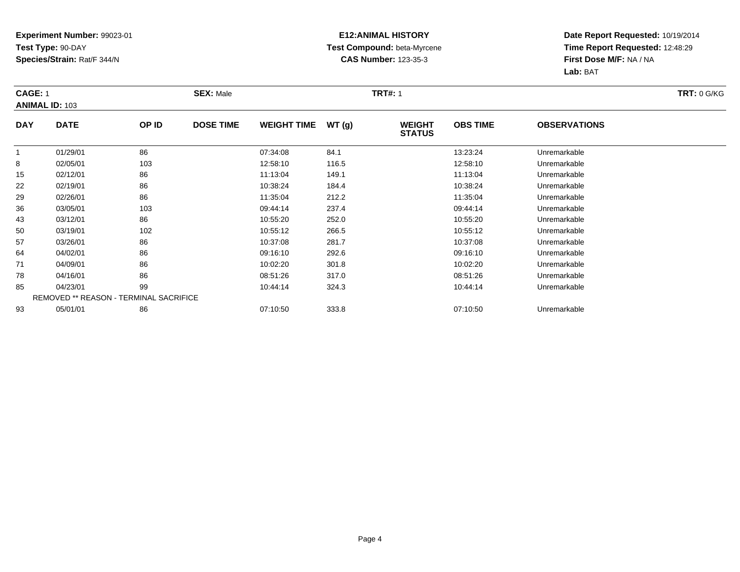**Experiment Number:** 99023-01
**Test Type:** 90-DAY
**Species/Strain:** Rat/F 344/N

**E12:ANIMAL HISTORY**
**Test Compound:** beta-Myrcene
**CAS Number:** 123-35-3

**Date Report Requested:** 10/19/2014
**Time Report Requested:** 12:48:29
**First Dose M/F:** NA / NA
**Lab:** BAT

**CAGE:** 1 **SEX:** Male **TRT#:** 1 **TRT:** 0 G/KG
**ANIMAL ID:** 103

| DAY | DATE | OP ID | DOSE TIME | WEIGHT TIME | WT (g) | WEIGHT STATUS | OBS TIME | OBSERVATIONS |
|---|---|---|---|---|---|---|---|---|
| 1 | 01/29/01 | 86 | | 07:34:08 | 84.1 | | 13:23:24 | Unremarkable |
| 8 | 02/05/01 | 103 | | 12:58:10 | 116.5 | | 12:58:10 | Unremarkable |
| 15 | 02/12/01 | 86 | | 11:13:04 | 149.1 | | 11:13:04 | Unremarkable |
| 22 | 02/19/01 | 86 | | 10:38:24 | 184.4 | | 10:38:24 | Unremarkable |
| 29 | 02/26/01 | 86 | | 11:35:04 | 212.2 | | 11:35:04 | Unremarkable |
| 36 | 03/05/01 | 103 | | 09:44:14 | 237.4 | | 09:44:14 | Unremarkable |
| 43 | 03/12/01 | 86 | | 10:55:20 | 252.0 | | 10:55:20 | Unremarkable |
| 50 | 03/19/01 | 102 | | 10:55:12 | 266.5 | | 10:55:12 | Unremarkable |
| 57 | 03/26/01 | 86 | | 10:37:08 | 281.7 | | 10:37:08 | Unremarkable |
| 64 | 04/02/01 | 86 | | 09:16:10 | 292.6 | | 09:16:10 | Unremarkable |
| 71 | 04/09/01 | 86 | | 10:02:20 | 301.8 | | 10:02:20 | Unremarkable |
| 78 | 04/16/01 | 86 | | 08:51:26 | 317.0 | | 08:51:26 | Unremarkable |
| 85 | 04/23/01 | 99 | | 10:44:14 | 324.3 | | 10:44:14 | Unremarkable |
| REMOVED ** REASON - TERMINAL SACRIFICE | | | | | | | | |
| 93 | 05/01/01 | 86 | | 07:10:50 | 333.8 | | 07:10:50 | Unremarkable |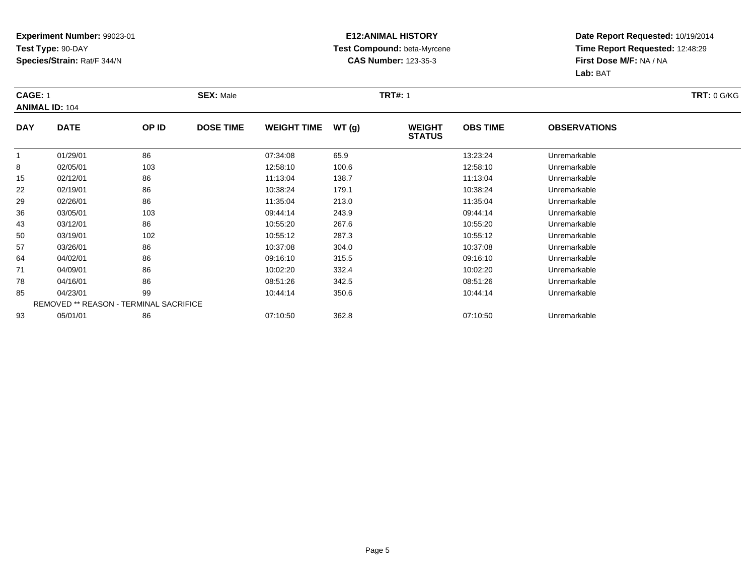**Experiment Number:** 99023-01
**Test Type:** 90-DAY
**Species/Strain:** Rat/F 344/N

**E12:ANIMAL HISTORY**
**Test Compound:** beta-Myrcene
**CAS Number:** 123-35-3

**Date Report Requested:** 10/19/2014
**Time Report Requested:** 12:48:29
**First Dose M/F:** NA / NA
**Lab:** BAT

**CAGE:** 1 **SEX:** Male **TRT#:** 1 **TRT:** 0 G/KG
**ANIMAL ID:** 104

| DAY | DATE | OP ID | DOSE TIME | WEIGHT TIME | WT (g) | WEIGHT STATUS | OBS TIME | OBSERVATIONS |
|---|---|---|---|---|---|---|---|---|
| 1 | 01/29/01 | 86 | | 07:34:08 | 65.9 | | 13:23:24 | Unremarkable |
| 8 | 02/05/01 | 103 | | 12:58:10 | 100.6 | | 12:58:10 | Unremarkable |
| 15 | 02/12/01 | 86 | | 11:13:04 | 138.7 | | 11:13:04 | Unremarkable |
| 22 | 02/19/01 | 86 | | 10:38:24 | 179.1 | | 10:38:24 | Unremarkable |
| 29 | 02/26/01 | 86 | | 11:35:04 | 213.0 | | 11:35:04 | Unremarkable |
| 36 | 03/05/01 | 103 | | 09:44:14 | 243.9 | | 09:44:14 | Unremarkable |
| 43 | 03/12/01 | 86 | | 10:55:20 | 267.6 | | 10:55:20 | Unremarkable |
| 50 | 03/19/01 | 102 | | 10:55:12 | 287.3 | | 10:55:12 | Unremarkable |
| 57 | 03/26/01 | 86 | | 10:37:08 | 304.0 | | 10:37:08 | Unremarkable |
| 64 | 04/02/01 | 86 | | 09:16:10 | 315.5 | | 09:16:10 | Unremarkable |
| 71 | 04/09/01 | 86 | | 10:02:20 | 332.4 | | 10:02:20 | Unremarkable |
| 78 | 04/16/01 | 86 | | 08:51:26 | 342.5 | | 08:51:26 | Unremarkable |
| 85 | 04/23/01 | 99 | | 10:44:14 | 350.6 | | 10:44:14 | Unremarkable |
| REMOVED ** REASON - TERMINAL SACRIFICE | | | | | | | | |
| 93 | 05/01/01 | 86 | | 07:10:50 | 362.8 | | 07:10:50 | Unremarkable |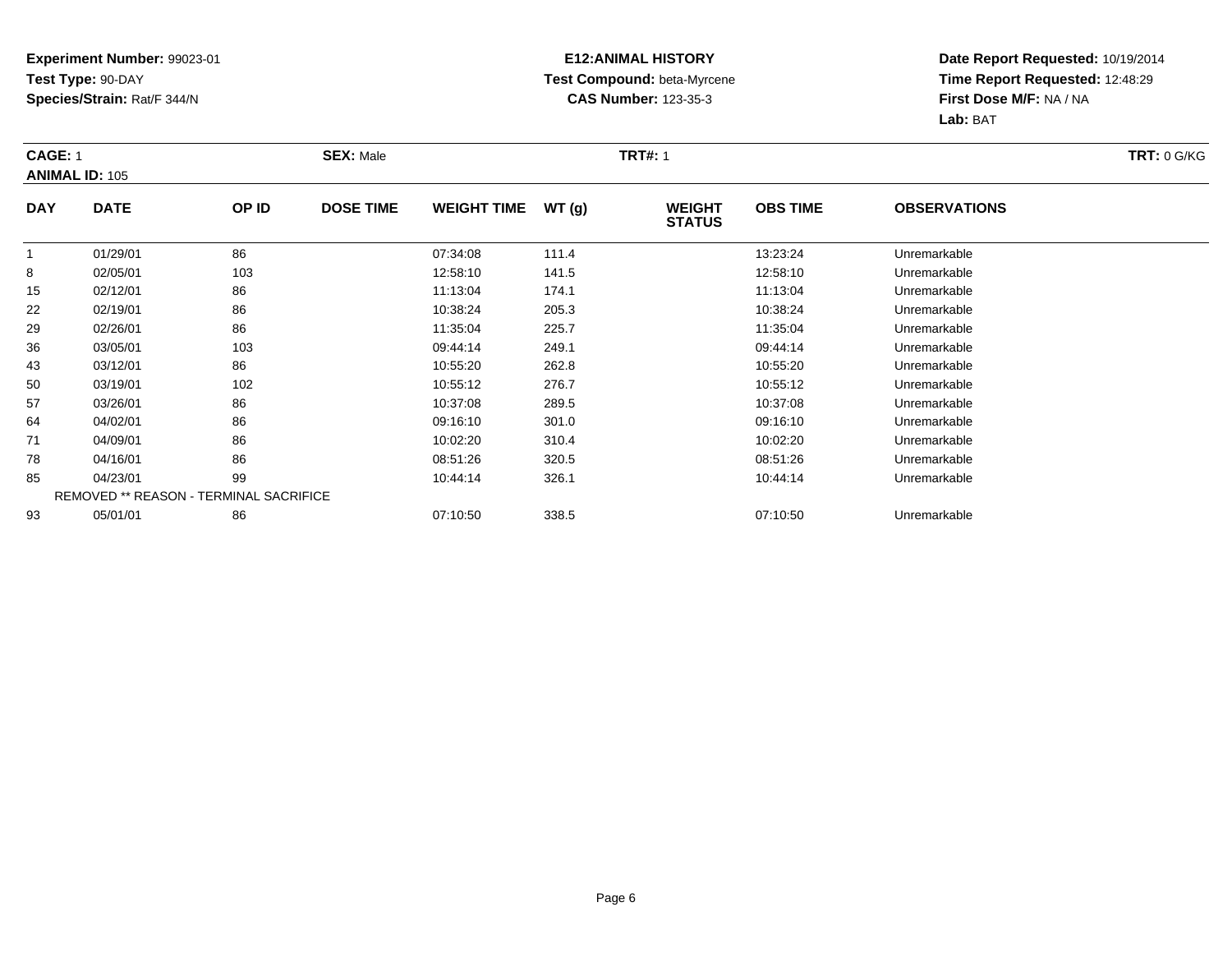**Experiment Number:** 99023-01
**Test Type:** 90-DAY
**Species/Strain:** Rat/F 344/N

**E12:ANIMAL HISTORY**
**Test Compound:** beta-Myrcene
**CAS Number:** 123-35-3

**Date Report Requested:** 10/19/2014
**Time Report Requested:** 12:48:29
**First Dose M/F:** NA / NA
**Lab:** BAT

**CAGE:** 1 **SEX:** Male **TRT#:** 1 **TRT:** 0 G/KG
**ANIMAL ID:** 105

| DAY | DATE | OP ID | DOSE TIME | WEIGHT TIME | WT (g) | WEIGHT STATUS | OBS TIME | OBSERVATIONS |
|---|---|---|---|---|---|---|---|---|
| 1 | 01/29/01 | 86 | | 07:34:08 | 111.4 | | 13:23:24 | Unremarkable |
| 8 | 02/05/01 | 103 | | 12:58:10 | 141.5 | | 12:58:10 | Unremarkable |
| 15 | 02/12/01 | 86 | | 11:13:04 | 174.1 | | 11:13:04 | Unremarkable |
| 22 | 02/19/01 | 86 | | 10:38:24 | 205.3 | | 10:38:24 | Unremarkable |
| 29 | 02/26/01 | 86 | | 11:35:04 | 225.7 | | 11:35:04 | Unremarkable |
| 36 | 03/05/01 | 103 | | 09:44:14 | 249.1 | | 09:44:14 | Unremarkable |
| 43 | 03/12/01 | 86 | | 10:55:20 | 262.8 | | 10:55:20 | Unremarkable |
| 50 | 03/19/01 | 102 | | 10:55:12 | 276.7 | | 10:55:12 | Unremarkable |
| 57 | 03/26/01 | 86 | | 10:37:08 | 289.5 | | 10:37:08 | Unremarkable |
| 64 | 04/02/01 | 86 | | 09:16:10 | 301.0 | | 09:16:10 | Unremarkable |
| 71 | 04/09/01 | 86 | | 10:02:20 | 310.4 | | 10:02:20 | Unremarkable |
| 78 | 04/16/01 | 86 | | 08:51:26 | 320.5 | | 08:51:26 | Unremarkable |
| 85 | 04/23/01 | 99 | | 10:44:14 | 326.1 | | 10:44:14 | Unremarkable |
| REMOVED ** REASON - TERMINAL SACRIFICE | | | | | | | | |
| 93 | 05/01/01 | 86 | | 07:10:50 | 338.5 | | 07:10:50 | Unremarkable |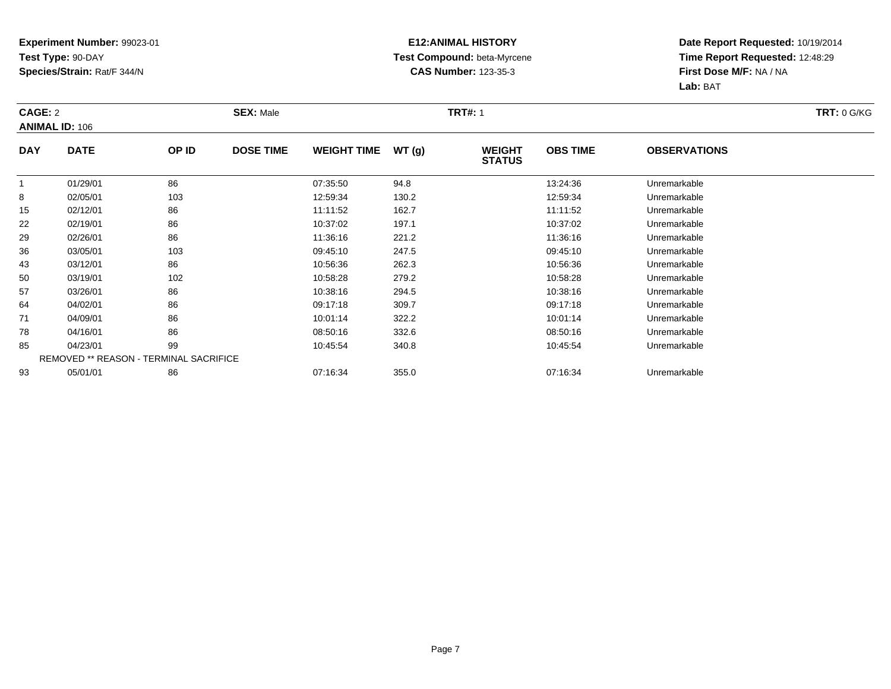**Experiment Number:** 99023-01
**Test Type:** 90-DAY
**Species/Strain:** Rat/F 344/N

**E12:ANIMAL HISTORY**
**Test Compound:** beta-Myrcene
**CAS Number:** 123-35-3

**Date Report Requested:** 10/19/2014
**Time Report Requested:** 12:48:29
**First Dose M/F:** NA / NA
**Lab:** BAT

**CAGE:** 2 **SEX:** Male **TRT#:** 1 **TRT:** 0 G/KG
**ANIMAL ID:** 106

| DAY | DATE | OP ID | DOSE TIME | WEIGHT TIME | WT (g) | WEIGHT STATUS | OBS TIME | OBSERVATIONS |
|---|---|---|---|---|---|---|---|---|
| 1 | 01/29/01 | 86 | | 07:35:50 | 94.8 | | 13:24:36 | Unremarkable |
| 8 | 02/05/01 | 103 | | 12:59:34 | 130.2 | | 12:59:34 | Unremarkable |
| 15 | 02/12/01 | 86 | | 11:11:52 | 162.7 | | 11:11:52 | Unremarkable |
| 22 | 02/19/01 | 86 | | 10:37:02 | 197.1 | | 10:37:02 | Unremarkable |
| 29 | 02/26/01 | 86 | | 11:36:16 | 221.2 | | 11:36:16 | Unremarkable |
| 36 | 03/05/01 | 103 | | 09:45:10 | 247.5 | | 09:45:10 | Unremarkable |
| 43 | 03/12/01 | 86 | | 10:56:36 | 262.3 | | 10:56:36 | Unremarkable |
| 50 | 03/19/01 | 102 | | 10:58:28 | 279.2 | | 10:58:28 | Unremarkable |
| 57 | 03/26/01 | 86 | | 10:38:16 | 294.5 | | 10:38:16 | Unremarkable |
| 64 | 04/02/01 | 86 | | 09:17:18 | 309.7 | | 09:17:18 | Unremarkable |
| 71 | 04/09/01 | 86 | | 10:01:14 | 322.2 | | 10:01:14 | Unremarkable |
| 78 | 04/16/01 | 86 | | 08:50:16 | 332.6 | | 08:50:16 | Unremarkable |
| 85 | 04/23/01 | 99 | | 10:45:54 | 340.8 | | 10:45:54 | Unremarkable |
| REMOVED ** REASON - TERMINAL SACRIFICE | | | | | | | | |
| 93 | 05/01/01 | 86 | | 07:16:34 | 355.0 | | 07:16:34 | Unremarkable |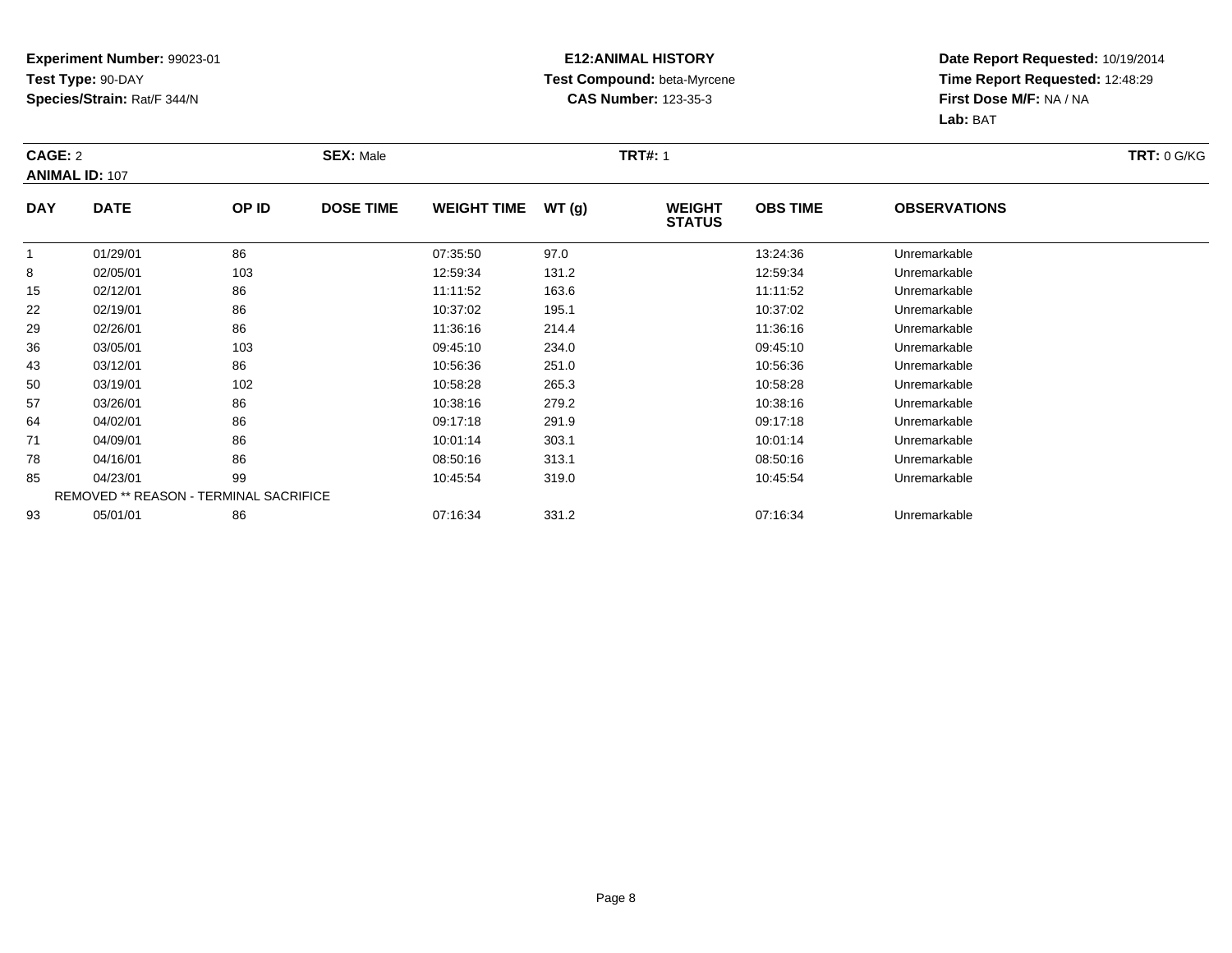**Experiment Number:** 99023-01
**Test Type:** 90-DAY
**Species/Strain:** Rat/F 344/N

**E12:ANIMAL HISTORY**
**Test Compound:** beta-Myrcene
**CAS Number:** 123-35-3

**Date Report Requested:** 10/19/2014
**Time Report Requested:** 12:48:29
**First Dose M/F:** NA / NA
**Lab:** BAT

**CAGE:** 2 **SEX:** Male **TRT#:** 1 **TRT:** 0 G/KG
**ANIMAL ID:** 107

| DAY | DATE | OP ID | DOSE TIME | WEIGHT TIME | WT (g) | WEIGHT STATUS | OBS TIME | OBSERVATIONS |
|---|---|---|---|---|---|---|---|---|
| 1 | 01/29/01 | 86 | | 07:35:50 | 97.0 | | 13:24:36 | Unremarkable |
| 8 | 02/05/01 | 103 | | 12:59:34 | 131.2 | | 12:59:34 | Unremarkable |
| 15 | 02/12/01 | 86 | | 11:11:52 | 163.6 | | 11:11:52 | Unremarkable |
| 22 | 02/19/01 | 86 | | 10:37:02 | 195.1 | | 10:37:02 | Unremarkable |
| 29 | 02/26/01 | 86 | | 11:36:16 | 214.4 | | 11:36:16 | Unremarkable |
| 36 | 03/05/01 | 103 | | 09:45:10 | 234.0 | | 09:45:10 | Unremarkable |
| 43 | 03/12/01 | 86 | | 10:56:36 | 251.0 | | 10:56:36 | Unremarkable |
| 50 | 03/19/01 | 102 | | 10:58:28 | 265.3 | | 10:58:28 | Unremarkable |
| 57 | 03/26/01 | 86 | | 10:38:16 | 279.2 | | 10:38:16 | Unremarkable |
| 64 | 04/02/01 | 86 | | 09:17:18 | 291.9 | | 09:17:18 | Unremarkable |
| 71 | 04/09/01 | 86 | | 10:01:14 | 303.1 | | 10:01:14 | Unremarkable |
| 78 | 04/16/01 | 86 | | 08:50:16 | 313.1 | | 08:50:16 | Unremarkable |
| 85 | 04/23/01 | 99 | | 10:45:54 | 319.0 | | 10:45:54 | Unremarkable |
| REMOVED ** REASON - TERMINAL SACRIFICE | | | | | | | | |
| 93 | 05/01/01 | 86 | | 07:16:34 | 331.2 | | 07:16:34 | Unremarkable |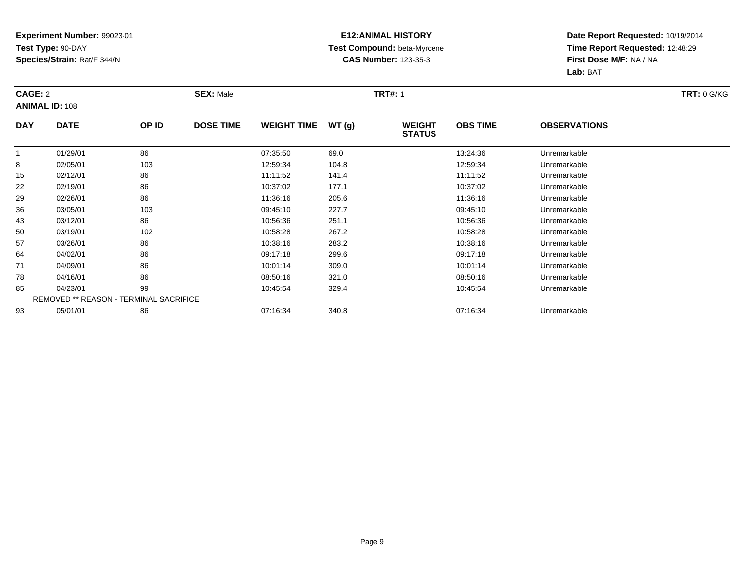**Experiment Number:** 99023-01
**Test Type:** 90-DAY
**Species/Strain:** Rat/F 344/N

**E12:ANIMAL HISTORY**
**Test Compound:** beta-Myrcene
**CAS Number:** 123-35-3

**Date Report Requested:** 10/19/2014
**Time Report Requested:** 12:48:29
**First Dose M/F:** NA / NA
**Lab:** BAT

**CAGE:** 2 **SEX:** Male **TRT#:** 1 **TRT:** 0 G/KG
**ANIMAL ID:** 108

| DAY | DATE | OP ID | DOSE TIME | WEIGHT TIME | WT (g) | WEIGHT STATUS | OBS TIME | OBSERVATIONS |
|---|---|---|---|---|---|---|---|---|
| 1 | 01/29/01 | 86 | | 07:35:50 | 69.0 | | 13:24:36 | Unremarkable |
| 8 | 02/05/01 | 103 | | 12:59:34 | 104.8 | | 12:59:34 | Unremarkable |
| 15 | 02/12/01 | 86 | | 11:11:52 | 141.4 | | 11:11:52 | Unremarkable |
| 22 | 02/19/01 | 86 | | 10:37:02 | 177.1 | | 10:37:02 | Unremarkable |
| 29 | 02/26/01 | 86 | | 11:36:16 | 205.6 | | 11:36:16 | Unremarkable |
| 36 | 03/05/01 | 103 | | 09:45:10 | 227.7 | | 09:45:10 | Unremarkable |
| 43 | 03/12/01 | 86 | | 10:56:36 | 251.1 | | 10:56:36 | Unremarkable |
| 50 | 03/19/01 | 102 | | 10:58:28 | 267.2 | | 10:58:28 | Unremarkable |
| 57 | 03/26/01 | 86 | | 10:38:16 | 283.2 | | 10:38:16 | Unremarkable |
| 64 | 04/02/01 | 86 | | 09:17:18 | 299.6 | | 09:17:18 | Unremarkable |
| 71 | 04/09/01 | 86 | | 10:01:14 | 309.0 | | 10:01:14 | Unremarkable |
| 78 | 04/16/01 | 86 | | 08:50:16 | 321.0 | | 08:50:16 | Unremarkable |
| 85 | 04/23/01 | 99 | | 10:45:54 | 329.4 | | 10:45:54 | Unremarkable |
| REMOVED ** REASON - TERMINAL SACRIFICE | | | | | | | | |
| 93 | 05/01/01 | 86 | | 07:16:34 | 340.8 | | 07:16:34 | Unremarkable |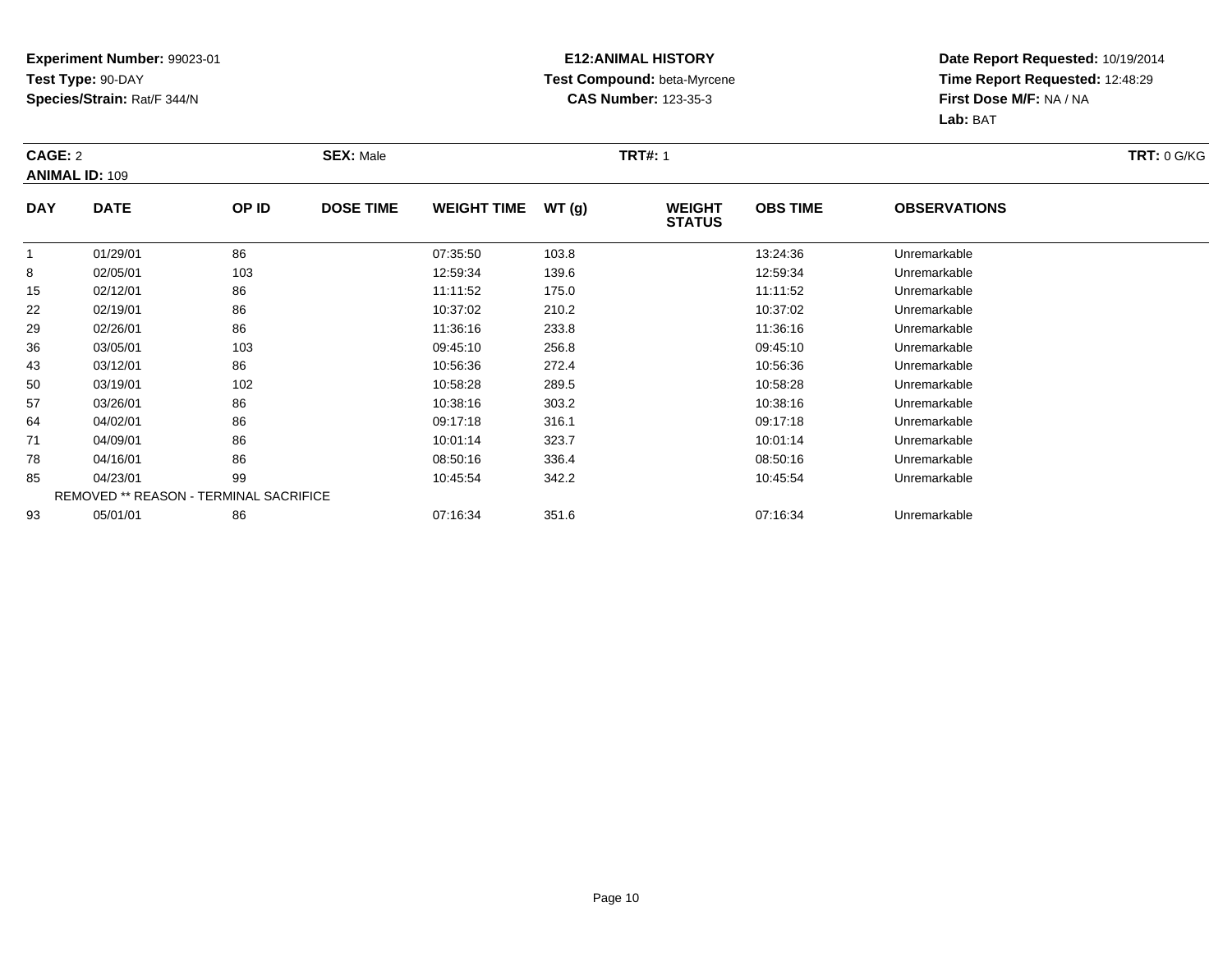**Experiment Number:** 99023-01
**Test Type:** 90-DAY
**Species/Strain:** Rat/F 344/N

**E12:ANIMAL HISTORY**
**Test Compound:** beta-Myrcene
**CAS Number:** 123-35-3

**Date Report Requested:** 10/19/2014
**Time Report Requested:** 12:48:29
**First Dose M/F:** NA / NA
**Lab:** BAT

**CAGE:** 2 **SEX:** Male **TRT#:** 1 **TRT:** 0 G/KG
**ANIMAL ID:** 109

| DAY | DATE | OP ID | DOSE TIME | WEIGHT TIME | WT (g) | WEIGHT STATUS | OBS TIME | OBSERVATIONS |
|---|---|---|---|---|---|---|---|---|
| 1 | 01/29/01 | 86 | | 07:35:50 | 103.8 | | 13:24:36 | Unremarkable |
| 8 | 02/05/01 | 103 | | 12:59:34 | 139.6 | | 12:59:34 | Unremarkable |
| 15 | 02/12/01 | 86 | | 11:11:52 | 175.0 | | 11:11:52 | Unremarkable |
| 22 | 02/19/01 | 86 | | 10:37:02 | 210.2 | | 10:37:02 | Unremarkable |
| 29 | 02/26/01 | 86 | | 11:36:16 | 233.8 | | 11:36:16 | Unremarkable |
| 36 | 03/05/01 | 103 | | 09:45:10 | 256.8 | | 09:45:10 | Unremarkable |
| 43 | 03/12/01 | 86 | | 10:56:36 | 272.4 | | 10:56:36 | Unremarkable |
| 50 | 03/19/01 | 102 | | 10:58:28 | 289.5 | | 10:58:28 | Unremarkable |
| 57 | 03/26/01 | 86 | | 10:38:16 | 303.2 | | 10:38:16 | Unremarkable |
| 64 | 04/02/01 | 86 | | 09:17:18 | 316.1 | | 09:17:18 | Unremarkable |
| 71 | 04/09/01 | 86 | | 10:01:14 | 323.7 | | 10:01:14 | Unremarkable |
| 78 | 04/16/01 | 86 | | 08:50:16 | 336.4 | | 08:50:16 | Unremarkable |
| 85 | 04/23/01 | 99 | | 10:45:54 | 342.2 | | 10:45:54 | Unremarkable |
| REMOVED ** REASON - TERMINAL SACRIFICE | | | | | | | | |
| 93 | 05/01/01 | 86 | | 07:16:34 | 351.6 | | 07:16:34 | Unremarkable |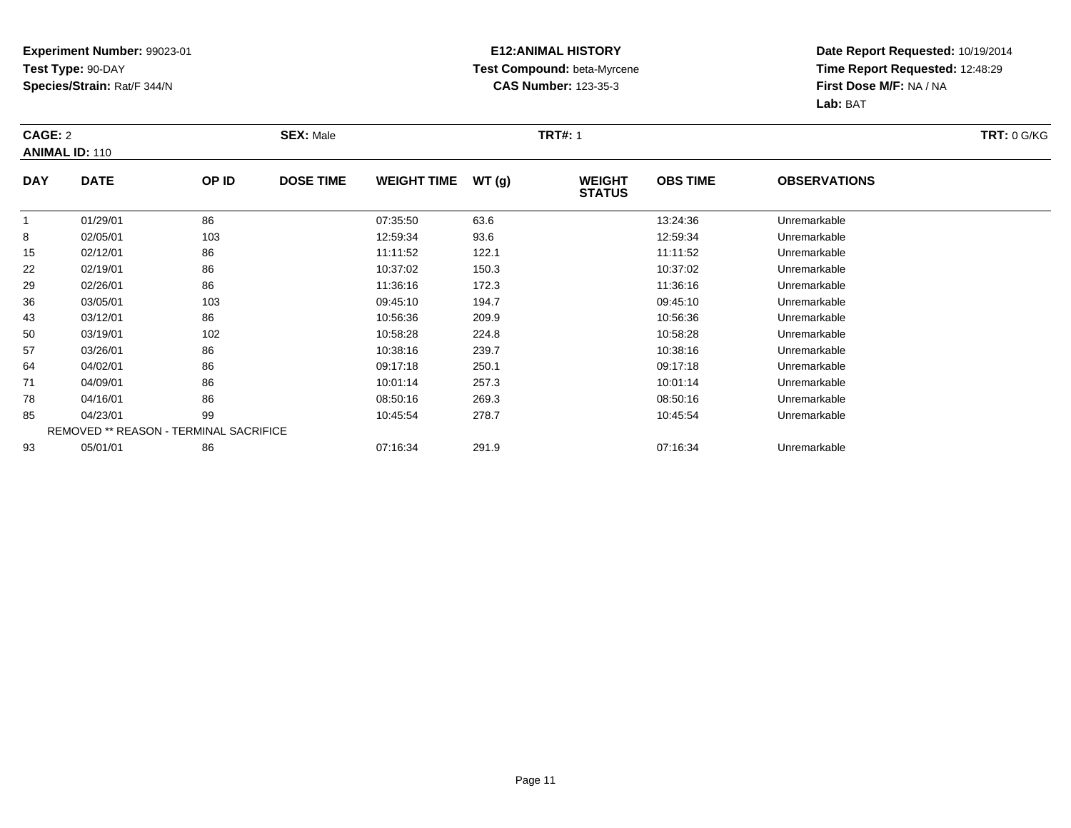**Experiment Number:** 99023-01
**Test Type:** 90-DAY
**Species/Strain:** Rat/F 344/N

**E12:ANIMAL HISTORY**
**Test Compound:** beta-Myrcene
**CAS Number:** 123-35-3

**Date Report Requested:** 10/19/2014
**Time Report Requested:** 12:48:29
**First Dose M/F:** NA / NA
**Lab:** BAT

**CAGE:** 2 **SEX:** Male **TRT#:** 1 **TRT:** 0 G/KG
**ANIMAL ID:** 110

| DAY | DATE | OP ID | DOSE TIME | WEIGHT TIME | WT (g) | WEIGHT STATUS | OBS TIME | OBSERVATIONS |
|---|---|---|---|---|---|---|---|---|
| 1 | 01/29/01 | 86 | | 07:35:50 | 63.6 | | 13:24:36 | Unremarkable |
| 8 | 02/05/01 | 103 | | 12:59:34 | 93.6 | | 12:59:34 | Unremarkable |
| 15 | 02/12/01 | 86 | | 11:11:52 | 122.1 | | 11:11:52 | Unremarkable |
| 22 | 02/19/01 | 86 | | 10:37:02 | 150.3 | | 10:37:02 | Unremarkable |
| 29 | 02/26/01 | 86 | | 11:36:16 | 172.3 | | 11:36:16 | Unremarkable |
| 36 | 03/05/01 | 103 | | 09:45:10 | 194.7 | | 09:45:10 | Unremarkable |
| 43 | 03/12/01 | 86 | | 10:56:36 | 209.9 | | 10:56:36 | Unremarkable |
| 50 | 03/19/01 | 102 | | 10:58:28 | 224.8 | | 10:58:28 | Unremarkable |
| 57 | 03/26/01 | 86 | | 10:38:16 | 239.7 | | 10:38:16 | Unremarkable |
| 64 | 04/02/01 | 86 | | 09:17:18 | 250.1 | | 09:17:18 | Unremarkable |
| 71 | 04/09/01 | 86 | | 10:01:14 | 257.3 | | 10:01:14 | Unremarkable |
| 78 | 04/16/01 | 86 | | 08:50:16 | 269.3 | | 08:50:16 | Unremarkable |
| 85 | 04/23/01 | 99 | | 10:45:54 | 278.7 | | 10:45:54 | Unremarkable |
| REMOVED ** REASON - TERMINAL SACRIFICE | | | | | | | | |
| 93 | 05/01/01 | 86 | | 07:16:34 | 291.9 | | 07:16:34 | Unremarkable |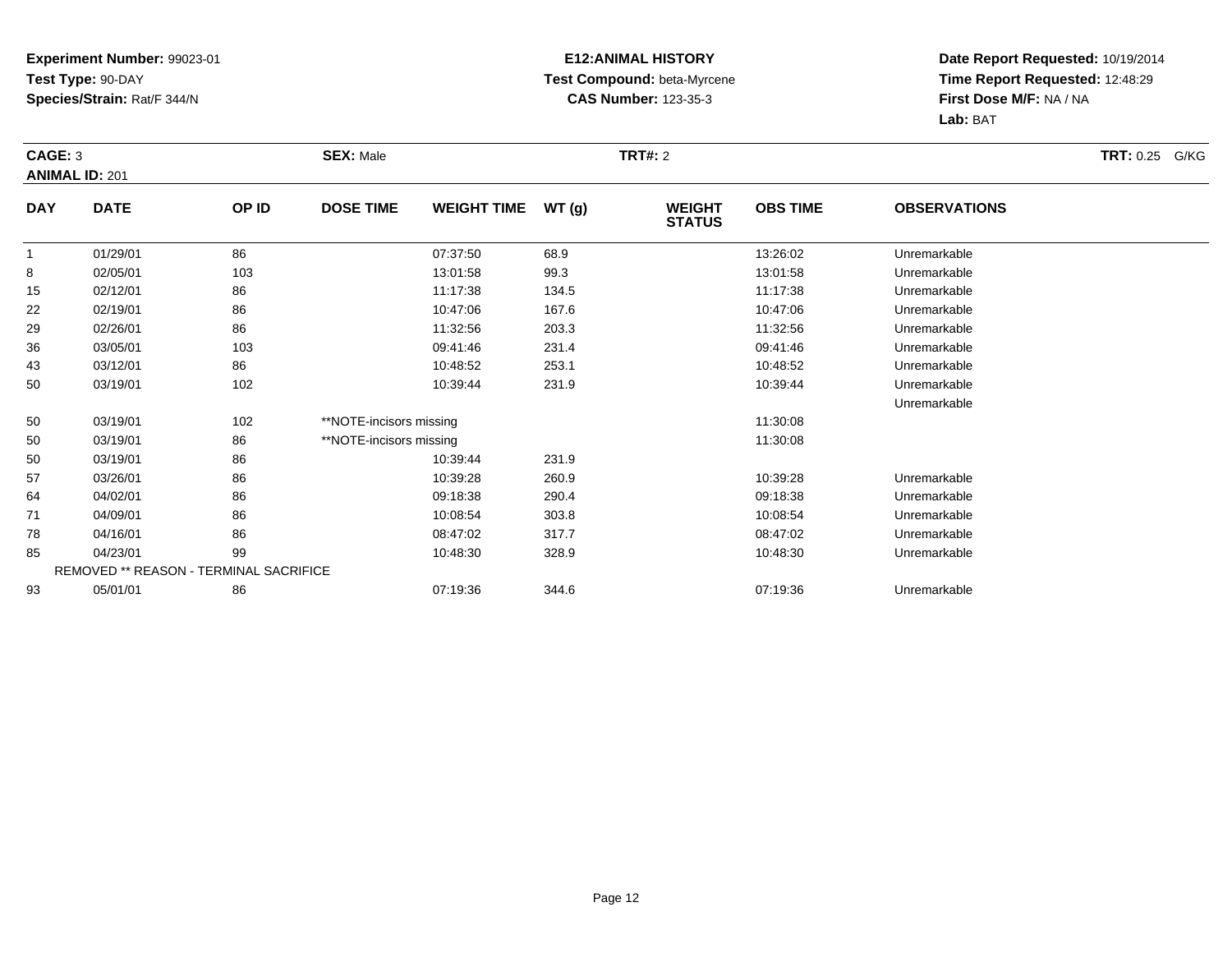**Experiment Number:** 99023-01
**Test Type:** 90-DAY
**Species/Strain:** Rat/F 344/N

**E12:ANIMAL HISTORY**
**Test Compound:** beta-Myrcene
**CAS Number:** 123-35-3

**Date Report Requested:** 10/19/2014
**Time Report Requested:** 12:48:29
**First Dose M/F:** NA / NA
**Lab:** BAT

**CAGE:** 3 **SEX:** Male **TRT#:** 2 **TRT:** 0.25 G/KG
**ANIMAL ID:** 201

| DAY | DATE | OP ID | DOSE TIME | WEIGHT TIME | WT (g) | WEIGHT STATUS | OBS TIME | OBSERVATIONS |
|---|---|---|---|---|---|---|---|---|
| 1 | 01/29/01 | 86 | | 07:37:50 | 68.9 | | 13:26:02 | Unremarkable |
| 8 | 02/05/01 | 103 | | 13:01:58 | 99.3 | | 13:01:58 | Unremarkable |
| 15 | 02/12/01 | 86 | | 11:17:38 | 134.5 | | 11:17:38 | Unremarkable |
| 22 | 02/19/01 | 86 | | 10:47:06 | 167.6 | | 10:47:06 | Unremarkable |
| 29 | 02/26/01 | 86 | | 11:32:56 | 203.3 | | 11:32:56 | Unremarkable |
| 36 | 03/05/01 | 103 | | 09:41:46 | 231.4 | | 09:41:46 | Unremarkable |
| 43 | 03/12/01 | 86 | | 10:48:52 | 253.1 | | 10:48:52 | Unremarkable |
| 50 | 03/19/01 | 102 | | 10:39:44 | 231.9 | | 10:39:44 | Unremarkable |
| | | | | | | | | Unremarkable |
| 50 | 03/19/01 | 102 | **NOTE-incisors missing | | | | 11:30:08 | |
| 50 | 03/19/01 | 86 | **NOTE-incisors missing | | | | 11:30:08 | |
| 50 | 03/19/01 | 86 | | 10:39:44 | 231.9 | | | |
| 57 | 03/26/01 | 86 | | 10:39:28 | 260.9 | | 10:39:28 | Unremarkable |
| 64 | 04/02/01 | 86 | | 09:18:38 | 290.4 | | 09:18:38 | Unremarkable |
| 71 | 04/09/01 | 86 | | 10:08:54 | 303.8 | | 10:08:54 | Unremarkable |
| 78 | 04/16/01 | 86 | | 08:47:02 | 317.7 | | 08:47:02 | Unremarkable |
| 85 | 04/23/01 | 99 | | 10:48:30 | 328.9 | | 10:48:30 | Unremarkable |
| REMOVED ** REASON - TERMINAL SACRIFICE | | | | | | | | |
| 93 | 05/01/01 | 86 | | 07:19:36 | 344.6 | | 07:19:36 | Unremarkable |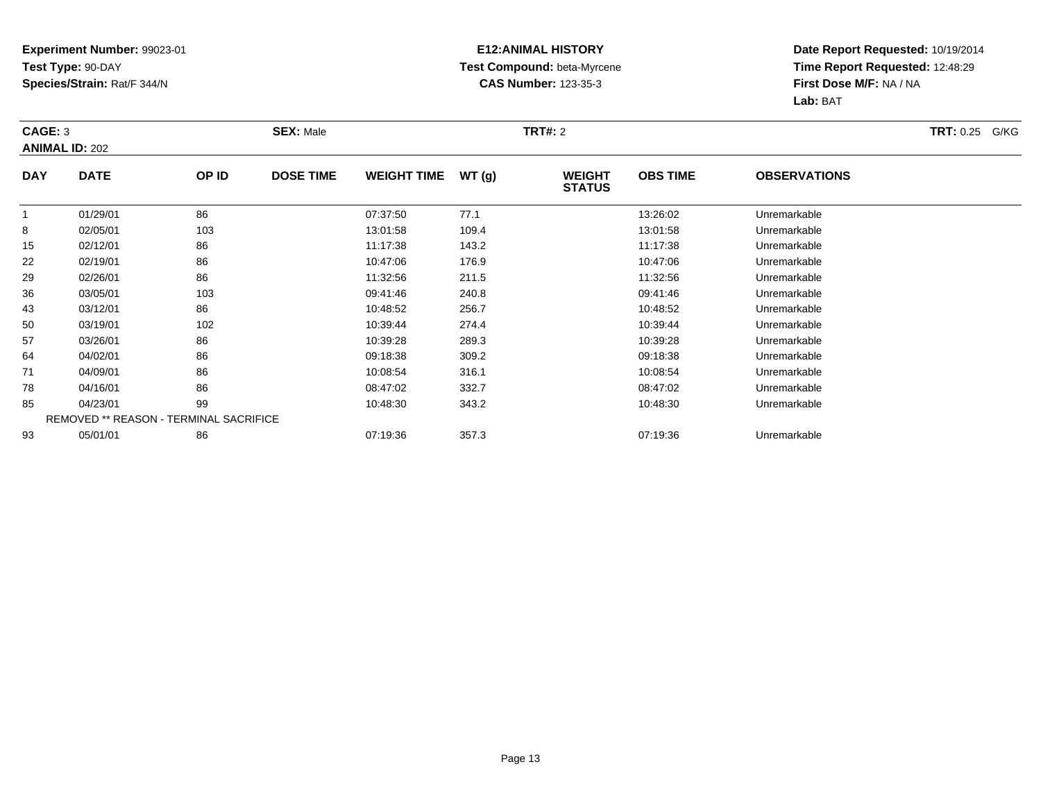**Experiment Number:** 99023-01
**Test Type:** 90-DAY
**Species/Strain:** Rat/F 344/N

**E12:ANIMAL HISTORY**
**Test Compound:** beta-Myrcene
**CAS Number:** 123-35-3

**Date Report Requested:** 10/19/2014
**Time Report Requested:** 12:48:29
**First Dose M/F:** NA / NA
**Lab:** BAT

**CAGE:** 3 **SEX:** Male **TRT#:** 2 **TRT:** 0.25 G/KG
**ANIMAL ID:** 202

| DAY | DATE | OP ID | DOSE TIME | WEIGHT TIME | WT (g) | WEIGHT STATUS | OBS TIME | OBSERVATIONS |
|---|---|---|---|---|---|---|---|---|
| 1 | 01/29/01 | 86 | | 07:37:50 | 77.1 | | 13:26:02 | Unremarkable |
| 8 | 02/05/01 | 103 | | 13:01:58 | 109.4 | | 13:01:58 | Unremarkable |
| 15 | 02/12/01 | 86 | | 11:17:38 | 143.2 | | 11:17:38 | Unremarkable |
| 22 | 02/19/01 | 86 | | 10:47:06 | 176.9 | | 10:47:06 | Unremarkable |
| 29 | 02/26/01 | 86 | | 11:32:56 | 211.5 | | 11:32:56 | Unremarkable |
| 36 | 03/05/01 | 103 | | 09:41:46 | 240.8 | | 09:41:46 | Unremarkable |
| 43 | 03/12/01 | 86 | | 10:48:52 | 256.7 | | 10:48:52 | Unremarkable |
| 50 | 03/19/01 | 102 | | 10:39:44 | 274.4 | | 10:39:44 | Unremarkable |
| 57 | 03/26/01 | 86 | | 10:39:28 | 289.3 | | 10:39:28 | Unremarkable |
| 64 | 04/02/01 | 86 | | 09:18:38 | 309.2 | | 09:18:38 | Unremarkable |
| 71 | 04/09/01 | 86 | | 10:08:54 | 316.1 | | 10:08:54 | Unremarkable |
| 78 | 04/16/01 | 86 | | 08:47:02 | 332.7 | | 08:47:02 | Unremarkable |
| 85 | 04/23/01 | 99 | | 10:48:30 | 343.2 | | 10:48:30 | Unremarkable |
| REMOVED ** REASON - TERMINAL SACRIFICE | | | | | | | | |
| 93 | 05/01/01 | 86 | | 07:19:36 | 357.3 | | 07:19:36 | Unremarkable |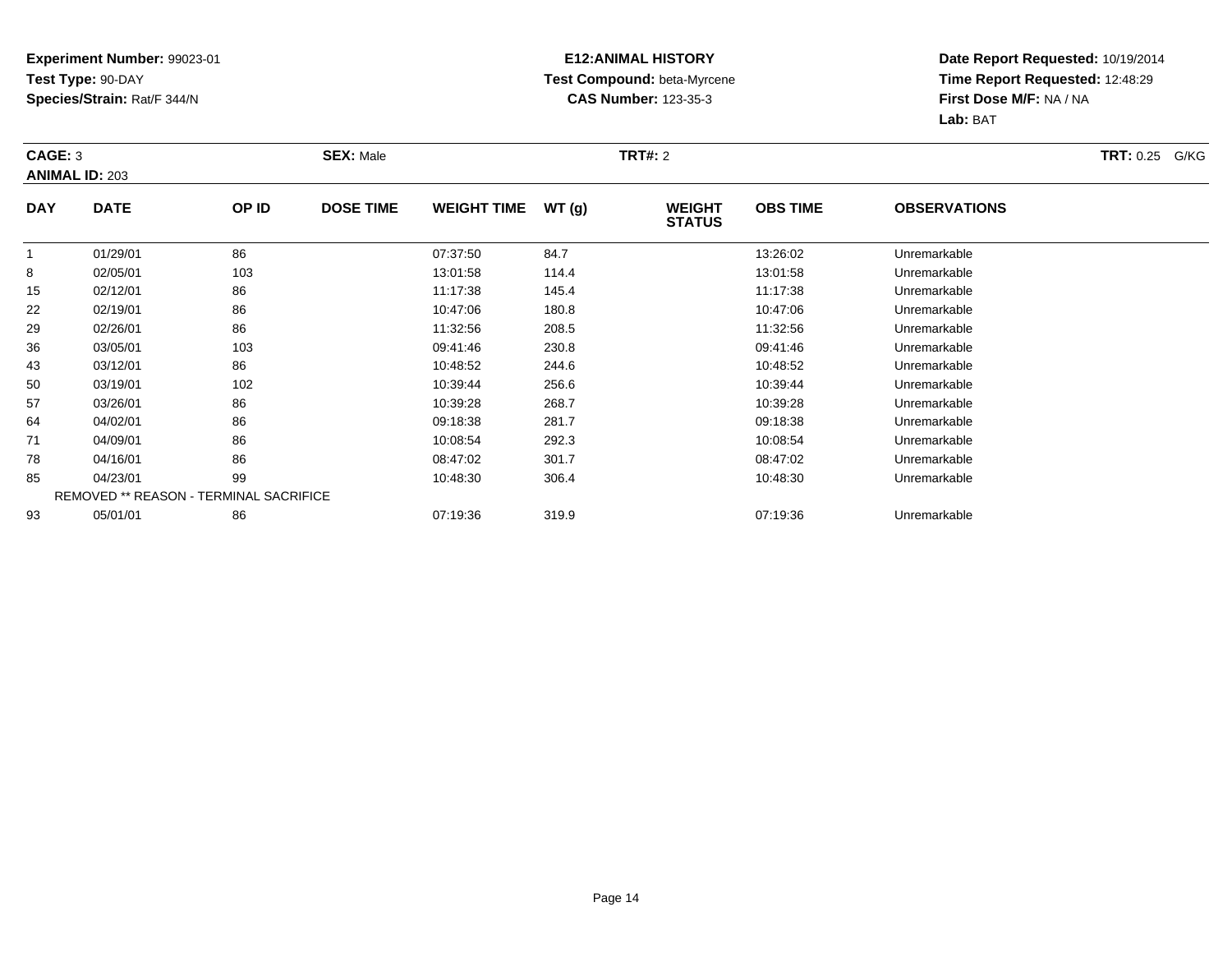**Experiment Number:** 99023-01
**Test Type:** 90-DAY
**Species/Strain:** Rat/F 344/N

**E12:ANIMAL HISTORY**
**Test Compound:** beta-Myrcene
**CAS Number:** 123-35-3

**Date Report Requested:** 10/19/2014
**Time Report Requested:** 12:48:29
**First Dose M/F:** NA / NA
**Lab:** BAT

**CAGE:** 3 **SEX:** Male **TRT#:** 2 **TRT:** 0.25 G/KG
**ANIMAL ID:** 203

| DAY | DATE | OP ID | DOSE TIME | WEIGHT TIME | WT (g) | WEIGHT STATUS | OBS TIME | OBSERVATIONS |
|---|---|---|---|---|---|---|---|---|
| 1 | 01/29/01 | 86 | | 07:37:50 | 84.7 | | 13:26:02 | Unremarkable |
| 8 | 02/05/01 | 103 | | 13:01:58 | 114.4 | | 13:01:58 | Unremarkable |
| 15 | 02/12/01 | 86 | | 11:17:38 | 145.4 | | 11:17:38 | Unremarkable |
| 22 | 02/19/01 | 86 | | 10:47:06 | 180.8 | | 10:47:06 | Unremarkable |
| 29 | 02/26/01 | 86 | | 11:32:56 | 208.5 | | 11:32:56 | Unremarkable |
| 36 | 03/05/01 | 103 | | 09:41:46 | 230.8 | | 09:41:46 | Unremarkable |
| 43 | 03/12/01 | 86 | | 10:48:52 | 244.6 | | 10:48:52 | Unremarkable |
| 50 | 03/19/01 | 102 | | 10:39:44 | 256.6 | | 10:39:44 | Unremarkable |
| 57 | 03/26/01 | 86 | | 10:39:28 | 268.7 | | 10:39:28 | Unremarkable |
| 64 | 04/02/01 | 86 | | 09:18:38 | 281.7 | | 09:18:38 | Unremarkable |
| 71 | 04/09/01 | 86 | | 10:08:54 | 292.3 | | 10:08:54 | Unremarkable |
| 78 | 04/16/01 | 86 | | 08:47:02 | 301.7 | | 08:47:02 | Unremarkable |
| 85 | 04/23/01 | 99 | | 10:48:30 | 306.4 | | 10:48:30 | Unremarkable |
| REMOVED ** REASON - TERMINAL SACRIFICE | | | | | | | | |
| 93 | 05/01/01 | 86 | | 07:19:36 | 319.9 | | 07:19:36 | Unremarkable |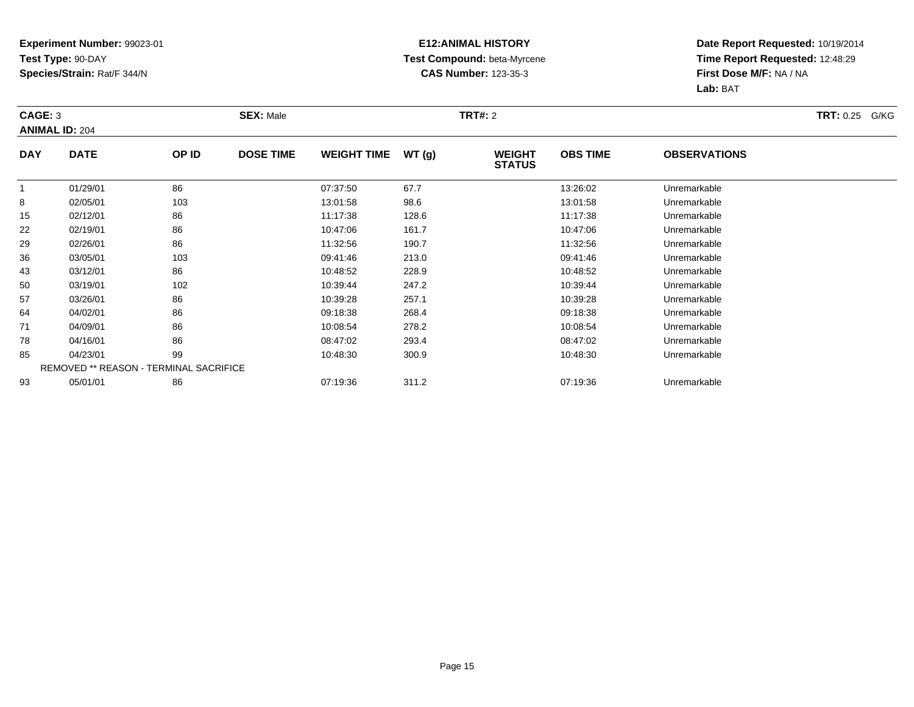**Experiment Number:** 99023-01
**Test Type:** 90-DAY
**Species/Strain:** Rat/F 344/N

**E12:ANIMAL HISTORY**
**Test Compound:** beta-Myrcene
**CAS Number:** 123-35-3

**Date Report Requested:** 10/19/2014
**Time Report Requested:** 12:48:29
**First Dose M/F:** NA / NA
**Lab:** BAT

**CAGE:** 3 **SEX:** Male **TRT#:** 2 **TRT:** 0.25 G/KG
**ANIMAL ID:** 204

| DAY | DATE | OP ID | DOSE TIME | WEIGHT TIME | WT (g) | WEIGHT STATUS | OBS TIME | OBSERVATIONS |
|---|---|---|---|---|---|---|---|---|
| 1 | 01/29/01 | 86 | | 07:37:50 | 67.7 | | 13:26:02 | Unremarkable |
| 8 | 02/05/01 | 103 | | 13:01:58 | 98.6 | | 13:01:58 | Unremarkable |
| 15 | 02/12/01 | 86 | | 11:17:38 | 128.6 | | 11:17:38 | Unremarkable |
| 22 | 02/19/01 | 86 | | 10:47:06 | 161.7 | | 10:47:06 | Unremarkable |
| 29 | 02/26/01 | 86 | | 11:32:56 | 190.7 | | 11:32:56 | Unremarkable |
| 36 | 03/05/01 | 103 | | 09:41:46 | 213.0 | | 09:41:46 | Unremarkable |
| 43 | 03/12/01 | 86 | | 10:48:52 | 228.9 | | 10:48:52 | Unremarkable |
| 50 | 03/19/01 | 102 | | 10:39:44 | 247.2 | | 10:39:44 | Unremarkable |
| 57 | 03/26/01 | 86 | | 10:39:28 | 257.1 | | 10:39:28 | Unremarkable |
| 64 | 04/02/01 | 86 | | 09:18:38 | 268.4 | | 09:18:38 | Unremarkable |
| 71 | 04/09/01 | 86 | | 10:08:54 | 278.2 | | 10:08:54 | Unremarkable |
| 78 | 04/16/01 | 86 | | 08:47:02 | 293.4 | | 08:47:02 | Unremarkable |
| 85 | 04/23/01 | 99 | | 10:48:30 | 300.9 | | 10:48:30 | Unremarkable |
| | REMOVED ** REASON - TERMINAL SACRIFICE | | | | | | | |
| 93 | 05/01/01 | 86 | | 07:19:36 | 311.2 | | 07:19:36 | Unremarkable |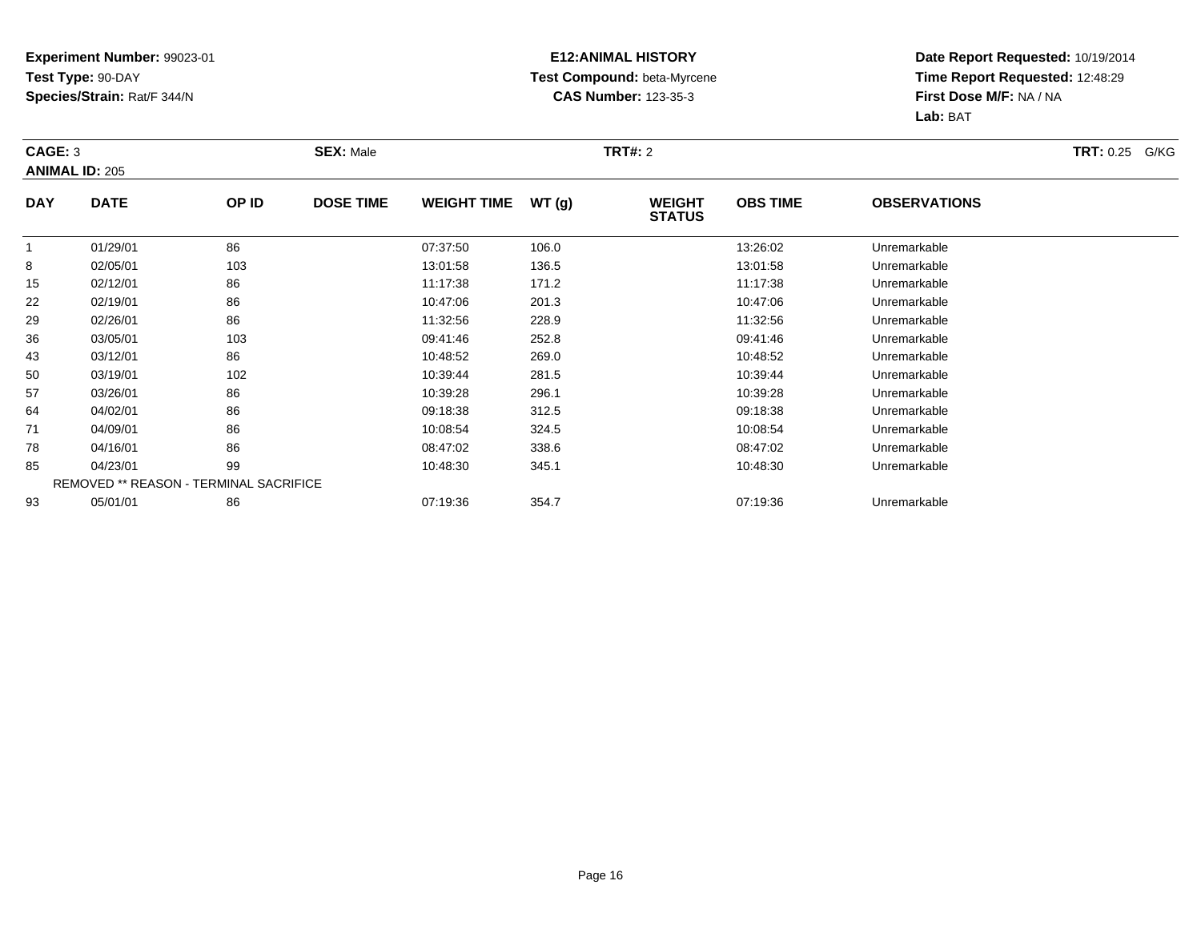**Experiment Number:** 99023-01
**Test Type:** 90-DAY
**Species/Strain:** Rat/F 344/N

**E12:ANIMAL HISTORY**
**Test Compound:** beta-Myrcene
**CAS Number:** 123-35-3

**Date Report Requested:** 10/19/2014
**Time Report Requested:** 12:48:29
**First Dose M/F:** NA / NA
**Lab:** BAT

**CAGE:** 3 **SEX:** Male **TRT#:** 2 **TRT:** 0.25 G/KG
**ANIMAL ID:** 205

| DAY | DATE | OP ID | DOSE TIME | WEIGHT TIME | WT (g) | WEIGHT STATUS | OBS TIME | OBSERVATIONS |
|---|---|---|---|---|---|---|---|---|
| 1 | 01/29/01 | 86 | | 07:37:50 | 106.0 | | 13:26:02 | Unremarkable |
| 8 | 02/05/01 | 103 | | 13:01:58 | 136.5 | | 13:01:58 | Unremarkable |
| 15 | 02/12/01 | 86 | | 11:17:38 | 171.2 | | 11:17:38 | Unremarkable |
| 22 | 02/19/01 | 86 | | 10:47:06 | 201.3 | | 10:47:06 | Unremarkable |
| 29 | 02/26/01 | 86 | | 11:32:56 | 228.9 | | 11:32:56 | Unremarkable |
| 36 | 03/05/01 | 103 | | 09:41:46 | 252.8 | | 09:41:46 | Unremarkable |
| 43 | 03/12/01 | 86 | | 10:48:52 | 269.0 | | 10:48:52 | Unremarkable |
| 50 | 03/19/01 | 102 | | 10:39:44 | 281.5 | | 10:39:44 | Unremarkable |
| 57 | 03/26/01 | 86 | | 10:39:28 | 296.1 | | 10:39:28 | Unremarkable |
| 64 | 04/02/01 | 86 | | 09:18:38 | 312.5 | | 09:18:38 | Unremarkable |
| 71 | 04/09/01 | 86 | | 10:08:54 | 324.5 | | 10:08:54 | Unremarkable |
| 78 | 04/16/01 | 86 | | 08:47:02 | 338.6 | | 08:47:02 | Unremarkable |
| 85 | 04/23/01 | 99 | | 10:48:30 | 345.1 | | 10:48:30 | Unremarkable |
| | REMOVED ** REASON - TERMINAL SACRIFICE | | | | | | | |
| 93 | 05/01/01 | 86 | | 07:19:36 | 354.7 | | 07:19:36 | Unremarkable |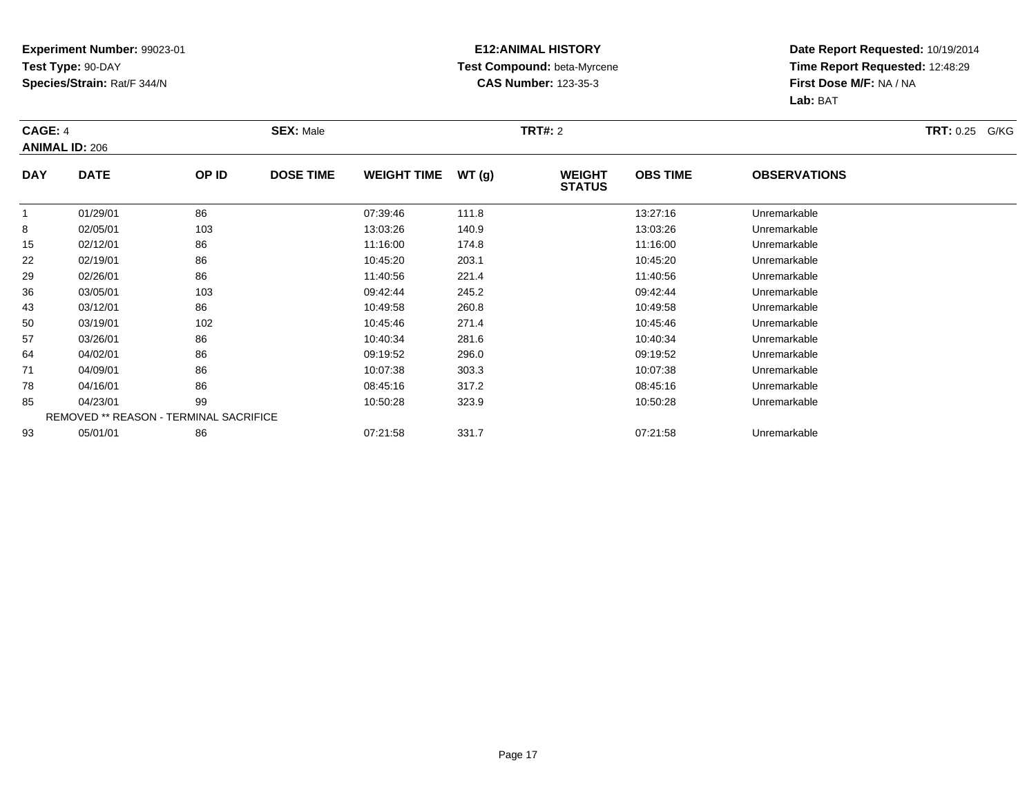**Experiment Number:** 99023-01
**Test Type:** 90-DAY
**Species/Strain:** Rat/F 344/N

**E12:ANIMAL HISTORY**
**Test Compound:** beta-Myrcene
**CAS Number:** 123-35-3

**Date Report Requested:** 10/19/2014
**Time Report Requested:** 12:48:29
**First Dose M/F:** NA / NA
**Lab:** BAT

**CAGE:** 4 **SEX:** Male **TRT#:** 2 **TRT:** 0.25 G/KG
**ANIMAL ID:** 206

| DAY | DATE | OP ID | DOSE TIME | WEIGHT TIME | WT (g) | WEIGHT STATUS | OBS TIME | OBSERVATIONS |
|---|---|---|---|---|---|---|---|---|
| 1 | 01/29/01 | 86 | | 07:39:46 | 111.8 | | 13:27:16 | Unremarkable |
| 8 | 02/05/01 | 103 | | 13:03:26 | 140.9 | | 13:03:26 | Unremarkable |
| 15 | 02/12/01 | 86 | | 11:16:00 | 174.8 | | 11:16:00 | Unremarkable |
| 22 | 02/19/01 | 86 | | 10:45:20 | 203.1 | | 10:45:20 | Unremarkable |
| 29 | 02/26/01 | 86 | | 11:40:56 | 221.4 | | 11:40:56 | Unremarkable |
| 36 | 03/05/01 | 103 | | 09:42:44 | 245.2 | | 09:42:44 | Unremarkable |
| 43 | 03/12/01 | 86 | | 10:49:58 | 260.8 | | 10:49:58 | Unremarkable |
| 50 | 03/19/01 | 102 | | 10:45:46 | 271.4 | | 10:45:46 | Unremarkable |
| 57 | 03/26/01 | 86 | | 10:40:34 | 281.6 | | 10:40:34 | Unremarkable |
| 64 | 04/02/01 | 86 | | 09:19:52 | 296.0 | | 09:19:52 | Unremarkable |
| 71 | 04/09/01 | 86 | | 10:07:38 | 303.3 | | 10:07:38 | Unremarkable |
| 78 | 04/16/01 | 86 | | 08:45:16 | 317.2 | | 08:45:16 | Unremarkable |
| 85 | 04/23/01 | 99 | | 10:50:28 | 323.9 | | 10:50:28 | Unremarkable |
| REMOVED ** REASON - TERMINAL SACRIFICE | | | | | | | | |
| 93 | 05/01/01 | 86 | | 07:21:58 | 331.7 | | 07:21:58 | Unremarkable |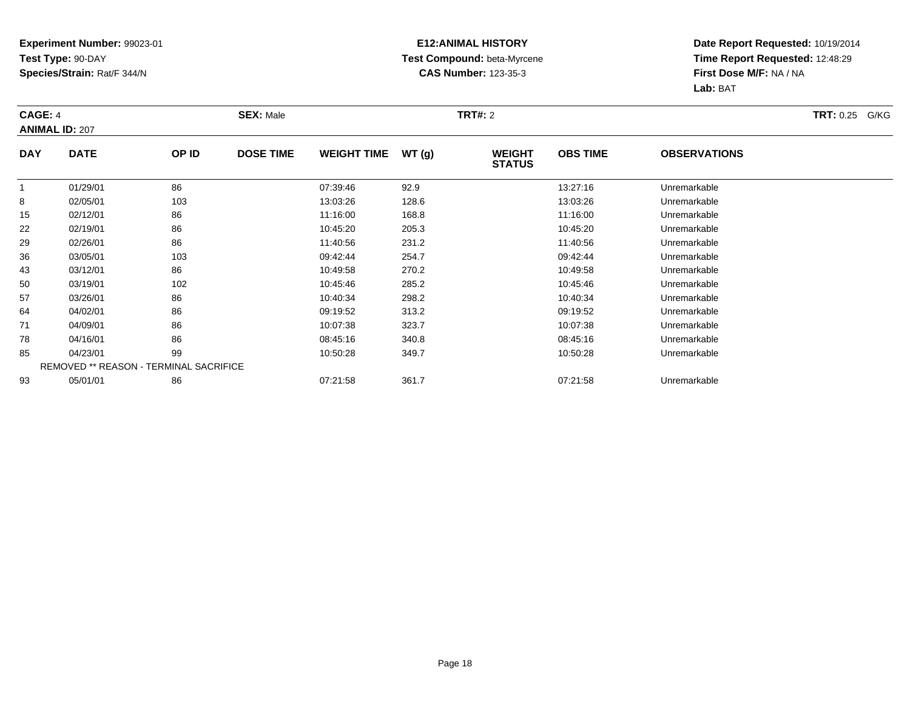**Experiment Number:** 99023-01
**Test Type:** 90-DAY
**Species/Strain:** Rat/F 344/N

**E12:ANIMAL HISTORY**
**Test Compound:** beta-Myrcene
**CAS Number:** 123-35-3

**Date Report Requested:** 10/19/2014
**Time Report Requested:** 12:48:29
**First Dose M/F:** NA / NA
**Lab:** BAT

**CAGE:** 4 **SEX:** Male **TRT#:** 2 **TRT:** 0.25 G/KG
**ANIMAL ID:** 207

| DAY | DATE | OP ID | DOSE TIME | WEIGHT TIME | WT (g) | WEIGHT STATUS | OBS TIME | OBSERVATIONS |
|---|---|---|---|---|---|---|---|---|
| 1 | 01/29/01 | 86 | | 07:39:46 | 92.9 | | 13:27:16 | Unremarkable |
| 8 | 02/05/01 | 103 | | 13:03:26 | 128.6 | | 13:03:26 | Unremarkable |
| 15 | 02/12/01 | 86 | | 11:16:00 | 168.8 | | 11:16:00 | Unremarkable |
| 22 | 02/19/01 | 86 | | 10:45:20 | 205.3 | | 10:45:20 | Unremarkable |
| 29 | 02/26/01 | 86 | | 11:40:56 | 231.2 | | 11:40:56 | Unremarkable |
| 36 | 03/05/01 | 103 | | 09:42:44 | 254.7 | | 09:42:44 | Unremarkable |
| 43 | 03/12/01 | 86 | | 10:49:58 | 270.2 | | 10:49:58 | Unremarkable |
| 50 | 03/19/01 | 102 | | 10:45:46 | 285.2 | | 10:45:46 | Unremarkable |
| 57 | 03/26/01 | 86 | | 10:40:34 | 298.2 | | 10:40:34 | Unremarkable |
| 64 | 04/02/01 | 86 | | 09:19:52 | 313.2 | | 09:19:52 | Unremarkable |
| 71 | 04/09/01 | 86 | | 10:07:38 | 323.7 | | 10:07:38 | Unremarkable |
| 78 | 04/16/01 | 86 | | 08:45:16 | 340.8 | | 08:45:16 | Unremarkable |
| 85 | 04/23/01 | 99 | | 10:50:28 | 349.7 | | 10:50:28 | Unremarkable |
| REMOVED ** REASON - TERMINAL SACRIFICE | | | | | | | | |
| 93 | 05/01/01 | 86 | | 07:21:58 | 361.7 | | 07:21:58 | Unremarkable |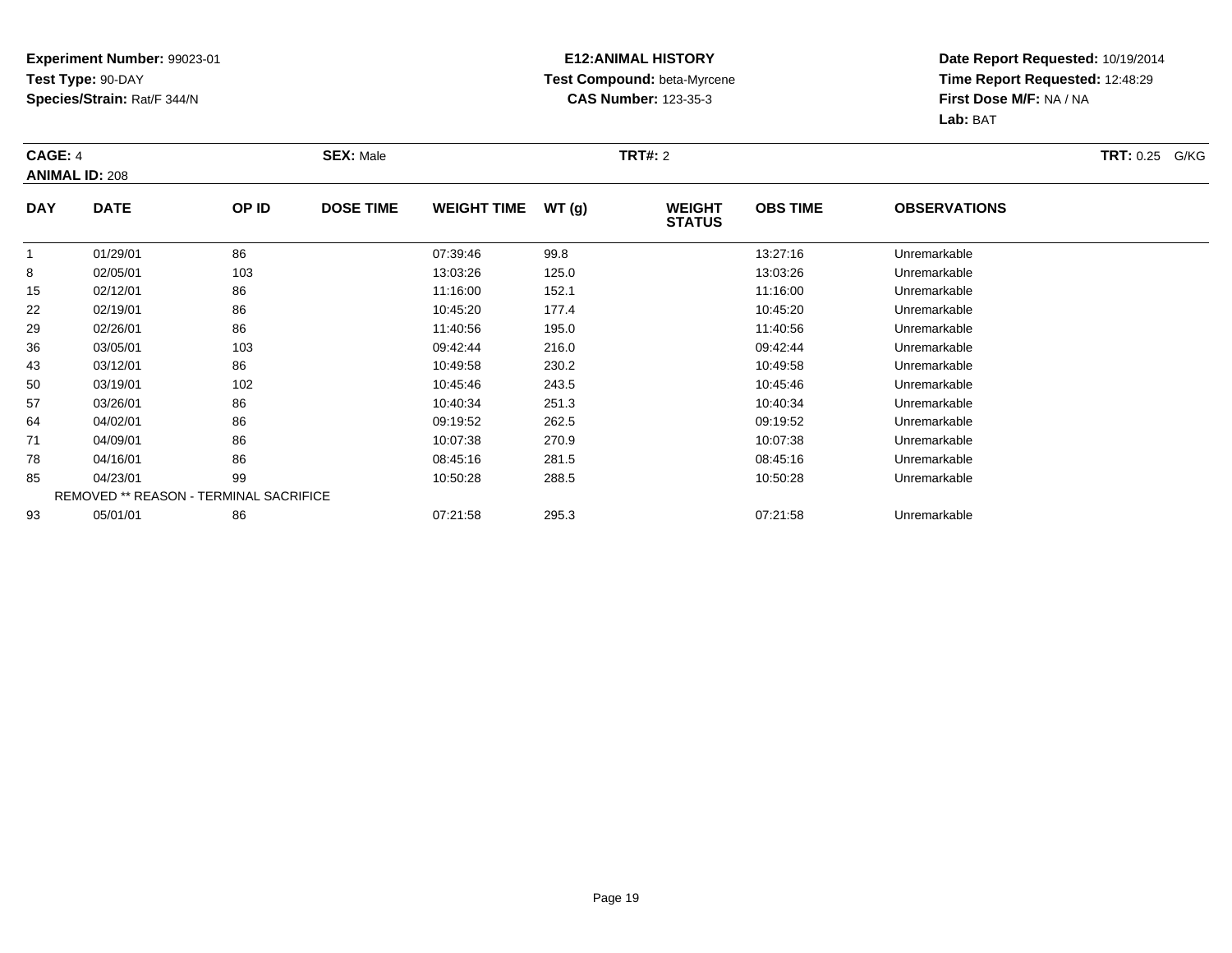**Experiment Number:** 99023-01
**Test Type:** 90-DAY
**Species/Strain:** Rat/F 344/N

**E12:ANIMAL HISTORY**
**Test Compound:** beta-Myrcene
**CAS Number:** 123-35-3

**Date Report Requested:** 10/19/2014
**Time Report Requested:** 12:48:29
**First Dose M/F:** NA / NA
**Lab:** BAT

**CAGE:** 4 **SEX:** Male **TRT#:** 2 **TRT:** 0.25 G/KG
**ANIMAL ID:** 208

| DAY | DATE | OP ID | DOSE TIME | WEIGHT TIME | WT (g) | WEIGHT STATUS | OBS TIME | OBSERVATIONS |
|---|---|---|---|---|---|---|---|---|
| 1 | 01/29/01 | 86 | | 07:39:46 | 99.8 | | 13:27:16 | Unremarkable |
| 8 | 02/05/01 | 103 | | 13:03:26 | 125.0 | | 13:03:26 | Unremarkable |
| 15 | 02/12/01 | 86 | | 11:16:00 | 152.1 | | 11:16:00 | Unremarkable |
| 22 | 02/19/01 | 86 | | 10:45:20 | 177.4 | | 10:45:20 | Unremarkable |
| 29 | 02/26/01 | 86 | | 11:40:56 | 195.0 | | 11:40:56 | Unremarkable |
| 36 | 03/05/01 | 103 | | 09:42:44 | 216.0 | | 09:42:44 | Unremarkable |
| 43 | 03/12/01 | 86 | | 10:49:58 | 230.2 | | 10:49:58 | Unremarkable |
| 50 | 03/19/01 | 102 | | 10:45:46 | 243.5 | | 10:45:46 | Unremarkable |
| 57 | 03/26/01 | 86 | | 10:40:34 | 251.3 | | 10:40:34 | Unremarkable |
| 64 | 04/02/01 | 86 | | 09:19:52 | 262.5 | | 09:19:52 | Unremarkable |
| 71 | 04/09/01 | 86 | | 10:07:38 | 270.9 | | 10:07:38 | Unremarkable |
| 78 | 04/16/01 | 86 | | 08:45:16 | 281.5 | | 08:45:16 | Unremarkable |
| 85 | 04/23/01 | 99 | | 10:50:28 | 288.5 | | 10:50:28 | Unremarkable |
| | REMOVED ** REASON - TERMINAL SACRIFICE | | | | | | | |
| 93 | 05/01/01 | 86 | | 07:21:58 | 295.3 | | 07:21:58 | Unremarkable |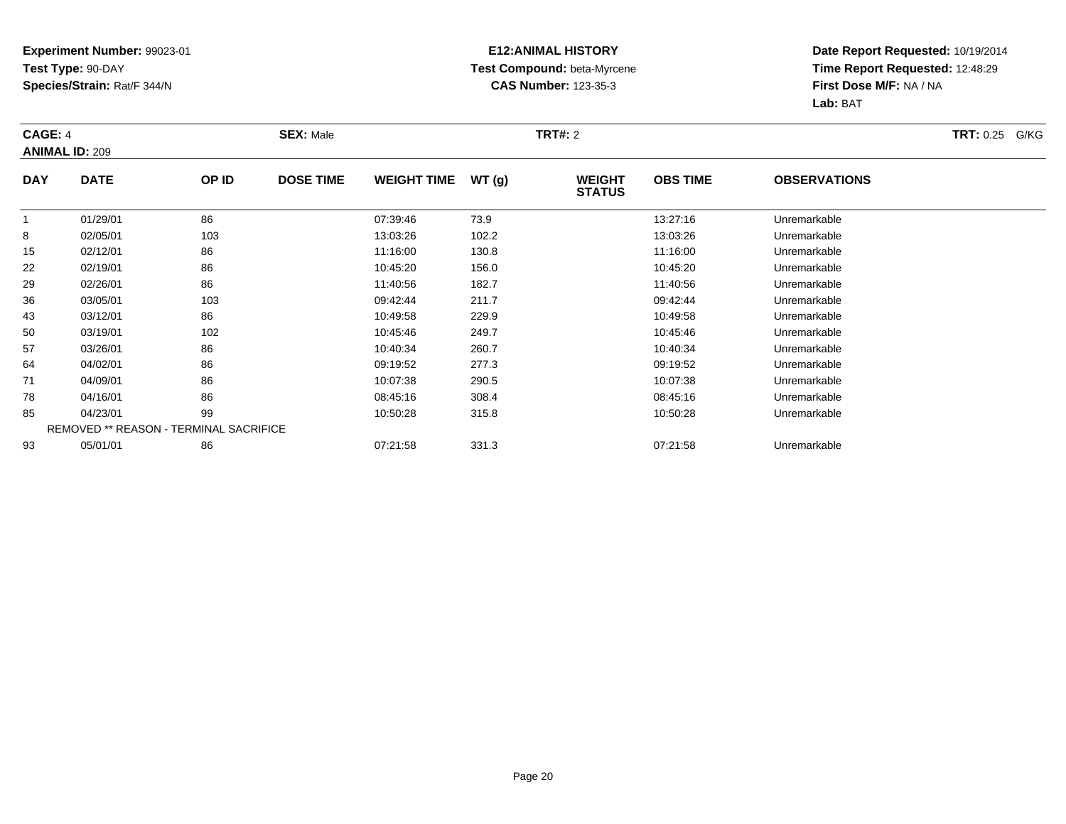**Experiment Number:** 99023-01
**Test Type:** 90-DAY
**Species/Strain:** Rat/F 344/N

**E12:ANIMAL HISTORY**
**Test Compound:** beta-Myrcene
**CAS Number:** 123-35-3

**Date Report Requested:** 10/19/2014
**Time Report Requested:** 12:48:29
**First Dose M/F:** NA / NA
**Lab:** BAT

**CAGE:** 4 **SEX:** Male **TRT#:** 2 **TRT:** 0.25 G/KG
**ANIMAL ID:** 209

| DAY | DATE | OP ID | DOSE TIME | WEIGHT TIME | WT (g) | WEIGHT STATUS | OBS TIME | OBSERVATIONS |
|---|---|---|---|---|---|---|---|---|
| 1 | 01/29/01 | 86 | | 07:39:46 | 73.9 | | 13:27:16 | Unremarkable |
| 8 | 02/05/01 | 103 | | 13:03:26 | 102.2 | | 13:03:26 | Unremarkable |
| 15 | 02/12/01 | 86 | | 11:16:00 | 130.8 | | 11:16:00 | Unremarkable |
| 22 | 02/19/01 | 86 | | 10:45:20 | 156.0 | | 10:45:20 | Unremarkable |
| 29 | 02/26/01 | 86 | | 11:40:56 | 182.7 | | 11:40:56 | Unremarkable |
| 36 | 03/05/01 | 103 | | 09:42:44 | 211.7 | | 09:42:44 | Unremarkable |
| 43 | 03/12/01 | 86 | | 10:49:58 | 229.9 | | 10:49:58 | Unremarkable |
| 50 | 03/19/01 | 102 | | 10:45:46 | 249.7 | | 10:45:46 | Unremarkable |
| 57 | 03/26/01 | 86 | | 10:40:34 | 260.7 | | 10:40:34 | Unremarkable |
| 64 | 04/02/01 | 86 | | 09:19:52 | 277.3 | | 09:19:52 | Unremarkable |
| 71 | 04/09/01 | 86 | | 10:07:38 | 290.5 | | 10:07:38 | Unremarkable |
| 78 | 04/16/01 | 86 | | 08:45:16 | 308.4 | | 08:45:16 | Unremarkable |
| 85 | 04/23/01 | 99 | | 10:50:28 | 315.8 | | 10:50:28 | Unremarkable |
| REMOVED ** REASON - TERMINAL SACRIFICE | | | | | | | | |
| 93 | 05/01/01 | 86 | | 07:21:58 | 331.3 | | 07:21:58 | Unremarkable |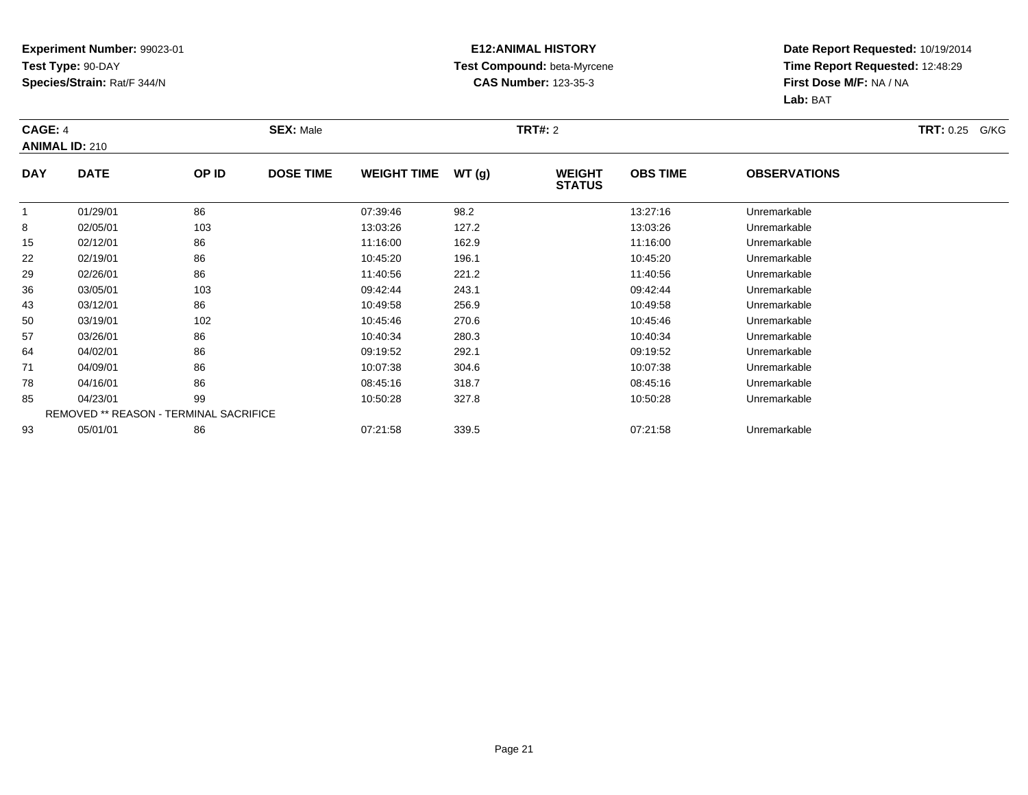**Experiment Number:** 99023-01
**Test Type:** 90-DAY
**Species/Strain:** Rat/F 344/N

**E12:ANIMAL HISTORY**
**Test Compound:** beta-Myrcene
**CAS Number:** 123-35-3

**Date Report Requested:** 10/19/2014
**Time Report Requested:** 12:48:29
**First Dose M/F:** NA / NA
**Lab:** BAT

**CAGE:** 4 **SEX:** Male **TRT#:** 2 **TRT:** 0.25 G/KG
**ANIMAL ID:** 210

| DAY | DATE | OP ID | DOSE TIME | WEIGHT TIME | WT (g) | WEIGHT STATUS | OBS TIME | OBSERVATIONS |
|---|---|---|---|---|---|---|---|---|
| 1 | 01/29/01 | 86 | | 07:39:46 | 98.2 | | 13:27:16 | Unremarkable |
| 8 | 02/05/01 | 103 | | 13:03:26 | 127.2 | | 13:03:26 | Unremarkable |
| 15 | 02/12/01 | 86 | | 11:16:00 | 162.9 | | 11:16:00 | Unremarkable |
| 22 | 02/19/01 | 86 | | 10:45:20 | 196.1 | | 10:45:20 | Unremarkable |
| 29 | 02/26/01 | 86 | | 11:40:56 | 221.2 | | 11:40:56 | Unremarkable |
| 36 | 03/05/01 | 103 | | 09:42:44 | 243.1 | | 09:42:44 | Unremarkable |
| 43 | 03/12/01 | 86 | | 10:49:58 | 256.9 | | 10:49:58 | Unremarkable |
| 50 | 03/19/01 | 102 | | 10:45:46 | 270.6 | | 10:45:46 | Unremarkable |
| 57 | 03/26/01 | 86 | | 10:40:34 | 280.3 | | 10:40:34 | Unremarkable |
| 64 | 04/02/01 | 86 | | 09:19:52 | 292.1 | | 09:19:52 | Unremarkable |
| 71 | 04/09/01 | 86 | | 10:07:38 | 304.6 | | 10:07:38 | Unremarkable |
| 78 | 04/16/01 | 86 | | 08:45:16 | 318.7 | | 08:45:16 | Unremarkable |
| 85 | 04/23/01 | 99 | | 10:50:28 | 327.8 | | 10:50:28 | Unremarkable |
| REMOVED ** REASON - TERMINAL SACRIFICE | | | | | | | | |
| 93 | 05/01/01 | 86 | | 07:21:58 | 339.5 | | 07:21:58 | Unremarkable |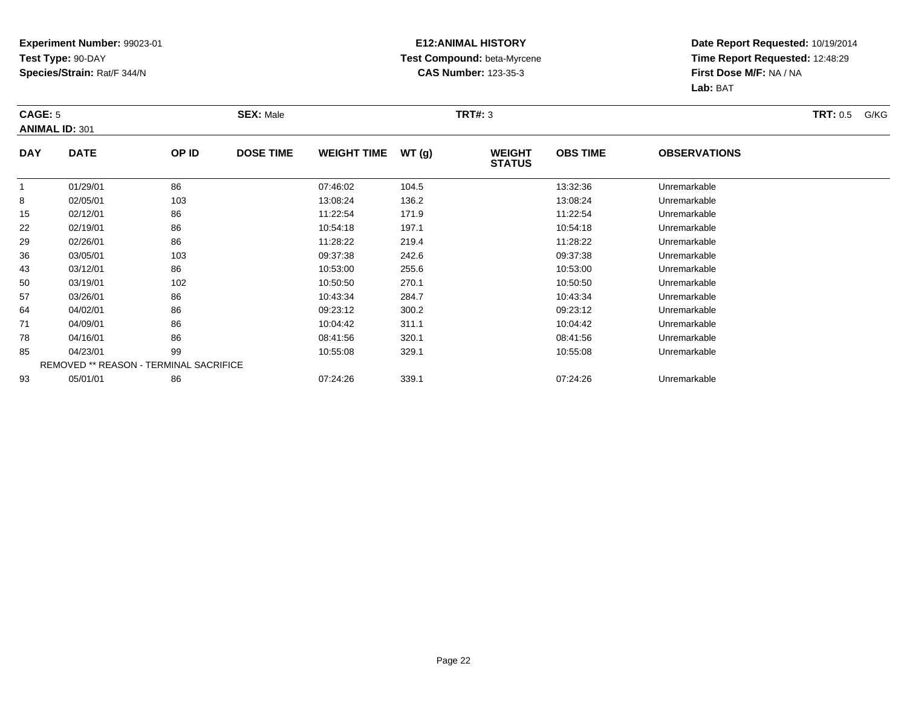**Experiment Number:** 99023-01
**Test Type:** 90-DAY
**Species/Strain:** Rat/F 344/N

**E12:ANIMAL HISTORY**
**Test Compound:** beta-Myrcene
**CAS Number:** 123-35-3

**Date Report Requested:** 10/19/2014
**Time Report Requested:** 12:48:29
**First Dose M/F:** NA / NA
**Lab:** BAT

**CAGE:** 5 **SEX:** Male **TRT#:** 3 **TRT:** 0.5 G/KG
**ANIMAL ID:** 301

| DAY | DATE | OP ID | DOSE TIME | WEIGHT TIME | WT (g) | WEIGHT STATUS | OBS TIME | OBSERVATIONS |
|---|---|---|---|---|---|---|---|---|
| 1 | 01/29/01 | 86 | | 07:46:02 | 104.5 | | 13:32:36 | Unremarkable |
| 8 | 02/05/01 | 103 | | 13:08:24 | 136.2 | | 13:08:24 | Unremarkable |
| 15 | 02/12/01 | 86 | | 11:22:54 | 171.9 | | 11:22:54 | Unremarkable |
| 22 | 02/19/01 | 86 | | 10:54:18 | 197.1 | | 10:54:18 | Unremarkable |
| 29 | 02/26/01 | 86 | | 11:28:22 | 219.4 | | 11:28:22 | Unremarkable |
| 36 | 03/05/01 | 103 | | 09:37:38 | 242.6 | | 09:37:38 | Unremarkable |
| 43 | 03/12/01 | 86 | | 10:53:00 | 255.6 | | 10:53:00 | Unremarkable |
| 50 | 03/19/01 | 102 | | 10:50:50 | 270.1 | | 10:50:50 | Unremarkable |
| 57 | 03/26/01 | 86 | | 10:43:34 | 284.7 | | 10:43:34 | Unremarkable |
| 64 | 04/02/01 | 86 | | 09:23:12 | 300.2 | | 09:23:12 | Unremarkable |
| 71 | 04/09/01 | 86 | | 10:04:42 | 311.1 | | 10:04:42 | Unremarkable |
| 78 | 04/16/01 | 86 | | 08:41:56 | 320.1 | | 08:41:56 | Unremarkable |
| 85 | 04/23/01 | 99 | | 10:55:08 | 329.1 | | 10:55:08 | Unremarkable |
| REMOVED ** REASON - TERMINAL SACRIFICE | | | | | | | | |
| 93 | 05/01/01 | 86 | | 07:24:26 | 339.1 | | 07:24:26 | Unremarkable |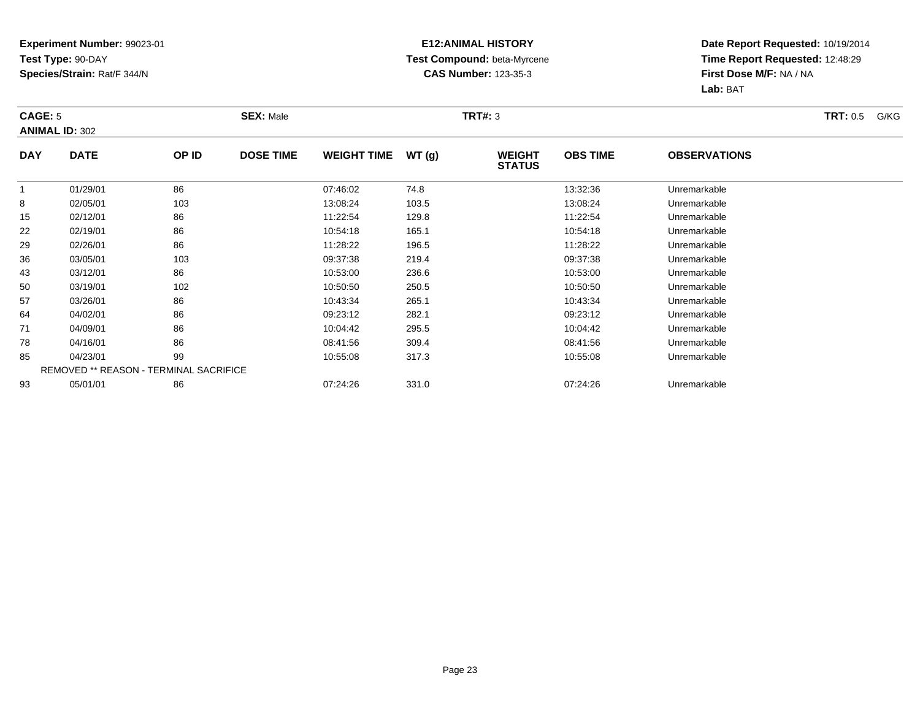**Experiment Number:** 99023-01
**Test Type:** 90-DAY
**Species/Strain:** Rat/F 344/N

**E12:ANIMAL HISTORY**
**Test Compound:** beta-Myrcene
**CAS Number:** 123-35-3

**Date Report Requested:** 10/19/2014
**Time Report Requested:** 12:48:29
**First Dose M/F:** NA / NA
**Lab:** BAT

**CAGE:** 5 **SEX:** Male **TRT#:** 3 **TRT:** 0.5 G/KG
**ANIMAL ID:** 302

| DAY | DATE | OP ID | DOSE TIME | WEIGHT TIME | WT (g) | WEIGHT STATUS | OBS TIME | OBSERVATIONS |
|---|---|---|---|---|---|---|---|---|
| 1 | 01/29/01 | 86 | | 07:46:02 | 74.8 | | 13:32:36 | Unremarkable |
| 8 | 02/05/01 | 103 | | 13:08:24 | 103.5 | | 13:08:24 | Unremarkable |
| 15 | 02/12/01 | 86 | | 11:22:54 | 129.8 | | 11:22:54 | Unremarkable |
| 22 | 02/19/01 | 86 | | 10:54:18 | 165.1 | | 10:54:18 | Unremarkable |
| 29 | 02/26/01 | 86 | | 11:28:22 | 196.5 | | 11:28:22 | Unremarkable |
| 36 | 03/05/01 | 103 | | 09:37:38 | 219.4 | | 09:37:38 | Unremarkable |
| 43 | 03/12/01 | 86 | | 10:53:00 | 236.6 | | 10:53:00 | Unremarkable |
| 50 | 03/19/01 | 102 | | 10:50:50 | 250.5 | | 10:50:50 | Unremarkable |
| 57 | 03/26/01 | 86 | | 10:43:34 | 265.1 | | 10:43:34 | Unremarkable |
| 64 | 04/02/01 | 86 | | 09:23:12 | 282.1 | | 09:23:12 | Unremarkable |
| 71 | 04/09/01 | 86 | | 10:04:42 | 295.5 | | 10:04:42 | Unremarkable |
| 78 | 04/16/01 | 86 | | 08:41:56 | 309.4 | | 08:41:56 | Unremarkable |
| 85 | 04/23/01 | 99 | | 10:55:08 | 317.3 | | 10:55:08 | Unremarkable |
| REMOVED ** REASON - TERMINAL SACRIFICE | | | | | | | | |
| 93 | 05/01/01 | 86 | | 07:24:26 | 331.0 | | 07:24:26 | Unremarkable |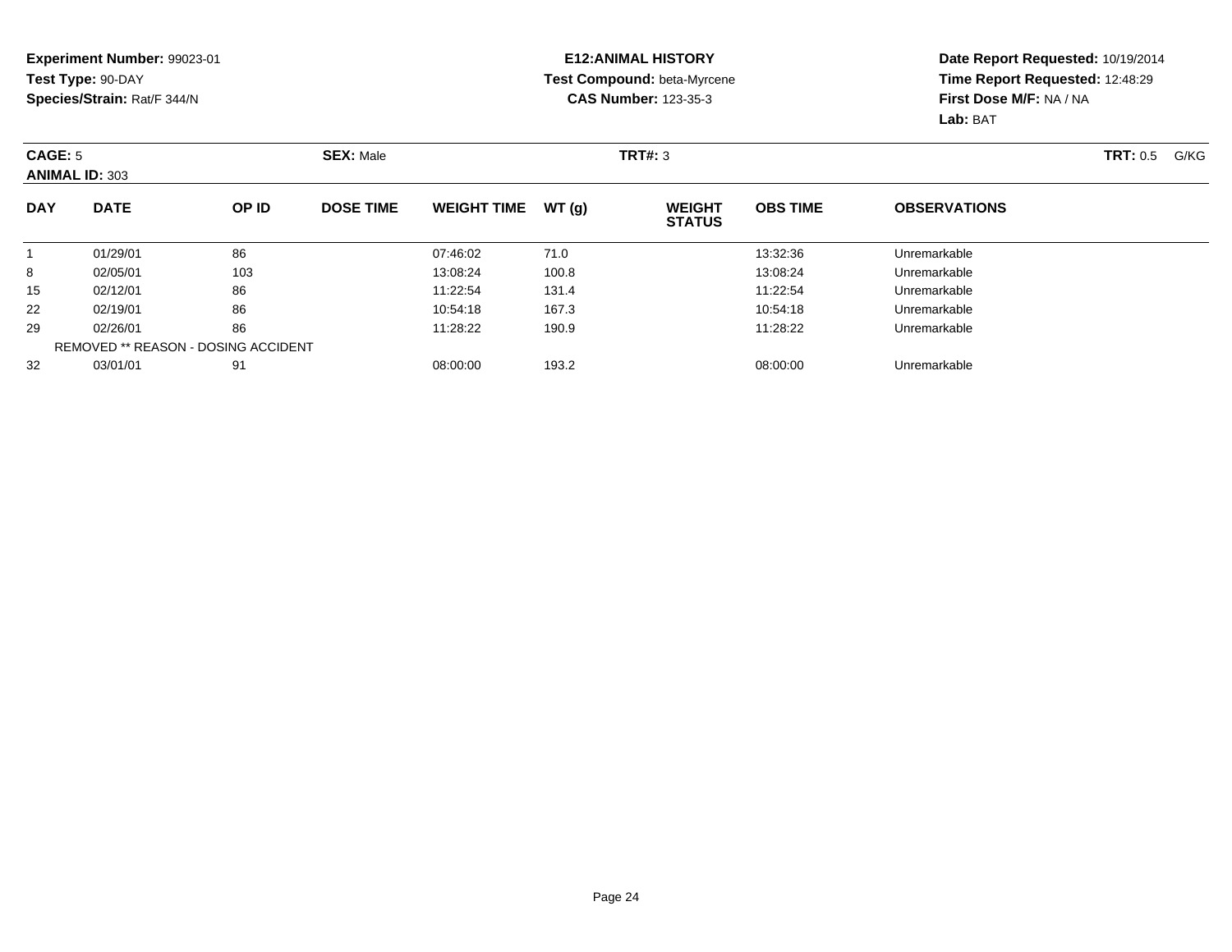**Experiment Number:** 99023-01
**Test Type:** 90-DAY
**Species/Strain:** Rat/F 344/N

**E12:ANIMAL HISTORY**
**Test Compound:** beta-Myrcene
**CAS Number:** 123-35-3

**Date Report Requested:** 10/19/2014
**Time Report Requested:** 12:48:29
**First Dose M/F:** NA / NA
**Lab:** BAT

**CAGE:** 5 **SEX:** Male **TRT#:** 3 **TRT:** 0.5 G/KG
**ANIMAL ID:** 303

| DAY | DATE | OP ID | DOSE TIME | WEIGHT TIME | WT (g) | WEIGHT STATUS | OBS TIME | OBSERVATIONS |
|---|---|---|---|---|---|---|---|---|
| 1 | 01/29/01 | 86 | | 07:46:02 | 71.0 | | 13:32:36 | Unremarkable |
| 8 | 02/05/01 | 103 | | 13:08:24 | 100.8 | | 13:08:24 | Unremarkable |
| 15 | 02/12/01 | 86 | | 11:22:54 | 131.4 | | 11:22:54 | Unremarkable |
| 22 | 02/19/01 | 86 | | 10:54:18 | 167.3 | | 10:54:18 | Unremarkable |
| 29 | 02/26/01 | 86 | | 11:28:22 | 190.9 | | 11:28:22 | Unremarkable |
| REMOVED ** REASON - DOSING ACCIDENT | | | | | | | | |
| 32 | 03/01/01 | 91 | | 08:00:00 | 193.2 | | 08:00:00 | Unremarkable |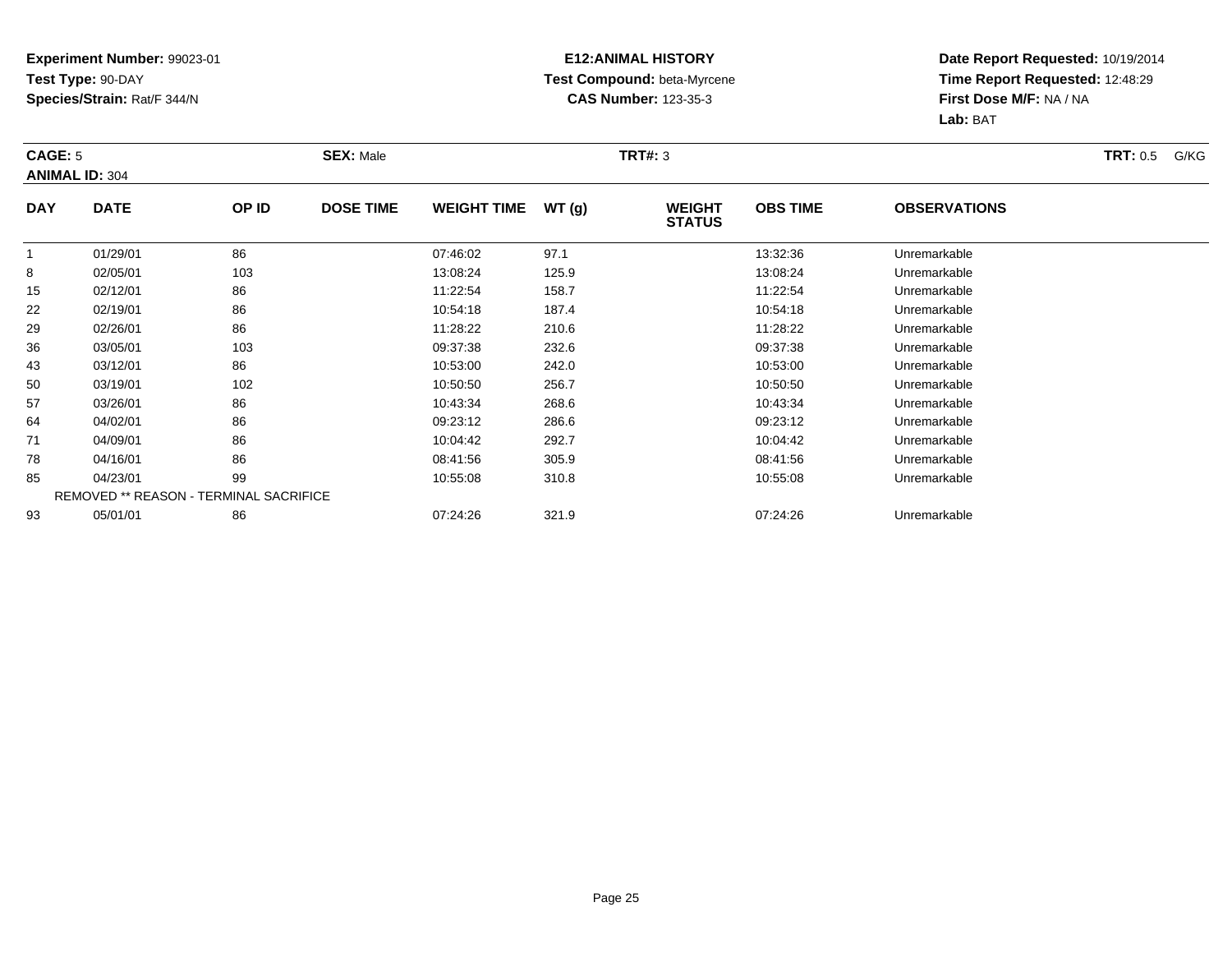**Experiment Number:** 99023-01
**Test Type:** 90-DAY
**Species/Strain:** Rat/F 344/N

**E12:ANIMAL HISTORY**
**Test Compound:** beta-Myrcene
**CAS Number:** 123-35-3

**Date Report Requested:** 10/19/2014
**Time Report Requested:** 12:48:29
**First Dose M/F:** NA / NA
**Lab:** BAT

**CAGE:** 5 **SEX:** Male **TRT#:** 3 **TRT:** 0.5 G/KG
**ANIMAL ID:** 304

| DAY | DATE | OP ID | DOSE TIME | WEIGHT TIME | WT (g) | WEIGHT STATUS | OBS TIME | OBSERVATIONS |
|---|---|---|---|---|---|---|---|---|
| 1 | 01/29/01 | 86 | | 07:46:02 | 97.1 | | 13:32:36 | Unremarkable |
| 8 | 02/05/01 | 103 | | 13:08:24 | 125.9 | | 13:08:24 | Unremarkable |
| 15 | 02/12/01 | 86 | | 11:22:54 | 158.7 | | 11:22:54 | Unremarkable |
| 22 | 02/19/01 | 86 | | 10:54:18 | 187.4 | | 10:54:18 | Unremarkable |
| 29 | 02/26/01 | 86 | | 11:28:22 | 210.6 | | 11:28:22 | Unremarkable |
| 36 | 03/05/01 | 103 | | 09:37:38 | 232.6 | | 09:37:38 | Unremarkable |
| 43 | 03/12/01 | 86 | | 10:53:00 | 242.0 | | 10:53:00 | Unremarkable |
| 50 | 03/19/01 | 102 | | 10:50:50 | 256.7 | | 10:50:50 | Unremarkable |
| 57 | 03/26/01 | 86 | | 10:43:34 | 268.6 | | 10:43:34 | Unremarkable |
| 64 | 04/02/01 | 86 | | 09:23:12 | 286.6 | | 09:23:12 | Unremarkable |
| 71 | 04/09/01 | 86 | | 10:04:42 | 292.7 | | 10:04:42 | Unremarkable |
| 78 | 04/16/01 | 86 | | 08:41:56 | 305.9 | | 08:41:56 | Unremarkable |
| 85 | 04/23/01 | 99 | | 10:55:08 | 310.8 | | 10:55:08 | Unremarkable |
| REMOVED ** REASON - TERMINAL SACRIFICE | | | | | | | | |
| 93 | 05/01/01 | 86 | | 07:24:26 | 321.9 | | 07:24:26 | Unremarkable |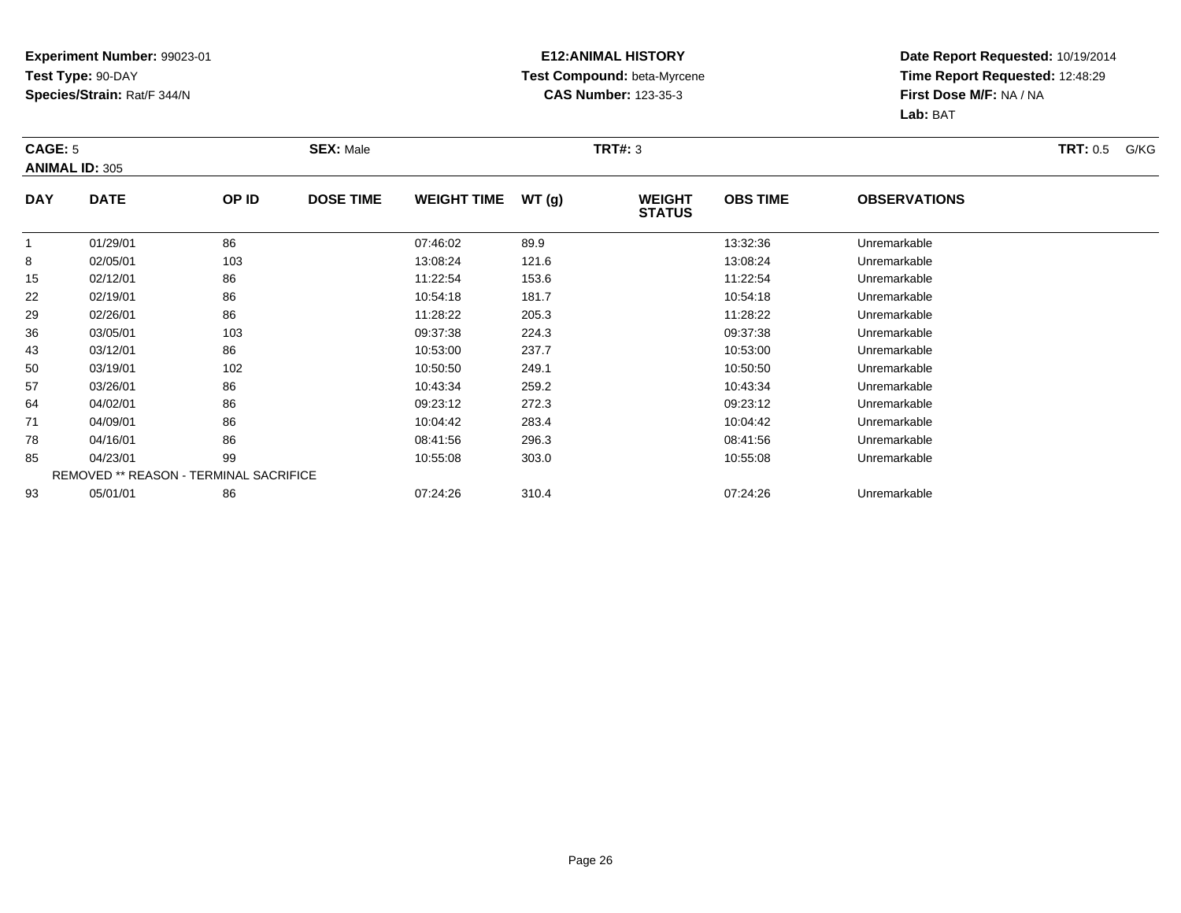**Experiment Number:** 99023-01
**Test Type:** 90-DAY
**Species/Strain:** Rat/F 344/N

**E12:ANIMAL HISTORY**
**Test Compound:** beta-Myrcene
**CAS Number:** 123-35-3

**Date Report Requested:** 10/19/2014
**Time Report Requested:** 12:48:29
**First Dose M/F:** NA / NA
**Lab:** BAT

**CAGE:** 5 **SEX:** Male **TRT#:** 3 **TRT:** 0.5 G/KG
**ANIMAL ID:** 305

| DAY | DATE | OP ID | DOSE TIME | WEIGHT TIME | WT (g) | WEIGHT STATUS | OBS TIME | OBSERVATIONS |
|---|---|---|---|---|---|---|---|---|
| 1 | 01/29/01 | 86 | | 07:46:02 | 89.9 | | 13:32:36 | Unremarkable |
| 8 | 02/05/01 | 103 | | 13:08:24 | 121.6 | | 13:08:24 | Unremarkable |
| 15 | 02/12/01 | 86 | | 11:22:54 | 153.6 | | 11:22:54 | Unremarkable |
| 22 | 02/19/01 | 86 | | 10:54:18 | 181.7 | | 10:54:18 | Unremarkable |
| 29 | 02/26/01 | 86 | | 11:28:22 | 205.3 | | 11:28:22 | Unremarkable |
| 36 | 03/05/01 | 103 | | 09:37:38 | 224.3 | | 09:37:38 | Unremarkable |
| 43 | 03/12/01 | 86 | | 10:53:00 | 237.7 | | 10:53:00 | Unremarkable |
| 50 | 03/19/01 | 102 | | 10:50:50 | 249.1 | | 10:50:50 | Unremarkable |
| 57 | 03/26/01 | 86 | | 10:43:34 | 259.2 | | 10:43:34 | Unremarkable |
| 64 | 04/02/01 | 86 | | 09:23:12 | 272.3 | | 09:23:12 | Unremarkable |
| 71 | 04/09/01 | 86 | | 10:04:42 | 283.4 | | 10:04:42 | Unremarkable |
| 78 | 04/16/01 | 86 | | 08:41:56 | 296.3 | | 08:41:56 | Unremarkable |
| 85 | 04/23/01 | 99 | | 10:55:08 | 303.0 | | 10:55:08 | Unremarkable |
| REMOVED ** REASON - TERMINAL SACRIFICE | | | | | | | | |
| 93 | 05/01/01 | 86 | | 07:24:26 | 310.4 | | 07:24:26 | Unremarkable |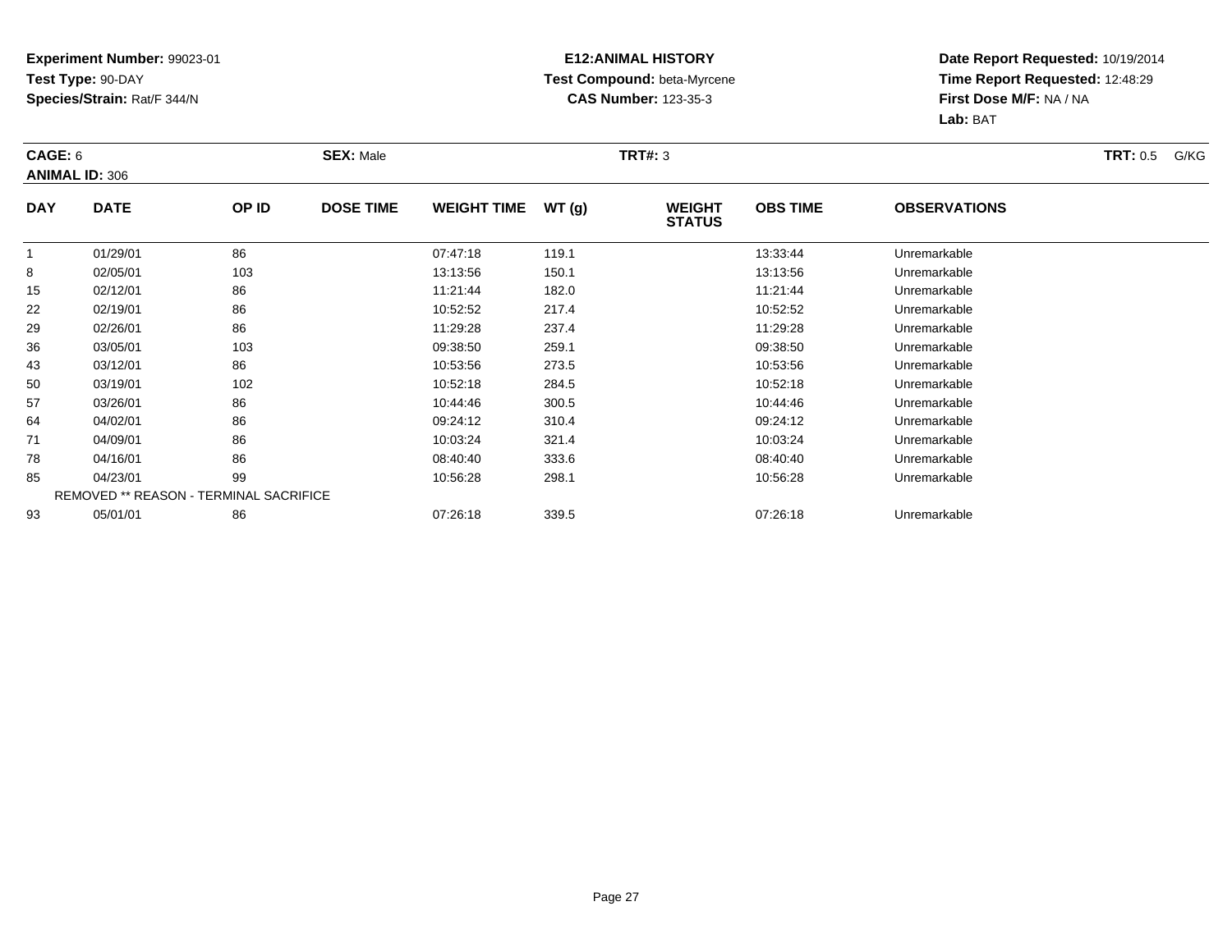**Experiment Number:** 99023-01
**Test Type:** 90-DAY
**Species/Strain:** Rat/F 344/N

**E12:ANIMAL HISTORY**
**Test Compound:** beta-Myrcene
**CAS Number:** 123-35-3

**Date Report Requested:** 10/19/2014
**Time Report Requested:** 12:48:29
**First Dose M/F:** NA / NA
**Lab:** BAT

**CAGE:** 6 **SEX:** Male **TRT#:** 3 **TRT:** 0.5 G/KG
**ANIMAL ID:** 306

| DAY | DATE | OP ID | DOSE TIME | WEIGHT TIME | WT (g) | WEIGHT STATUS | OBS TIME | OBSERVATIONS |
|---|---|---|---|---|---|---|---|---|
| 1 | 01/29/01 | 86 | | 07:47:18 | 119.1 | | 13:33:44 | Unremarkable |
| 8 | 02/05/01 | 103 | | 13:13:56 | 150.1 | | 13:13:56 | Unremarkable |
| 15 | 02/12/01 | 86 | | 11:21:44 | 182.0 | | 11:21:44 | Unremarkable |
| 22 | 02/19/01 | 86 | | 10:52:52 | 217.4 | | 10:52:52 | Unremarkable |
| 29 | 02/26/01 | 86 | | 11:29:28 | 237.4 | | 11:29:28 | Unremarkable |
| 36 | 03/05/01 | 103 | | 09:38:50 | 259.1 | | 09:38:50 | Unremarkable |
| 43 | 03/12/01 | 86 | | 10:53:56 | 273.5 | | 10:53:56 | Unremarkable |
| 50 | 03/19/01 | 102 | | 10:52:18 | 284.5 | | 10:52:18 | Unremarkable |
| 57 | 03/26/01 | 86 | | 10:44:46 | 300.5 | | 10:44:46 | Unremarkable |
| 64 | 04/02/01 | 86 | | 09:24:12 | 310.4 | | 09:24:12 | Unremarkable |
| 71 | 04/09/01 | 86 | | 10:03:24 | 321.4 | | 10:03:24 | Unremarkable |
| 78 | 04/16/01 | 86 | | 08:40:40 | 333.6 | | 08:40:40 | Unremarkable |
| 85 | 04/23/01 | 99 | | 10:56:28 | 298.1 | | 10:56:28 | Unremarkable |
| REMOVED ** REASON - TERMINAL SACRIFICE | | | | | | | | |
| 93 | 05/01/01 | 86 | | 07:26:18 | 339.5 | | 07:26:18 | Unremarkable |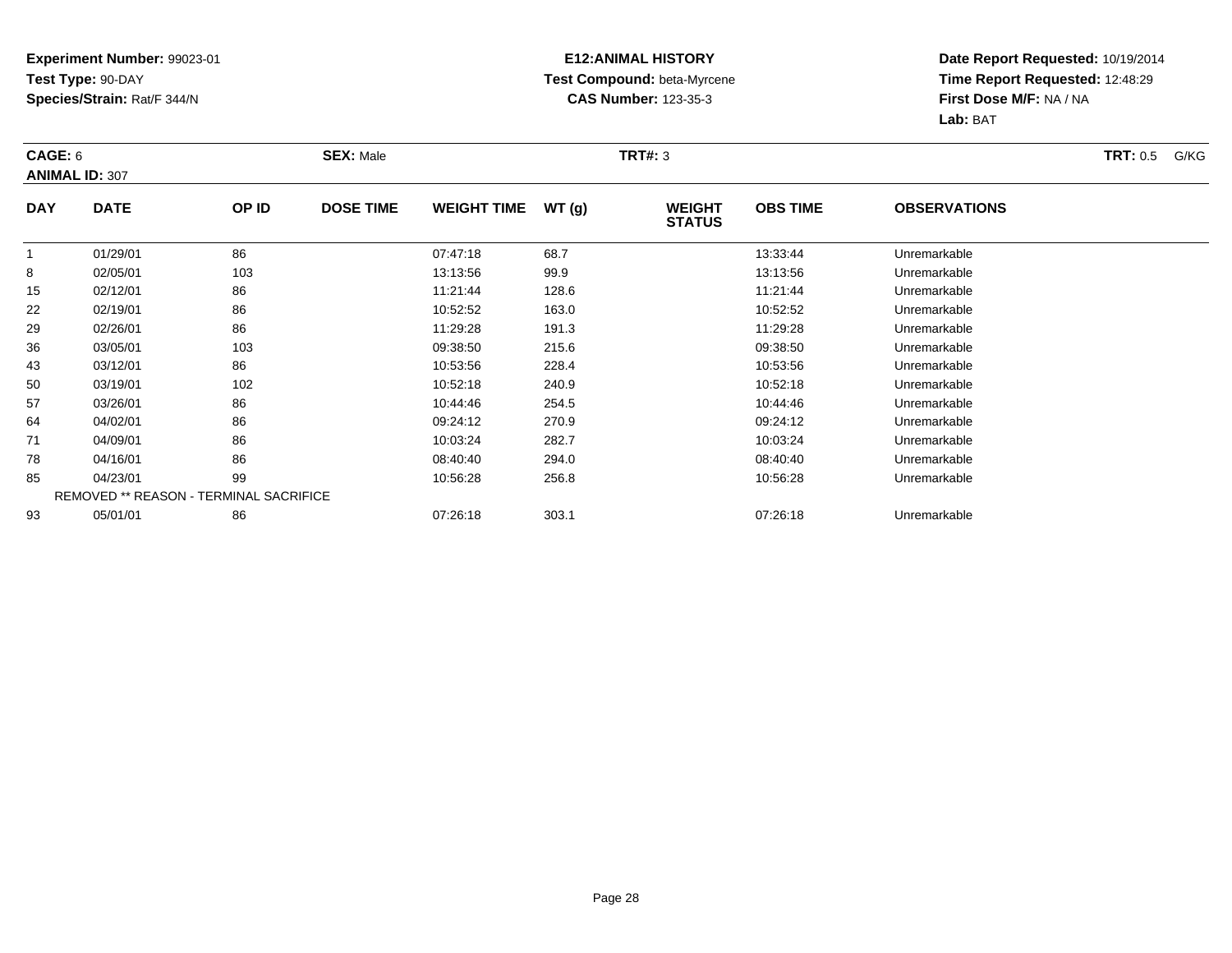**Experiment Number:** 99023-01
**Test Type:** 90-DAY
**Species/Strain:** Rat/F 344/N

**E12:ANIMAL HISTORY**
**Test Compound:** beta-Myrcene
**CAS Number:** 123-35-3

**Date Report Requested:** 10/19/2014
**Time Report Requested:** 12:48:29
**First Dose M/F:** NA / NA
**Lab:** BAT

**CAGE:** 6 **SEX:** Male **TRT#:** 3 **TRT:** 0.5 G/KG
**ANIMAL ID:** 307

| DAY | DATE | OP ID | DOSE TIME | WEIGHT TIME | WT (g) | WEIGHT STATUS | OBS TIME | OBSERVATIONS |
|---|---|---|---|---|---|---|---|---|
| 1 | 01/29/01 | 86 | | 07:47:18 | 68.7 | | 13:33:44 | Unremarkable |
| 8 | 02/05/01 | 103 | | 13:13:56 | 99.9 | | 13:13:56 | Unremarkable |
| 15 | 02/12/01 | 86 | | 11:21:44 | 128.6 | | 11:21:44 | Unremarkable |
| 22 | 02/19/01 | 86 | | 10:52:52 | 163.0 | | 10:52:52 | Unremarkable |
| 29 | 02/26/01 | 86 | | 11:29:28 | 191.3 | | 11:29:28 | Unremarkable |
| 36 | 03/05/01 | 103 | | 09:38:50 | 215.6 | | 09:38:50 | Unremarkable |
| 43 | 03/12/01 | 86 | | 10:53:56 | 228.4 | | 10:53:56 | Unremarkable |
| 50 | 03/19/01 | 102 | | 10:52:18 | 240.9 | | 10:52:18 | Unremarkable |
| 57 | 03/26/01 | 86 | | 10:44:46 | 254.5 | | 10:44:46 | Unremarkable |
| 64 | 04/02/01 | 86 | | 09:24:12 | 270.9 | | 09:24:12 | Unremarkable |
| 71 | 04/09/01 | 86 | | 10:03:24 | 282.7 | | 10:03:24 | Unremarkable |
| 78 | 04/16/01 | 86 | | 08:40:40 | 294.0 | | 08:40:40 | Unremarkable |
| 85 | 04/23/01 | 99 | | 10:56:28 | 256.8 | | 10:56:28 | Unremarkable |
| REMOVED ** REASON - TERMINAL SACRIFICE | | | | | | | | |
| 93 | 05/01/01 | 86 | | 07:26:18 | 303.1 | | 07:26:18 | Unremarkable |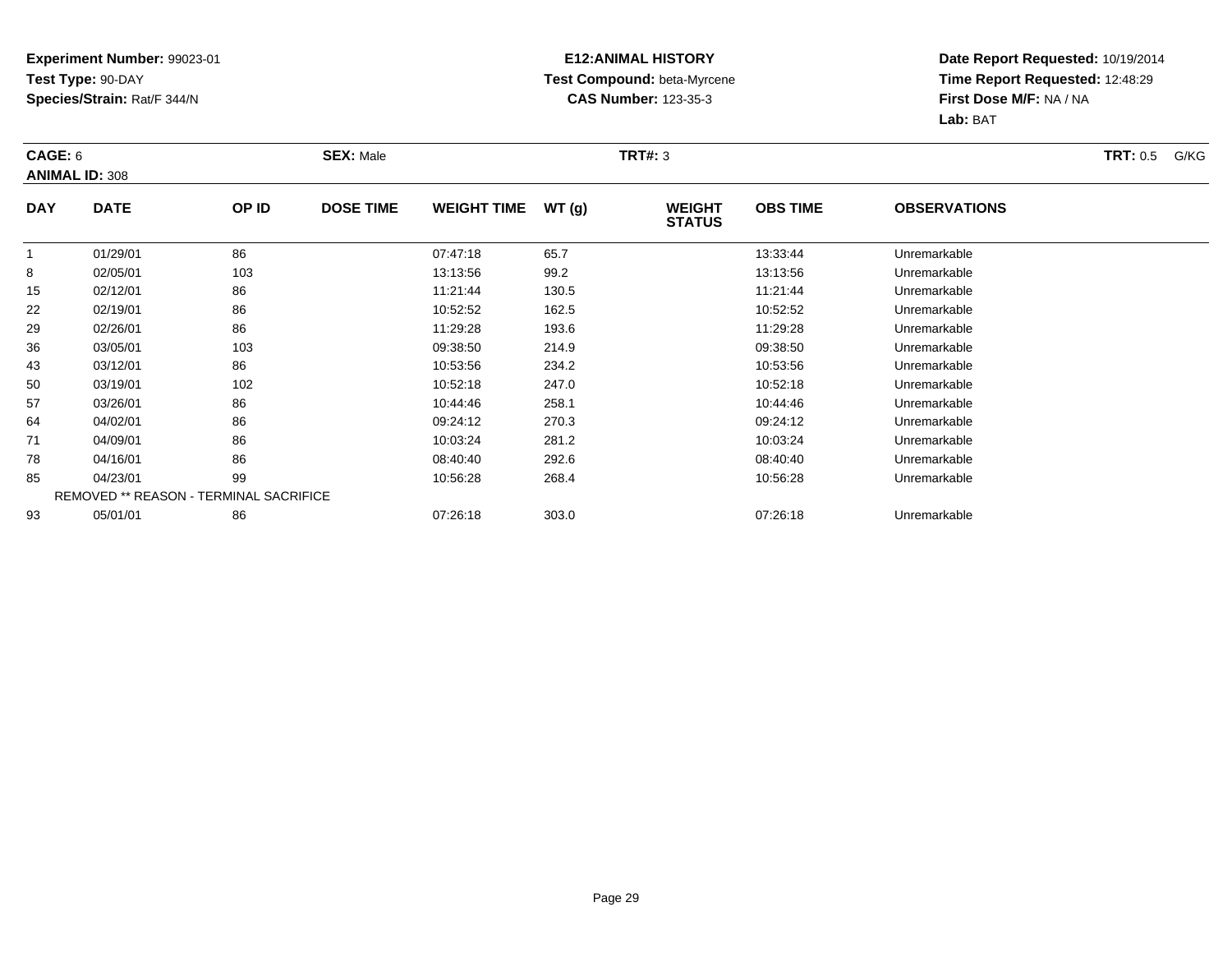**Experiment Number:** 99023-01
**Test Type:** 90-DAY
**Species/Strain:** Rat/F 344/N

**E12:ANIMAL HISTORY**
**Test Compound:** beta-Myrcene
**CAS Number:** 123-35-3

**Date Report Requested:** 10/19/2014
**Time Report Requested:** 12:48:29
**First Dose M/F:** NA / NA
**Lab:** BAT

**CAGE:** 6 **SEX:** Male **TRT#:** 3 **TRT:** 0.5 G/KG
**ANIMAL ID:** 308

| DAY | DATE | OP ID | DOSE TIME | WEIGHT TIME | WT (g) | WEIGHT STATUS | OBS TIME | OBSERVATIONS |
|---|---|---|---|---|---|---|---|---|
| 1 | 01/29/01 | 86 | | 07:47:18 | 65.7 | | 13:33:44 | Unremarkable |
| 8 | 02/05/01 | 103 | | 13:13:56 | 99.2 | | 13:13:56 | Unremarkable |
| 15 | 02/12/01 | 86 | | 11:21:44 | 130.5 | | 11:21:44 | Unremarkable |
| 22 | 02/19/01 | 86 | | 10:52:52 | 162.5 | | 10:52:52 | Unremarkable |
| 29 | 02/26/01 | 86 | | 11:29:28 | 193.6 | | 11:29:28 | Unremarkable |
| 36 | 03/05/01 | 103 | | 09:38:50 | 214.9 | | 09:38:50 | Unremarkable |
| 43 | 03/12/01 | 86 | | 10:53:56 | 234.2 | | 10:53:56 | Unremarkable |
| 50 | 03/19/01 | 102 | | 10:52:18 | 247.0 | | 10:52:18 | Unremarkable |
| 57 | 03/26/01 | 86 | | 10:44:46 | 258.1 | | 10:44:46 | Unremarkable |
| 64 | 04/02/01 | 86 | | 09:24:12 | 270.3 | | 09:24:12 | Unremarkable |
| 71 | 04/09/01 | 86 | | 10:03:24 | 281.2 | | 10:03:24 | Unremarkable |
| 78 | 04/16/01 | 86 | | 08:40:40 | 292.6 | | 08:40:40 | Unremarkable |
| 85 | 04/23/01 | 99 | | 10:56:28 | 268.4 | | 10:56:28 | Unremarkable |
| REMOVED ** REASON - TERMINAL SACRIFICE | | | | | | | | |
| 93 | 05/01/01 | 86 | | 07:26:18 | 303.0 | | 07:26:18 | Unremarkable |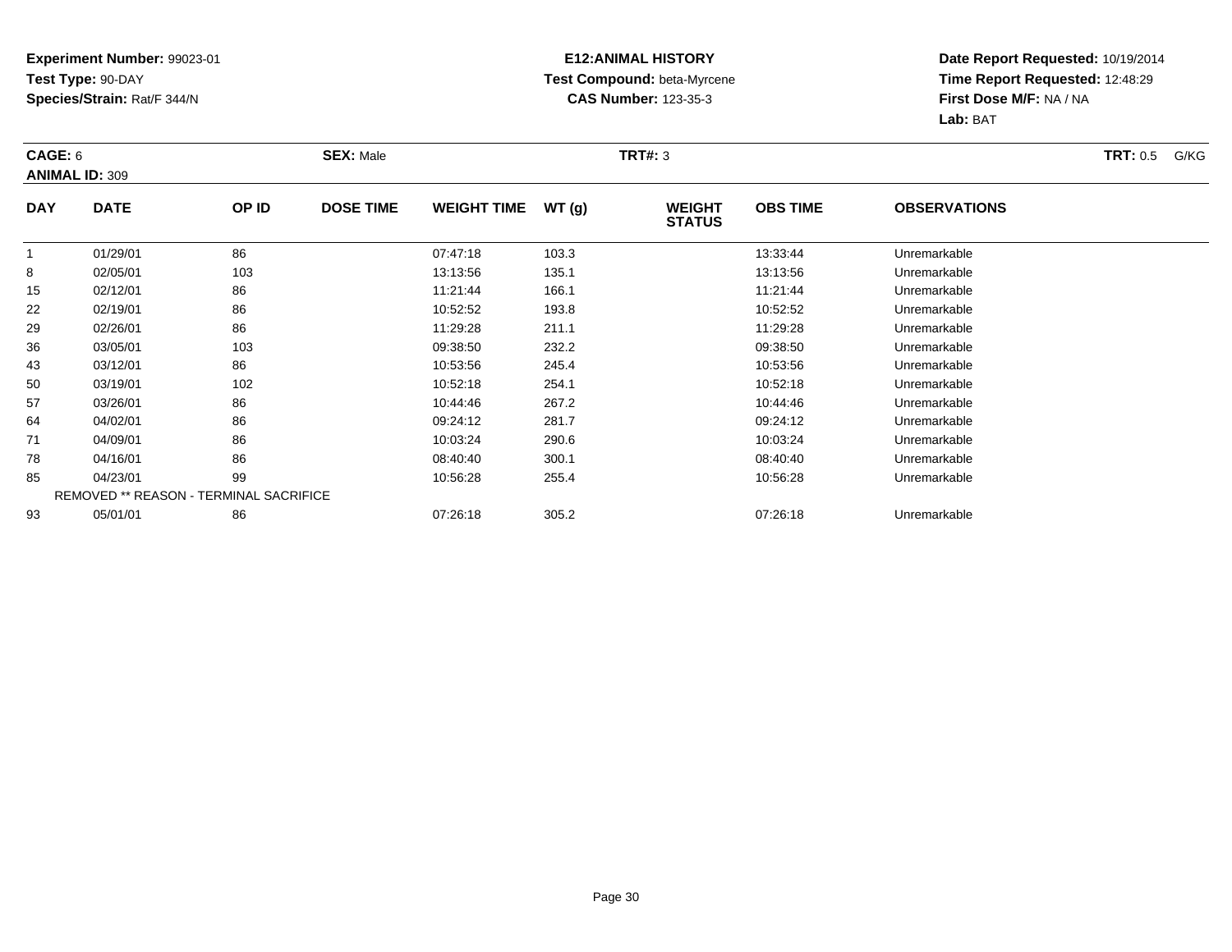**Experiment Number:** 99023-01
**Test Type:** 90-DAY
**Species/Strain:** Rat/F 344/N

**E12:ANIMAL HISTORY**
**Test Compound:** beta-Myrcene
**CAS Number:** 123-35-3

**Date Report Requested:** 10/19/2014
**Time Report Requested:** 12:48:29
**First Dose M/F:** NA / NA
**Lab:** BAT

**CAGE:** 6 **SEX:** Male **TRT#:** 3 **TRT:** 0.5 G/KG
**ANIMAL ID:** 309

| DAY | DATE | OP ID | DOSE TIME | WEIGHT TIME | WT (g) | WEIGHT STATUS | OBS TIME | OBSERVATIONS |
|---|---|---|---|---|---|---|---|---|
| 1 | 01/29/01 | 86 | | 07:47:18 | 103.3 | | 13:33:44 | Unremarkable |
| 8 | 02/05/01 | 103 | | 13:13:56 | 135.1 | | 13:13:56 | Unremarkable |
| 15 | 02/12/01 | 86 | | 11:21:44 | 166.1 | | 11:21:44 | Unremarkable |
| 22 | 02/19/01 | 86 | | 10:52:52 | 193.8 | | 10:52:52 | Unremarkable |
| 29 | 02/26/01 | 86 | | 11:29:28 | 211.1 | | 11:29:28 | Unremarkable |
| 36 | 03/05/01 | 103 | | 09:38:50 | 232.2 | | 09:38:50 | Unremarkable |
| 43 | 03/12/01 | 86 | | 10:53:56 | 245.4 | | 10:53:56 | Unremarkable |
| 50 | 03/19/01 | 102 | | 10:52:18 | 254.1 | | 10:52:18 | Unremarkable |
| 57 | 03/26/01 | 86 | | 10:44:46 | 267.2 | | 10:44:46 | Unremarkable |
| 64 | 04/02/01 | 86 | | 09:24:12 | 281.7 | | 09:24:12 | Unremarkable |
| 71 | 04/09/01 | 86 | | 10:03:24 | 290.6 | | 10:03:24 | Unremarkable |
| 78 | 04/16/01 | 86 | | 08:40:40 | 300.1 | | 08:40:40 | Unremarkable |
| 85 | 04/23/01 | 99 | | 10:56:28 | 255.4 | | 10:56:28 | Unremarkable |
| REMOVED ** REASON - TERMINAL SACRIFICE | | | | | | | | |
| 93 | 05/01/01 | 86 | | 07:26:18 | 305.2 | | 07:26:18 | Unremarkable |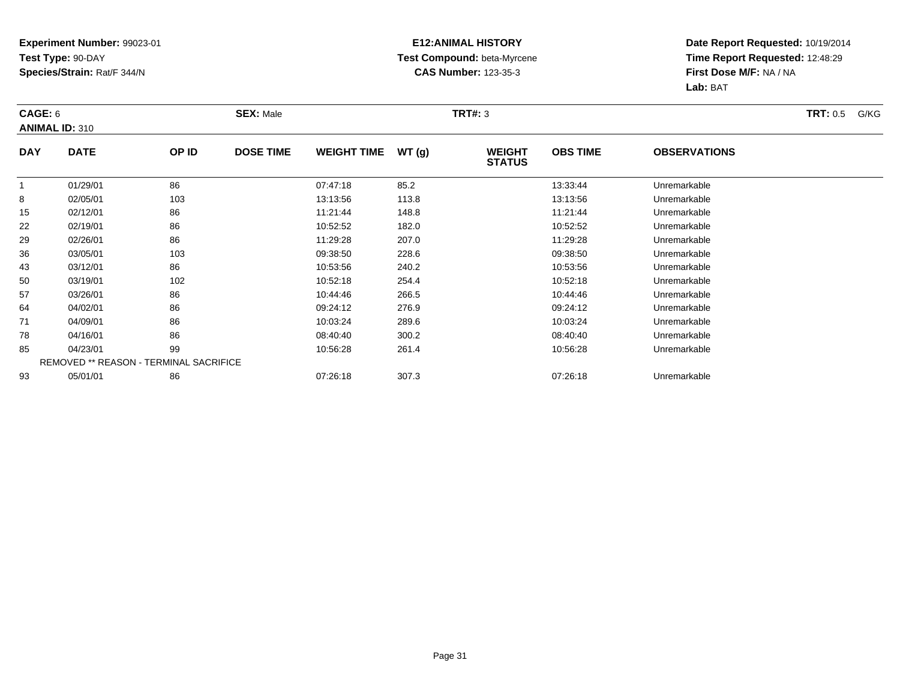**Experiment Number:** 99023-01
**Test Type:** 90-DAY
**Species/Strain:** Rat/F 344/N

**E12:ANIMAL HISTORY**
**Test Compound:** beta-Myrcene
**CAS Number:** 123-35-3

**Date Report Requested:** 10/19/2014
**Time Report Requested:** 12:48:29
**First Dose M/F:** NA / NA
**Lab:** BAT

**CAGE:** 6 **SEX:** Male **TRT#:** 3 **TRT:** 0.5 G/KG
**ANIMAL ID:** 310

| DAY | DATE | OP ID | DOSE TIME | WEIGHT TIME | WT (g) | WEIGHT STATUS | OBS TIME | OBSERVATIONS |
|---|---|---|---|---|---|---|---|---|
| 1 | 01/29/01 | 86 | | 07:47:18 | 85.2 | | 13:33:44 | Unremarkable |
| 8 | 02/05/01 | 103 | | 13:13:56 | 113.8 | | 13:13:56 | Unremarkable |
| 15 | 02/12/01 | 86 | | 11:21:44 | 148.8 | | 11:21:44 | Unremarkable |
| 22 | 02/19/01 | 86 | | 10:52:52 | 182.0 | | 10:52:52 | Unremarkable |
| 29 | 02/26/01 | 86 | | 11:29:28 | 207.0 | | 11:29:28 | Unremarkable |
| 36 | 03/05/01 | 103 | | 09:38:50 | 228.6 | | 09:38:50 | Unremarkable |
| 43 | 03/12/01 | 86 | | 10:53:56 | 240.2 | | 10:53:56 | Unremarkable |
| 50 | 03/19/01 | 102 | | 10:52:18 | 254.4 | | 10:52:18 | Unremarkable |
| 57 | 03/26/01 | 86 | | 10:44:46 | 266.5 | | 10:44:46 | Unremarkable |
| 64 | 04/02/01 | 86 | | 09:24:12 | 276.9 | | 09:24:12 | Unremarkable |
| 71 | 04/09/01 | 86 | | 10:03:24 | 289.6 | | 10:03:24 | Unremarkable |
| 78 | 04/16/01 | 86 | | 08:40:40 | 300.2 | | 08:40:40 | Unremarkable |
| 85 | 04/23/01 | 99 | | 10:56:28 | 261.4 | | 10:56:28 | Unremarkable |
| REMOVED ** REASON - TERMINAL SACRIFICE | | | | | | | | |
| 93 | 05/01/01 | 86 | | 07:26:18 | 307.3 | | 07:26:18 | Unremarkable |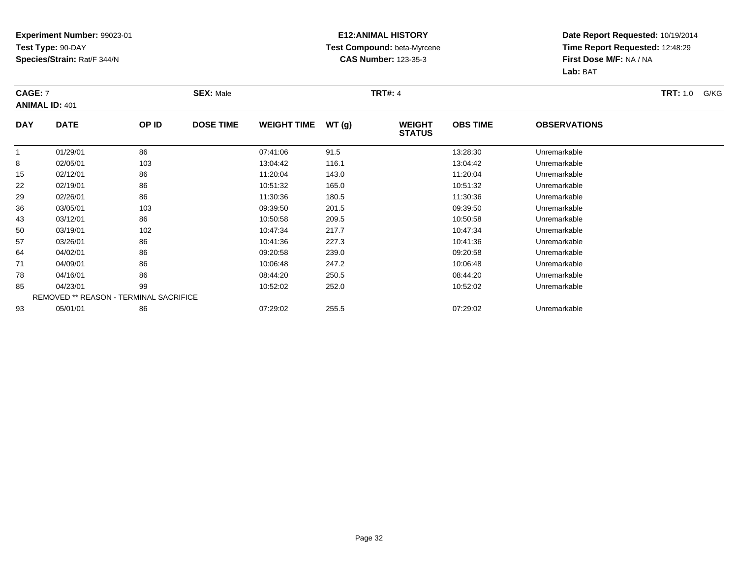**Experiment Number:** 99023-01
**Test Type:** 90-DAY
**Species/Strain:** Rat/F 344/N

**E12:ANIMAL HISTORY**
**Test Compound:** beta-Myrcene
**CAS Number:** 123-35-3

**Date Report Requested:** 10/19/2014
**Time Report Requested:** 12:48:29
**First Dose M/F:** NA / NA
**Lab:** BAT

**CAGE:** 7 **SEX:** Male **TRT#:** 4 **TRT:** 1.0 G/KG
**ANIMAL ID:** 401

| DAY | DATE | OP ID | DOSE TIME | WEIGHT TIME | WT (g) | WEIGHT STATUS | OBS TIME | OBSERVATIONS |
|---|---|---|---|---|---|---|---|---|
| 1 | 01/29/01 | 86 | | 07:41:06 | 91.5 | | 13:28:30 | Unremarkable |
| 8 | 02/05/01 | 103 | | 13:04:42 | 116.1 | | 13:04:42 | Unremarkable |
| 15 | 02/12/01 | 86 | | 11:20:04 | 143.0 | | 11:20:04 | Unremarkable |
| 22 | 02/19/01 | 86 | | 10:51:32 | 165.0 | | 10:51:32 | Unremarkable |
| 29 | 02/26/01 | 86 | | 11:30:36 | 180.5 | | 11:30:36 | Unremarkable |
| 36 | 03/05/01 | 103 | | 09:39:50 | 201.5 | | 09:39:50 | Unremarkable |
| 43 | 03/12/01 | 86 | | 10:50:58 | 209.5 | | 10:50:58 | Unremarkable |
| 50 | 03/19/01 | 102 | | 10:47:34 | 217.7 | | 10:47:34 | Unremarkable |
| 57 | 03/26/01 | 86 | | 10:41:36 | 227.3 | | 10:41:36 | Unremarkable |
| 64 | 04/02/01 | 86 | | 09:20:58 | 239.0 | | 09:20:58 | Unremarkable |
| 71 | 04/09/01 | 86 | | 10:06:48 | 247.2 | | 10:06:48 | Unremarkable |
| 78 | 04/16/01 | 86 | | 08:44:20 | 250.5 | | 08:44:20 | Unremarkable |
| 85 | 04/23/01 | 99 | | 10:52:02 | 252.0 | | 10:52:02 | Unremarkable |
| REMOVED ** REASON - TERMINAL SACRIFICE | | | | | | | | |
| 93 | 05/01/01 | 86 | | 07:29:02 | 255.5 | | 07:29:02 | Unremarkable |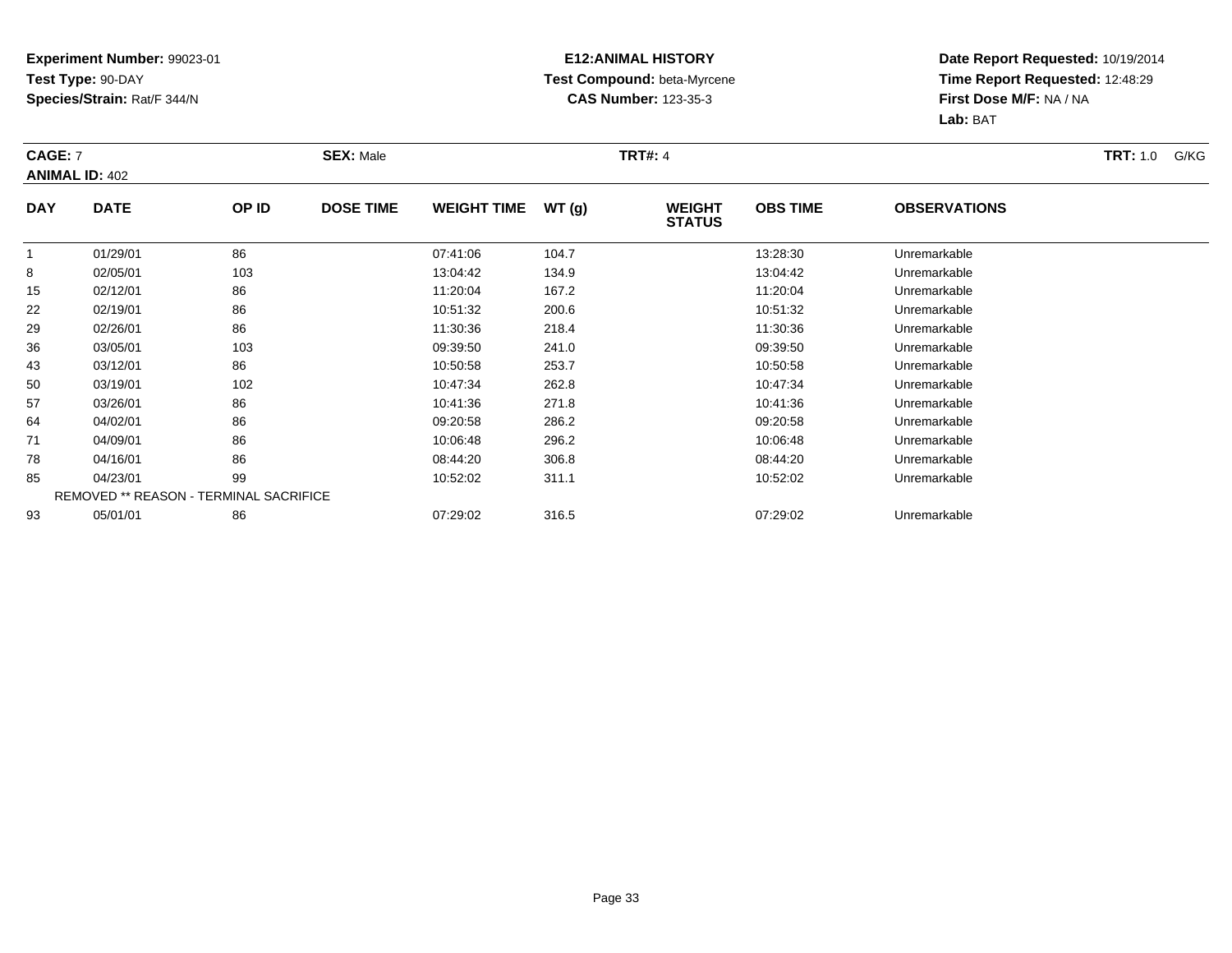**Experiment Number:** 99023-01
**Test Type:** 90-DAY
**Species/Strain:** Rat/F 344/N

**E12:ANIMAL HISTORY**
**Test Compound:** beta-Myrcene
**CAS Number:** 123-35-3

**Date Report Requested:** 10/19/2014
**Time Report Requested:** 12:48:29
**First Dose M/F:** NA / NA
**Lab:** BAT

**CAGE:** 7 **SEX:** Male **TRT#:** 4 **TRT:** 1.0 G/KG
**ANIMAL ID:** 402

| DAY | DATE | OP ID | DOSE TIME | WEIGHT TIME | WT (g) | WEIGHT STATUS | OBS TIME | OBSERVATIONS |
|---|---|---|---|---|---|---|---|---|
| 1 | 01/29/01 | 86 | | 07:41:06 | 104.7 | | 13:28:30 | Unremarkable |
| 8 | 02/05/01 | 103 | | 13:04:42 | 134.9 | | 13:04:42 | Unremarkable |
| 15 | 02/12/01 | 86 | | 11:20:04 | 167.2 | | 11:20:04 | Unremarkable |
| 22 | 02/19/01 | 86 | | 10:51:32 | 200.6 | | 10:51:32 | Unremarkable |
| 29 | 02/26/01 | 86 | | 11:30:36 | 218.4 | | 11:30:36 | Unremarkable |
| 36 | 03/05/01 | 103 | | 09:39:50 | 241.0 | | 09:39:50 | Unremarkable |
| 43 | 03/12/01 | 86 | | 10:50:58 | 253.7 | | 10:50:58 | Unremarkable |
| 50 | 03/19/01 | 102 | | 10:47:34 | 262.8 | | 10:47:34 | Unremarkable |
| 57 | 03/26/01 | 86 | | 10:41:36 | 271.8 | | 10:41:36 | Unremarkable |
| 64 | 04/02/01 | 86 | | 09:20:58 | 286.2 | | 09:20:58 | Unremarkable |
| 71 | 04/09/01 | 86 | | 10:06:48 | 296.2 | | 10:06:48 | Unremarkable |
| 78 | 04/16/01 | 86 | | 08:44:20 | 306.8 | | 08:44:20 | Unremarkable |
| 85 | 04/23/01 | 99 | | 10:52:02 | 311.1 | | 10:52:02 | Unremarkable |
| REMOVED ** REASON - TERMINAL SACRIFICE | | | | | | | | |
| 93 | 05/01/01 | 86 | | 07:29:02 | 316.5 | | 07:29:02 | Unremarkable |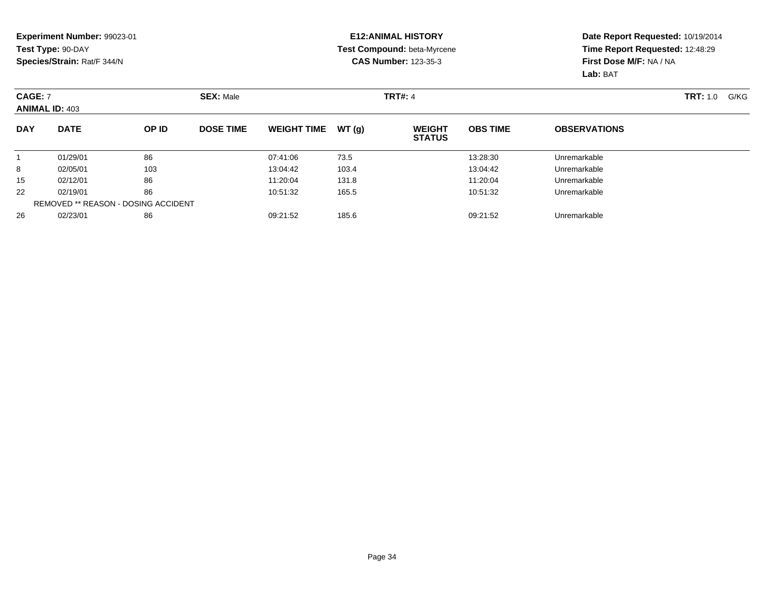**Experiment Number:** 99023-01
**Test Type:** 90-DAY
**Species/Strain:** Rat/F 344/N

**E12:ANIMAL HISTORY**
**Test Compound:** beta-Myrcene
**CAS Number:** 123-35-3

**Date Report Requested:** 10/19/2014
**Time Report Requested:** 12:48:29
**First Dose M/F:** NA / NA
**Lab:** BAT

**CAGE:** 7 **SEX:** Male **TRT#:** 4 **TRT:** 1.0 G/KG
**ANIMAL ID:** 403

| DAY | DATE | OP ID | DOSE TIME | WEIGHT TIME | WT (g) | WEIGHT STATUS | OBS TIME | OBSERVATIONS |
|---|---|---|---|---|---|---|---|---|
| 1 | 01/29/01 | 86 | | 07:41:06 | 73.5 | | 13:28:30 | Unremarkable |
| 8 | 02/05/01 | 103 | | 13:04:42 | 103.4 | | 13:04:42 | Unremarkable |
| 15 | 02/12/01 | 86 | | 11:20:04 | 131.8 | | 11:20:04 | Unremarkable |
| 22 | 02/19/01 | 86 | | 10:51:32 | 165.5 | | 10:51:32 | Unremarkable |
| REMOVED ** REASON - DOSING ACCIDENT | | | | | | | | |
| 26 | 02/23/01 | 86 | | 09:21:52 | 185.6 | | 09:21:52 | Unremarkable |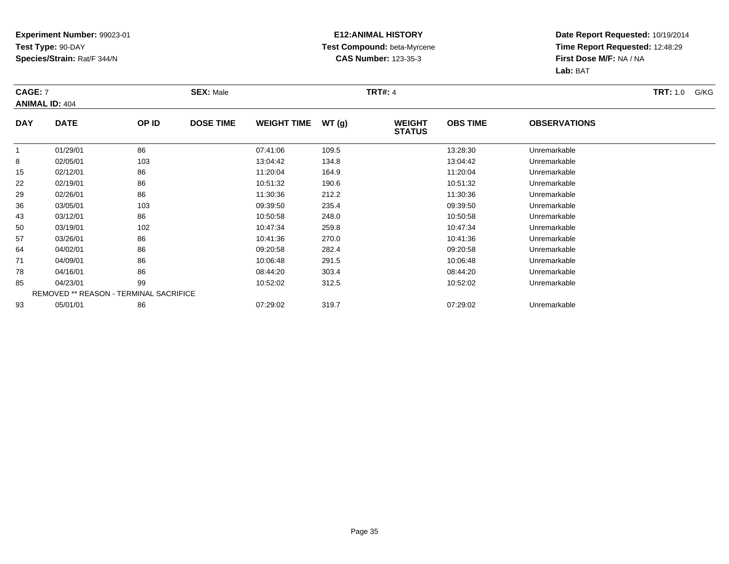**Experiment Number:** 99023-01
**Test Type:** 90-DAY
**Species/Strain:** Rat/F 344/N

**E12:ANIMAL HISTORY**
**Test Compound:** beta-Myrcene
**CAS Number:** 123-35-3

**Date Report Requested:** 10/19/2014
**Time Report Requested:** 12:48:29
**First Dose M/F:** NA / NA
**Lab:** BAT

**CAGE:** 7 **SEX:** Male **TRT#:** 4 **TRT:** 1.0 G/KG
**ANIMAL ID:** 404

| DAY | DATE | OP ID | DOSE TIME | WEIGHT TIME | WT (g) | WEIGHT STATUS | OBS TIME | OBSERVATIONS |
|---|---|---|---|---|---|---|---|---|
| 1 | 01/29/01 | 86 | | 07:41:06 | 109.5 | | 13:28:30 | Unremarkable |
| 8 | 02/05/01 | 103 | | 13:04:42 | 134.8 | | 13:04:42 | Unremarkable |
| 15 | 02/12/01 | 86 | | 11:20:04 | 164.9 | | 11:20:04 | Unremarkable |
| 22 | 02/19/01 | 86 | | 10:51:32 | 190.6 | | 10:51:32 | Unremarkable |
| 29 | 02/26/01 | 86 | | 11:30:36 | 212.2 | | 11:30:36 | Unremarkable |
| 36 | 03/05/01 | 103 | | 09:39:50 | 235.4 | | 09:39:50 | Unremarkable |
| 43 | 03/12/01 | 86 | | 10:50:58 | 248.0 | | 10:50:58 | Unremarkable |
| 50 | 03/19/01 | 102 | | 10:47:34 | 259.8 | | 10:47:34 | Unremarkable |
| 57 | 03/26/01 | 86 | | 10:41:36 | 270.0 | | 10:41:36 | Unremarkable |
| 64 | 04/02/01 | 86 | | 09:20:58 | 282.4 | | 09:20:58 | Unremarkable |
| 71 | 04/09/01 | 86 | | 10:06:48 | 291.5 | | 10:06:48 | Unremarkable |
| 78 | 04/16/01 | 86 | | 08:44:20 | 303.4 | | 08:44:20 | Unremarkable |
| 85 | 04/23/01 | 99 | | 10:52:02 | 312.5 | | 10:52:02 | Unremarkable |
| REMOVED ** REASON - TERMINAL SACRIFICE | | | | | | | | |
| 93 | 05/01/01 | 86 | | 07:29:02 | 319.7 | | 07:29:02 | Unremarkable |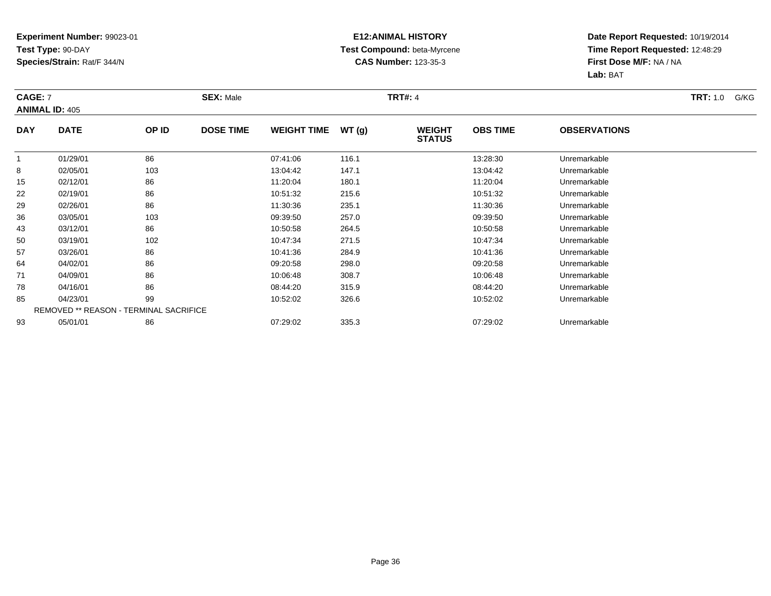**Experiment Number:** 99023-01
**Test Type:** 90-DAY
**Species/Strain:** Rat/F 344/N

**E12:ANIMAL HISTORY**
**Test Compound:** beta-Myrcene
**CAS Number:** 123-35-3

**Date Report Requested:** 10/19/2014
**Time Report Requested:** 12:48:29
**First Dose M/F:** NA / NA
**Lab:** BAT

**CAGE:** 7 **SEX:** Male **TRT#:** 4 **TRT:** 1.0 G/KG
**ANIMAL ID:** 405

| DAY | DATE | OP ID | DOSE TIME | WEIGHT TIME | WT (g) | WEIGHT STATUS | OBS TIME | OBSERVATIONS |
|---|---|---|---|---|---|---|---|---|
| 1 | 01/29/01 | 86 | | 07:41:06 | 116.1 | | 13:28:30 | Unremarkable |
| 8 | 02/05/01 | 103 | | 13:04:42 | 147.1 | | 13:04:42 | Unremarkable |
| 15 | 02/12/01 | 86 | | 11:20:04 | 180.1 | | 11:20:04 | Unremarkable |
| 22 | 02/19/01 | 86 | | 10:51:32 | 215.6 | | 10:51:32 | Unremarkable |
| 29 | 02/26/01 | 86 | | 11:30:36 | 235.1 | | 11:30:36 | Unremarkable |
| 36 | 03/05/01 | 103 | | 09:39:50 | 257.0 | | 09:39:50 | Unremarkable |
| 43 | 03/12/01 | 86 | | 10:50:58 | 264.5 | | 10:50:58 | Unremarkable |
| 50 | 03/19/01 | 102 | | 10:47:34 | 271.5 | | 10:47:34 | Unremarkable |
| 57 | 03/26/01 | 86 | | 10:41:36 | 284.9 | | 10:41:36 | Unremarkable |
| 64 | 04/02/01 | 86 | | 09:20:58 | 298.0 | | 09:20:58 | Unremarkable |
| 71 | 04/09/01 | 86 | | 10:06:48 | 308.7 | | 10:06:48 | Unremarkable |
| 78 | 04/16/01 | 86 | | 08:44:20 | 315.9 | | 08:44:20 | Unremarkable |
| 85 | 04/23/01 | 99 | | 10:52:02 | 326.6 | | 10:52:02 | Unremarkable |
| REMOVED ** REASON - TERMINAL SACRIFICE | | | | | | | | |
| 93 | 05/01/01 | 86 | | 07:29:02 | 335.3 | | 07:29:02 | Unremarkable |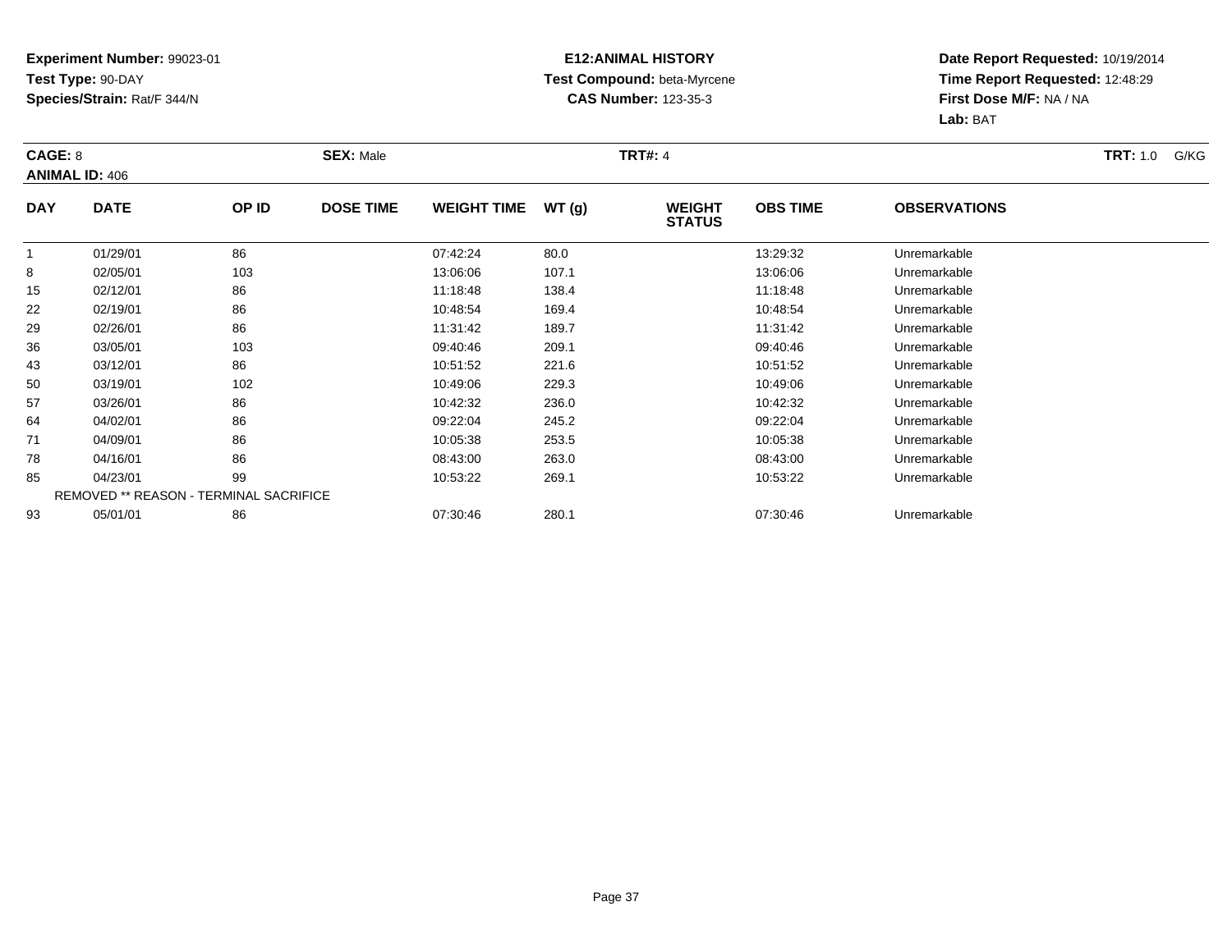**Experiment Number:** 99023-01
**Test Type:** 90-DAY
**Species/Strain:** Rat/F 344/N

**E12:ANIMAL HISTORY**
**Test Compound:** beta-Myrcene
**CAS Number:** 123-35-3

**Date Report Requested:** 10/19/2014
**Time Report Requested:** 12:48:29
**First Dose M/F:** NA / NA
**Lab:** BAT

**CAGE:** 8 **SEX:** Male **TRT#:** 4 **TRT:** 1.0 G/KG
**ANIMAL ID:** 406

| DAY | DATE | OP ID | DOSE TIME | WEIGHT TIME | WT (g) | WEIGHT STATUS | OBS TIME | OBSERVATIONS |
|---|---|---|---|---|---|---|---|---|
| 1 | 01/29/01 | 86 | | 07:42:24 | 80.0 | | 13:29:32 | Unremarkable |
| 8 | 02/05/01 | 103 | | 13:06:06 | 107.1 | | 13:06:06 | Unremarkable |
| 15 | 02/12/01 | 86 | | 11:18:48 | 138.4 | | 11:18:48 | Unremarkable |
| 22 | 02/19/01 | 86 | | 10:48:54 | 169.4 | | 10:48:54 | Unremarkable |
| 29 | 02/26/01 | 86 | | 11:31:42 | 189.7 | | 11:31:42 | Unremarkable |
| 36 | 03/05/01 | 103 | | 09:40:46 | 209.1 | | 09:40:46 | Unremarkable |
| 43 | 03/12/01 | 86 | | 10:51:52 | 221.6 | | 10:51:52 | Unremarkable |
| 50 | 03/19/01 | 102 | | 10:49:06 | 229.3 | | 10:49:06 | Unremarkable |
| 57 | 03/26/01 | 86 | | 10:42:32 | 236.0 | | 10:42:32 | Unremarkable |
| 64 | 04/02/01 | 86 | | 09:22:04 | 245.2 | | 09:22:04 | Unremarkable |
| 71 | 04/09/01 | 86 | | 10:05:38 | 253.5 | | 10:05:38 | Unremarkable |
| 78 | 04/16/01 | 86 | | 08:43:00 | 263.0 | | 08:43:00 | Unremarkable |
| 85 | 04/23/01 | 99 | | 10:53:22 | 269.1 | | 10:53:22 | Unremarkable |
| REMOVED ** REASON - TERMINAL SACRIFICE | | | | | | | | |
| 93 | 05/01/01 | 86 | | 07:30:46 | 280.1 | | 07:30:46 | Unremarkable |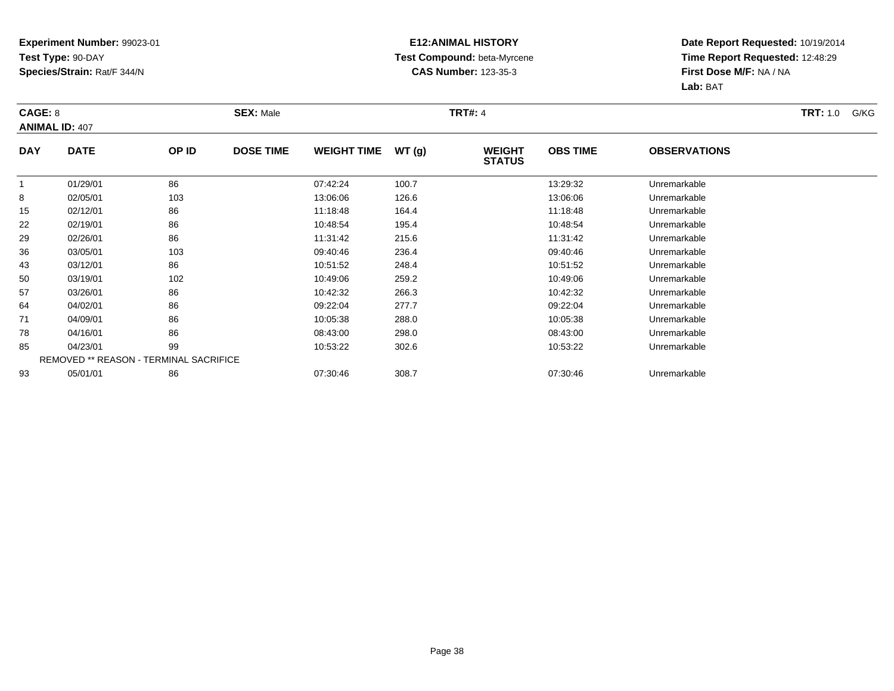**Experiment Number:** 99023-01
**Test Type:** 90-DAY
**Species/Strain:** Rat/F 344/N

**E12:ANIMAL HISTORY**
**Test Compound:** beta-Myrcene
**CAS Number:** 123-35-3

**Date Report Requested:** 10/19/2014
**Time Report Requested:** 12:48:29
**First Dose M/F:** NA / NA
**Lab:** BAT

**CAGE:** 8 **SEX:** Male **TRT#:** 4 **TRT:** 1.0 G/KG
**ANIMAL ID:** 407

| DAY | DATE | OP ID | DOSE TIME | WEIGHT TIME | WT (g) | WEIGHT STATUS | OBS TIME | OBSERVATIONS |
|---|---|---|---|---|---|---|---|---|
| 1 | 01/29/01 | 86 | | 07:42:24 | 100.7 | | 13:29:32 | Unremarkable |
| 8 | 02/05/01 | 103 | | 13:06:06 | 126.6 | | 13:06:06 | Unremarkable |
| 15 | 02/12/01 | 86 | | 11:18:48 | 164.4 | | 11:18:48 | Unremarkable |
| 22 | 02/19/01 | 86 | | 10:48:54 | 195.4 | | 10:48:54 | Unremarkable |
| 29 | 02/26/01 | 86 | | 11:31:42 | 215.6 | | 11:31:42 | Unremarkable |
| 36 | 03/05/01 | 103 | | 09:40:46 | 236.4 | | 09:40:46 | Unremarkable |
| 43 | 03/12/01 | 86 | | 10:51:52 | 248.4 | | 10:51:52 | Unremarkable |
| 50 | 03/19/01 | 102 | | 10:49:06 | 259.2 | | 10:49:06 | Unremarkable |
| 57 | 03/26/01 | 86 | | 10:42:32 | 266.3 | | 10:42:32 | Unremarkable |
| 64 | 04/02/01 | 86 | | 09:22:04 | 277.7 | | 09:22:04 | Unremarkable |
| 71 | 04/09/01 | 86 | | 10:05:38 | 288.0 | | 10:05:38 | Unremarkable |
| 78 | 04/16/01 | 86 | | 08:43:00 | 298.0 | | 08:43:00 | Unremarkable |
| 85 | 04/23/01 | 99 | | 10:53:22 | 302.6 | | 10:53:22 | Unremarkable |
| REMOVED ** REASON - TERMINAL SACRIFICE | | | | | | | | |
| 93 | 05/01/01 | 86 | | 07:30:46 | 308.7 | | 07:30:46 | Unremarkable |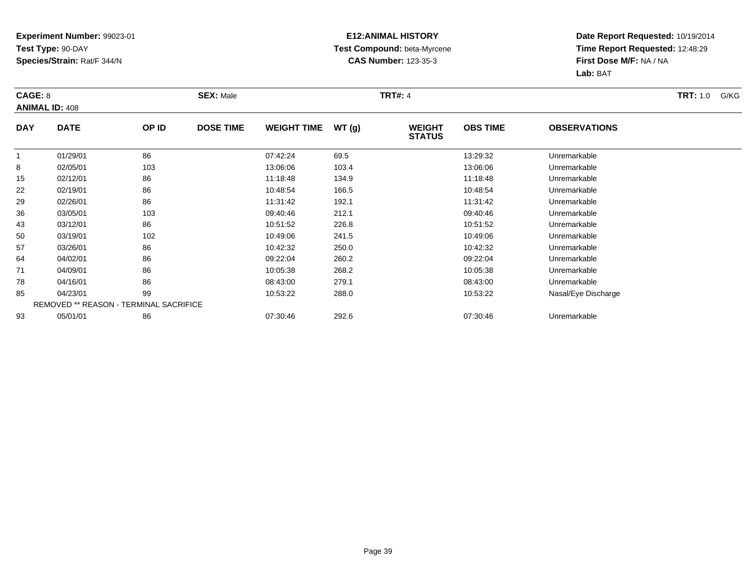**Experiment Number:** 99023-01
**Test Type:** 90-DAY
**Species/Strain:** Rat/F 344/N

**E12:ANIMAL HISTORY**
**Test Compound:** beta-Myrcene
**CAS Number:** 123-35-3

**Date Report Requested:** 10/19/2014
**Time Report Requested:** 12:48:29
**First Dose M/F:** NA / NA
**Lab:** BAT

**CAGE:** 8 **SEX:** Male **TRT#:** 4 **TRT:** 1.0 G/KG
**ANIMAL ID:** 408

| DAY | DATE | OP ID | DOSE TIME | WEIGHT TIME | WT (g) | WEIGHT STATUS | OBS TIME | OBSERVATIONS |
|---|---|---|---|---|---|---|---|---|
| 1 | 01/29/01 | 86 | | 07:42:24 | 69.5 | | 13:29:32 | Unremarkable |
| 8 | 02/05/01 | 103 | | 13:06:06 | 103.4 | | 13:06:06 | Unremarkable |
| 15 | 02/12/01 | 86 | | 11:18:48 | 134.9 | | 11:18:48 | Unremarkable |
| 22 | 02/19/01 | 86 | | 10:48:54 | 166.5 | | 10:48:54 | Unremarkable |
| 29 | 02/26/01 | 86 | | 11:31:42 | 192.1 | | 11:31:42 | Unremarkable |
| 36 | 03/05/01 | 103 | | 09:40:46 | 212.1 | | 09:40:46 | Unremarkable |
| 43 | 03/12/01 | 86 | | 10:51:52 | 226.8 | | 10:51:52 | Unremarkable |
| 50 | 03/19/01 | 102 | | 10:49:06 | 241.5 | | 10:49:06 | Unremarkable |
| 57 | 03/26/01 | 86 | | 10:42:32 | 250.0 | | 10:42:32 | Unremarkable |
| 64 | 04/02/01 | 86 | | 09:22:04 | 260.2 | | 09:22:04 | Unremarkable |
| 71 | 04/09/01 | 86 | | 10:05:38 | 268.2 | | 10:05:38 | Unremarkable |
| 78 | 04/16/01 | 86 | | 08:43:00 | 279.1 | | 08:43:00 | Unremarkable |
| 85 | 04/23/01 | 99 | | 10:53:22 | 288.0 | | 10:53:22 | Nasal/Eye Discharge |
| REMOVED ** REASON - TERMINAL SACRIFICE | | | | | | | | |
| 93 | 05/01/01 | 86 | | 07:30:46 | 292.6 | | 07:30:46 | Unremarkable |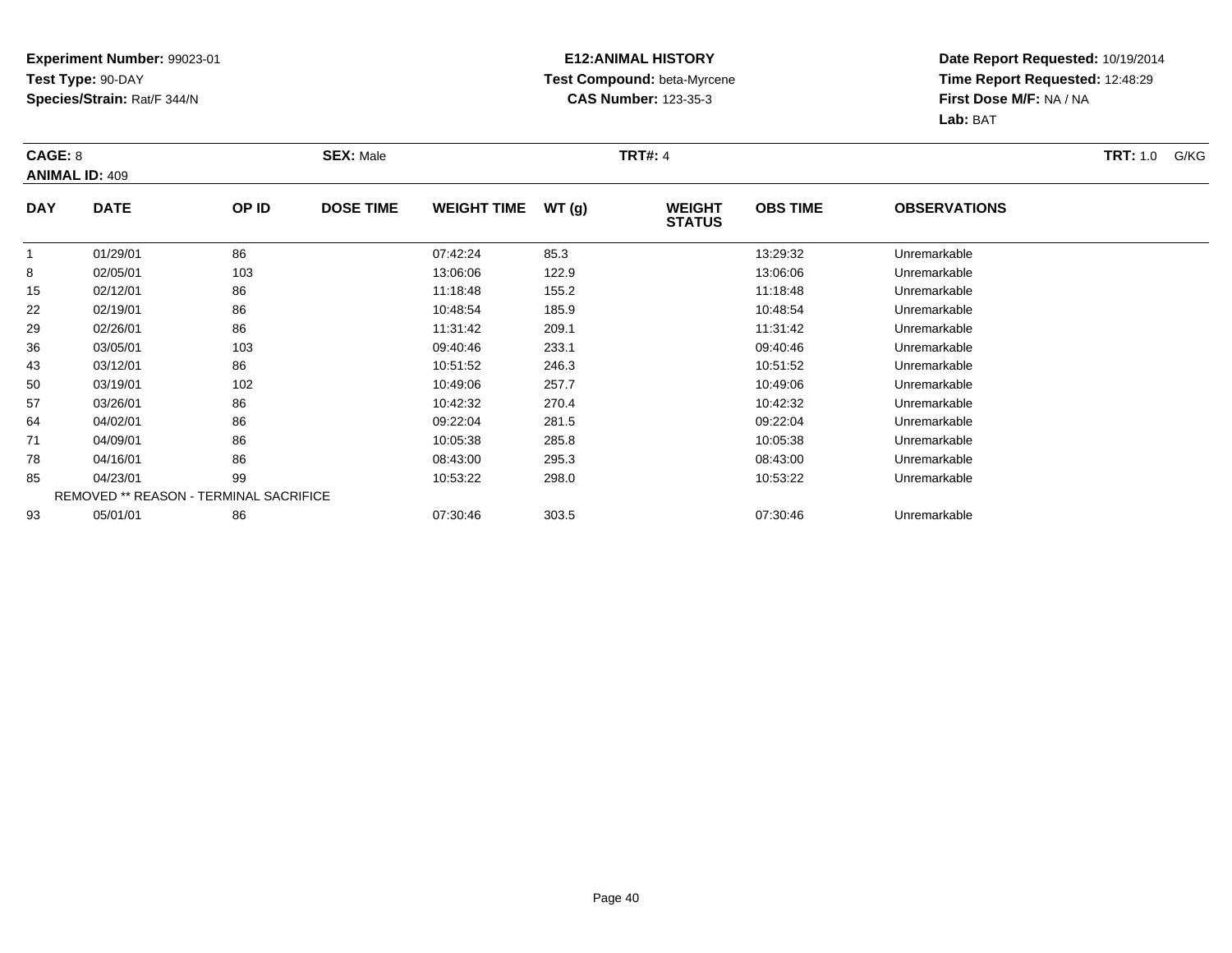**Experiment Number:** 99023-01
**Test Type:** 90-DAY
**Species/Strain:** Rat/F 344/N

**E12:ANIMAL HISTORY**
**Test Compound:** beta-Myrcene
**CAS Number:** 123-35-3

**Date Report Requested:** 10/19/2014
**Time Report Requested:** 12:48:29
**First Dose M/F:** NA / NA
**Lab:** BAT

**CAGE:** 8 **SEX:** Male **TRT#:** 4 **TRT:** 1.0 G/KG
**ANIMAL ID:** 409

| DAY | DATE | OP ID | DOSE TIME | WEIGHT TIME | WT (g) | WEIGHT STATUS | OBS TIME | OBSERVATIONS |
|---|---|---|---|---|---|---|---|---|
| 1 | 01/29/01 | 86 | | 07:42:24 | 85.3 | | 13:29:32 | Unremarkable |
| 8 | 02/05/01 | 103 | | 13:06:06 | 122.9 | | 13:06:06 | Unremarkable |
| 15 | 02/12/01 | 86 | | 11:18:48 | 155.2 | | 11:18:48 | Unremarkable |
| 22 | 02/19/01 | 86 | | 10:48:54 | 185.9 | | 10:48:54 | Unremarkable |
| 29 | 02/26/01 | 86 | | 11:31:42 | 209.1 | | 11:31:42 | Unremarkable |
| 36 | 03/05/01 | 103 | | 09:40:46 | 233.1 | | 09:40:46 | Unremarkable |
| 43 | 03/12/01 | 86 | | 10:51:52 | 246.3 | | 10:51:52 | Unremarkable |
| 50 | 03/19/01 | 102 | | 10:49:06 | 257.7 | | 10:49:06 | Unremarkable |
| 57 | 03/26/01 | 86 | | 10:42:32 | 270.4 | | 10:42:32 | Unremarkable |
| 64 | 04/02/01 | 86 | | 09:22:04 | 281.5 | | 09:22:04 | Unremarkable |
| 71 | 04/09/01 | 86 | | 10:05:38 | 285.8 | | 10:05:38 | Unremarkable |
| 78 | 04/16/01 | 86 | | 08:43:00 | 295.3 | | 08:43:00 | Unremarkable |
| 85 | 04/23/01 | 99 | | 10:53:22 | 298.0 | | 10:53:22 | Unremarkable |
| REMOVED ** REASON - TERMINAL SACRIFICE | | | | | | | | |
| 93 | 05/01/01 | 86 | | 07:30:46 | 303.5 | | 07:30:46 | Unremarkable |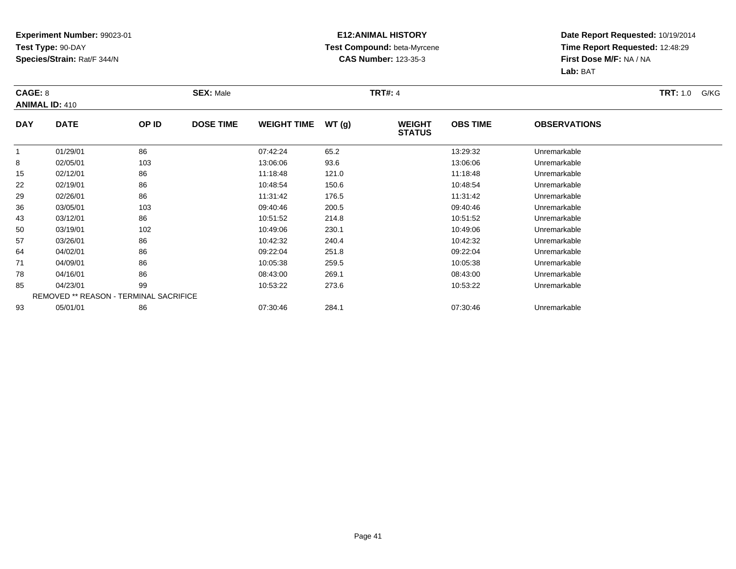**Experiment Number:** 99023-01
**Test Type:** 90-DAY
**Species/Strain:** Rat/F 344/N

**E12:ANIMAL HISTORY**
**Test Compound:** beta-Myrcene
**CAS Number:** 123-35-3

**Date Report Requested:** 10/19/2014
**Time Report Requested:** 12:48:29
**First Dose M/F:** NA / NA
**Lab:** BAT

**CAGE:** 8 **SEX:** Male **TRT#:** 4 **TRT:** 1.0 G/KG
**ANIMAL ID:** 410

| DAY | DATE | OP ID | DOSE TIME | WEIGHT TIME | WT (g) | WEIGHT STATUS | OBS TIME | OBSERVATIONS |
|---|---|---|---|---|---|---|---|---|
| 1 | 01/29/01 | 86 | | 07:42:24 | 65.2 | | 13:29:32 | Unremarkable |
| 8 | 02/05/01 | 103 | | 13:06:06 | 93.6 | | 13:06:06 | Unremarkable |
| 15 | 02/12/01 | 86 | | 11:18:48 | 121.0 | | 11:18:48 | Unremarkable |
| 22 | 02/19/01 | 86 | | 10:48:54 | 150.6 | | 10:48:54 | Unremarkable |
| 29 | 02/26/01 | 86 | | 11:31:42 | 176.5 | | 11:31:42 | Unremarkable |
| 36 | 03/05/01 | 103 | | 09:40:46 | 200.5 | | 09:40:46 | Unremarkable |
| 43 | 03/12/01 | 86 | | 10:51:52 | 214.8 | | 10:51:52 | Unremarkable |
| 50 | 03/19/01 | 102 | | 10:49:06 | 230.1 | | 10:49:06 | Unremarkable |
| 57 | 03/26/01 | 86 | | 10:42:32 | 240.4 | | 10:42:32 | Unremarkable |
| 64 | 04/02/01 | 86 | | 09:22:04 | 251.8 | | 09:22:04 | Unremarkable |
| 71 | 04/09/01 | 86 | | 10:05:38 | 259.5 | | 10:05:38 | Unremarkable |
| 78 | 04/16/01 | 86 | | 08:43:00 | 269.1 | | 08:43:00 | Unremarkable |
| 85 | 04/23/01 | 99 | | 10:53:22 | 273.6 | | 10:53:22 | Unremarkable |
| REMOVED ** REASON - TERMINAL SACRIFICE | | | | | | | | |
| 93 | 05/01/01 | 86 | | 07:30:46 | 284.1 | | 07:30:46 | Unremarkable |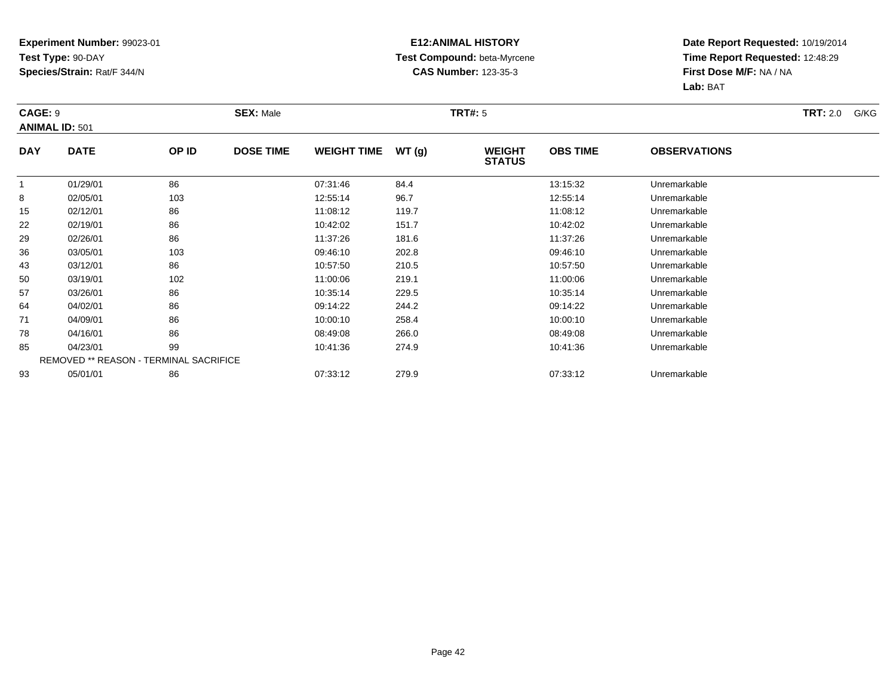**Experiment Number:** 99023-01
**Test Type:** 90-DAY
**Species/Strain:** Rat/F 344/N

**E12:ANIMAL HISTORY**
**Test Compound:** beta-Myrcene
**CAS Number:** 123-35-3

**Date Report Requested:** 10/19/2014
**Time Report Requested:** 12:48:29
**First Dose M/F:** NA / NA
**Lab:** BAT

**CAGE:** 9 **SEX:** Male **TRT#:** 5 **TRT:** 2.0 G/KG
**ANIMAL ID:** 501

| DAY | DATE | OP ID | DOSE TIME | WEIGHT TIME | WT (g) | WEIGHT STATUS | OBS TIME | OBSERVATIONS |
|---|---|---|---|---|---|---|---|---|
| 1 | 01/29/01 | 86 | | 07:31:46 | 84.4 | | 13:15:32 | Unremarkable |
| 8 | 02/05/01 | 103 | | 12:55:14 | 96.7 | | 12:55:14 | Unremarkable |
| 15 | 02/12/01 | 86 | | 11:08:12 | 119.7 | | 11:08:12 | Unremarkable |
| 22 | 02/19/01 | 86 | | 10:42:02 | 151.7 | | 10:42:02 | Unremarkable |
| 29 | 02/26/01 | 86 | | 11:37:26 | 181.6 | | 11:37:26 | Unremarkable |
| 36 | 03/05/01 | 103 | | 09:46:10 | 202.8 | | 09:46:10 | Unremarkable |
| 43 | 03/12/01 | 86 | | 10:57:50 | 210.5 | | 10:57:50 | Unremarkable |
| 50 | 03/19/01 | 102 | | 11:00:06 | 219.1 | | 11:00:06 | Unremarkable |
| 57 | 03/26/01 | 86 | | 10:35:14 | 229.5 | | 10:35:14 | Unremarkable |
| 64 | 04/02/01 | 86 | | 09:14:22 | 244.2 | | 09:14:22 | Unremarkable |
| 71 | 04/09/01 | 86 | | 10:00:10 | 258.4 | | 10:00:10 | Unremarkable |
| 78 | 04/16/01 | 86 | | 08:49:08 | 266.0 | | 08:49:08 | Unremarkable |
| 85 | 04/23/01 | 99 | | 10:41:36 | 274.9 | | 10:41:36 | Unremarkable |
| REMOVED ** REASON - TERMINAL SACRIFICE | | | | | | | | |
| 93 | 05/01/01 | 86 | | 07:33:12 | 279.9 | | 07:33:12 | Unremarkable |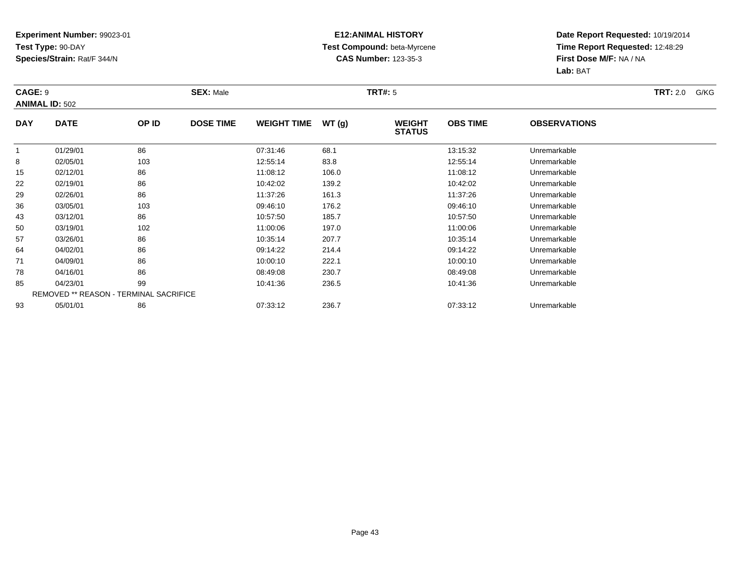**Experiment Number:** 99023-01
**Test Type:** 90-DAY
**Species/Strain:** Rat/F 344/N

**E12:ANIMAL HISTORY**
**Test Compound:** beta-Myrcene
**CAS Number:** 123-35-3

**Date Report Requested:** 10/19/2014
**Time Report Requested:** 12:48:29
**First Dose M/F:** NA / NA
**Lab:** BAT

**CAGE:** 9 **SEX:** Male **TRT#:** 5 **TRT:** 2.0 G/KG
**ANIMAL ID:** 502

| DAY | DATE | OP ID | DOSE TIME | WEIGHT TIME | WT (g) | WEIGHT STATUS | OBS TIME | OBSERVATIONS |
|---|---|---|---|---|---|---|---|---|
| 1 | 01/29/01 | 86 | | 07:31:46 | 68.1 | | 13:15:32 | Unremarkable |
| 8 | 02/05/01 | 103 | | 12:55:14 | 83.8 | | 12:55:14 | Unremarkable |
| 15 | 02/12/01 | 86 | | 11:08:12 | 106.0 | | 11:08:12 | Unremarkable |
| 22 | 02/19/01 | 86 | | 10:42:02 | 139.2 | | 10:42:02 | Unremarkable |
| 29 | 02/26/01 | 86 | | 11:37:26 | 161.3 | | 11:37:26 | Unremarkable |
| 36 | 03/05/01 | 103 | | 09:46:10 | 176.2 | | 09:46:10 | Unremarkable |
| 43 | 03/12/01 | 86 | | 10:57:50 | 185.7 | | 10:57:50 | Unremarkable |
| 50 | 03/19/01 | 102 | | 11:00:06 | 197.0 | | 11:00:06 | Unremarkable |
| 57 | 03/26/01 | 86 | | 10:35:14 | 207.7 | | 10:35:14 | Unremarkable |
| 64 | 04/02/01 | 86 | | 09:14:22 | 214.4 | | 09:14:22 | Unremarkable |
| 71 | 04/09/01 | 86 | | 10:00:10 | 222.1 | | 10:00:10 | Unremarkable |
| 78 | 04/16/01 | 86 | | 08:49:08 | 230.7 | | 08:49:08 | Unremarkable |
| 85 | 04/23/01 | 99 | | 10:41:36 | 236.5 | | 10:41:36 | Unremarkable |
| REMOVED ** REASON - TERMINAL SACRIFICE | | | | | | | | |
| 93 | 05/01/01 | 86 | | 07:33:12 | 236.7 | | 07:33:12 | Unremarkable |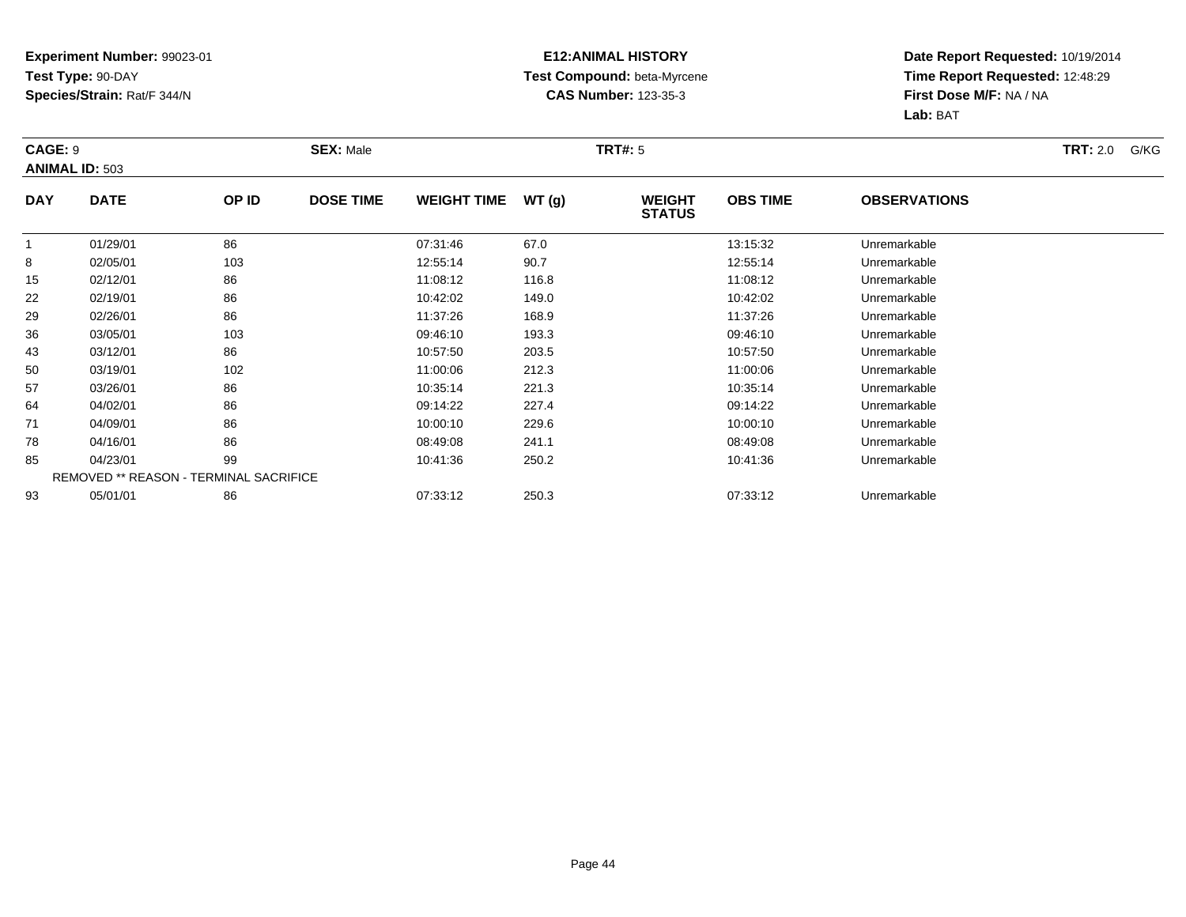**Experiment Number:** 99023-01
**Test Type:** 90-DAY
**Species/Strain:** Rat/F 344/N

**E12:ANIMAL HISTORY**
**Test Compound:** beta-Myrcene
**CAS Number:** 123-35-3

**Date Report Requested:** 10/19/2014
**Time Report Requested:** 12:48:29
**First Dose M/F:** NA / NA
**Lab:** BAT

**CAGE:** 9 **SEX:** Male **TRT#:** 5 **TRT:** 2.0 G/KG
**ANIMAL ID:** 503

| DAY | DATE | OP ID | DOSE TIME | WEIGHT TIME | WT (g) | WEIGHT STATUS | OBS TIME | OBSERVATIONS |
|---|---|---|---|---|---|---|---|---|
| 1 | 01/29/01 | 86 | | 07:31:46 | 67.0 | | 13:15:32 | Unremarkable |
| 8 | 02/05/01 | 103 | | 12:55:14 | 90.7 | | 12:55:14 | Unremarkable |
| 15 | 02/12/01 | 86 | | 11:08:12 | 116.8 | | 11:08:12 | Unremarkable |
| 22 | 02/19/01 | 86 | | 10:42:02 | 149.0 | | 10:42:02 | Unremarkable |
| 29 | 02/26/01 | 86 | | 11:37:26 | 168.9 | | 11:37:26 | Unremarkable |
| 36 | 03/05/01 | 103 | | 09:46:10 | 193.3 | | 09:46:10 | Unremarkable |
| 43 | 03/12/01 | 86 | | 10:57:50 | 203.5 | | 10:57:50 | Unremarkable |
| 50 | 03/19/01 | 102 | | 11:00:06 | 212.3 | | 11:00:06 | Unremarkable |
| 57 | 03/26/01 | 86 | | 10:35:14 | 221.3 | | 10:35:14 | Unremarkable |
| 64 | 04/02/01 | 86 | | 09:14:22 | 227.4 | | 09:14:22 | Unremarkable |
| 71 | 04/09/01 | 86 | | 10:00:10 | 229.6 | | 10:00:10 | Unremarkable |
| 78 | 04/16/01 | 86 | | 08:49:08 | 241.1 | | 08:49:08 | Unremarkable |
| 85 | 04/23/01 | 99 | | 10:41:36 | 250.2 | | 10:41:36 | Unremarkable |
| REMOVED ** REASON - TERMINAL SACRIFICE | | | | | | | | |
| 93 | 05/01/01 | 86 | | 07:33:12 | 250.3 | | 07:33:12 | Unremarkable |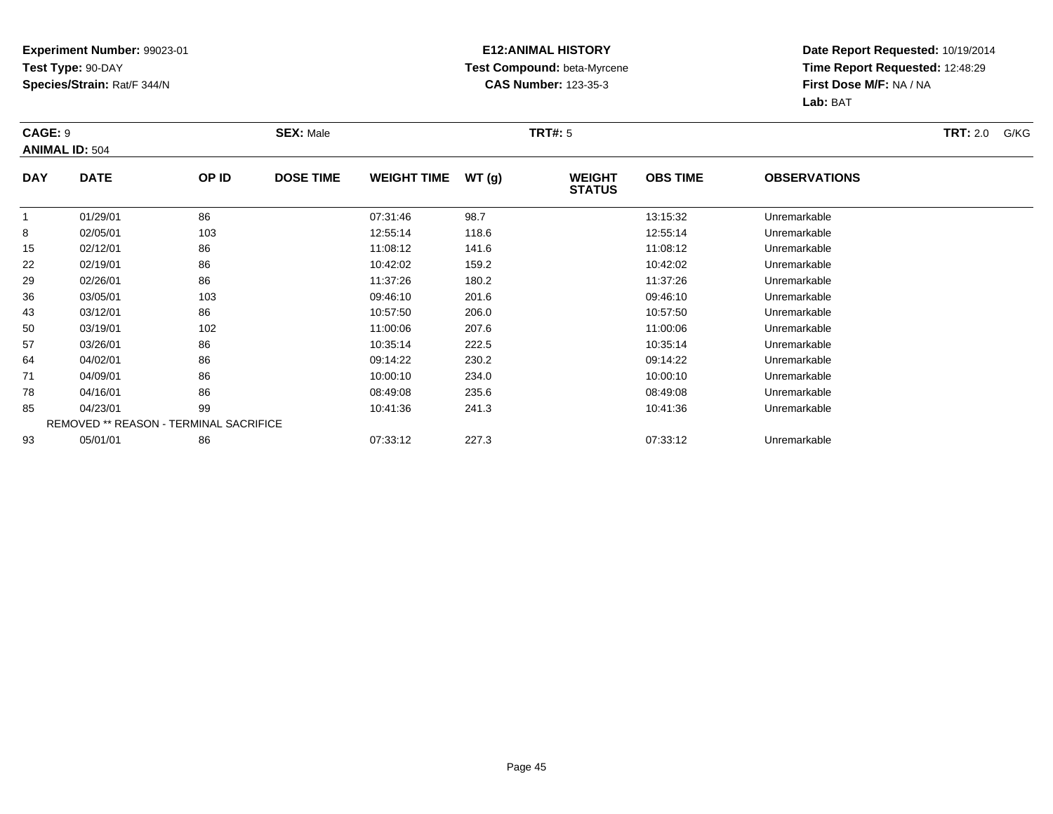**Experiment Number:** 99023-01
**Test Type:** 90-DAY
**Species/Strain:** Rat/F 344/N

**E12:ANIMAL HISTORY**
**Test Compound:** beta-Myrcene
**CAS Number:** 123-35-3

**Date Report Requested:** 10/19/2014
**Time Report Requested:** 12:48:29
**First Dose M/F:** NA / NA
**Lab:** BAT

**CAGE:** 9 **SEX:** Male **TRT#:** 5 **TRT:** 2.0 G/KG
**ANIMAL ID:** 504

| DAY | DATE | OP ID | DOSE TIME | WEIGHT TIME | WT (g) | WEIGHT STATUS | OBS TIME | OBSERVATIONS |
|---|---|---|---|---|---|---|---|---|
| 1 | 01/29/01 | 86 | | 07:31:46 | 98.7 | | 13:15:32 | Unremarkable |
| 8 | 02/05/01 | 103 | | 12:55:14 | 118.6 | | 12:55:14 | Unremarkable |
| 15 | 02/12/01 | 86 | | 11:08:12 | 141.6 | | 11:08:12 | Unremarkable |
| 22 | 02/19/01 | 86 | | 10:42:02 | 159.2 | | 10:42:02 | Unremarkable |
| 29 | 02/26/01 | 86 | | 11:37:26 | 180.2 | | 11:37:26 | Unremarkable |
| 36 | 03/05/01 | 103 | | 09:46:10 | 201.6 | | 09:46:10 | Unremarkable |
| 43 | 03/12/01 | 86 | | 10:57:50 | 206.0 | | 10:57:50 | Unremarkable |
| 50 | 03/19/01 | 102 | | 11:00:06 | 207.6 | | 11:00:06 | Unremarkable |
| 57 | 03/26/01 | 86 | | 10:35:14 | 222.5 | | 10:35:14 | Unremarkable |
| 64 | 04/02/01 | 86 | | 09:14:22 | 230.2 | | 09:14:22 | Unremarkable |
| 71 | 04/09/01 | 86 | | 10:00:10 | 234.0 | | 10:00:10 | Unremarkable |
| 78 | 04/16/01 | 86 | | 08:49:08 | 235.6 | | 08:49:08 | Unremarkable |
| 85 | 04/23/01 | 99 | | 10:41:36 | 241.3 | | 10:41:36 | Unremarkable |
| REMOVED ** REASON - TERMINAL SACRIFICE | | | | | | | | |
| 93 | 05/01/01 | 86 | | 07:33:12 | 227.3 | | 07:33:12 | Unremarkable |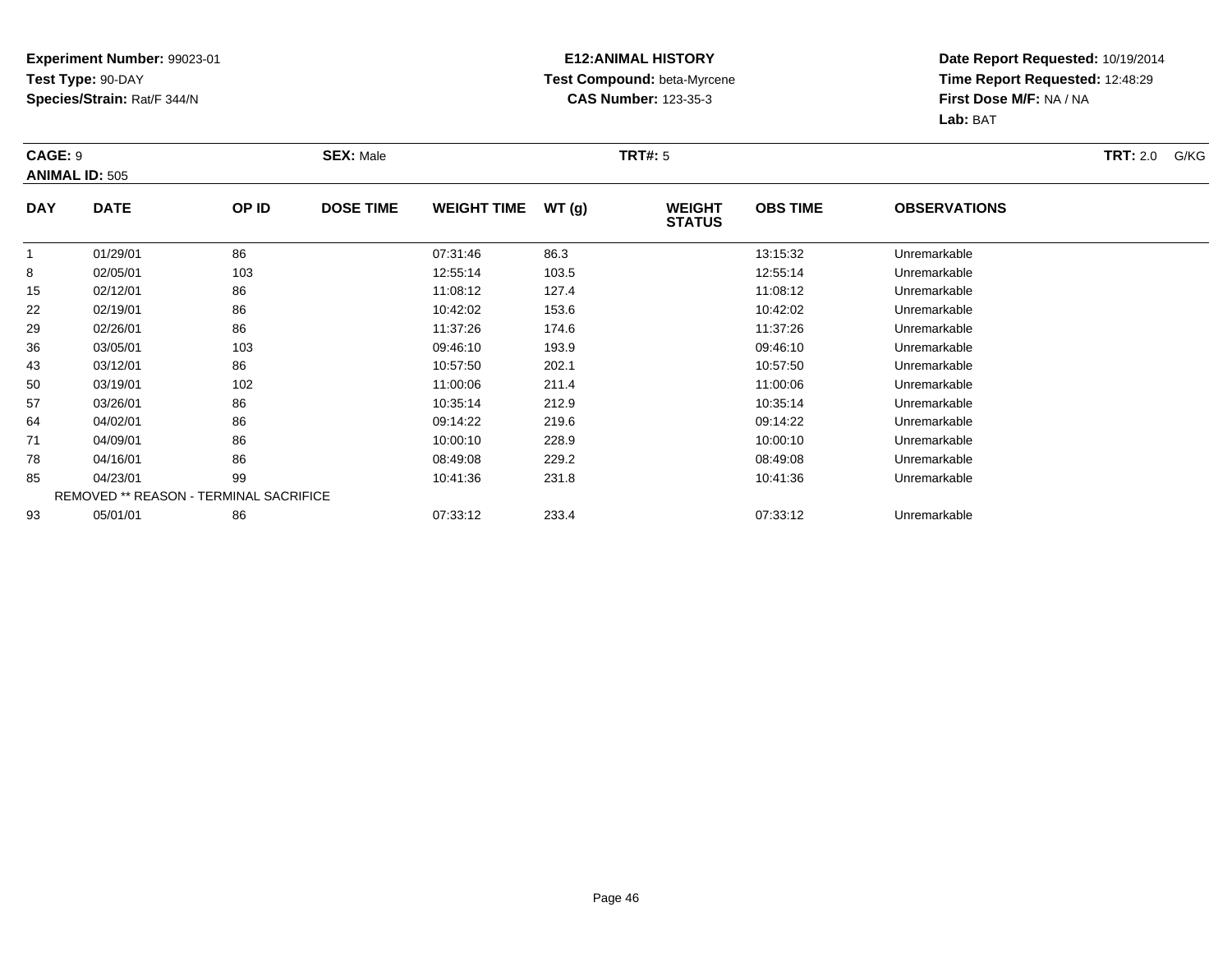**Experiment Number:** 99023-01
**Test Type:** 90-DAY
**Species/Strain:** Rat/F 344/N

**E12:ANIMAL HISTORY**
**Test Compound:** beta-Myrcene
**CAS Number:** 123-35-3

**Date Report Requested:** 10/19/2014
**Time Report Requested:** 12:48:29
**First Dose M/F:** NA / NA
**Lab:** BAT

**CAGE:** 9 **SEX:** Male **TRT#:** 5 **TRT:** 2.0 G/KG
**ANIMAL ID:** 505

| DAY | DATE | OP ID | DOSE TIME | WEIGHT TIME | WT (g) | WEIGHT STATUS | OBS TIME | OBSERVATIONS |
|---|---|---|---|---|---|---|---|---|
| 1 | 01/29/01 | 86 | | 07:31:46 | 86.3 | | 13:15:32 | Unremarkable |
| 8 | 02/05/01 | 103 | | 12:55:14 | 103.5 | | 12:55:14 | Unremarkable |
| 15 | 02/12/01 | 86 | | 11:08:12 | 127.4 | | 11:08:12 | Unremarkable |
| 22 | 02/19/01 | 86 | | 10:42:02 | 153.6 | | 10:42:02 | Unremarkable |
| 29 | 02/26/01 | 86 | | 11:37:26 | 174.6 | | 11:37:26 | Unremarkable |
| 36 | 03/05/01 | 103 | | 09:46:10 | 193.9 | | 09:46:10 | Unremarkable |
| 43 | 03/12/01 | 86 | | 10:57:50 | 202.1 | | 10:57:50 | Unremarkable |
| 50 | 03/19/01 | 102 | | 11:00:06 | 211.4 | | 11:00:06 | Unremarkable |
| 57 | 03/26/01 | 86 | | 10:35:14 | 212.9 | | 10:35:14 | Unremarkable |
| 64 | 04/02/01 | 86 | | 09:14:22 | 219.6 | | 09:14:22 | Unremarkable |
| 71 | 04/09/01 | 86 | | 10:00:10 | 228.9 | | 10:00:10 | Unremarkable |
| 78 | 04/16/01 | 86 | | 08:49:08 | 229.2 | | 08:49:08 | Unremarkable |
| 85 | 04/23/01 | 99 | | 10:41:36 | 231.8 | | 10:41:36 | Unremarkable |
| REMOVED ** REASON - TERMINAL SACRIFICE | | | | | | | | |
| 93 | 05/01/01 | 86 | | 07:33:12 | 233.4 | | 07:33:12 | Unremarkable |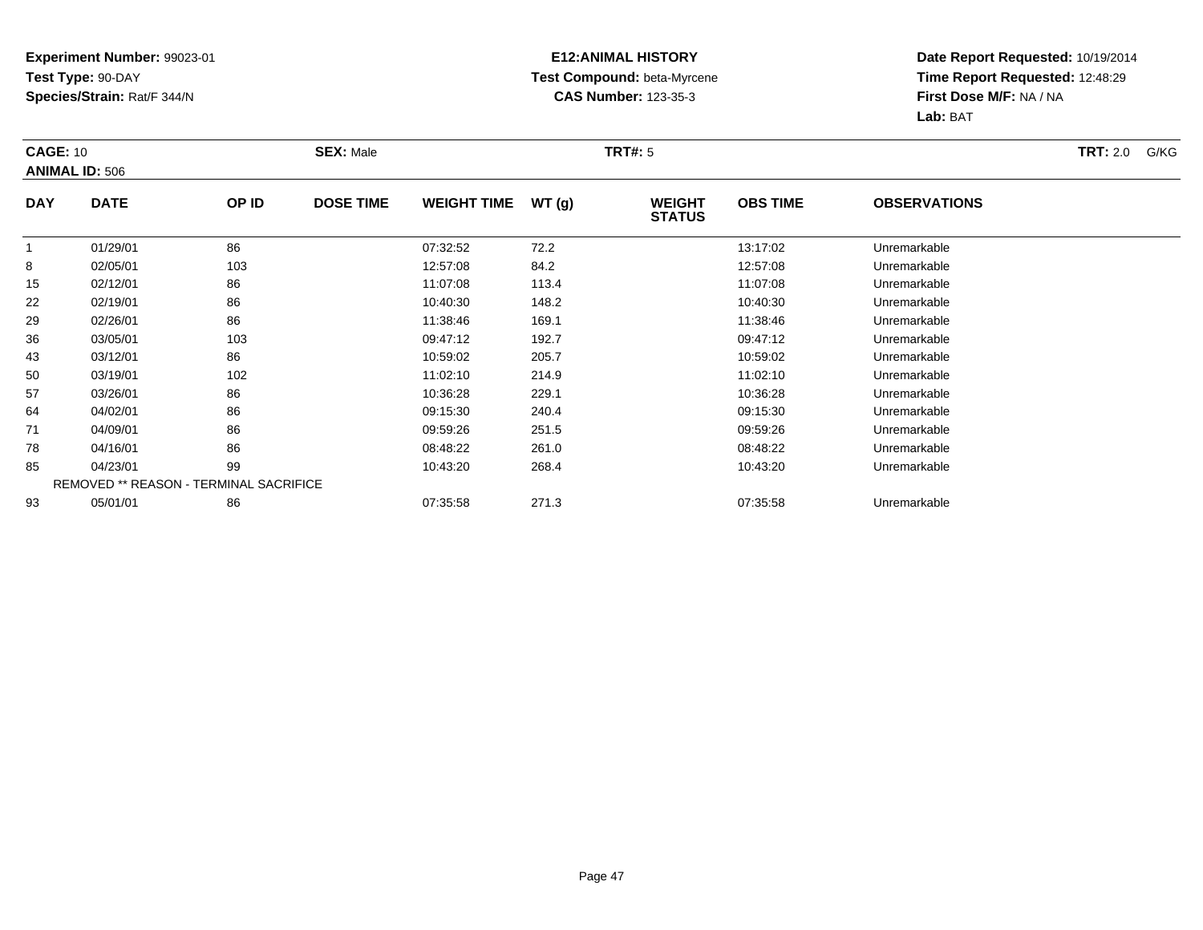**Experiment Number:** 99023-01
**Test Type:** 90-DAY
**Species/Strain:** Rat/F 344/N

**E12:ANIMAL HISTORY**
**Test Compound:** beta-Myrcene
**CAS Number:** 123-35-3

**Date Report Requested:** 10/19/2014
**Time Report Requested:** 12:48:29
**First Dose M/F:** NA / NA
**Lab:** BAT

**CAGE:** 10
**ANIMAL ID:** 506
**SEX:** Male
**TRT#:** 5
**TRT:** 2.0 G/KG

| DAY | DATE | OP ID | DOSE TIME | WEIGHT TIME | WT (g) | WEIGHT STATUS | OBS TIME | OBSERVATIONS |
|---|---|---|---|---|---|---|---|---|
| 1 | 01/29/01 | 86 | | 07:32:52 | 72.2 | | 13:17:02 | Unremarkable |
| 8 | 02/05/01 | 103 | | 12:57:08 | 84.2 | | 12:57:08 | Unremarkable |
| 15 | 02/12/01 | 86 | | 11:07:08 | 113.4 | | 11:07:08 | Unremarkable |
| 22 | 02/19/01 | 86 | | 10:40:30 | 148.2 | | 10:40:30 | Unremarkable |
| 29 | 02/26/01 | 86 | | 11:38:46 | 169.1 | | 11:38:46 | Unremarkable |
| 36 | 03/05/01 | 103 | | 09:47:12 | 192.7 | | 09:47:12 | Unremarkable |
| 43 | 03/12/01 | 86 | | 10:59:02 | 205.7 | | 10:59:02 | Unremarkable |
| 50 | 03/19/01 | 102 | | 11:02:10 | 214.9 | | 11:02:10 | Unremarkable |
| 57 | 03/26/01 | 86 | | 10:36:28 | 229.1 | | 10:36:28 | Unremarkable |
| 64 | 04/02/01 | 86 | | 09:15:30 | 240.4 | | 09:15:30 | Unremarkable |
| 71 | 04/09/01 | 86 | | 09:59:26 | 251.5 | | 09:59:26 | Unremarkable |
| 78 | 04/16/01 | 86 | | 08:48:22 | 261.0 | | 08:48:22 | Unremarkable |
| 85 | 04/23/01 | 99 | | 10:43:20 | 268.4 | | 10:43:20 | Unremarkable |
| REMOVED ** REASON - TERMINAL SACRIFICE | | | | | | | | |
| 93 | 05/01/01 | 86 | | 07:35:58 | 271.3 | | 07:35:58 | Unremarkable |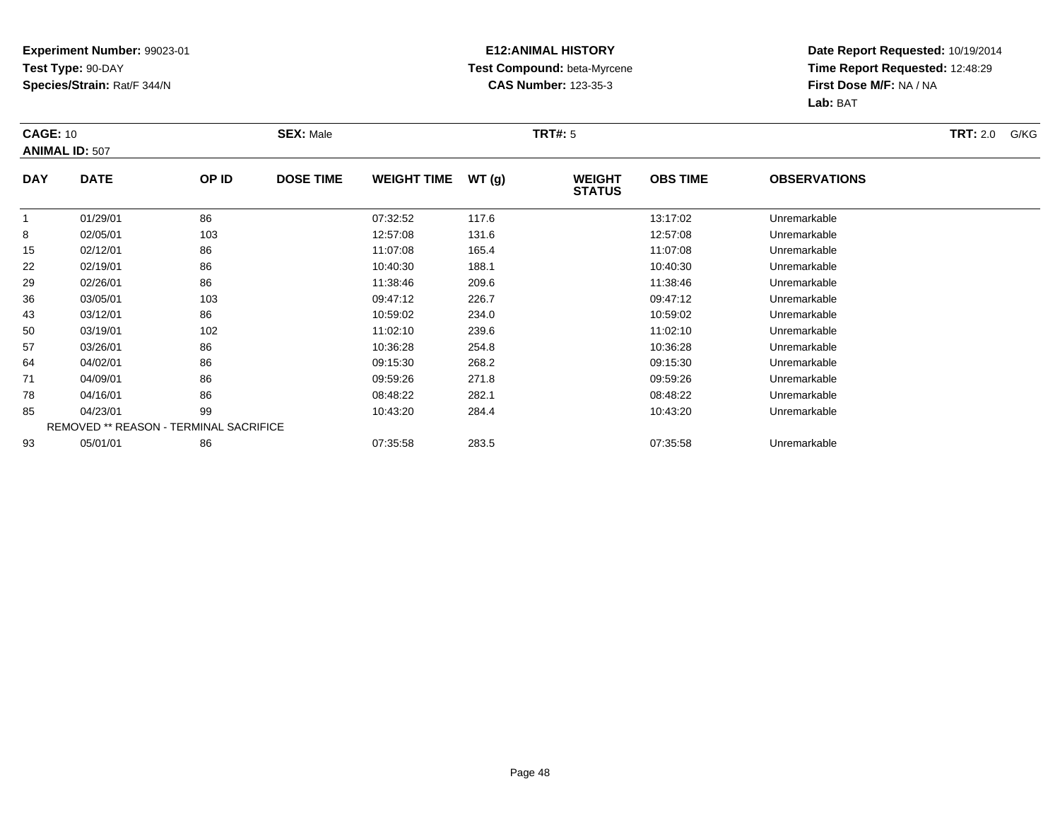**Experiment Number:** 99023-01
**Test Type:** 90-DAY
**Species/Strain:** Rat/F 344/N

**E12:ANIMAL HISTORY**
**Test Compound:** beta-Myrcene
**CAS Number:** 123-35-3

**Date Report Requested:** 10/19/2014
**Time Report Requested:** 12:48:29
**First Dose M/F:** NA / NA
**Lab:** BAT

**CAGE:** 10 **SEX:** Male **TRT#:** 5 **TRT:** 2.0 G/KG
**ANIMAL ID:** 507

| DAY | DATE | OP ID | DOSE TIME | WEIGHT TIME | WT (g) | WEIGHT STATUS | OBS TIME | OBSERVATIONS |
|---|---|---|---|---|---|---|---|---|
| 1 | 01/29/01 | 86 | | 07:32:52 | 117.6 | | 13:17:02 | Unremarkable |
| 8 | 02/05/01 | 103 | | 12:57:08 | 131.6 | | 12:57:08 | Unremarkable |
| 15 | 02/12/01 | 86 | | 11:07:08 | 165.4 | | 11:07:08 | Unremarkable |
| 22 | 02/19/01 | 86 | | 10:40:30 | 188.1 | | 10:40:30 | Unremarkable |
| 29 | 02/26/01 | 86 | | 11:38:46 | 209.6 | | 11:38:46 | Unremarkable |
| 36 | 03/05/01 | 103 | | 09:47:12 | 226.7 | | 09:47:12 | Unremarkable |
| 43 | 03/12/01 | 86 | | 10:59:02 | 234.0 | | 10:59:02 | Unremarkable |
| 50 | 03/19/01 | 102 | | 11:02:10 | 239.6 | | 11:02:10 | Unremarkable |
| 57 | 03/26/01 | 86 | | 10:36:28 | 254.8 | | 10:36:28 | Unremarkable |
| 64 | 04/02/01 | 86 | | 09:15:30 | 268.2 | | 09:15:30 | Unremarkable |
| 71 | 04/09/01 | 86 | | 09:59:26 | 271.8 | | 09:59:26 | Unremarkable |
| 78 | 04/16/01 | 86 | | 08:48:22 | 282.1 | | 08:48:22 | Unremarkable |
| 85 | 04/23/01 | 99 | | 10:43:20 | 284.4 | | 10:43:20 | Unremarkable |
| REMOVED ** REASON - TERMINAL SACRIFICE | | | | | | | | |
| 93 | 05/01/01 | 86 | | 07:35:58 | 283.5 | | 07:35:58 | Unremarkable |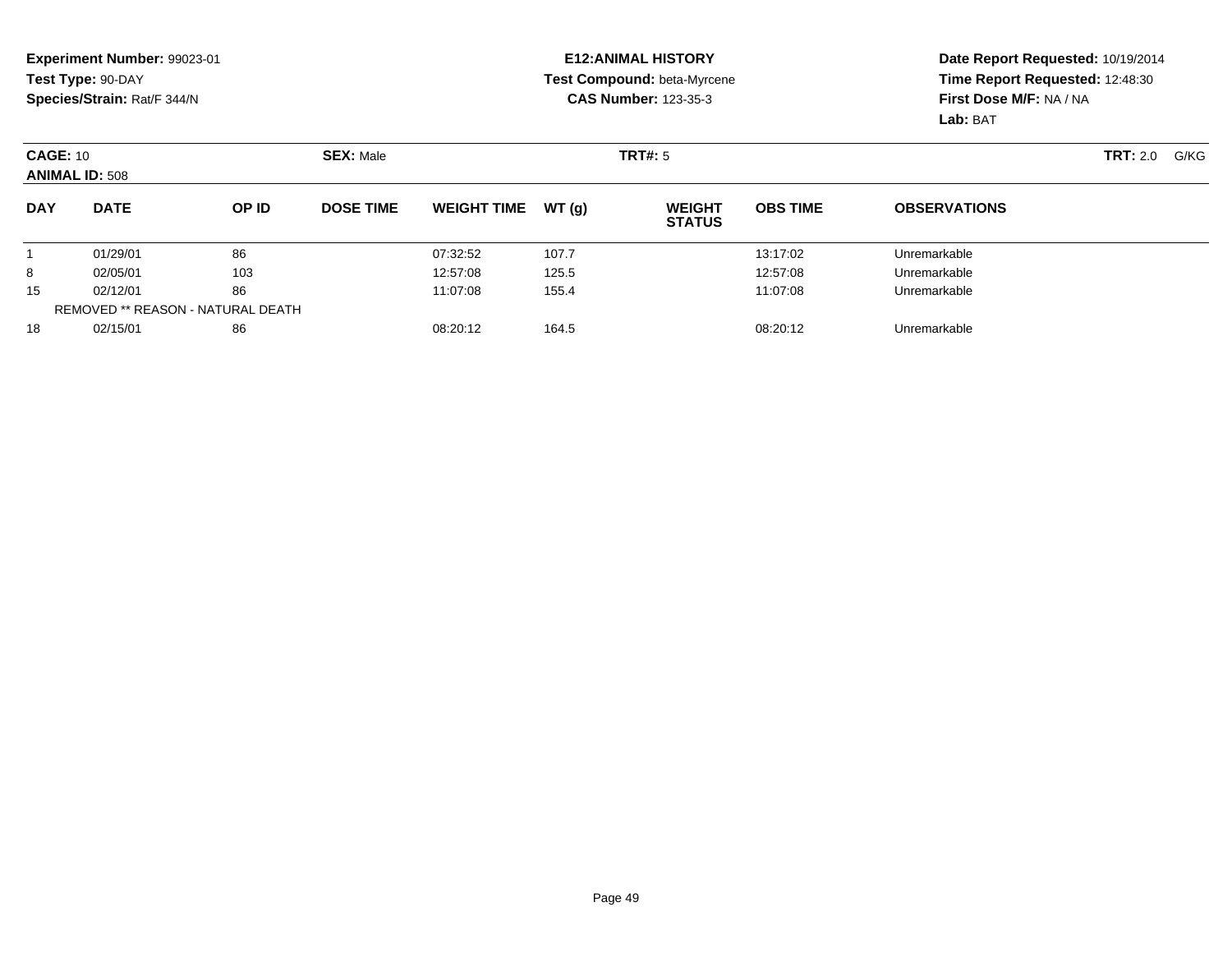**Experiment Number:** 99023-01
**Test Type:** 90-DAY
**Species/Strain:** Rat/F 344/N

**E12:ANIMAL HISTORY**
**Test Compound:** beta-Myrcene
**CAS Number:** 123-35-3

**Date Report Requested:** 10/19/2014
**Time Report Requested:** 12:48:30
**First Dose M/F:** NA / NA
**Lab:** BAT

**CAGE:** 10
**ANIMAL ID:** 508
**SEX:** Male
**TRT#:** 5
**TRT:** 2.0 G/KG

| DAY | DATE | OP ID | DOSE TIME | WEIGHT TIME | WT (g) | WEIGHT STATUS | OBS TIME | OBSERVATIONS |
|---|---|---|---|---|---|---|---|---|
| 1 | 01/29/01 | 86 | | 07:32:52 | 107.7 | | 13:17:02 | Unremarkable |
| 8 | 02/05/01 | 103 | | 12:57:08 | 125.5 | | 12:57:08 | Unremarkable |
| 15 | 02/12/01 | 86 | | 11:07:08 | 155.4 | | 11:07:08 | Unremarkable |
| | REMOVED ** REASON - NATURAL DEATH | | | | | | | |
| 18 | 02/15/01 | 86 | | 08:20:12 | 164.5 | | 08:20:12 | Unremarkable |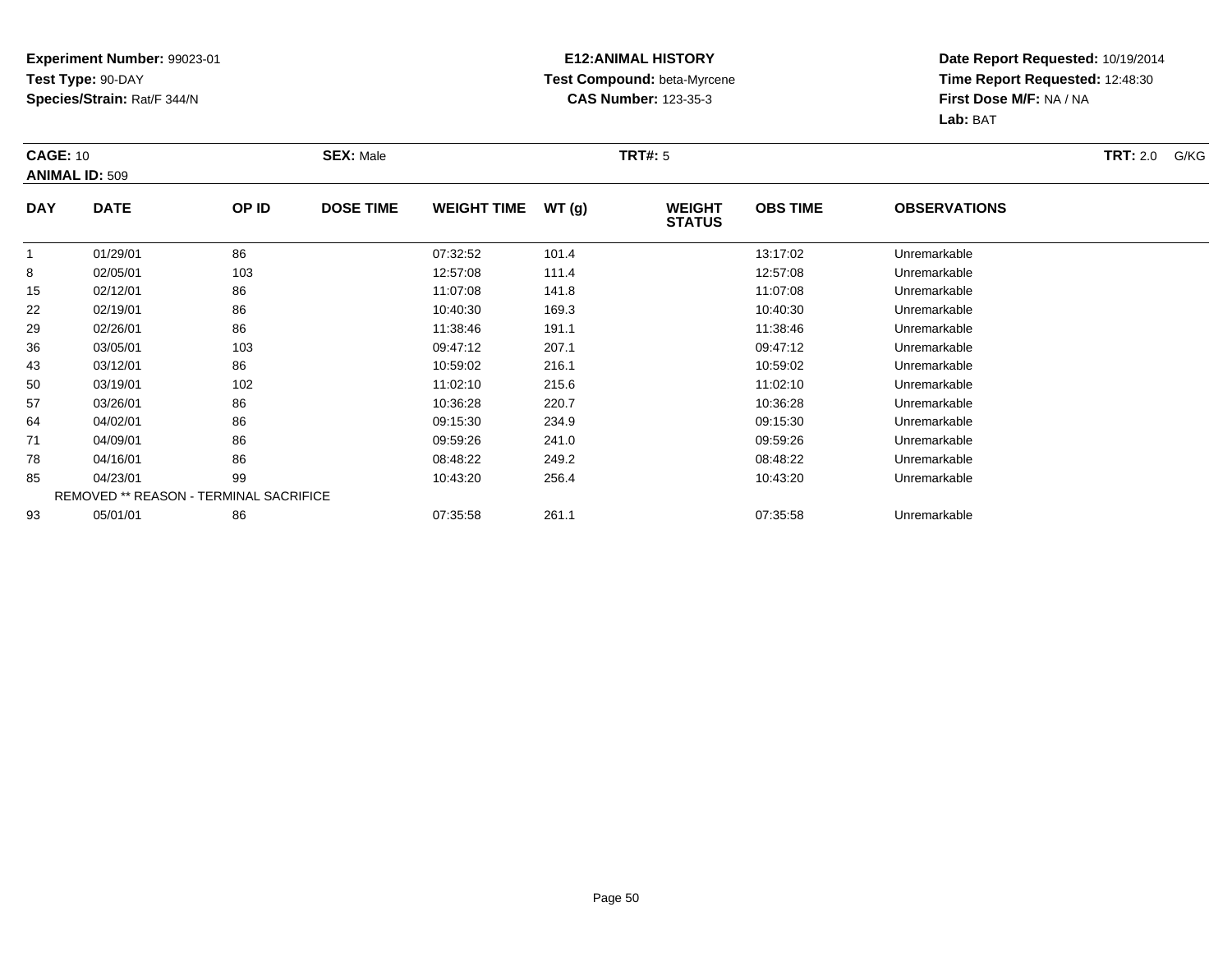**Experiment Number:** 99023-01
**Test Type:** 90-DAY
**Species/Strain:** Rat/F 344/N

**E12:ANIMAL HISTORY**
**Test Compound:** beta-Myrcene
**CAS Number:** 123-35-3

**Date Report Requested:** 10/19/2014
**Time Report Requested:** 12:48:30
**First Dose M/F:** NA / NA
**Lab:** BAT

**CAGE:** 10 **SEX:** Male **TRT#:** 5 **TRT:** 2.0 G/KG
**ANIMAL ID:** 509

| DAY | DATE | OP ID | DOSE TIME | WEIGHT TIME | WT (g) | WEIGHT STATUS | OBS TIME | OBSERVATIONS |
|---|---|---|---|---|---|---|---|---|
| 1 | 01/29/01 | 86 | | 07:32:52 | 101.4 | | 13:17:02 | Unremarkable |
| 8 | 02/05/01 | 103 | | 12:57:08 | 111.4 | | 12:57:08 | Unremarkable |
| 15 | 02/12/01 | 86 | | 11:07:08 | 141.8 | | 11:07:08 | Unremarkable |
| 22 | 02/19/01 | 86 | | 10:40:30 | 169.3 | | 10:40:30 | Unremarkable |
| 29 | 02/26/01 | 86 | | 11:38:46 | 191.1 | | 11:38:46 | Unremarkable |
| 36 | 03/05/01 | 103 | | 09:47:12 | 207.1 | | 09:47:12 | Unremarkable |
| 43 | 03/12/01 | 86 | | 10:59:02 | 216.1 | | 10:59:02 | Unremarkable |
| 50 | 03/19/01 | 102 | | 11:02:10 | 215.6 | | 11:02:10 | Unremarkable |
| 57 | 03/26/01 | 86 | | 10:36:28 | 220.7 | | 10:36:28 | Unremarkable |
| 64 | 04/02/01 | 86 | | 09:15:30 | 234.9 | | 09:15:30 | Unremarkable |
| 71 | 04/09/01 | 86 | | 09:59:26 | 241.0 | | 09:59:26 | Unremarkable |
| 78 | 04/16/01 | 86 | | 08:48:22 | 249.2 | | 08:48:22 | Unremarkable |
| 85 | 04/23/01 | 99 | | 10:43:20 | 256.4 | | 10:43:20 | Unremarkable |
| REMOVED ** REASON - TERMINAL SACRIFICE | | | | | | | | |
| 93 | 05/01/01 | 86 | | 07:35:58 | 261.1 | | 07:35:58 | Unremarkable |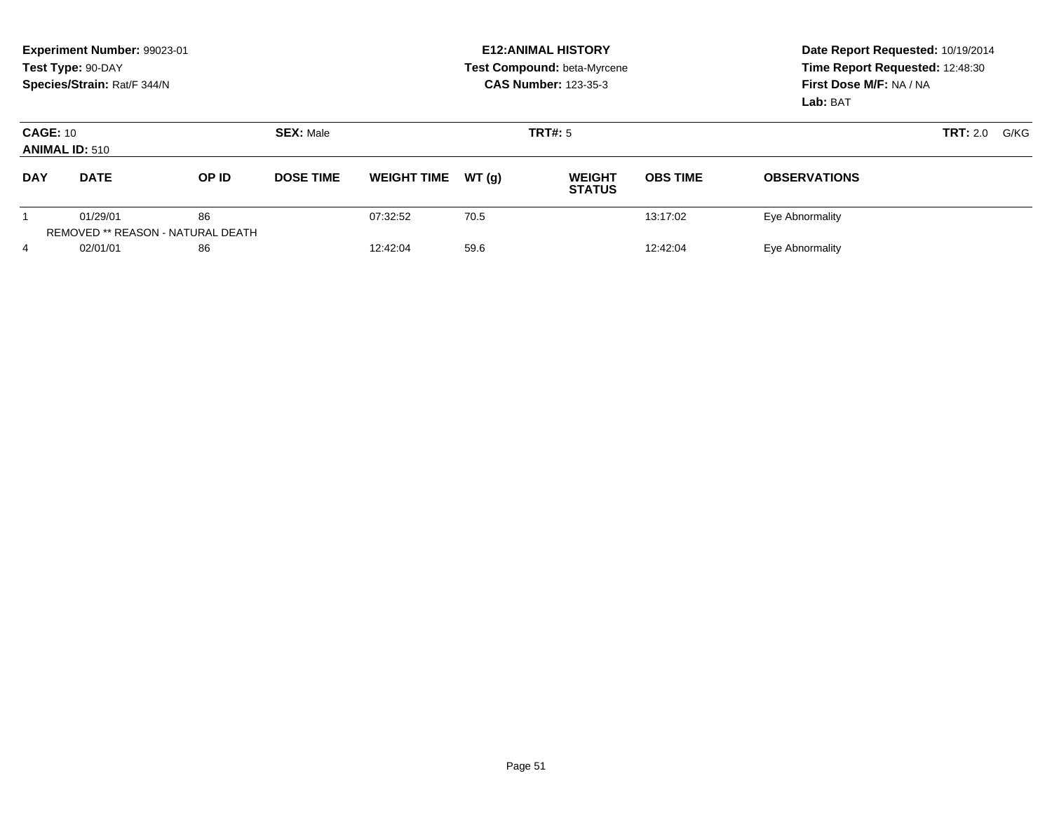**Experiment Number:** 99023-01
**Test Type:** 90-DAY
**Species/Strain:** Rat/F 344/N

**E12:ANIMAL HISTORY**
**Test Compound:** beta-Myrcene
**CAS Number:** 123-35-3

**Date Report Requested:** 10/19/2014
**Time Report Requested:** 12:48:30
**First Dose M/F:** NA / NA
**Lab:** BAT

**CAGE:** 10 **SEX:** Male **TRT#:** 5 **TRT:** 2.0 G/KG
**ANIMAL ID:** 510

| DAY | DATE | OP ID | DOSE TIME | WEIGHT TIME | WT (g) | WEIGHT STATUS | OBS TIME | OBSERVATIONS |
|---|---|---|---|---|---|---|---|---|
| 1 | 01/29/01 | 86 | | 07:32:52 | 70.5 | | 13:17:02 | Eye Abnormality |
| REMOVED ** REASON - NATURAL DEATH | | | | | | | | |
| 4 | 02/01/01 | 86 | | 12:42:04 | 59.6 | | 12:42:04 | Eye Abnormality |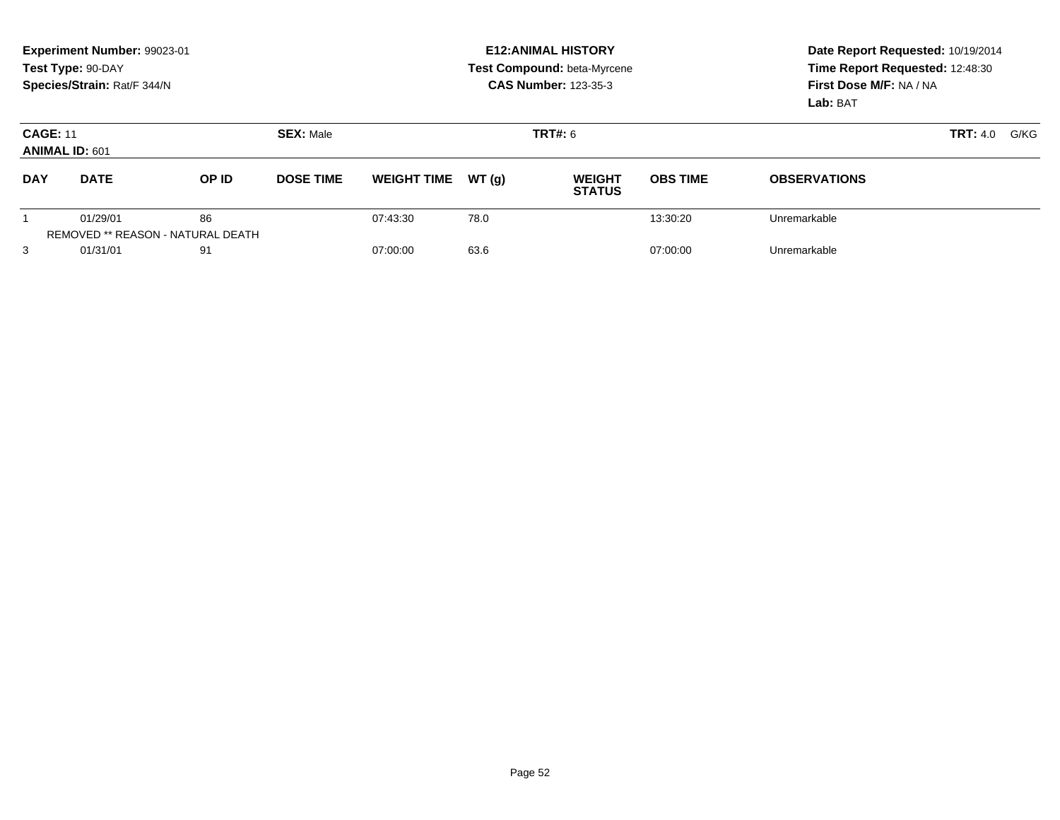**Experiment Number:** 99023-01
**Test Type:** 90-DAY
**Species/Strain:** Rat/F 344/N

**E12:ANIMAL HISTORY**
**Test Compound:** beta-Myrcene
**CAS Number:** 123-35-3

**Date Report Requested:** 10/19/2014
**Time Report Requested:** 12:48:30
**First Dose M/F:** NA / NA
**Lab:** BAT

**CAGE:** 11 **SEX:** Male **TRT#:** 6 **TRT:** 4.0 G/KG
**ANIMAL ID:** 601

| DAY | DATE | OP ID | DOSE TIME | WEIGHT TIME | WT (g) | WEIGHT STATUS | OBS TIME | OBSERVATIONS |
|---|---|---|---|---|---|---|---|---|
| 1 | 01/29/01 | 86 | | 07:43:30 | 78.0 | | 13:30:20 | Unremarkable |
| REMOVED ** REASON - NATURAL DEATH | | | | | | | | |
| 3 | 01/31/01 | 91 | | 07:00:00 | 63.6 | | 07:00:00 | Unremarkable |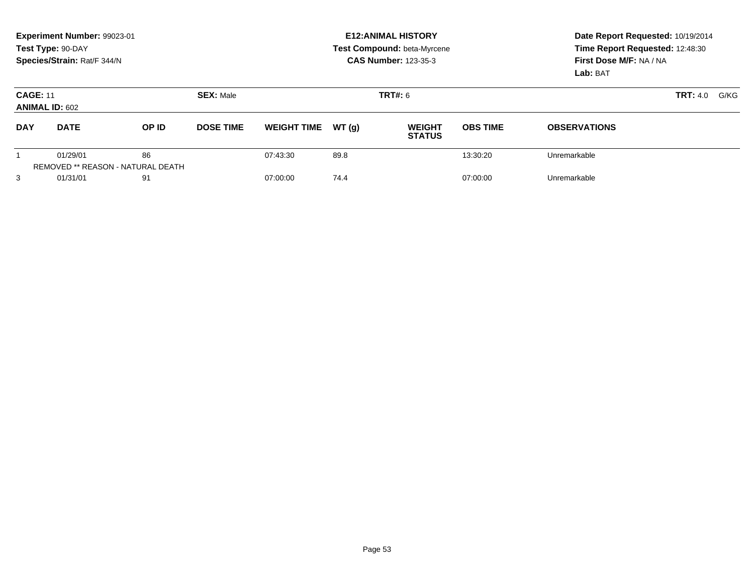**Experiment Number:** 99023-01
**Test Type:** 90-DAY
**Species/Strain:** Rat/F 344/N

**E12:ANIMAL HISTORY**
**Test Compound:** beta-Myrcene
**CAS Number:** 123-35-3

**Date Report Requested:** 10/19/2014
**Time Report Requested:** 12:48:30
**First Dose M/F:** NA / NA
**Lab:** BAT

**CAGE:** 11
**ANIMAL ID:** 602
**SEX:** Male
**TRT#:** 6
**TRT:** 4.0 G/KG

| DAY | DATE | OP ID | DOSE TIME | WEIGHT TIME | WT (g) | WEIGHT STATUS | OBS TIME | OBSERVATIONS |
|---|---|---|---|---|---|---|---|---|
| 1 | 01/29/01 | 86 | | 07:43:30 | 89.8 | | 13:30:20 | Unremarkable |
| | REMOVED ** REASON - NATURAL DEATH | | | | | | | |
| 3 | 01/31/01 | 91 | | 07:00:00 | 74.4 | | 07:00:00 | Unremarkable |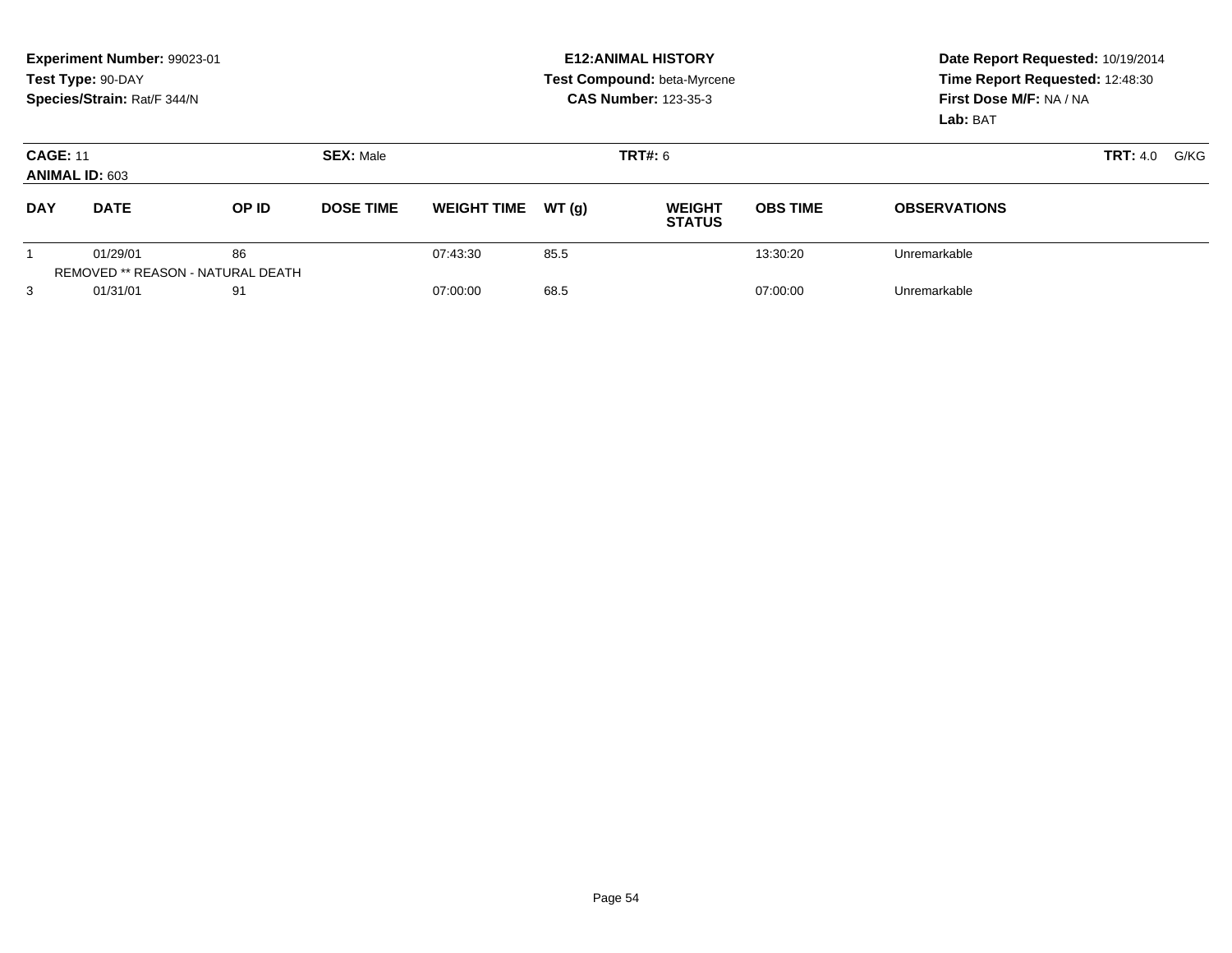**Experiment Number:** 99023-01
**Test Type:** 90-DAY
**Species/Strain:** Rat/F 344/N

**E12:ANIMAL HISTORY**
**Test Compound:** beta-Myrcene
**CAS Number:** 123-35-3

**Date Report Requested:** 10/19/2014
**Time Report Requested:** 12:48:30
**First Dose M/F:** NA / NA
**Lab:** BAT

**CAGE:** 11 **SEX:** Male **TRT#:** 6 **TRT:** 4.0 G/KG
**ANIMAL ID:** 603

| DAY | DATE | OP ID | DOSE TIME | WEIGHT TIME | WT (g) | WEIGHT STATUS | OBS TIME | OBSERVATIONS |
|---|---|---|---|---|---|---|---|---|
| 1 | 01/29/01 | 86 | | 07:43:30 | 85.5 | | 13:30:20 | Unremarkable |
| | REMOVED ** REASON - NATURAL DEATH | | | | | | | |
| 3 | 01/31/01 | 91 | | 07:00:00 | 68.5 | | 07:00:00 | Unremarkable |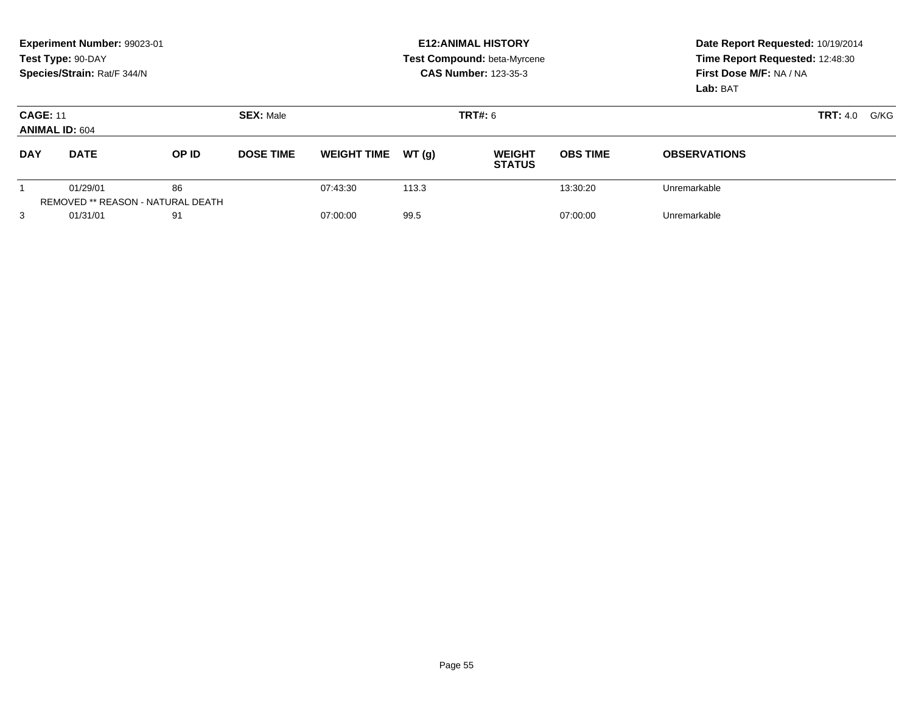**Experiment Number:** 99023-01
**Test Type:** 90-DAY
**Species/Strain:** Rat/F 344/N

**E12:ANIMAL HISTORY**
**Test Compound:** beta-Myrcene
**CAS Number:** 123-35-3

**Date Report Requested:** 10/19/2014
**Time Report Requested:** 12:48:30
**First Dose M/F:** NA / NA
**Lab:** BAT

**CAGE:** 11 **SEX:** Male **TRT#:** 6 **TRT:** 4.0 G/KG
**ANIMAL ID:** 604

| DAY | DATE | OP ID | DOSE TIME | WEIGHT TIME | WT (g) | WEIGHT STATUS | OBS TIME | OBSERVATIONS |
|---|---|---|---|---|---|---|---|---|
| 1 | 01/29/01 | 86 | | 07:43:30 | 113.3 | | 13:30:20 | Unremarkable |
| | REMOVED ** REASON - NATURAL DEATH | | | | | | | |
| 3 | 01/31/01 | 91 | | 07:00:00 | 99.5 | | 07:00:00 | Unremarkable |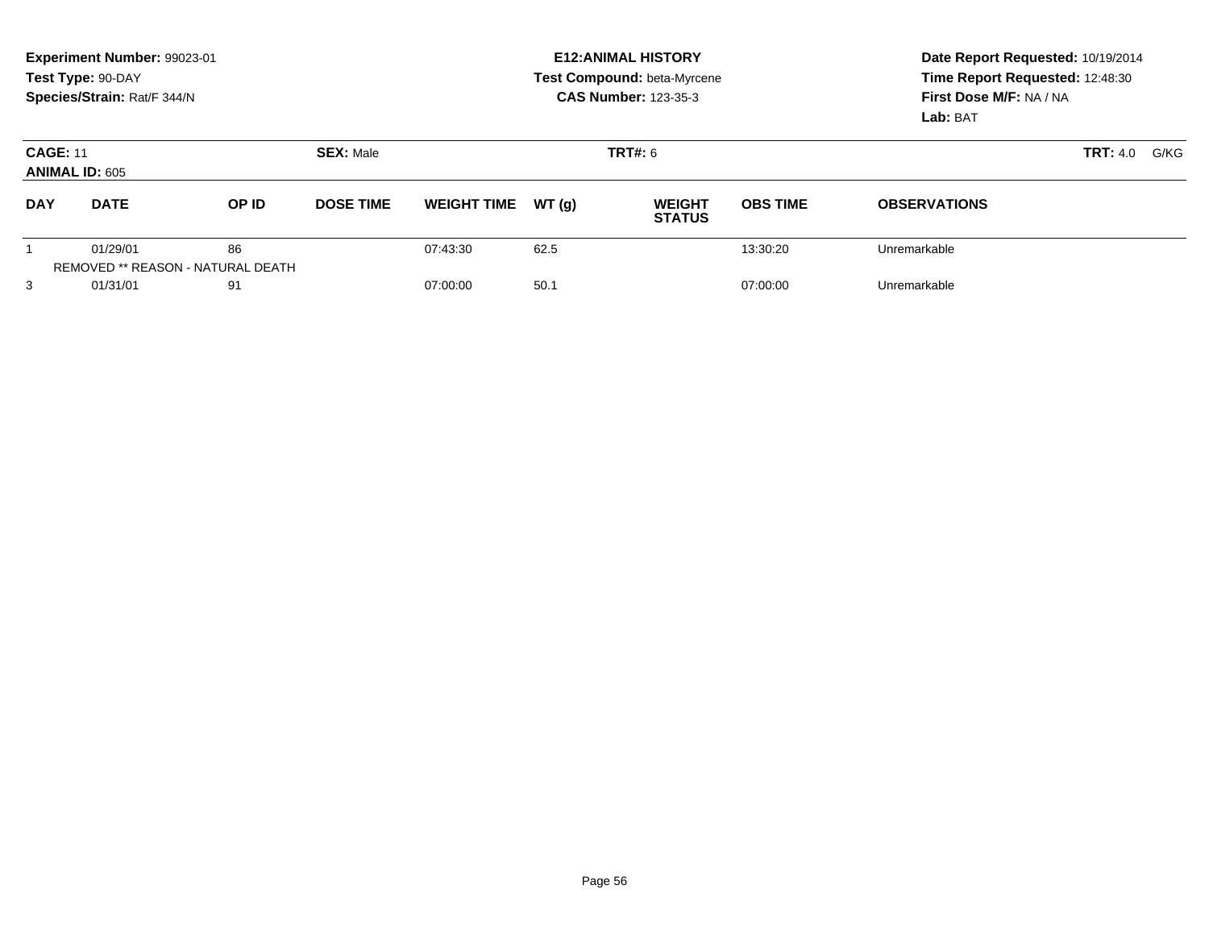**Experiment Number:** 99023-01
**Test Type:** 90-DAY
**Species/Strain:** Rat/F 344/N

**E12:ANIMAL HISTORY**
**Test Compound:** beta-Myrcene
**CAS Number:** 123-35-3

**Date Report Requested:** 10/19/2014
**Time Report Requested:** 12:48:30
**First Dose M/F:** NA / NA
**Lab:** BAT

**CAGE:** 11 | **SEX:** Male | **TRT#:** 6 | **TRT:** 4.0 G/KG
**ANIMAL ID:** 605

| DAY | DATE | OP ID | DOSE TIME | WEIGHT TIME | WT (g) | WEIGHT STATUS | OBS TIME | OBSERVATIONS |
|---|---|---|---|---|---|---|---|---|
| 1 | 01/29/01 | 86 | | 07:43:30 | 62.5 | | 13:30:20 | Unremarkable |
| REMOVED ** REASON - NATURAL DEATH | | | | | | | | |
| 3 | 01/31/01 | 91 | | 07:00:00 | 50.1 | | 07:00:00 | Unremarkable |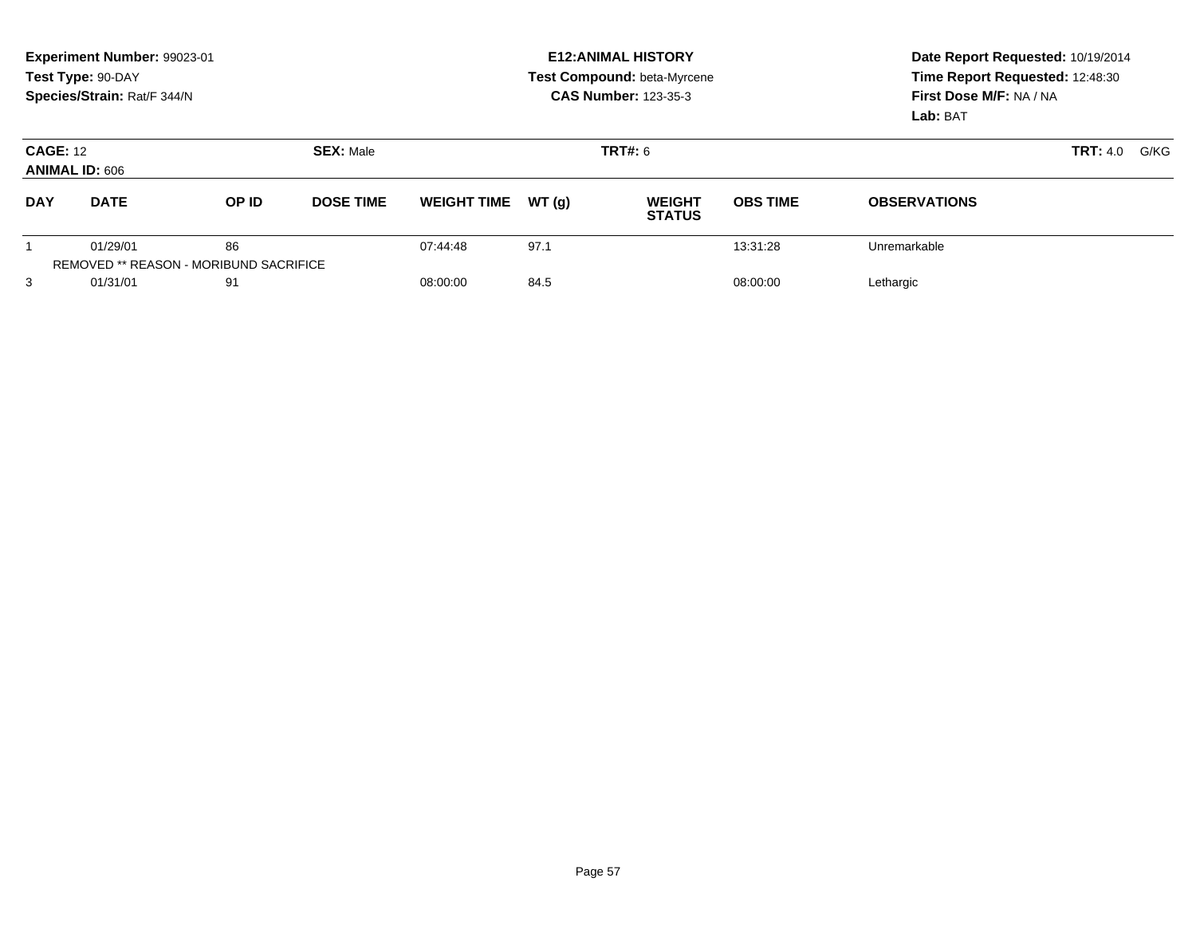**Experiment Number:** 99023-01
**Test Type:** 90-DAY
**Species/Strain:** Rat/F 344/N

**E12:ANIMAL HISTORY**
**Test Compound:** beta-Myrcene
**CAS Number:** 123-35-3

**Date Report Requested:** 10/19/2014
**Time Report Requested:** 12:48:30
**First Dose M/F:** NA / NA
**Lab:** BAT

**CAGE:** 12 **SEX:** Male **TRT#:** 6 **TRT:** 4.0 G/KG
**ANIMAL ID:** 606

| DAY | DATE | OP ID | DOSE TIME | WEIGHT TIME | WT (g) | WEIGHT STATUS | OBS TIME | OBSERVATIONS |
|---|---|---|---|---|---|---|---|---|
| 1 | 01/29/01 | 86 | | 07:44:48 | 97.1 | | 13:31:28 | Unremarkable |
| REMOVED ** REASON - MORIBUND SACRIFICE | | | | | | | | |
| 3 | 01/31/01 | 91 | | 08:00:00 | 84.5 | | 08:00:00 | Lethargic |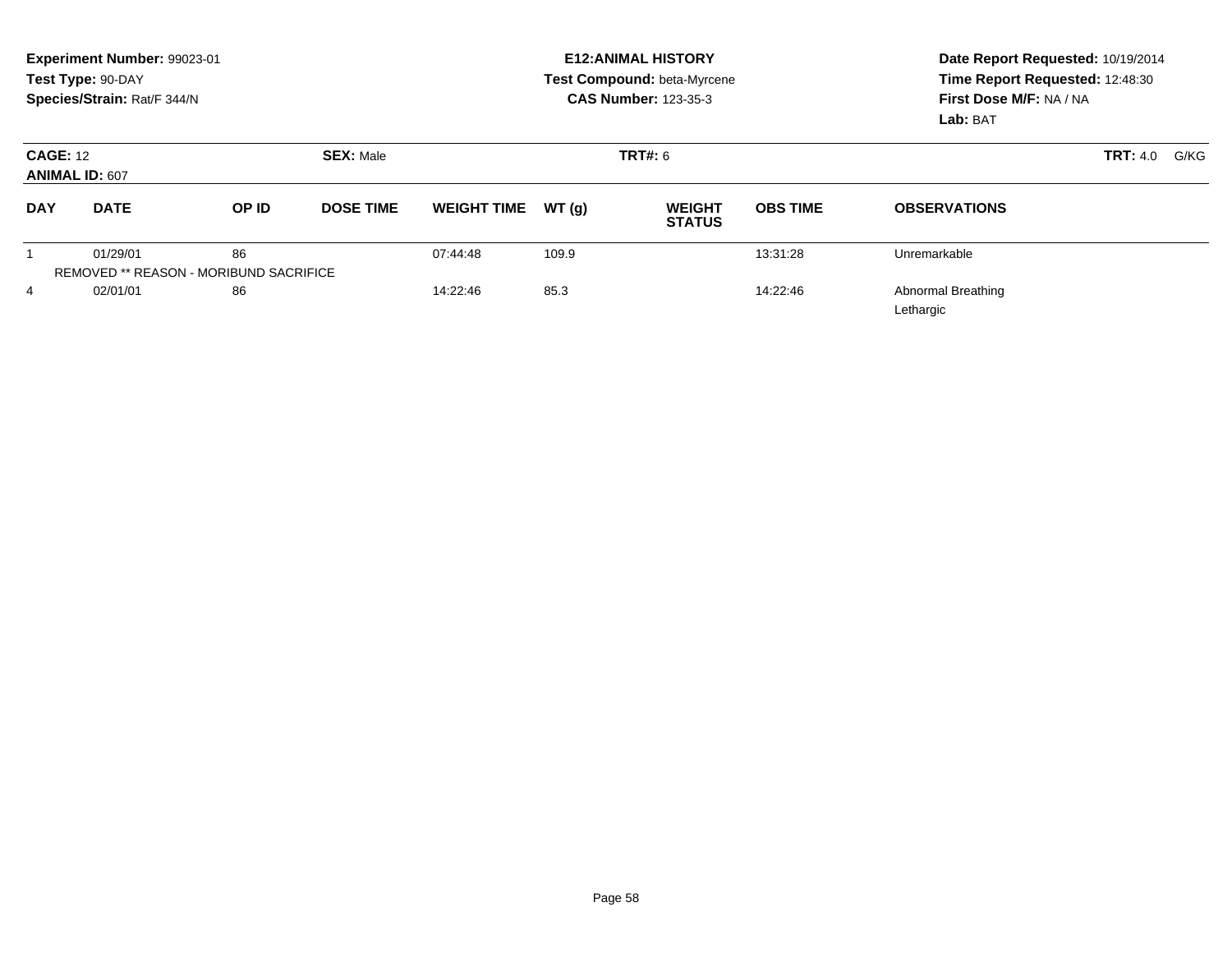**Experiment Number:** 99023-01
**Test Type:** 90-DAY
**Species/Strain:** Rat/F 344/N

**E12:ANIMAL HISTORY**
**Test Compound:** beta-Myrcene
**CAS Number:** 123-35-3

**Date Report Requested:** 10/19/2014
**Time Report Requested:** 12:48:30
**First Dose M/F:** NA / NA
**Lab:** BAT

**CAGE:** 12 **SEX:** Male **TRT#:** 6 **TRT:** 4.0 G/KG
**ANIMAL ID:** 607

| DAY | DATE | OP ID | DOSE TIME | WEIGHT TIME | WT (g) | WEIGHT STATUS | OBS TIME | OBSERVATIONS |
|---|---|---|---|---|---|---|---|---|
| 1 | 01/29/01 | 86 | | 07:44:48 | 109.9 | | 13:31:28 | Unremarkable |
| REMOVED ** REASON - MORIBUND SACRIFICE | | | | | | | | |
| 4 | 02/01/01 | 86 | | 14:22:46 | 85.3 | | 14:22:46 | Abnormal Breathing |
| | | | | | | | | Lethargic |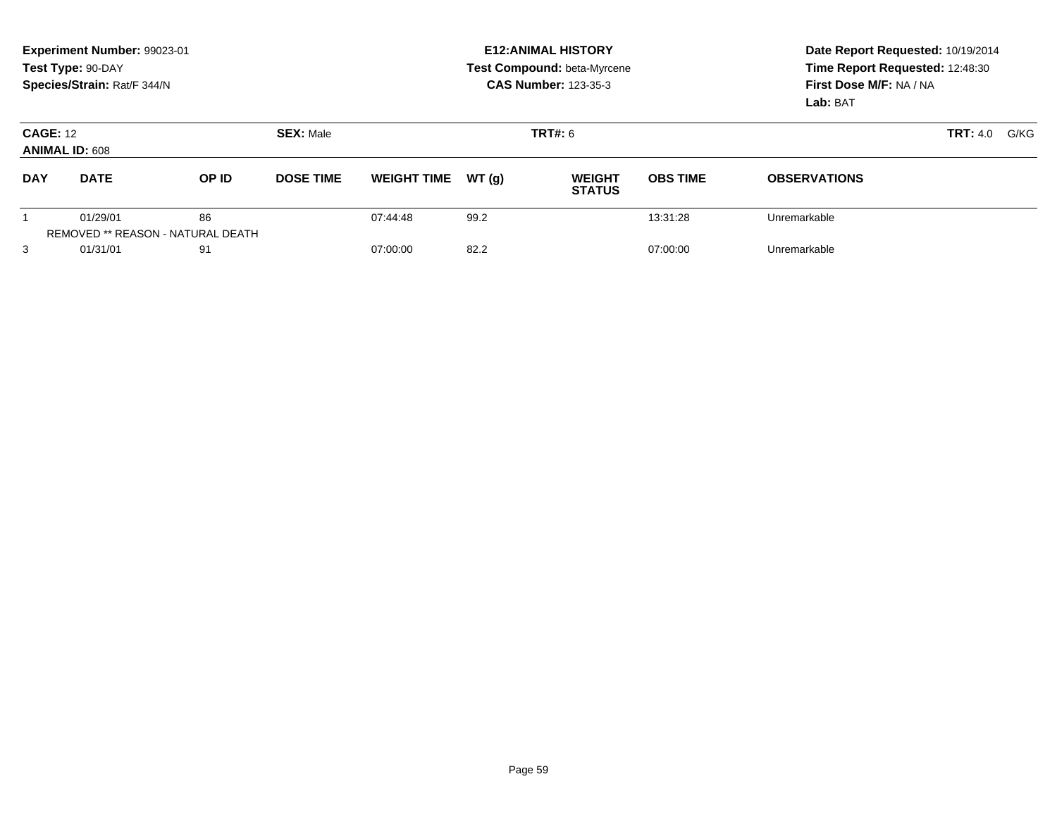**Experiment Number:** 99023-01
**Test Type:** 90-DAY
**Species/Strain:** Rat/F 344/N

**E12:ANIMAL HISTORY**
**Test Compound:** beta-Myrcene
**CAS Number:** 123-35-3

**Date Report Requested:** 10/19/2014
**Time Report Requested:** 12:48:30
**First Dose M/F:** NA / NA
**Lab:** BAT

**CAGE:** 12 | **SEX:** Male | **TRT#:** 6 | **TRT:** 4.0 G/KG
**ANIMAL ID:** 608

| DAY | DATE | OP ID | DOSE TIME | WEIGHT TIME | WT (g) | WEIGHT STATUS | OBS TIME | OBSERVATIONS |
|---|---|---|---|---|---|---|---|---|
| 1 | 01/29/01 | 86 | | 07:44:48 | 99.2 | | 13:31:28 | Unremarkable |
| REMOVED ** REASON - NATURAL DEATH | | | | | | | | |
| 3 | 01/31/01 | 91 | | 07:00:00 | 82.2 | | 07:00:00 | Unremarkable |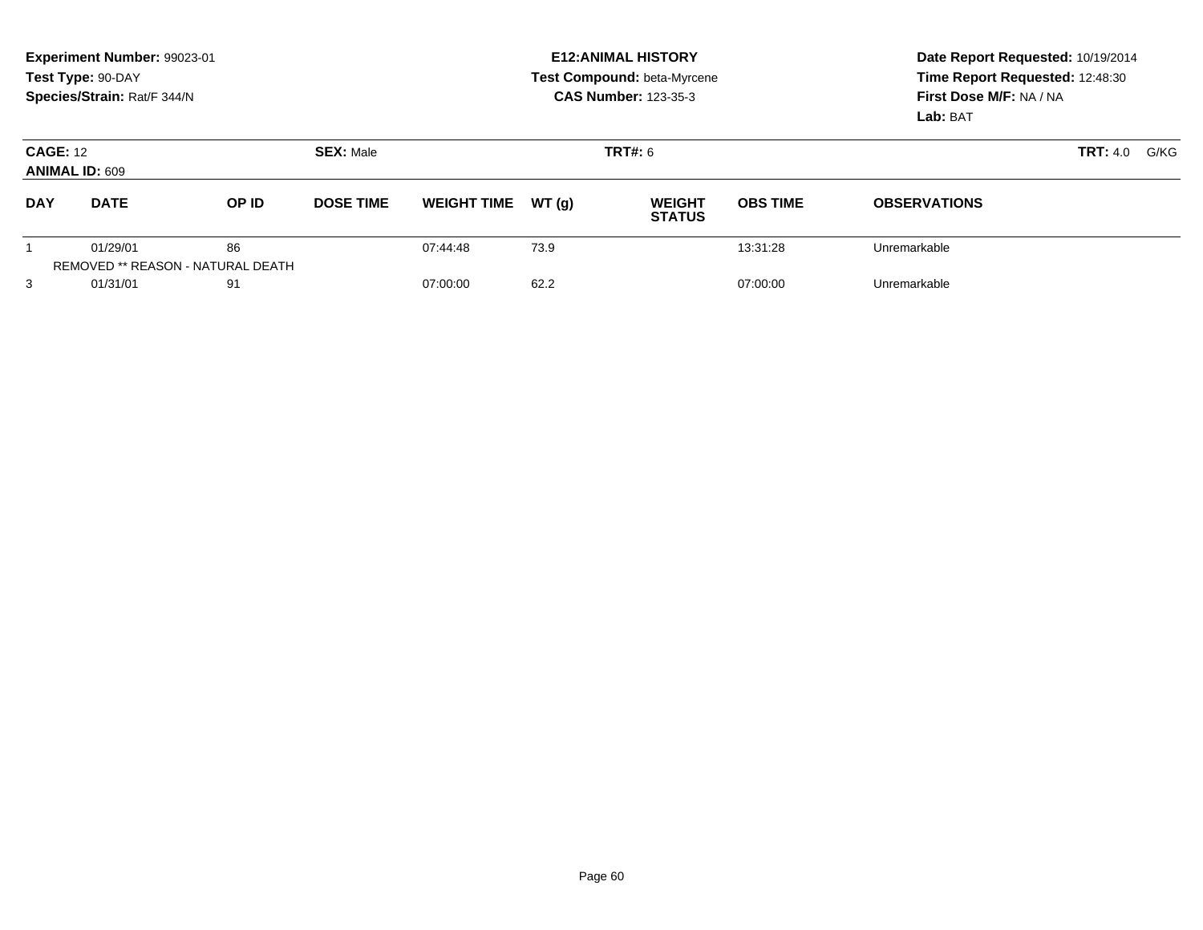**Experiment Number:** 99023-01
**Test Type:** 90-DAY
**Species/Strain:** Rat/F 344/N

**E12:ANIMAL HISTORY**
**Test Compound:** beta-Myrcene
**CAS Number:** 123-35-3

**Date Report Requested:** 10/19/2014
**Time Report Requested:** 12:48:30
**First Dose M/F:** NA / NA
**Lab:** BAT

**CAGE:** 12 **SEX:** Male **TRT#:** 6 **TRT:** 4.0 G/KG
**ANIMAL ID:** 609

| DAY | DATE | OP ID | DOSE TIME | WEIGHT TIME | WT (g) | WEIGHT STATUS | OBS TIME | OBSERVATIONS |
|---|---|---|---|---|---|---|---|---|
| 1 | 01/29/01 | 86 | | 07:44:48 | 73.9 | | 13:31:28 | Unremarkable |
| REMOVED ** REASON - NATURAL DEATH | | | | | | | | |
| 3 | 01/31/01 | 91 | | 07:00:00 | 62.2 | | 07:00:00 | Unremarkable |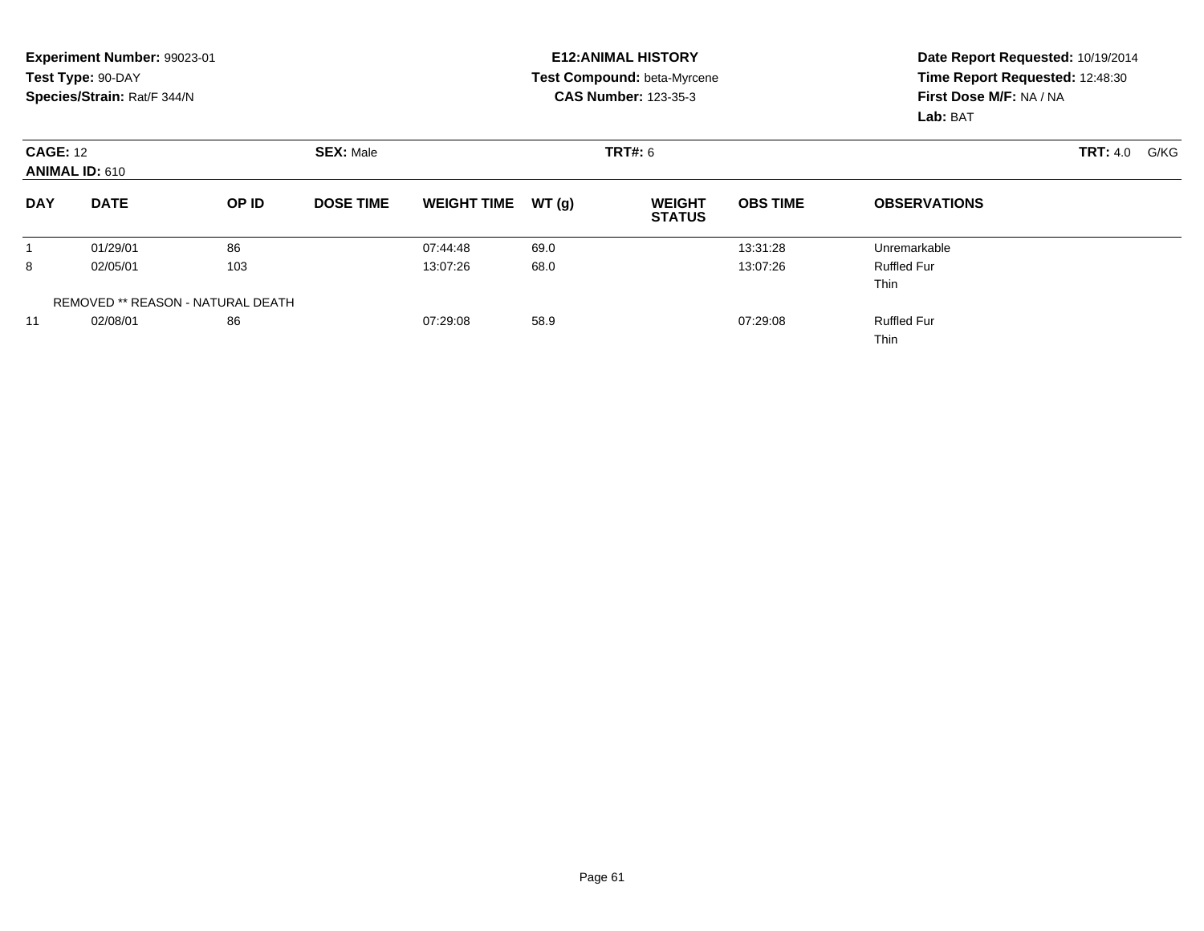**Experiment Number:** 99023-01
**Test Type:** 90-DAY
**Species/Strain:** Rat/F 344/N

**E12:ANIMAL HISTORY**
**Test Compound:** beta-Myrcene
**CAS Number:** 123-35-3

**Date Report Requested:** 10/19/2014
**Time Report Requested:** 12:48:30
**First Dose M/F:** NA / NA
**Lab:** BAT

**CAGE:** 12 **SEX:** Male **TRT#:** 6 **TRT:** 4.0 G/KG
**ANIMAL ID:** 610

| DAY | DATE | OP ID | DOSE TIME | WEIGHT TIME | WT (g) | WEIGHT STATUS | OBS TIME | OBSERVATIONS |
|---|---|---|---|---|---|---|---|---|
| 1 | 01/29/01 | 86 | | 07:44:48 | 69.0 | | 13:31:28 | Unremarkable |
| 8 | 02/05/01 | 103 | | 13:07:26 | 68.0 | | 13:07:26 | Ruffled Fur |
| | | | | | | | | Thin |
| REMOVED ** REASON - NATURAL DEATH | | | | | | | | |
| 11 | 02/08/01 | 86 | | 07:29:08 | 58.9 | | 07:29:08 | Ruffled Fur |
| | | | | | | | | Thin |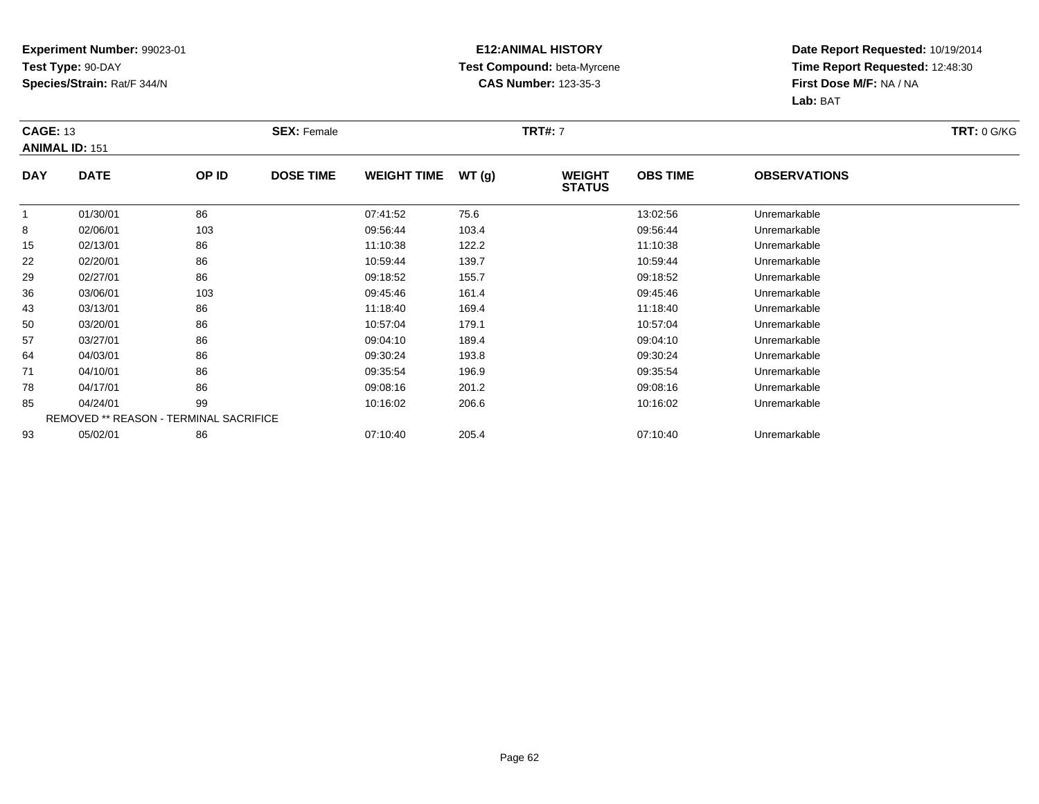**Experiment Number:** 99023-01
**Test Type:** 90-DAY
**Species/Strain:** Rat/F 344/N

**E12:ANIMAL HISTORY**
**Test Compound:** beta-Myrcene
**CAS Number:** 123-35-3

**Date Report Requested:** 10/19/2014
**Time Report Requested:** 12:48:30
**First Dose M/F:** NA / NA
**Lab:** BAT

**CAGE:** 13
**ANIMAL ID:** 151
**SEX:** Female
**TRT#:** 7
**TRT:** 0 G/KG

| DAY | DATE | OP ID | DOSE TIME | WEIGHT TIME | WT (g) | WEIGHT STATUS | OBS TIME | OBSERVATIONS |
|---|---|---|---|---|---|---|---|---|
| 1 | 01/30/01 | 86 | | 07:41:52 | 75.6 | | 13:02:56 | Unremarkable |
| 8 | 02/06/01 | 103 | | 09:56:44 | 103.4 | | 09:56:44 | Unremarkable |
| 15 | 02/13/01 | 86 | | 11:10:38 | 122.2 | | 11:10:38 | Unremarkable |
| 22 | 02/20/01 | 86 | | 10:59:44 | 139.7 | | 10:59:44 | Unremarkable |
| 29 | 02/27/01 | 86 | | 09:18:52 | 155.7 | | 09:18:52 | Unremarkable |
| 36 | 03/06/01 | 103 | | 09:45:46 | 161.4 | | 09:45:46 | Unremarkable |
| 43 | 03/13/01 | 86 | | 11:18:40 | 169.4 | | 11:18:40 | Unremarkable |
| 50 | 03/20/01 | 86 | | 10:57:04 | 179.1 | | 10:57:04 | Unremarkable |
| 57 | 03/27/01 | 86 | | 09:04:10 | 189.4 | | 09:04:10 | Unremarkable |
| 64 | 04/03/01 | 86 | | 09:30:24 | 193.8 | | 09:30:24 | Unremarkable |
| 71 | 04/10/01 | 86 | | 09:35:54 | 196.9 | | 09:35:54 | Unremarkable |
| 78 | 04/17/01 | 86 | | 09:08:16 | 201.2 | | 09:08:16 | Unremarkable |
| 85 | 04/24/01 | 99 | | 10:16:02 | 206.6 | | 10:16:02 | Unremarkable |
| REMOVED ** REASON - TERMINAL SACRIFICE | | | | | | | | |
| 93 | 05/02/01 | 86 | | 07:10:40 | 205.4 | | 07:10:40 | Unremarkable |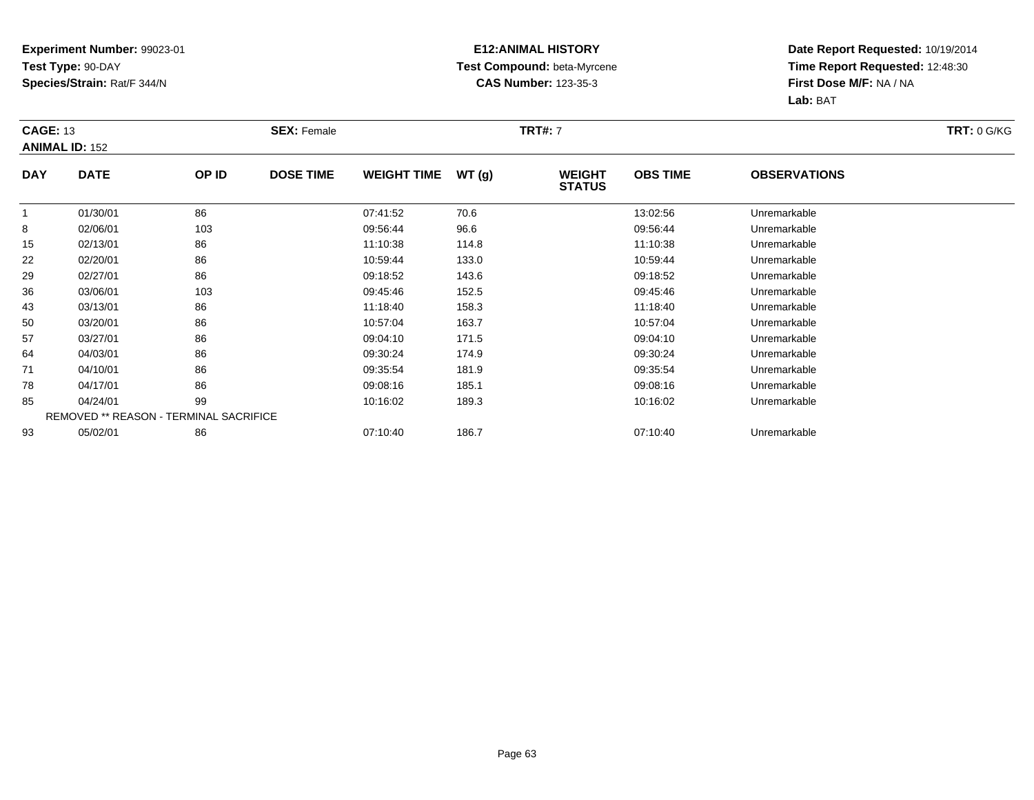**Experiment Number:** 99023-01
**Test Type:** 90-DAY
**Species/Strain:** Rat/F 344/N

**E12:ANIMAL HISTORY**
**Test Compound:** beta-Myrcene
**CAS Number:** 123-35-3

**Date Report Requested:** 10/19/2014
**Time Report Requested:** 12:48:30
**First Dose M/F:** NA / NA
**Lab:** BAT

**CAGE:** 13
**ANIMAL ID:** 152
**SEX:** Female
**TRT#:** 7
**TRT:** 0 G/KG

| DAY | DATE | OP ID | DOSE TIME | WEIGHT TIME | WT (g) | WEIGHT STATUS | OBS TIME | OBSERVATIONS |
|---|---|---|---|---|---|---|---|---|
| 1 | 01/30/01 | 86 | | 07:41:52 | 70.6 | | 13:02:56 | Unremarkable |
| 8 | 02/06/01 | 103 | | 09:56:44 | 96.6 | | 09:56:44 | Unremarkable |
| 15 | 02/13/01 | 86 | | 11:10:38 | 114.8 | | 11:10:38 | Unremarkable |
| 22 | 02/20/01 | 86 | | 10:59:44 | 133.0 | | 10:59:44 | Unremarkable |
| 29 | 02/27/01 | 86 | | 09:18:52 | 143.6 | | 09:18:52 | Unremarkable |
| 36 | 03/06/01 | 103 | | 09:45:46 | 152.5 | | 09:45:46 | Unremarkable |
| 43 | 03/13/01 | 86 | | 11:18:40 | 158.3 | | 11:18:40 | Unremarkable |
| 50 | 03/20/01 | 86 | | 10:57:04 | 163.7 | | 10:57:04 | Unremarkable |
| 57 | 03/27/01 | 86 | | 09:04:10 | 171.5 | | 09:04:10 | Unremarkable |
| 64 | 04/03/01 | 86 | | 09:30:24 | 174.9 | | 09:30:24 | Unremarkable |
| 71 | 04/10/01 | 86 | | 09:35:54 | 181.9 | | 09:35:54 | Unremarkable |
| 78 | 04/17/01 | 86 | | 09:08:16 | 185.1 | | 09:08:16 | Unremarkable |
| 85 | 04/24/01 | 99 | | 10:16:02 | 189.3 | | 10:16:02 | Unremarkable |
| REMOVED ** REASON - TERMINAL SACRIFICE | | | | | | | | |
| 93 | 05/02/01 | 86 | | 07:10:40 | 186.7 | | 07:10:40 | Unremarkable |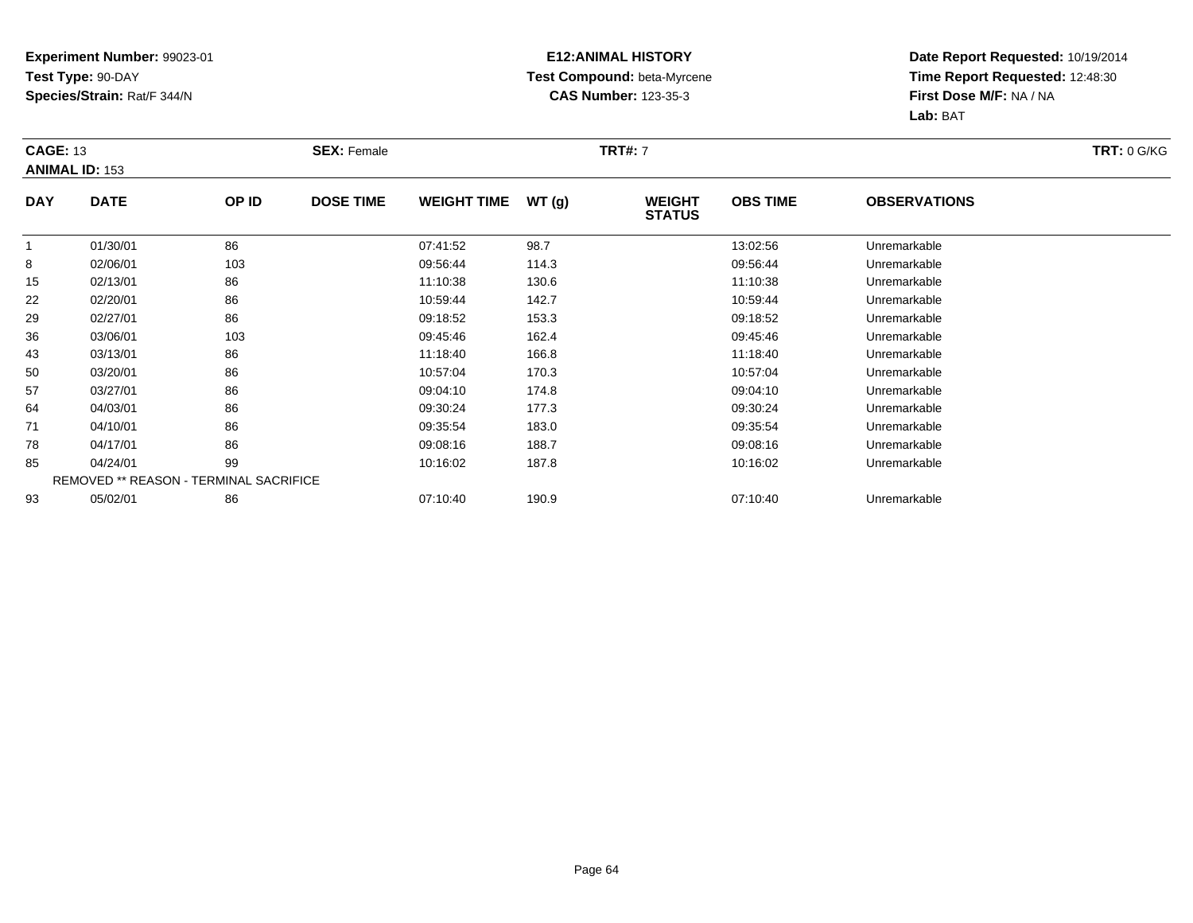**Experiment Number:** 99023-01
**Test Type:** 90-DAY
**Species/Strain:** Rat/F 344/N

**E12:ANIMAL HISTORY**
**Test Compound:** beta-Myrcene
**CAS Number:** 123-35-3

**Date Report Requested:** 10/19/2014
**Time Report Requested:** 12:48:30
**First Dose M/F:** NA / NA
**Lab:** BAT

**CAGE:** 13 **SEX:** Female **TRT#:** 7 **TRT:** 0 G/KG
**ANIMAL ID:** 153

| DAY | DATE | OP ID | DOSE TIME | WEIGHT TIME | WT (g) | WEIGHT STATUS | OBS TIME | OBSERVATIONS |
|---|---|---|---|---|---|---|---|---|
| 1 | 01/30/01 | 86 | | 07:41:52 | 98.7 | | 13:02:56 | Unremarkable |
| 8 | 02/06/01 | 103 | | 09:56:44 | 114.3 | | 09:56:44 | Unremarkable |
| 15 | 02/13/01 | 86 | | 11:10:38 | 130.6 | | 11:10:38 | Unremarkable |
| 22 | 02/20/01 | 86 | | 10:59:44 | 142.7 | | 10:59:44 | Unremarkable |
| 29 | 02/27/01 | 86 | | 09:18:52 | 153.3 | | 09:18:52 | Unremarkable |
| 36 | 03/06/01 | 103 | | 09:45:46 | 162.4 | | 09:45:46 | Unremarkable |
| 43 | 03/13/01 | 86 | | 11:18:40 | 166.8 | | 11:18:40 | Unremarkable |
| 50 | 03/20/01 | 86 | | 10:57:04 | 170.3 | | 10:57:04 | Unremarkable |
| 57 | 03/27/01 | 86 | | 09:04:10 | 174.8 | | 09:04:10 | Unremarkable |
| 64 | 04/03/01 | 86 | | 09:30:24 | 177.3 | | 09:30:24 | Unremarkable |
| 71 | 04/10/01 | 86 | | 09:35:54 | 183.0 | | 09:35:54 | Unremarkable |
| 78 | 04/17/01 | 86 | | 09:08:16 | 188.7 | | 09:08:16 | Unremarkable |
| 85 | 04/24/01 | 99 | | 10:16:02 | 187.8 | | 10:16:02 | Unremarkable |
| REMOVED ** REASON - TERMINAL SACRIFICE | | | | | | | | |
| 93 | 05/02/01 | 86 | | 07:10:40 | 190.9 | | 07:10:40 | Unremarkable |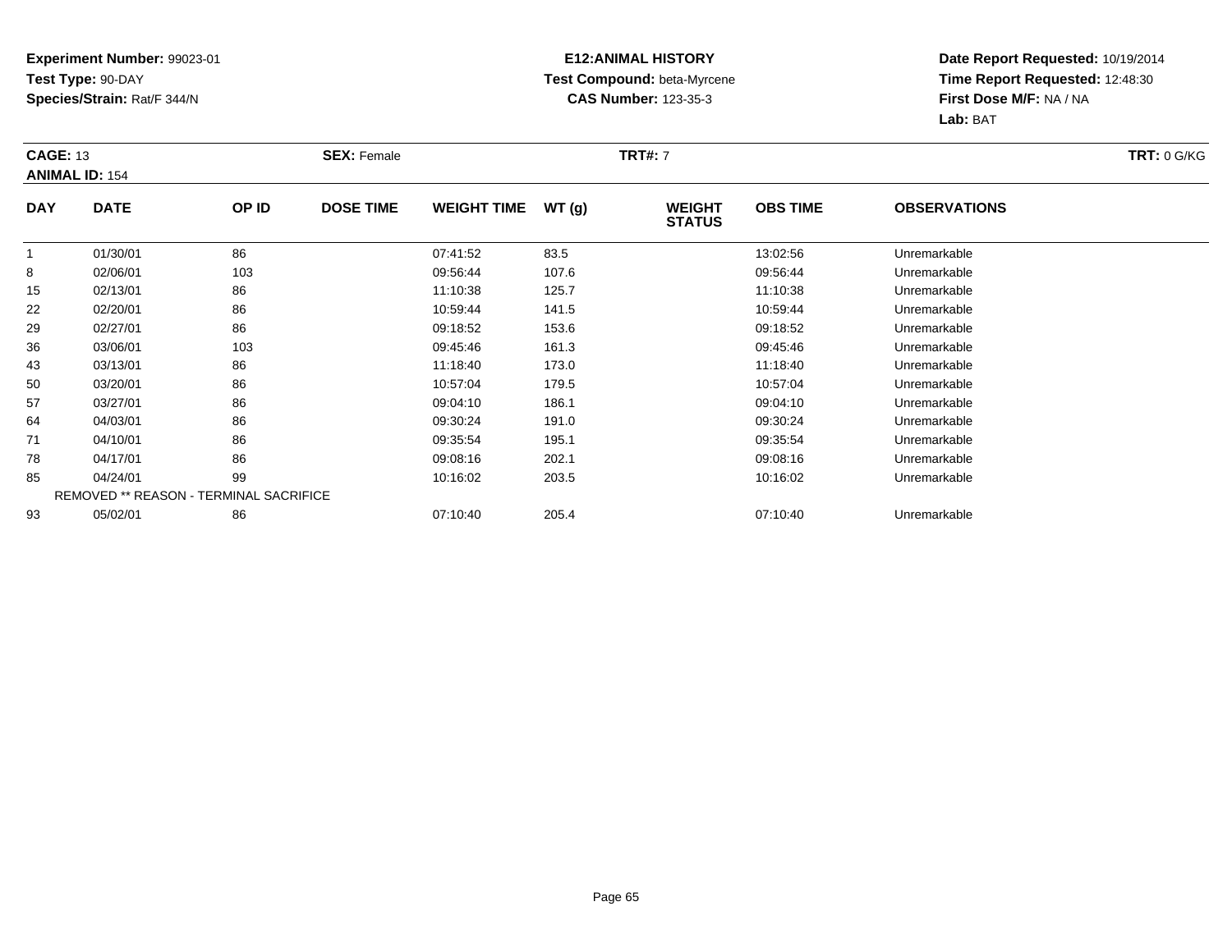**Experiment Number:** 99023-01
**Test Type:** 90-DAY
**Species/Strain:** Rat/F 344/N

**E12:ANIMAL HISTORY**
**Test Compound:** beta-Myrcene
**CAS Number:** 123-35-3

**Date Report Requested:** 10/19/2014
**Time Report Requested:** 12:48:30
**First Dose M/F:** NA / NA
**Lab:** BAT

**CAGE:** 13 **SEX:** Female **TRT#:** 7 **TRT:** 0 G/KG
**ANIMAL ID:** 154

| DAY | DATE | OP ID | DOSE TIME | WEIGHT TIME | WT (g) | WEIGHT STATUS | OBS TIME | OBSERVATIONS |
|---|---|---|---|---|---|---|---|---|
| 1 | 01/30/01 | 86 | | 07:41:52 | 83.5 | | 13:02:56 | Unremarkable |
| 8 | 02/06/01 | 103 | | 09:56:44 | 107.6 | | 09:56:44 | Unremarkable |
| 15 | 02/13/01 | 86 | | 11:10:38 | 125.7 | | 11:10:38 | Unremarkable |
| 22 | 02/20/01 | 86 | | 10:59:44 | 141.5 | | 10:59:44 | Unremarkable |
| 29 | 02/27/01 | 86 | | 09:18:52 | 153.6 | | 09:18:52 | Unremarkable |
| 36 | 03/06/01 | 103 | | 09:45:46 | 161.3 | | 09:45:46 | Unremarkable |
| 43 | 03/13/01 | 86 | | 11:18:40 | 173.0 | | 11:18:40 | Unremarkable |
| 50 | 03/20/01 | 86 | | 10:57:04 | 179.5 | | 10:57:04 | Unremarkable |
| 57 | 03/27/01 | 86 | | 09:04:10 | 186.1 | | 09:04:10 | Unremarkable |
| 64 | 04/03/01 | 86 | | 09:30:24 | 191.0 | | 09:30:24 | Unremarkable |
| 71 | 04/10/01 | 86 | | 09:35:54 | 195.1 | | 09:35:54 | Unremarkable |
| 78 | 04/17/01 | 86 | | 09:08:16 | 202.1 | | 09:08:16 | Unremarkable |
| 85 | 04/24/01 | 99 | | 10:16:02 | 203.5 | | 10:16:02 | Unremarkable |
| REMOVED ** REASON - TERMINAL SACRIFICE | | | | | | | | |
| 93 | 05/02/01 | 86 | | 07:10:40 | 205.4 | | 07:10:40 | Unremarkable |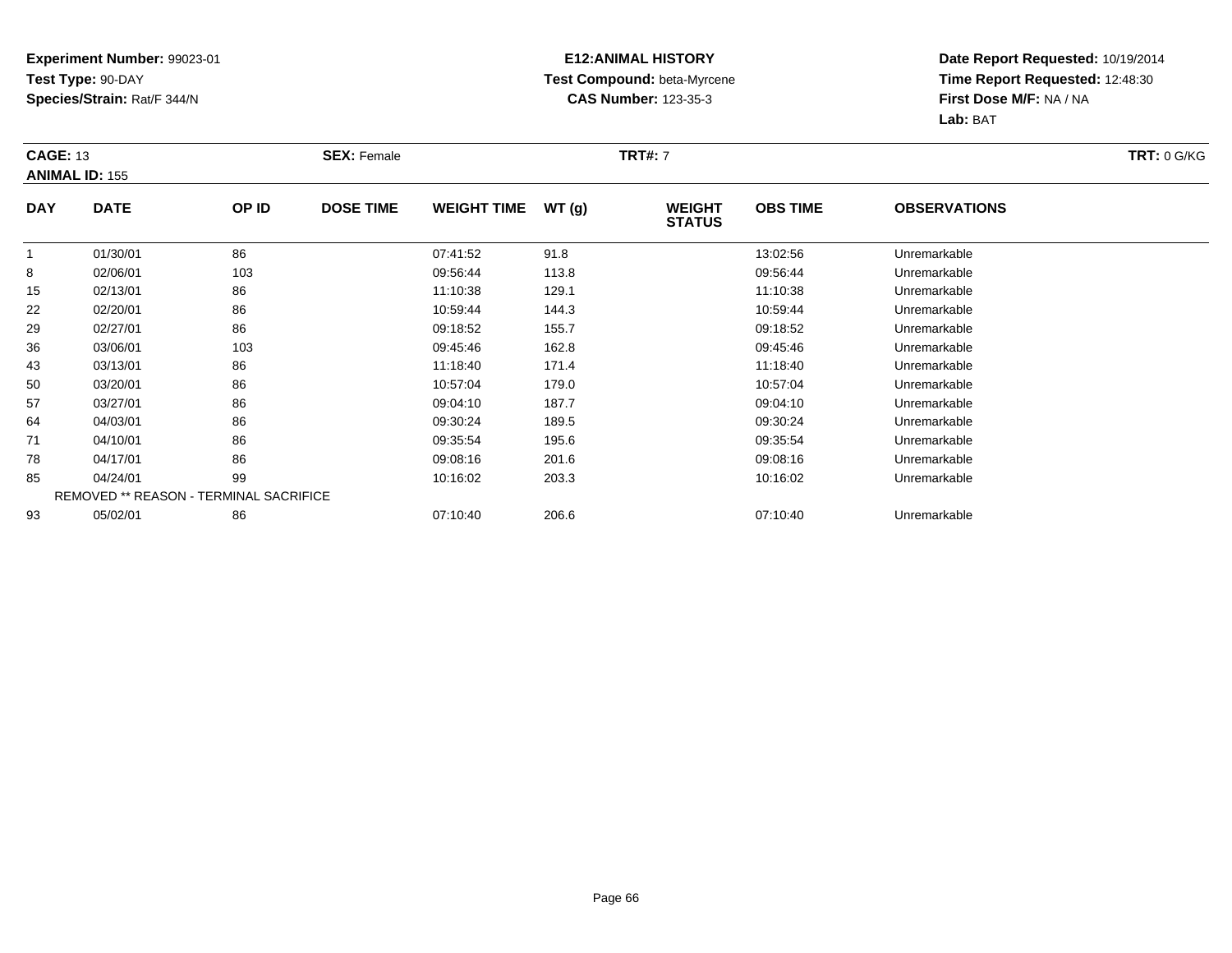**Experiment Number:** 99023-01
**Test Type:** 90-DAY
**Species/Strain:** Rat/F 344/N

**E12:ANIMAL HISTORY**
**Test Compound:** beta-Myrcene
**CAS Number:** 123-35-3

**Date Report Requested:** 10/19/2014
**Time Report Requested:** 12:48:30
**First Dose M/F:** NA / NA
**Lab:** BAT

**CAGE:** 13
**ANIMAL ID:** 155
**SEX:** Female
**TRT#:** 7
**TRT:** 0 G/KG

| DAY | DATE | OP ID | DOSE TIME | WEIGHT TIME | WT (g) | WEIGHT STATUS | OBS TIME | OBSERVATIONS |
|---|---|---|---|---|---|---|---|---|
| 1 | 01/30/01 | 86 | | 07:41:52 | 91.8 | | 13:02:56 | Unremarkable |
| 8 | 02/06/01 | 103 | | 09:56:44 | 113.8 | | 09:56:44 | Unremarkable |
| 15 | 02/13/01 | 86 | | 11:10:38 | 129.1 | | 11:10:38 | Unremarkable |
| 22 | 02/20/01 | 86 | | 10:59:44 | 144.3 | | 10:59:44 | Unremarkable |
| 29 | 02/27/01 | 86 | | 09:18:52 | 155.7 | | 09:18:52 | Unremarkable |
| 36 | 03/06/01 | 103 | | 09:45:46 | 162.8 | | 09:45:46 | Unremarkable |
| 43 | 03/13/01 | 86 | | 11:18:40 | 171.4 | | 11:18:40 | Unremarkable |
| 50 | 03/20/01 | 86 | | 10:57:04 | 179.0 | | 10:57:04 | Unremarkable |
| 57 | 03/27/01 | 86 | | 09:04:10 | 187.7 | | 09:04:10 | Unremarkable |
| 64 | 04/03/01 | 86 | | 09:30:24 | 189.5 | | 09:30:24 | Unremarkable |
| 71 | 04/10/01 | 86 | | 09:35:54 | 195.6 | | 09:35:54 | Unremarkable |
| 78 | 04/17/01 | 86 | | 09:08:16 | 201.6 | | 09:08:16 | Unremarkable |
| 85 | 04/24/01 | 99 | | 10:16:02 | 203.3 | | 10:16:02 | Unremarkable |
| REMOVED ** REASON - TERMINAL SACRIFICE | | | | | | | | |
| 93 | 05/02/01 | 86 | | 07:10:40 | 206.6 | | 07:10:40 | Unremarkable |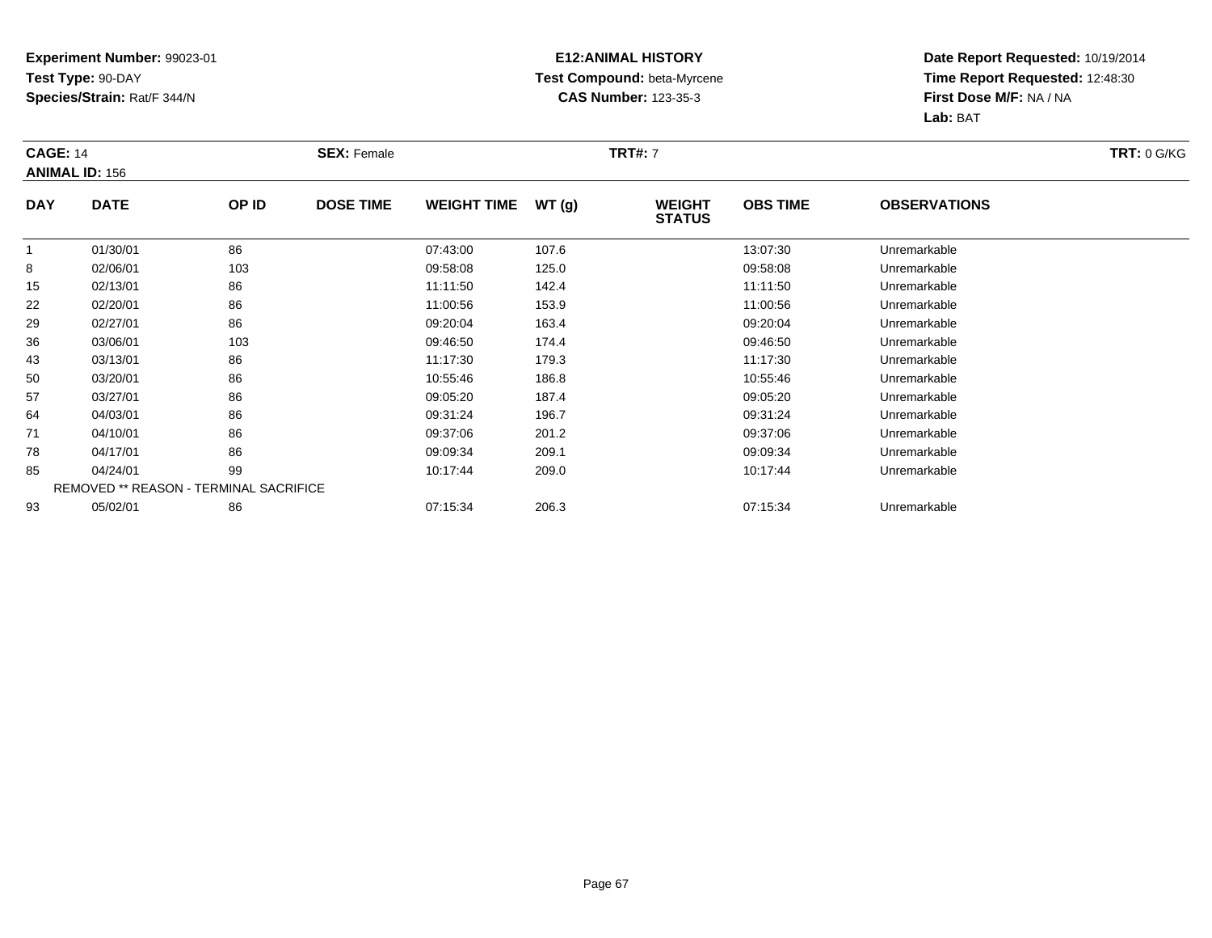**Experiment Number:** 99023-01
**Test Type:** 90-DAY
**Species/Strain:** Rat/F 344/N

**E12:ANIMAL HISTORY**
**Test Compound:** beta-Myrcene
**CAS Number:** 123-35-3

**Date Report Requested:** 10/19/2014
**Time Report Requested:** 12:48:30
**First Dose M/F:** NA / NA
**Lab:** BAT

**CAGE:** 14 **SEX:** Female **TRT#:** 7 **TRT:** 0 G/KG
**ANIMAL ID:** 156

| DAY | DATE | OP ID | DOSE TIME | WEIGHT TIME | WT (g) | WEIGHT STATUS | OBS TIME | OBSERVATIONS |
|---|---|---|---|---|---|---|---|---|
| 1 | 01/30/01 | 86 | | 07:43:00 | 107.6 | | 13:07:30 | Unremarkable |
| 8 | 02/06/01 | 103 | | 09:58:08 | 125.0 | | 09:58:08 | Unremarkable |
| 15 | 02/13/01 | 86 | | 11:11:50 | 142.4 | | 11:11:50 | Unremarkable |
| 22 | 02/20/01 | 86 | | 11:00:56 | 153.9 | | 11:00:56 | Unremarkable |
| 29 | 02/27/01 | 86 | | 09:20:04 | 163.4 | | 09:20:04 | Unremarkable |
| 36 | 03/06/01 | 103 | | 09:46:50 | 174.4 | | 09:46:50 | Unremarkable |
| 43 | 03/13/01 | 86 | | 11:17:30 | 179.3 | | 11:17:30 | Unremarkable |
| 50 | 03/20/01 | 86 | | 10:55:46 | 186.8 | | 10:55:46 | Unremarkable |
| 57 | 03/27/01 | 86 | | 09:05:20 | 187.4 | | 09:05:20 | Unremarkable |
| 64 | 04/03/01 | 86 | | 09:31:24 | 196.7 | | 09:31:24 | Unremarkable |
| 71 | 04/10/01 | 86 | | 09:37:06 | 201.2 | | 09:37:06 | Unremarkable |
| 78 | 04/17/01 | 86 | | 09:09:34 | 209.1 | | 09:09:34 | Unremarkable |
| 85 | 04/24/01 | 99 | | 10:17:44 | 209.0 | | 10:17:44 | Unremarkable |
| REMOVED ** REASON - TERMINAL SACRIFICE | | | | | | | | |
| 93 | 05/02/01 | 86 | | 07:15:34 | 206.3 | | 07:15:34 | Unremarkable |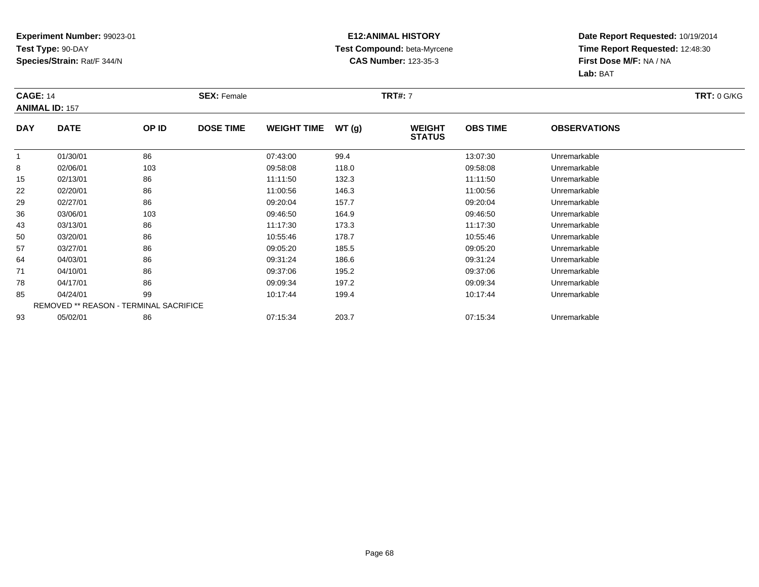**Experiment Number:** 99023-01
**Test Type:** 90-DAY
**Species/Strain:** Rat/F 344/N

**E12:ANIMAL HISTORY**
**Test Compound:** beta-Myrcene
**CAS Number:** 123-35-3

**Date Report Requested:** 10/19/2014
**Time Report Requested:** 12:48:30
**First Dose M/F:** NA / NA
**Lab:** BAT

**CAGE:** 14 **SEX:** Female **TRT#:** 7 **TRT:** 0 G/KG
**ANIMAL ID:** 157

| DAY | DATE | OP ID | DOSE TIME | WEIGHT TIME | WT (g) | WEIGHT STATUS | OBS TIME | OBSERVATIONS |
|---|---|---|---|---|---|---|---|---|
| 1 | 01/30/01 | 86 | | 07:43:00 | 99.4 | | 13:07:30 | Unremarkable |
| 8 | 02/06/01 | 103 | | 09:58:08 | 118.0 | | 09:58:08 | Unremarkable |
| 15 | 02/13/01 | 86 | | 11:11:50 | 132.3 | | 11:11:50 | Unremarkable |
| 22 | 02/20/01 | 86 | | 11:00:56 | 146.3 | | 11:00:56 | Unremarkable |
| 29 | 02/27/01 | 86 | | 09:20:04 | 157.7 | | 09:20:04 | Unremarkable |
| 36 | 03/06/01 | 103 | | 09:46:50 | 164.9 | | 09:46:50 | Unremarkable |
| 43 | 03/13/01 | 86 | | 11:17:30 | 173.3 | | 11:17:30 | Unremarkable |
| 50 | 03/20/01 | 86 | | 10:55:46 | 178.7 | | 10:55:46 | Unremarkable |
| 57 | 03/27/01 | 86 | | 09:05:20 | 185.5 | | 09:05:20 | Unremarkable |
| 64 | 04/03/01 | 86 | | 09:31:24 | 186.6 | | 09:31:24 | Unremarkable |
| 71 | 04/10/01 | 86 | | 09:37:06 | 195.2 | | 09:37:06 | Unremarkable |
| 78 | 04/17/01 | 86 | | 09:09:34 | 197.2 | | 09:09:34 | Unremarkable |
| 85 | 04/24/01 | 99 | | 10:17:44 | 199.4 | | 10:17:44 | Unremarkable |
| | REMOVED ** REASON - TERMINAL SACRIFICE | | | | | | | |
| 93 | 05/02/01 | 86 | | 07:15:34 | 203.7 | | 07:15:34 | Unremarkable |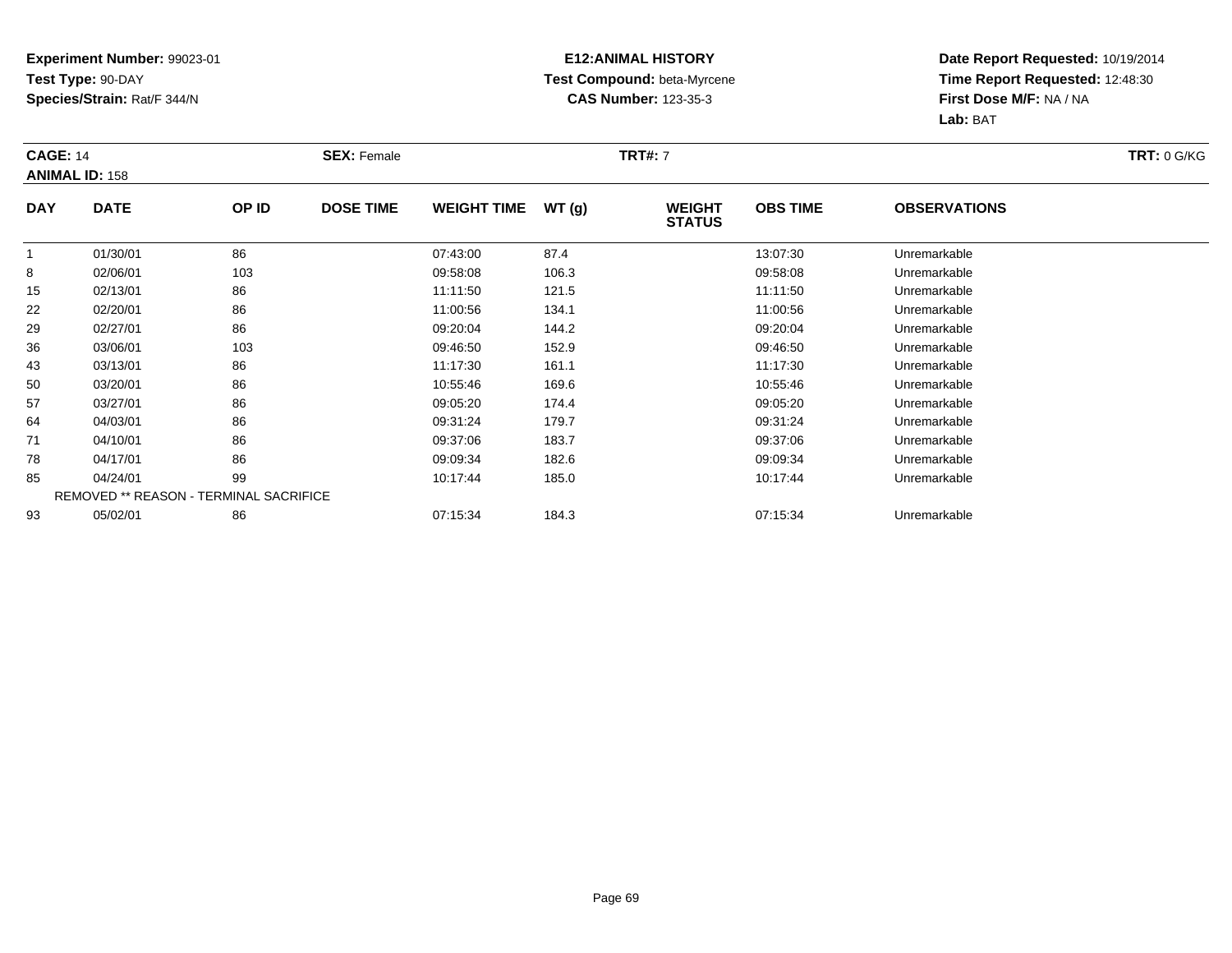**Experiment Number:** 99023-01
**Test Type:** 90-DAY
**Species/Strain:** Rat/F 344/N

**E12:ANIMAL HISTORY**
**Test Compound:** beta-Myrcene
**CAS Number:** 123-35-3

**Date Report Requested:** 10/19/2014
**Time Report Requested:** 12:48:30
**First Dose M/F:** NA / NA
**Lab:** BAT

**CAGE:** 14 **SEX:** Female **TRT#:** 7 **TRT:** 0 G/KG
**ANIMAL ID:** 158

| DAY | DATE | OP ID | DOSE TIME | WEIGHT TIME | WT (g) | WEIGHT STATUS | OBS TIME | OBSERVATIONS |
|---|---|---|---|---|---|---|---|---|
| 1 | 01/30/01 | 86 | | 07:43:00 | 87.4 | | 13:07:30 | Unremarkable |
| 8 | 02/06/01 | 103 | | 09:58:08 | 106.3 | | 09:58:08 | Unremarkable |
| 15 | 02/13/01 | 86 | | 11:11:50 | 121.5 | | 11:11:50 | Unremarkable |
| 22 | 02/20/01 | 86 | | 11:00:56 | 134.1 | | 11:00:56 | Unremarkable |
| 29 | 02/27/01 | 86 | | 09:20:04 | 144.2 | | 09:20:04 | Unremarkable |
| 36 | 03/06/01 | 103 | | 09:46:50 | 152.9 | | 09:46:50 | Unremarkable |
| 43 | 03/13/01 | 86 | | 11:17:30 | 161.1 | | 11:17:30 | Unremarkable |
| 50 | 03/20/01 | 86 | | 10:55:46 | 169.6 | | 10:55:46 | Unremarkable |
| 57 | 03/27/01 | 86 | | 09:05:20 | 174.4 | | 09:05:20 | Unremarkable |
| 64 | 04/03/01 | 86 | | 09:31:24 | 179.7 | | 09:31:24 | Unremarkable |
| 71 | 04/10/01 | 86 | | 09:37:06 | 183.7 | | 09:37:06 | Unremarkable |
| 78 | 04/17/01 | 86 | | 09:09:34 | 182.6 | | 09:09:34 | Unremarkable |
| 85 | 04/24/01 | 99 | | 10:17:44 | 185.0 | | 10:17:44 | Unremarkable |
| REMOVED ** REASON - TERMINAL SACRIFICE | | | | | | | | |
| 93 | 05/02/01 | 86 | | 07:15:34 | 184.3 | | 07:15:34 | Unremarkable |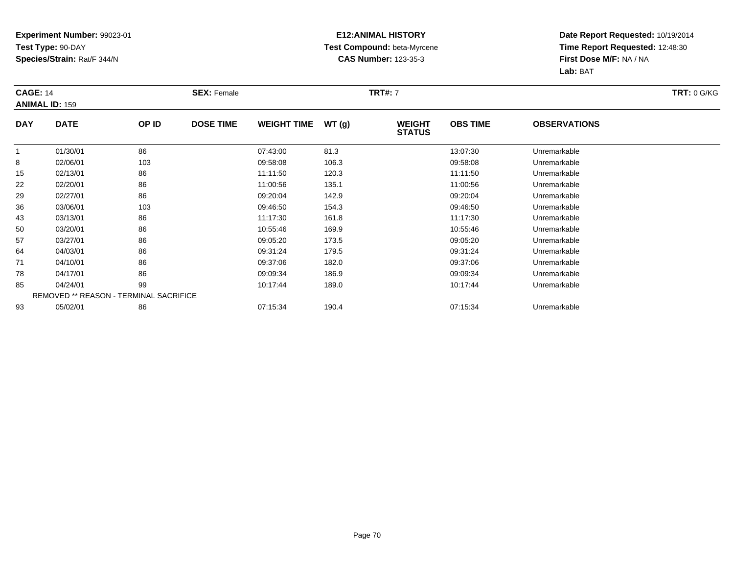**Experiment Number:** 99023-01
**Test Type:** 90-DAY
**Species/Strain:** Rat/F 344/N

**E12:ANIMAL HISTORY**
**Test Compound:** beta-Myrcene
**CAS Number:** 123-35-3

**Date Report Requested:** 10/19/2014
**Time Report Requested:** 12:48:30
**First Dose M/F:** NA / NA
**Lab:** BAT

**CAGE:** 14 **SEX:** Female **TRT#:** 7 **TRT:** 0 G/KG
**ANIMAL ID:** 159

| DAY | DATE | OP ID | DOSE TIME | WEIGHT TIME | WT (g) | WEIGHT STATUS | OBS TIME | OBSERVATIONS |
|---|---|---|---|---|---|---|---|---|
| 1 | 01/30/01 | 86 | | 07:43:00 | 81.3 | | 13:07:30 | Unremarkable |
| 8 | 02/06/01 | 103 | | 09:58:08 | 106.3 | | 09:58:08 | Unremarkable |
| 15 | 02/13/01 | 86 | | 11:11:50 | 120.3 | | 11:11:50 | Unremarkable |
| 22 | 02/20/01 | 86 | | 11:00:56 | 135.1 | | 11:00:56 | Unremarkable |
| 29 | 02/27/01 | 86 | | 09:20:04 | 142.9 | | 09:20:04 | Unremarkable |
| 36 | 03/06/01 | 103 | | 09:46:50 | 154.3 | | 09:46:50 | Unremarkable |
| 43 | 03/13/01 | 86 | | 11:17:30 | 161.8 | | 11:17:30 | Unremarkable |
| 50 | 03/20/01 | 86 | | 10:55:46 | 169.9 | | 10:55:46 | Unremarkable |
| 57 | 03/27/01 | 86 | | 09:05:20 | 173.5 | | 09:05:20 | Unremarkable |
| 64 | 04/03/01 | 86 | | 09:31:24 | 179.5 | | 09:31:24 | Unremarkable |
| 71 | 04/10/01 | 86 | | 09:37:06 | 182.0 | | 09:37:06 | Unremarkable |
| 78 | 04/17/01 | 86 | | 09:09:34 | 186.9 | | 09:09:34 | Unremarkable |
| 85 | 04/24/01 | 99 | | 10:17:44 | 189.0 | | 10:17:44 | Unremarkable |
| REMOVED ** REASON - TERMINAL SACRIFICE | | | | | | | | |
| 93 | 05/02/01 | 86 | | 07:15:34 | 190.4 | | 07:15:34 | Unremarkable |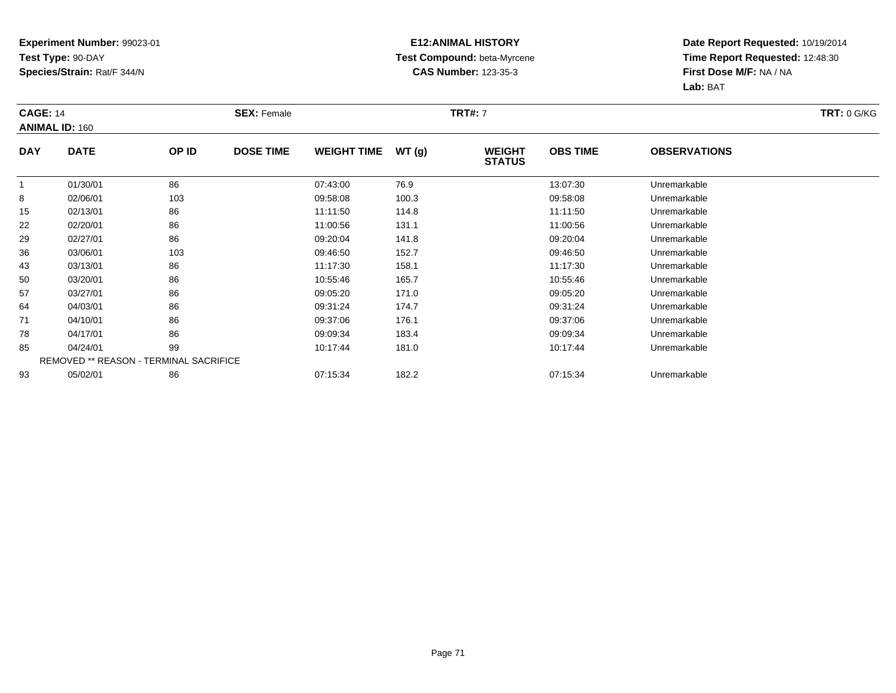**Experiment Number:** 99023-01
**Test Type:** 90-DAY
**Species/Strain:** Rat/F 344/N

**E12:ANIMAL HISTORY**
**Test Compound:** beta-Myrcene
**CAS Number:** 123-35-3

**Date Report Requested:** 10/19/2014
**Time Report Requested:** 12:48:30
**First Dose M/F:** NA / NA
**Lab:** BAT

**CAGE:** 14 **SEX:** Female **TRT#:** 7 **TRT:** 0 G/KG
**ANIMAL ID:** 160

| DAY | DATE | OP ID | DOSE TIME | WEIGHT TIME | WT (g) | WEIGHT STATUS | OBS TIME | OBSERVATIONS |
|---|---|---|---|---|---|---|---|---|
| 1 | 01/30/01 | 86 | | 07:43:00 | 76.9 | | 13:07:30 | Unremarkable |
| 8 | 02/06/01 | 103 | | 09:58:08 | 100.3 | | 09:58:08 | Unremarkable |
| 15 | 02/13/01 | 86 | | 11:11:50 | 114.8 | | 11:11:50 | Unremarkable |
| 22 | 02/20/01 | 86 | | 11:00:56 | 131.1 | | 11:00:56 | Unremarkable |
| 29 | 02/27/01 | 86 | | 09:20:04 | 141.8 | | 09:20:04 | Unremarkable |
| 36 | 03/06/01 | 103 | | 09:46:50 | 152.7 | | 09:46:50 | Unremarkable |
| 43 | 03/13/01 | 86 | | 11:17:30 | 158.1 | | 11:17:30 | Unremarkable |
| 50 | 03/20/01 | 86 | | 10:55:46 | 165.7 | | 10:55:46 | Unremarkable |
| 57 | 03/27/01 | 86 | | 09:05:20 | 171.0 | | 09:05:20 | Unremarkable |
| 64 | 04/03/01 | 86 | | 09:31:24 | 174.7 | | 09:31:24 | Unremarkable |
| 71 | 04/10/01 | 86 | | 09:37:06 | 176.1 | | 09:37:06 | Unremarkable |
| 78 | 04/17/01 | 86 | | 09:09:34 | 183.4 | | 09:09:34 | Unremarkable |
| 85 | 04/24/01 | 99 | | 10:17:44 | 181.0 | | 10:17:44 | Unremarkable |
| REMOVED ** REASON - TERMINAL SACRIFICE | | | | | | | | |
| 93 | 05/02/01 | 86 | | 07:15:34 | 182.2 | | 07:15:34 | Unremarkable |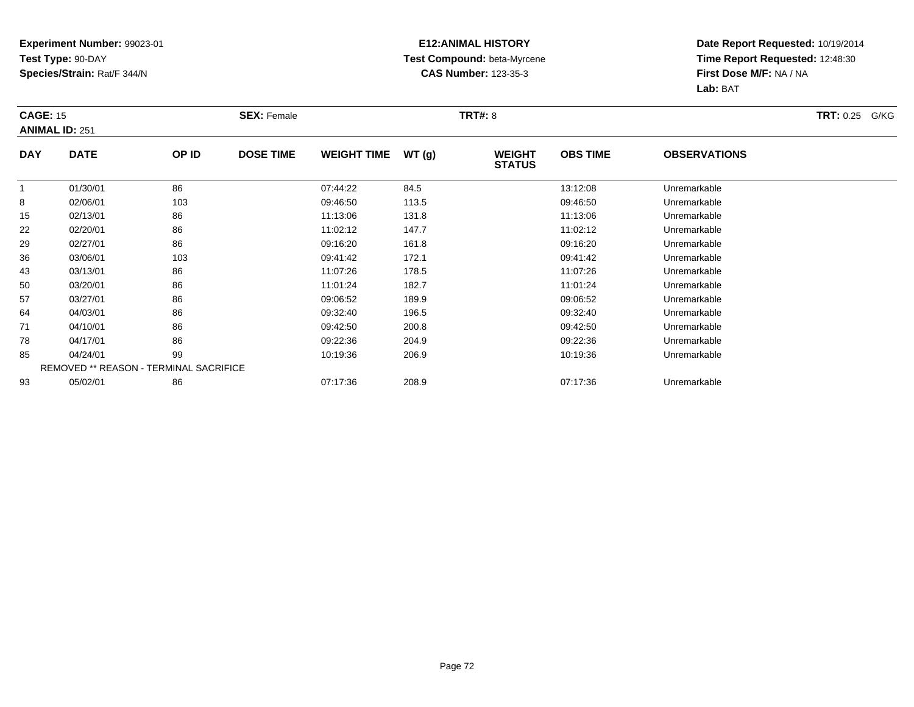**Experiment Number:** 99023-01
**Test Type:** 90-DAY
**Species/Strain:** Rat/F 344/N

**E12:ANIMAL HISTORY**
**Test Compound:** beta-Myrcene
**CAS Number:** 123-35-3

**Date Report Requested:** 10/19/2014
**Time Report Requested:** 12:48:30
**First Dose M/F:** NA / NA
**Lab:** BAT

**CAGE:** 15 **SEX:** Female **TRT#:** 8 **TRT:** 0.25 G/KG
**ANIMAL ID:** 251

| DAY | DATE | OP ID | DOSE TIME | WEIGHT TIME | WT (g) | WEIGHT STATUS | OBS TIME | OBSERVATIONS |
|---|---|---|---|---|---|---|---|---|
| 1 | 01/30/01 | 86 | | 07:44:22 | 84.5 | | 13:12:08 | Unremarkable |
| 8 | 02/06/01 | 103 | | 09:46:50 | 113.5 | | 09:46:50 | Unremarkable |
| 15 | 02/13/01 | 86 | | 11:13:06 | 131.8 | | 11:13:06 | Unremarkable |
| 22 | 02/20/01 | 86 | | 11:02:12 | 147.7 | | 11:02:12 | Unremarkable |
| 29 | 02/27/01 | 86 | | 09:16:20 | 161.8 | | 09:16:20 | Unremarkable |
| 36 | 03/06/01 | 103 | | 09:41:42 | 172.1 | | 09:41:42 | Unremarkable |
| 43 | 03/13/01 | 86 | | 11:07:26 | 178.5 | | 11:07:26 | Unremarkable |
| 50 | 03/20/01 | 86 | | 11:01:24 | 182.7 | | 11:01:24 | Unremarkable |
| 57 | 03/27/01 | 86 | | 09:06:52 | 189.9 | | 09:06:52 | Unremarkable |
| 64 | 04/03/01 | 86 | | 09:32:40 | 196.5 | | 09:32:40 | Unremarkable |
| 71 | 04/10/01 | 86 | | 09:42:50 | 200.8 | | 09:42:50 | Unremarkable |
| 78 | 04/17/01 | 86 | | 09:22:36 | 204.9 | | 09:22:36 | Unremarkable |
| 85 | 04/24/01 | 99 | | 10:19:36 | 206.9 | | 10:19:36 | Unremarkable |
| REMOVED ** REASON - TERMINAL SACRIFICE | | | | | | | | |
| 93 | 05/02/01 | 86 | | 07:17:36 | 208.9 | | 07:17:36 | Unremarkable |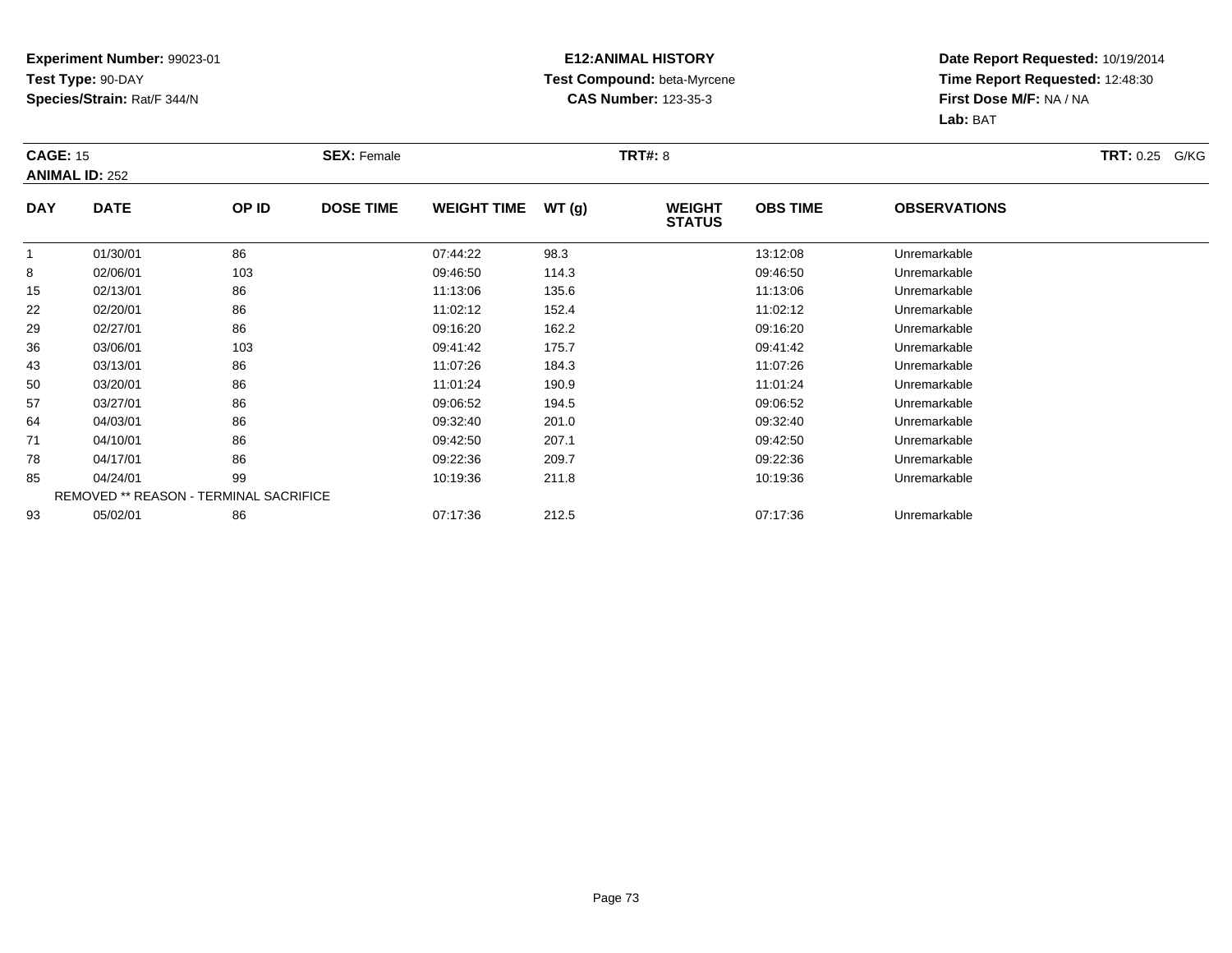**Experiment Number:** 99023-01
**Test Type:** 90-DAY
**Species/Strain:** Rat/F 344/N

**E12:ANIMAL HISTORY**
**Test Compound:** beta-Myrcene
**CAS Number:** 123-35-3

**Date Report Requested:** 10/19/2014
**Time Report Requested:** 12:48:30
**First Dose M/F:** NA / NA
**Lab:** BAT

**CAGE:** 15 **SEX:** Female **TRT#:** 8 **TRT:** 0.25 G/KG
**ANIMAL ID:** 252

| DAY | DATE | OP ID | DOSE TIME | WEIGHT TIME | WT (g) | WEIGHT STATUS | OBS TIME | OBSERVATIONS |
|---|---|---|---|---|---|---|---|---|
| 1 | 01/30/01 | 86 | | 07:44:22 | 98.3 | | 13:12:08 | Unremarkable |
| 8 | 02/06/01 | 103 | | 09:46:50 | 114.3 | | 09:46:50 | Unremarkable |
| 15 | 02/13/01 | 86 | | 11:13:06 | 135.6 | | 11:13:06 | Unremarkable |
| 22 | 02/20/01 | 86 | | 11:02:12 | 152.4 | | 11:02:12 | Unremarkable |
| 29 | 02/27/01 | 86 | | 09:16:20 | 162.2 | | 09:16:20 | Unremarkable |
| 36 | 03/06/01 | 103 | | 09:41:42 | 175.7 | | 09:41:42 | Unremarkable |
| 43 | 03/13/01 | 86 | | 11:07:26 | 184.3 | | 11:07:26 | Unremarkable |
| 50 | 03/20/01 | 86 | | 11:01:24 | 190.9 | | 11:01:24 | Unremarkable |
| 57 | 03/27/01 | 86 | | 09:06:52 | 194.5 | | 09:06:52 | Unremarkable |
| 64 | 04/03/01 | 86 | | 09:32:40 | 201.0 | | 09:32:40 | Unremarkable |
| 71 | 04/10/01 | 86 | | 09:42:50 | 207.1 | | 09:42:50 | Unremarkable |
| 78 | 04/17/01 | 86 | | 09:22:36 | 209.7 | | 09:22:36 | Unremarkable |
| 85 | 04/24/01 | 99 | | 10:19:36 | 211.8 | | 10:19:36 | Unremarkable |
| REMOVED ** REASON - TERMINAL SACRIFICE | | | | | | | | |
| 93 | 05/02/01 | 86 | | 07:17:36 | 212.5 | | 07:17:36 | Unremarkable |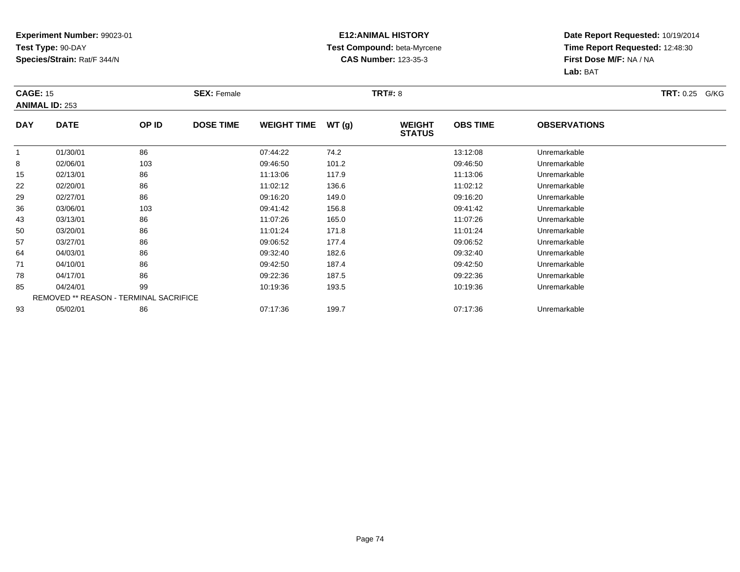**Experiment Number:** 99023-01
**Test Type:** 90-DAY
**Species/Strain:** Rat/F 344/N

**E12:ANIMAL HISTORY**
**Test Compound:** beta-Myrcene
**CAS Number:** 123-35-3

**Date Report Requested:** 10/19/2014
**Time Report Requested:** 12:48:30
**First Dose M/F:** NA / NA
**Lab:** BAT

**CAGE:** 15 **SEX:** Female **TRT#:** 8 **TRT:** 0.25 G/KG
**ANIMAL ID:** 253

| DAY | DATE | OP ID | DOSE TIME | WEIGHT TIME | WT (g) | WEIGHT STATUS | OBS TIME | OBSERVATIONS |
|---|---|---|---|---|---|---|---|---|
| 1 | 01/30/01 | 86 | | 07:44:22 | 74.2 | | 13:12:08 | Unremarkable |
| 8 | 02/06/01 | 103 | | 09:46:50 | 101.2 | | 09:46:50 | Unremarkable |
| 15 | 02/13/01 | 86 | | 11:13:06 | 117.9 | | 11:13:06 | Unremarkable |
| 22 | 02/20/01 | 86 | | 11:02:12 | 136.6 | | 11:02:12 | Unremarkable |
| 29 | 02/27/01 | 86 | | 09:16:20 | 149.0 | | 09:16:20 | Unremarkable |
| 36 | 03/06/01 | 103 | | 09:41:42 | 156.8 | | 09:41:42 | Unremarkable |
| 43 | 03/13/01 | 86 | | 11:07:26 | 165.0 | | 11:07:26 | Unremarkable |
| 50 | 03/20/01 | 86 | | 11:01:24 | 171.8 | | 11:01:24 | Unremarkable |
| 57 | 03/27/01 | 86 | | 09:06:52 | 177.4 | | 09:06:52 | Unremarkable |
| 64 | 04/03/01 | 86 | | 09:32:40 | 182.6 | | 09:32:40 | Unremarkable |
| 71 | 04/10/01 | 86 | | 09:42:50 | 187.4 | | 09:42:50 | Unremarkable |
| 78 | 04/17/01 | 86 | | 09:22:36 | 187.5 | | 09:22:36 | Unremarkable |
| 85 | 04/24/01 | 99 | | 10:19:36 | 193.5 | | 10:19:36 | Unremarkable |
| REMOVED ** REASON - TERMINAL SACRIFICE | | | | | | | | |
| 93 | 05/02/01 | 86 | | 07:17:36 | 199.7 | | 07:17:36 | Unremarkable |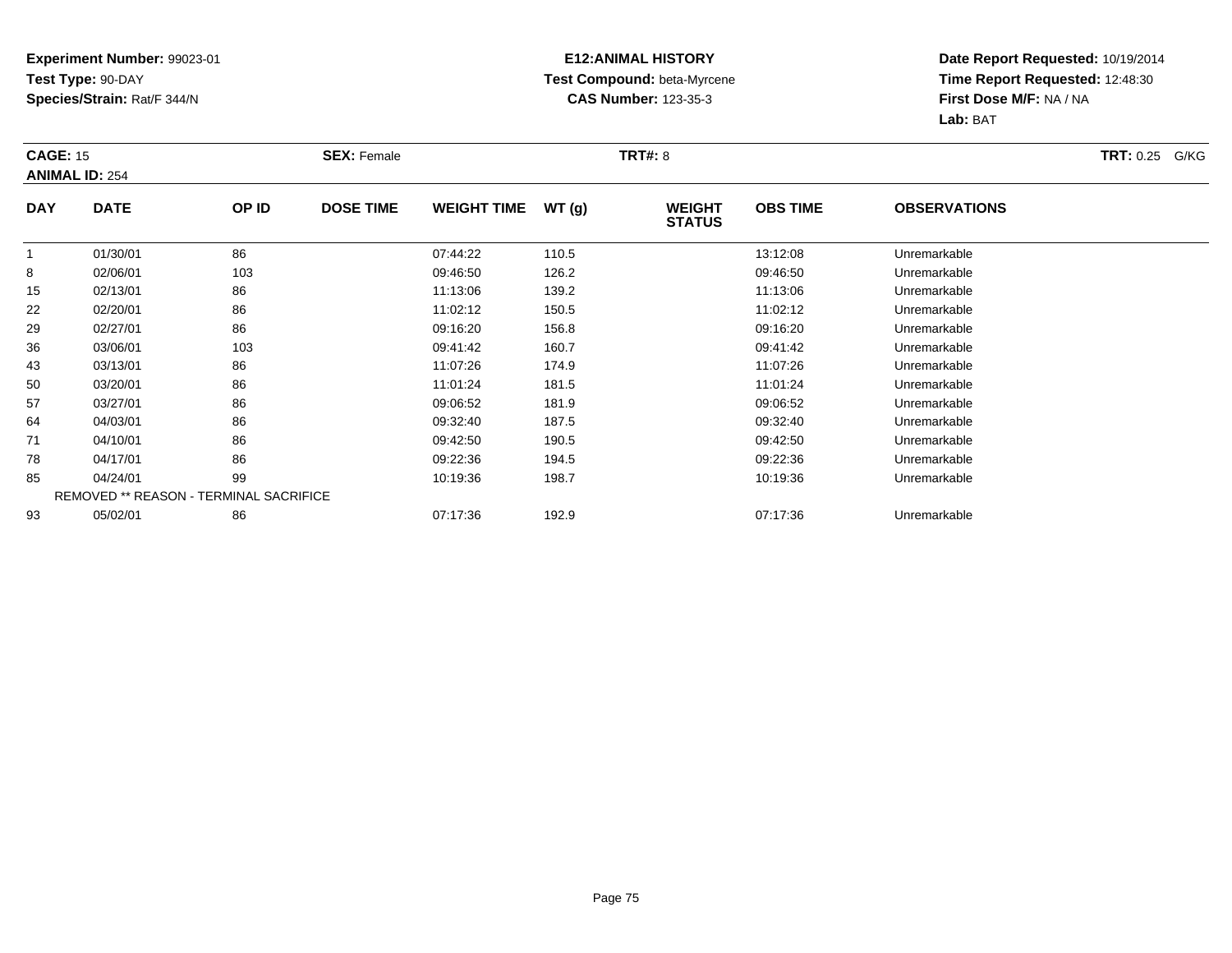**Experiment Number:** 99023-01
**Test Type:** 90-DAY
**Species/Strain:** Rat/F 344/N

**E12:ANIMAL HISTORY**
**Test Compound:** beta-Myrcene
**CAS Number:** 123-35-3

**Date Report Requested:** 10/19/2014
**Time Report Requested:** 12:48:30
**First Dose M/F:** NA / NA
**Lab:** BAT

**CAGE:** 15 **SEX:** Female **TRT#:** 8 **TRT:** 0.25 G/KG
**ANIMAL ID:** 254

| DAY | DATE | OP ID | DOSE TIME | WEIGHT TIME | WT (g) | WEIGHT STATUS | OBS TIME | OBSERVATIONS |
|---|---|---|---|---|---|---|---|---|
| 1 | 01/30/01 | 86 | | 07:44:22 | 110.5 | | 13:12:08 | Unremarkable |
| 8 | 02/06/01 | 103 | | 09:46:50 | 126.2 | | 09:46:50 | Unremarkable |
| 15 | 02/13/01 | 86 | | 11:13:06 | 139.2 | | 11:13:06 | Unremarkable |
| 22 | 02/20/01 | 86 | | 11:02:12 | 150.5 | | 11:02:12 | Unremarkable |
| 29 | 02/27/01 | 86 | | 09:16:20 | 156.8 | | 09:16:20 | Unremarkable |
| 36 | 03/06/01 | 103 | | 09:41:42 | 160.7 | | 09:41:42 | Unremarkable |
| 43 | 03/13/01 | 86 | | 11:07:26 | 174.9 | | 11:07:26 | Unremarkable |
| 50 | 03/20/01 | 86 | | 11:01:24 | 181.5 | | 11:01:24 | Unremarkable |
| 57 | 03/27/01 | 86 | | 09:06:52 | 181.9 | | 09:06:52 | Unremarkable |
| 64 | 04/03/01 | 86 | | 09:32:40 | 187.5 | | 09:32:40 | Unremarkable |
| 71 | 04/10/01 | 86 | | 09:42:50 | 190.5 | | 09:42:50 | Unremarkable |
| 78 | 04/17/01 | 86 | | 09:22:36 | 194.5 | | 09:22:36 | Unremarkable |
| 85 | 04/24/01 | 99 | | 10:19:36 | 198.7 | | 10:19:36 | Unremarkable |
| REMOVED ** REASON - TERMINAL SACRIFICE | | | | | | | | |
| 93 | 05/02/01 | 86 | | 07:17:36 | 192.9 | | 07:17:36 | Unremarkable |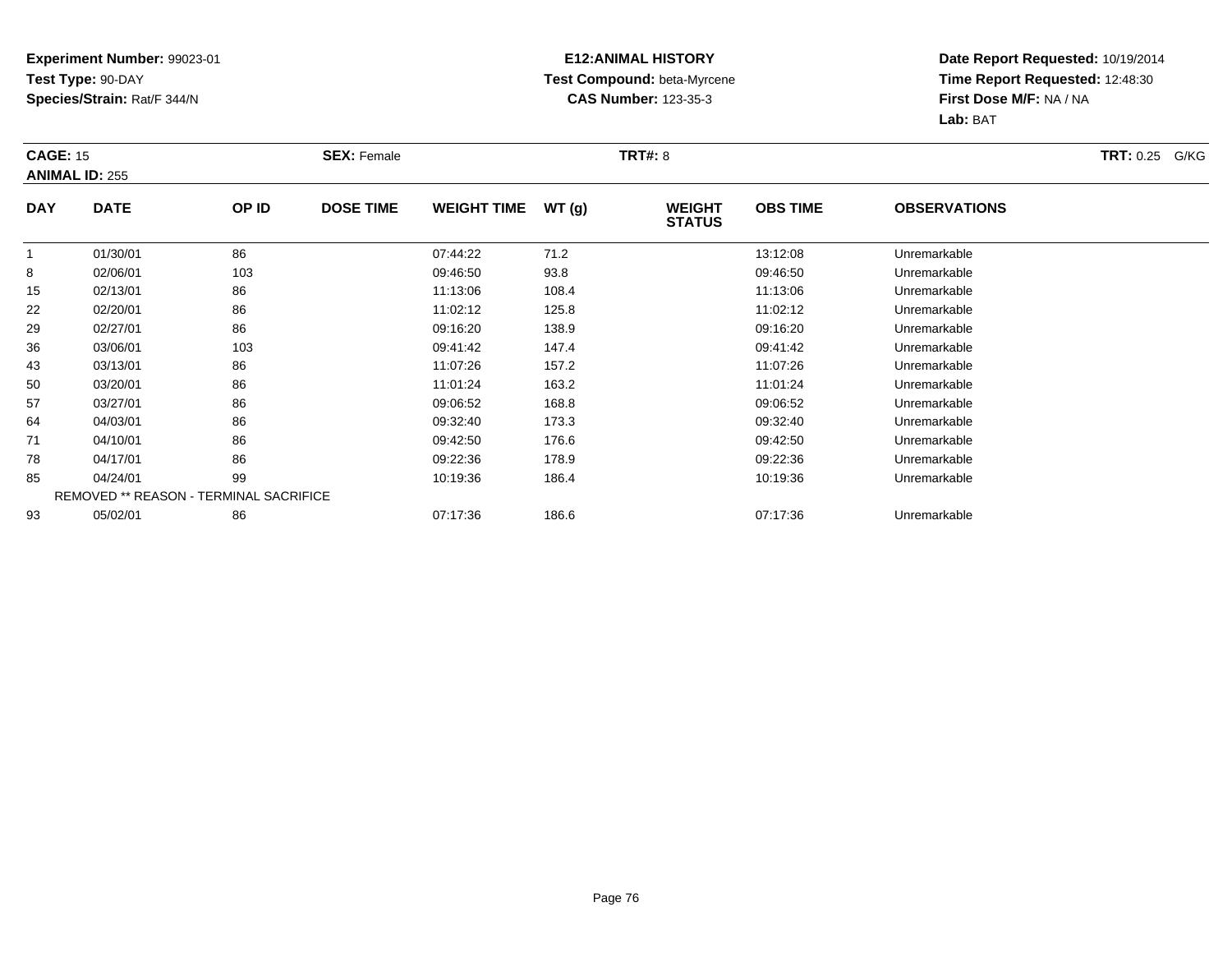**Experiment Number:** 99023-01
**Test Type:** 90-DAY
**Species/Strain:** Rat/F 344/N

**E12:ANIMAL HISTORY**
**Test Compound:** beta-Myrcene
**CAS Number:** 123-35-3

**Date Report Requested:** 10/19/2014
**Time Report Requested:** 12:48:30
**First Dose M/F:** NA / NA
**Lab:** BAT

**CAGE:** 15
**ANIMAL ID:** 255
**SEX:** Female
**TRT#:** 8
**TRT:** 0.25 G/KG

| DAY | DATE | OP ID | DOSE TIME | WEIGHT TIME | WT (g) | WEIGHT STATUS | OBS TIME | OBSERVATIONS |
|---|---|---|---|---|---|---|---|---|
| 1 | 01/30/01 | 86 | | 07:44:22 | 71.2 | | 13:12:08 | Unremarkable |
| 8 | 02/06/01 | 103 | | 09:46:50 | 93.8 | | 09:46:50 | Unremarkable |
| 15 | 02/13/01 | 86 | | 11:13:06 | 108.4 | | 11:13:06 | Unremarkable |
| 22 | 02/20/01 | 86 | | 11:02:12 | 125.8 | | 11:02:12 | Unremarkable |
| 29 | 02/27/01 | 86 | | 09:16:20 | 138.9 | | 09:16:20 | Unremarkable |
| 36 | 03/06/01 | 103 | | 09:41:42 | 147.4 | | 09:41:42 | Unremarkable |
| 43 | 03/13/01 | 86 | | 11:07:26 | 157.2 | | 11:07:26 | Unremarkable |
| 50 | 03/20/01 | 86 | | 11:01:24 | 163.2 | | 11:01:24 | Unremarkable |
| 57 | 03/27/01 | 86 | | 09:06:52 | 168.8 | | 09:06:52 | Unremarkable |
| 64 | 04/03/01 | 86 | | 09:32:40 | 173.3 | | 09:32:40 | Unremarkable |
| 71 | 04/10/01 | 86 | | 09:42:50 | 176.6 | | 09:42:50 | Unremarkable |
| 78 | 04/17/01 | 86 | | 09:22:36 | 178.9 | | 09:22:36 | Unremarkable |
| 85 | 04/24/01 | 99 | | 10:19:36 | 186.4 | | 10:19:36 | Unremarkable |
| REMOVED ** REASON - TERMINAL SACRIFICE | | | | | | | | |
| 93 | 05/02/01 | 86 | | 07:17:36 | 186.6 | | 07:17:36 | Unremarkable |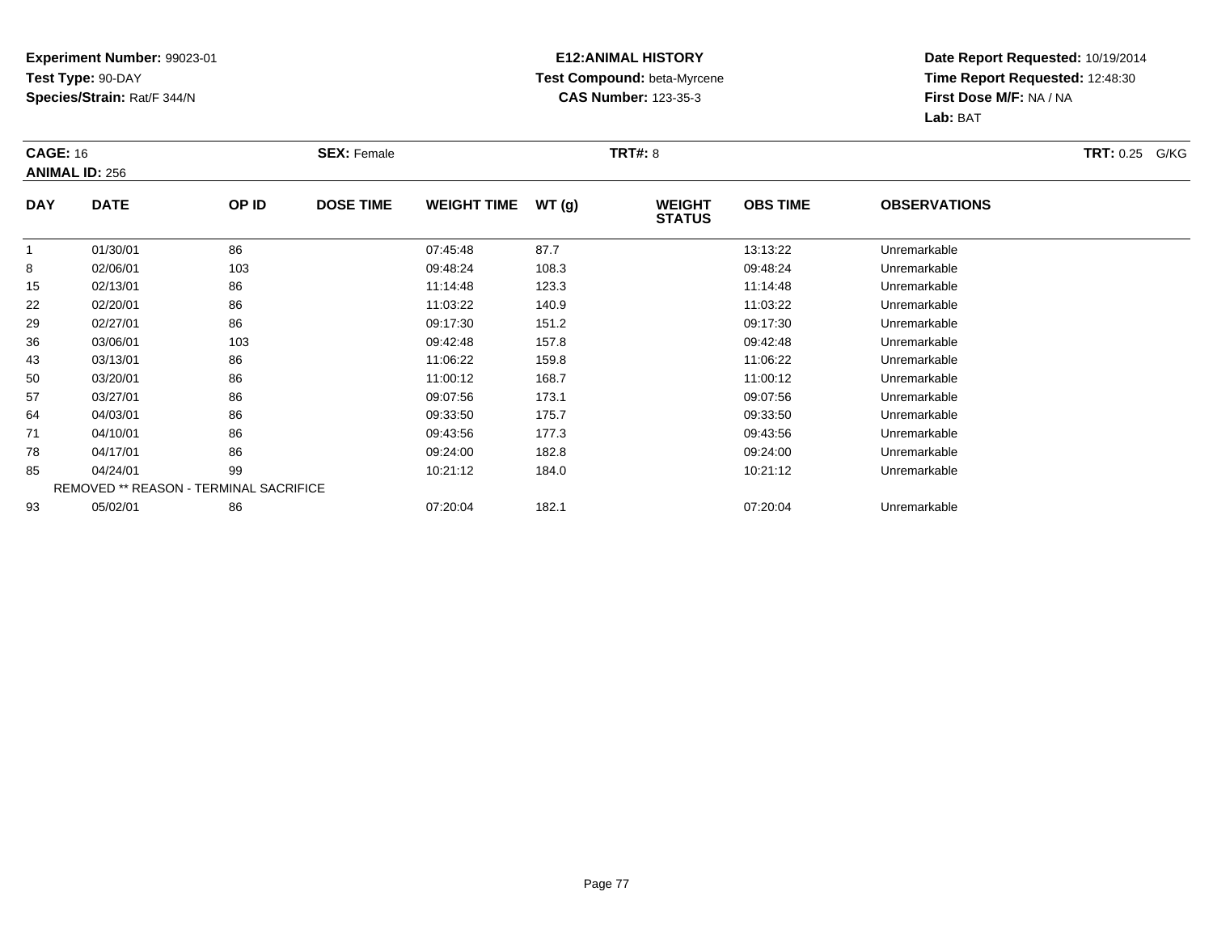**Experiment Number:** 99023-01
**Test Type:** 90-DAY
**Species/Strain:** Rat/F 344/N

**E12:ANIMAL HISTORY**
**Test Compound:** beta-Myrcene
**CAS Number:** 123-35-3

**Date Report Requested:** 10/19/2014
**Time Report Requested:** 12:48:30
**First Dose M/F:** NA / NA
**Lab:** BAT

**CAGE:** 16 **SEX:** Female **TRT#:** 8 **TRT:** 0.25 G/KG
**ANIMAL ID:** 256

| DAY | DATE | OP ID | DOSE TIME | WEIGHT TIME | WT (g) | WEIGHT STATUS | OBS TIME | OBSERVATIONS |
|---|---|---|---|---|---|---|---|---|
| 1 | 01/30/01 | 86 | | 07:45:48 | 87.7 | | 13:13:22 | Unremarkable |
| 8 | 02/06/01 | 103 | | 09:48:24 | 108.3 | | 09:48:24 | Unremarkable |
| 15 | 02/13/01 | 86 | | 11:14:48 | 123.3 | | 11:14:48 | Unremarkable |
| 22 | 02/20/01 | 86 | | 11:03:22 | 140.9 | | 11:03:22 | Unremarkable |
| 29 | 02/27/01 | 86 | | 09:17:30 | 151.2 | | 09:17:30 | Unremarkable |
| 36 | 03/06/01 | 103 | | 09:42:48 | 157.8 | | 09:42:48 | Unremarkable |
| 43 | 03/13/01 | 86 | | 11:06:22 | 159.8 | | 11:06:22 | Unremarkable |
| 50 | 03/20/01 | 86 | | 11:00:12 | 168.7 | | 11:00:12 | Unremarkable |
| 57 | 03/27/01 | 86 | | 09:07:56 | 173.1 | | 09:07:56 | Unremarkable |
| 64 | 04/03/01 | 86 | | 09:33:50 | 175.7 | | 09:33:50 | Unremarkable |
| 71 | 04/10/01 | 86 | | 09:43:56 | 177.3 | | 09:43:56 | Unremarkable |
| 78 | 04/17/01 | 86 | | 09:24:00 | 182.8 | | 09:24:00 | Unremarkable |
| 85 | 04/24/01 | 99 | | 10:21:12 | 184.0 | | 10:21:12 | Unremarkable |
| REMOVED ** REASON - TERMINAL SACRIFICE | | | | | | | | |
| 93 | 05/02/01 | 86 | | 07:20:04 | 182.1 | | 07:20:04 | Unremarkable |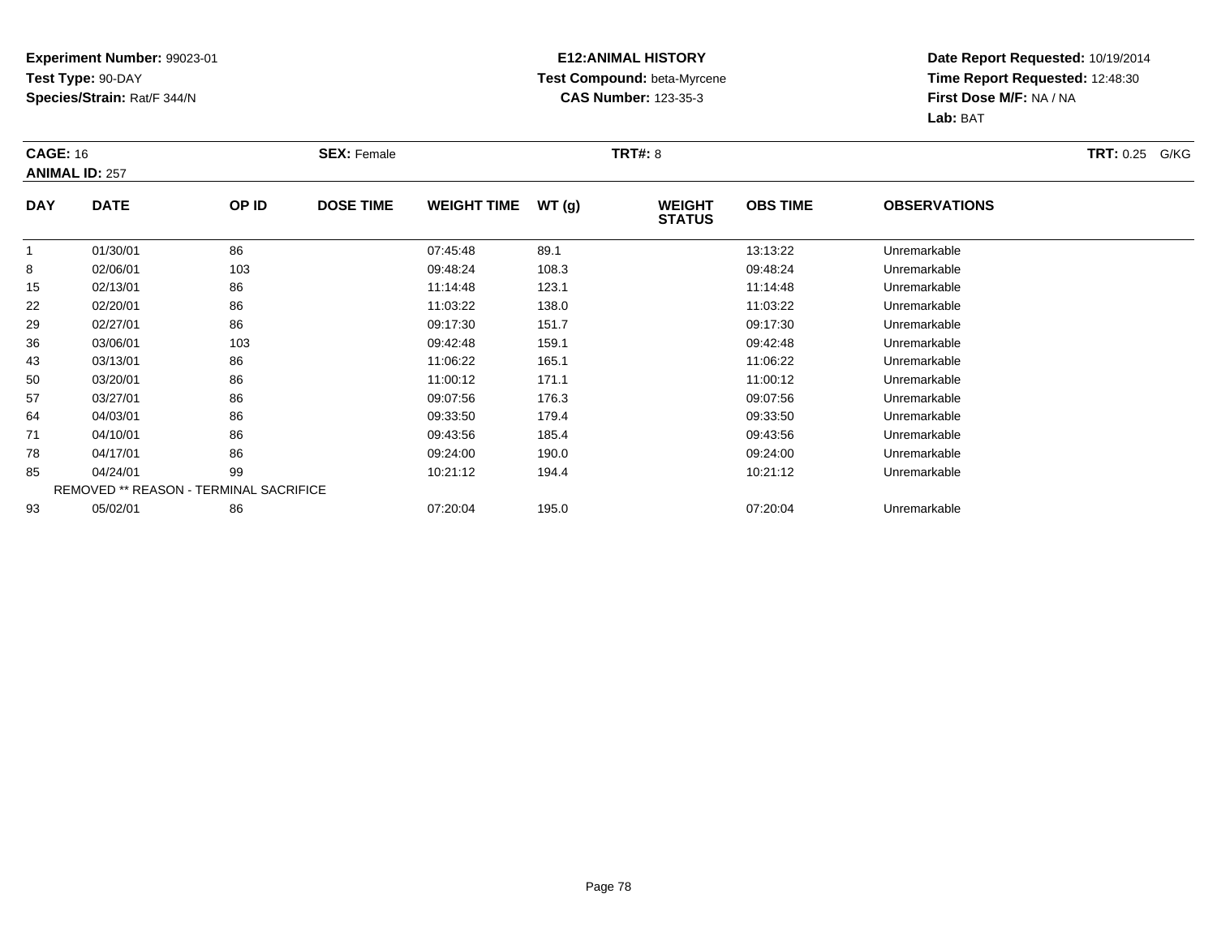**Experiment Number:** 99023-01
**Test Type:** 90-DAY
**Species/Strain:** Rat/F 344/N

**E12:ANIMAL HISTORY**
**Test Compound:** beta-Myrcene
**CAS Number:** 123-35-3

**Date Report Requested:** 10/19/2014
**Time Report Requested:** 12:48:30
**First Dose M/F:** NA / NA
**Lab:** BAT

**CAGE:** 16 **SEX:** Female **TRT#:** 8 **TRT:** 0.25 G/KG
**ANIMAL ID:** 257

| DAY | DATE | OP ID | DOSE TIME | WEIGHT TIME | WT (g) | WEIGHT STATUS | OBS TIME | OBSERVATIONS |
|---|---|---|---|---|---|---|---|---|
| 1 | 01/30/01 | 86 | | 07:45:48 | 89.1 | | 13:13:22 | Unremarkable |
| 8 | 02/06/01 | 103 | | 09:48:24 | 108.3 | | 09:48:24 | Unremarkable |
| 15 | 02/13/01 | 86 | | 11:14:48 | 123.1 | | 11:14:48 | Unremarkable |
| 22 | 02/20/01 | 86 | | 11:03:22 | 138.0 | | 11:03:22 | Unremarkable |
| 29 | 02/27/01 | 86 | | 09:17:30 | 151.7 | | 09:17:30 | Unremarkable |
| 36 | 03/06/01 | 103 | | 09:42:48 | 159.1 | | 09:42:48 | Unremarkable |
| 43 | 03/13/01 | 86 | | 11:06:22 | 165.1 | | 11:06:22 | Unremarkable |
| 50 | 03/20/01 | 86 | | 11:00:12 | 171.1 | | 11:00:12 | Unremarkable |
| 57 | 03/27/01 | 86 | | 09:07:56 | 176.3 | | 09:07:56 | Unremarkable |
| 64 | 04/03/01 | 86 | | 09:33:50 | 179.4 | | 09:33:50 | Unremarkable |
| 71 | 04/10/01 | 86 | | 09:43:56 | 185.4 | | 09:43:56 | Unremarkable |
| 78 | 04/17/01 | 86 | | 09:24:00 | 190.0 | | 09:24:00 | Unremarkable |
| 85 | 04/24/01 | 99 | | 10:21:12 | 194.4 | | 10:21:12 | Unremarkable |
| REMOVED ** REASON - TERMINAL SACRIFICE | | | | | | | | |
| 93 | 05/02/01 | 86 | | 07:20:04 | 195.0 | | 07:20:04 | Unremarkable |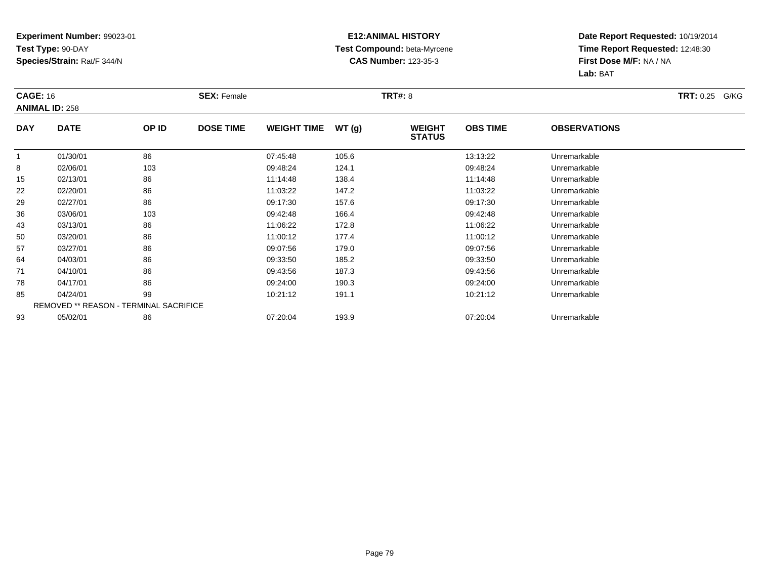**Experiment Number:** 99023-01
**Test Type:** 90-DAY
**Species/Strain:** Rat/F 344/N

**E12:ANIMAL HISTORY**
**Test Compound:** beta-Myrcene
**CAS Number:** 123-35-3

**Date Report Requested:** 10/19/2014
**Time Report Requested:** 12:48:30
**First Dose M/F:** NA / NA
**Lab:** BAT

**CAGE:** 16 **SEX:** Female **TRT#:** 8 **TRT:** 0.25 G/KG
**ANIMAL ID:** 258

| DAY | DATE | OP ID | DOSE TIME | WEIGHT TIME | WT (g) | WEIGHT STATUS | OBS TIME | OBSERVATIONS |
|---|---|---|---|---|---|---|---|---|
| 1 | 01/30/01 | 86 | | 07:45:48 | 105.6 | | 13:13:22 | Unremarkable |
| 8 | 02/06/01 | 103 | | 09:48:24 | 124.1 | | 09:48:24 | Unremarkable |
| 15 | 02/13/01 | 86 | | 11:14:48 | 138.4 | | 11:14:48 | Unremarkable |
| 22 | 02/20/01 | 86 | | 11:03:22 | 147.2 | | 11:03:22 | Unremarkable |
| 29 | 02/27/01 | 86 | | 09:17:30 | 157.6 | | 09:17:30 | Unremarkable |
| 36 | 03/06/01 | 103 | | 09:42:48 | 166.4 | | 09:42:48 | Unremarkable |
| 43 | 03/13/01 | 86 | | 11:06:22 | 172.8 | | 11:06:22 | Unremarkable |
| 50 | 03/20/01 | 86 | | 11:00:12 | 177.4 | | 11:00:12 | Unremarkable |
| 57 | 03/27/01 | 86 | | 09:07:56 | 179.0 | | 09:07:56 | Unremarkable |
| 64 | 04/03/01 | 86 | | 09:33:50 | 185.2 | | 09:33:50 | Unremarkable |
| 71 | 04/10/01 | 86 | | 09:43:56 | 187.3 | | 09:43:56 | Unremarkable |
| 78 | 04/17/01 | 86 | | 09:24:00 | 190.3 | | 09:24:00 | Unremarkable |
| 85 | 04/24/01 | 99 | | 10:21:12 | 191.1 | | 10:21:12 | Unremarkable |
| REMOVED ** REASON - TERMINAL SACRIFICE | | | | | | | | |
| 93 | 05/02/01 | 86 | | 07:20:04 | 193.9 | | 07:20:04 | Unremarkable |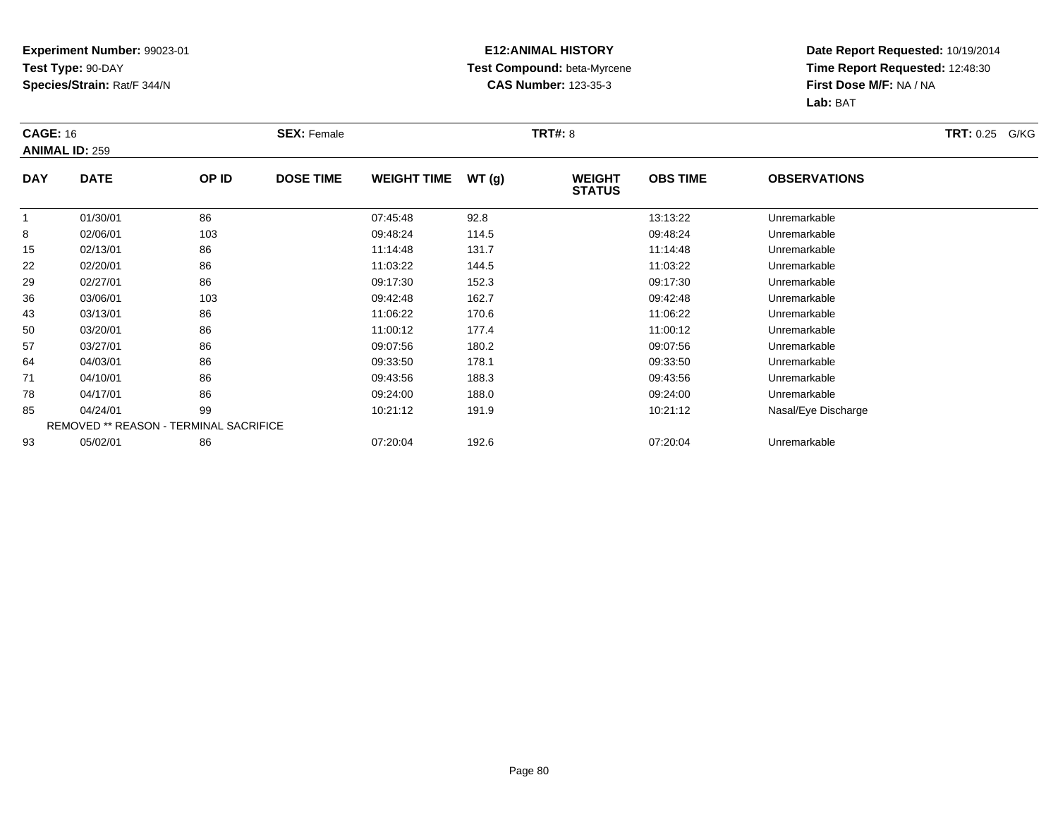**Experiment Number:** 99023-01
**Test Type:** 90-DAY
**Species/Strain:** Rat/F 344/N

**E12:ANIMAL HISTORY**
**Test Compound:** beta-Myrcene
**CAS Number:** 123-35-3

**Date Report Requested:** 10/19/2014
**Time Report Requested:** 12:48:30
**First Dose M/F:** NA / NA
**Lab:** BAT

**CAGE:** 16 **SEX:** Female **TRT#:** 8 **TRT:** 0.25 G/KG
**ANIMAL ID:** 259

| DAY | DATE | OP ID | DOSE TIME | WEIGHT TIME | WT (g) | WEIGHT STATUS | OBS TIME | OBSERVATIONS |
|---|---|---|---|---|---|---|---|---|
| 1 | 01/30/01 | 86 | | 07:45:48 | 92.8 | | 13:13:22 | Unremarkable |
| 8 | 02/06/01 | 103 | | 09:48:24 | 114.5 | | 09:48:24 | Unremarkable |
| 15 | 02/13/01 | 86 | | 11:14:48 | 131.7 | | 11:14:48 | Unremarkable |
| 22 | 02/20/01 | 86 | | 11:03:22 | 144.5 | | 11:03:22 | Unremarkable |
| 29 | 02/27/01 | 86 | | 09:17:30 | 152.3 | | 09:17:30 | Unremarkable |
| 36 | 03/06/01 | 103 | | 09:42:48 | 162.7 | | 09:42:48 | Unremarkable |
| 43 | 03/13/01 | 86 | | 11:06:22 | 170.6 | | 11:06:22 | Unremarkable |
| 50 | 03/20/01 | 86 | | 11:00:12 | 177.4 | | 11:00:12 | Unremarkable |
| 57 | 03/27/01 | 86 | | 09:07:56 | 180.2 | | 09:07:56 | Unremarkable |
| 64 | 04/03/01 | 86 | | 09:33:50 | 178.1 | | 09:33:50 | Unremarkable |
| 71 | 04/10/01 | 86 | | 09:43:56 | 188.3 | | 09:43:56 | Unremarkable |
| 78 | 04/17/01 | 86 | | 09:24:00 | 188.0 | | 09:24:00 | Unremarkable |
| 85 | 04/24/01 | 99 | | 10:21:12 | 191.9 | | 10:21:12 | Nasal/Eye Discharge |
| REMOVED ** REASON - TERMINAL SACRIFICE | | | | | | | | |
| 93 | 05/02/01 | 86 | | 07:20:04 | 192.6 | | 07:20:04 | Unremarkable |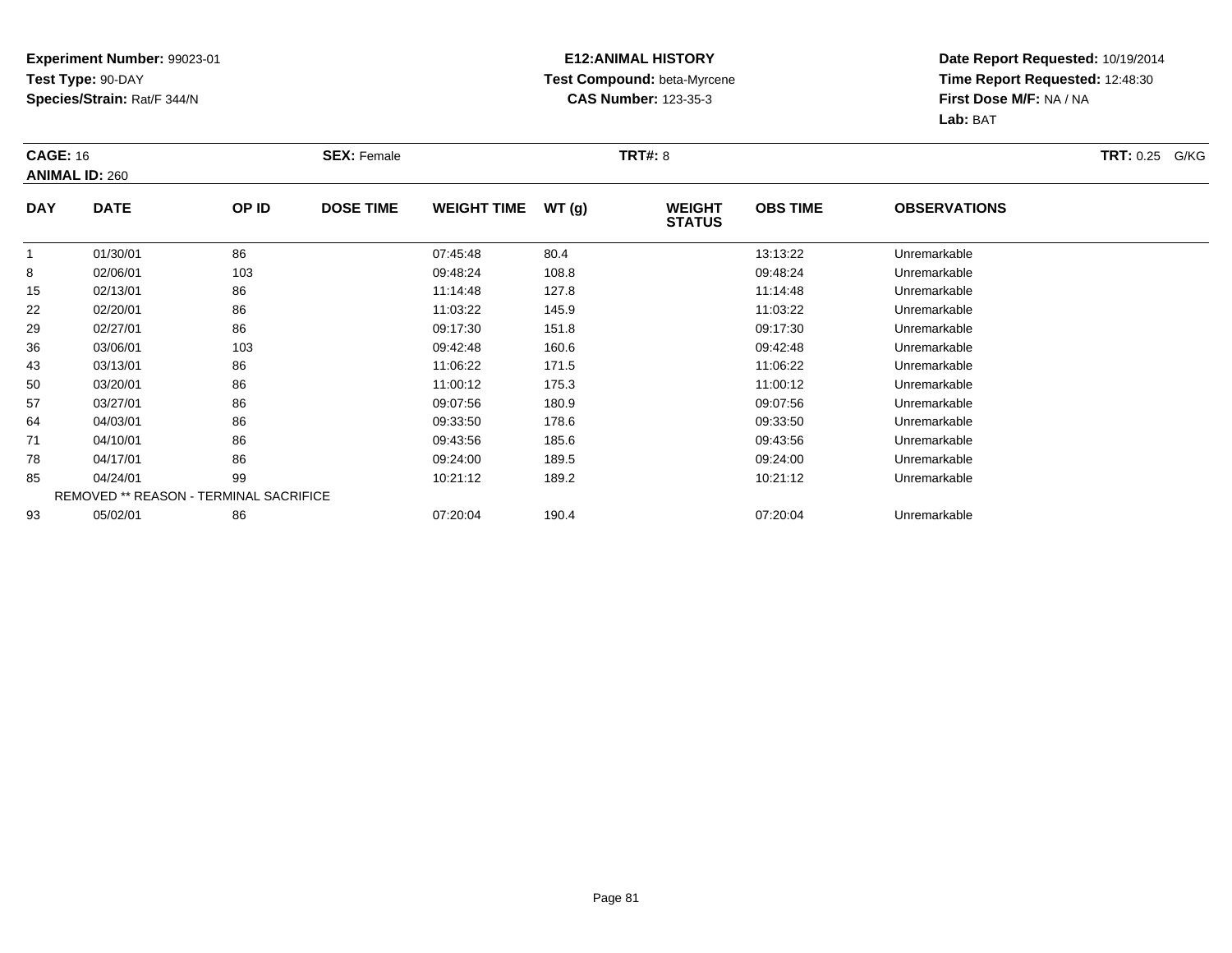**Experiment Number:** 99023-01
**Test Type:** 90-DAY
**Species/Strain:** Rat/F 344/N

**E12:ANIMAL HISTORY**
**Test Compound:** beta-Myrcene
**CAS Number:** 123-35-3

**Date Report Requested:** 10/19/2014
**Time Report Requested:** 12:48:30
**First Dose M/F:** NA / NA
**Lab:** BAT

**CAGE:** 16 **SEX:** Female **TRT#:** 8 **TRT:** 0.25 G/KG
**ANIMAL ID:** 260

| DAY | DATE | OP ID | DOSE TIME | WEIGHT TIME | WT (g) | WEIGHT STATUS | OBS TIME | OBSERVATIONS |
|---|---|---|---|---|---|---|---|---|
| 1 | 01/30/01 | 86 | | 07:45:48 | 80.4 | | 13:13:22 | Unremarkable |
| 8 | 02/06/01 | 103 | | 09:48:24 | 108.8 | | 09:48:24 | Unremarkable |
| 15 | 02/13/01 | 86 | | 11:14:48 | 127.8 | | 11:14:48 | Unremarkable |
| 22 | 02/20/01 | 86 | | 11:03:22 | 145.9 | | 11:03:22 | Unremarkable |
| 29 | 02/27/01 | 86 | | 09:17:30 | 151.8 | | 09:17:30 | Unremarkable |
| 36 | 03/06/01 | 103 | | 09:42:48 | 160.6 | | 09:42:48 | Unremarkable |
| 43 | 03/13/01 | 86 | | 11:06:22 | 171.5 | | 11:06:22 | Unremarkable |
| 50 | 03/20/01 | 86 | | 11:00:12 | 175.3 | | 11:00:12 | Unremarkable |
| 57 | 03/27/01 | 86 | | 09:07:56 | 180.9 | | 09:07:56 | Unremarkable |
| 64 | 04/03/01 | 86 | | 09:33:50 | 178.6 | | 09:33:50 | Unremarkable |
| 71 | 04/10/01 | 86 | | 09:43:56 | 185.6 | | 09:43:56 | Unremarkable |
| 78 | 04/17/01 | 86 | | 09:24:00 | 189.5 | | 09:24:00 | Unremarkable |
| 85 | 04/24/01 | 99 | | 10:21:12 | 189.2 | | 10:21:12 | Unremarkable |
| REMOVED ** REASON - TERMINAL SACRIFICE | | | | | | | | |
| 93 | 05/02/01 | 86 | | 07:20:04 | 190.4 | | 07:20:04 | Unremarkable |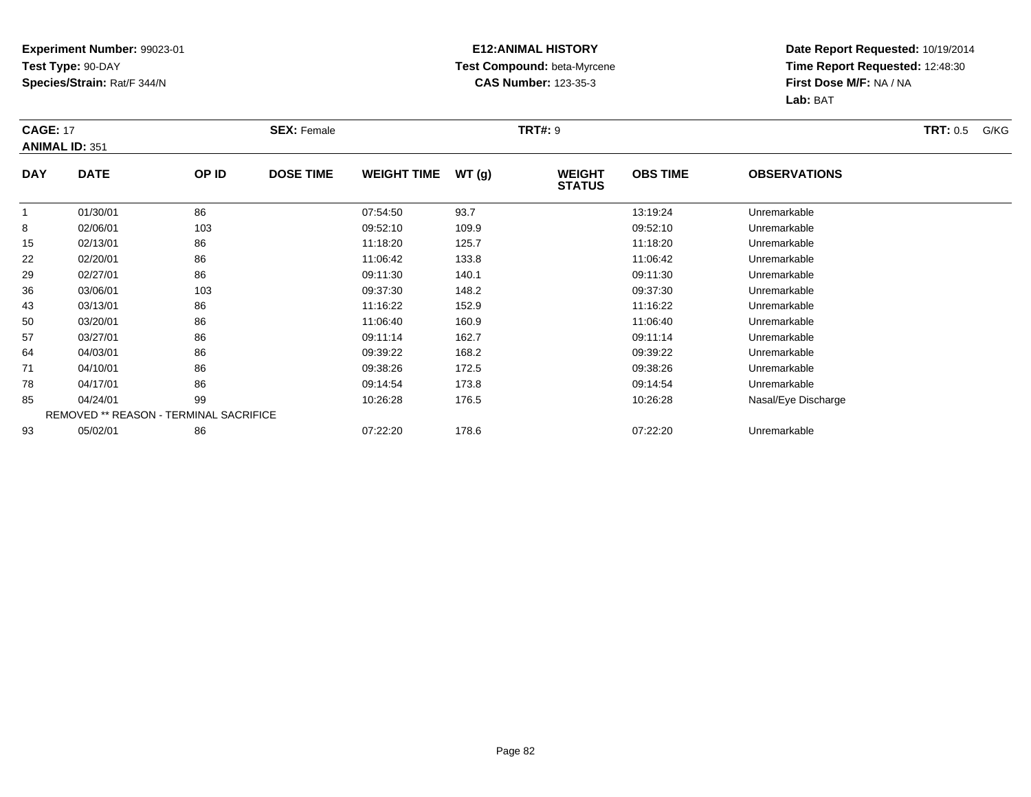**Experiment Number:** 99023-01
**Test Type:** 90-DAY
**Species/Strain:** Rat/F 344/N

**E12:ANIMAL HISTORY**
**Test Compound:** beta-Myrcene
**CAS Number:** 123-35-3

**Date Report Requested:** 10/19/2014
**Time Report Requested:** 12:48:30
**First Dose M/F:** NA / NA
**Lab:** BAT

**CAGE:** 17 **SEX:** Female **TRT#:** 9 **TRT:** 0.5 G/KG
**ANIMAL ID:** 351

| DAY | DATE | OP ID | DOSE TIME | WEIGHT TIME | WT (g) | WEIGHT STATUS | OBS TIME | OBSERVATIONS |
|---|---|---|---|---|---|---|---|---|
| 1 | 01/30/01 | 86 | | 07:54:50 | 93.7 | | 13:19:24 | Unremarkable |
| 8 | 02/06/01 | 103 | | 09:52:10 | 109.9 | | 09:52:10 | Unremarkable |
| 15 | 02/13/01 | 86 | | 11:18:20 | 125.7 | | 11:18:20 | Unremarkable |
| 22 | 02/20/01 | 86 | | 11:06:42 | 133.8 | | 11:06:42 | Unremarkable |
| 29 | 02/27/01 | 86 | | 09:11:30 | 140.1 | | 09:11:30 | Unremarkable |
| 36 | 03/06/01 | 103 | | 09:37:30 | 148.2 | | 09:37:30 | Unremarkable |
| 43 | 03/13/01 | 86 | | 11:16:22 | 152.9 | | 11:16:22 | Unremarkable |
| 50 | 03/20/01 | 86 | | 11:06:40 | 160.9 | | 11:06:40 | Unremarkable |
| 57 | 03/27/01 | 86 | | 09:11:14 | 162.7 | | 09:11:14 | Unremarkable |
| 64 | 04/03/01 | 86 | | 09:39:22 | 168.2 | | 09:39:22 | Unremarkable |
| 71 | 04/10/01 | 86 | | 09:38:26 | 172.5 | | 09:38:26 | Unremarkable |
| 78 | 04/17/01 | 86 | | 09:14:54 | 173.8 | | 09:14:54 | Unremarkable |
| 85 | 04/24/01 | 99 | | 10:26:28 | 176.5 | | 10:26:28 | Nasal/Eye Discharge |
| REMOVED ** REASON - TERMINAL SACRIFICE | | | | | | | | |
| 93 | 05/02/01 | 86 | | 07:22:20 | 178.6 | | 07:22:20 | Unremarkable |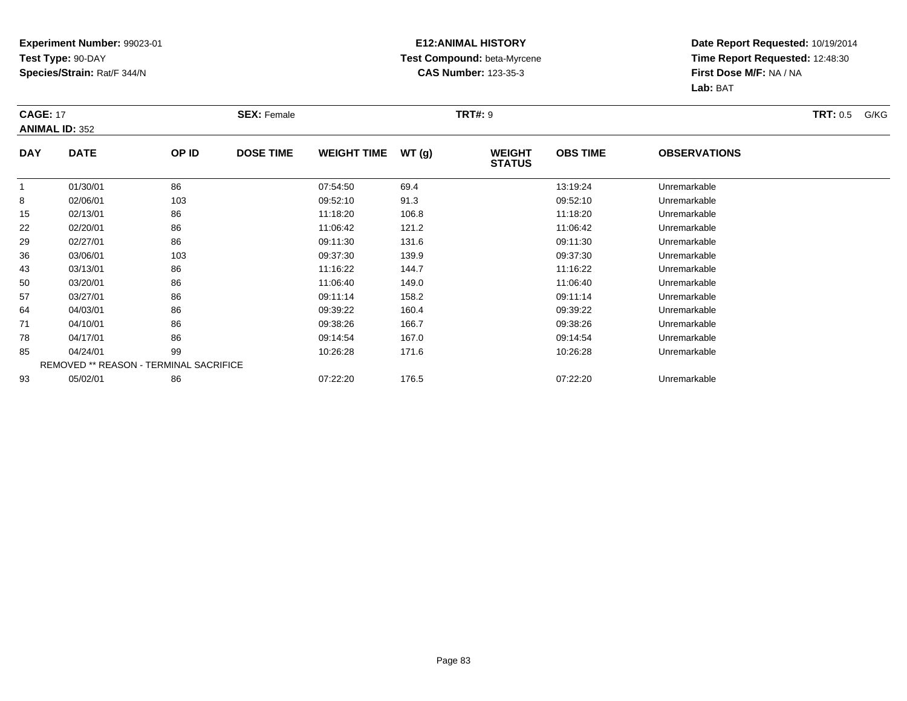**Experiment Number:** 99023-01
**Test Type:** 90-DAY
**Species/Strain:** Rat/F 344/N

**E12:ANIMAL HISTORY**
**Test Compound:** beta-Myrcene
**CAS Number:** 123-35-3

**Date Report Requested:** 10/19/2014
**Time Report Requested:** 12:48:30
**First Dose M/F:** NA / NA
**Lab:** BAT

**CAGE:** 17 **SEX:** Female **TRT#:** 9 **TRT:** 0.5 G/KG
**ANIMAL ID:** 352

| DAY | DATE | OP ID | DOSE TIME | WEIGHT TIME | WT (g) | WEIGHT STATUS | OBS TIME | OBSERVATIONS |
|---|---|---|---|---|---|---|---|---|
| 1 | 01/30/01 | 86 | | 07:54:50 | 69.4 | | 13:19:24 | Unremarkable |
| 8 | 02/06/01 | 103 | | 09:52:10 | 91.3 | | 09:52:10 | Unremarkable |
| 15 | 02/13/01 | 86 | | 11:18:20 | 106.8 | | 11:18:20 | Unremarkable |
| 22 | 02/20/01 | 86 | | 11:06:42 | 121.2 | | 11:06:42 | Unremarkable |
| 29 | 02/27/01 | 86 | | 09:11:30 | 131.6 | | 09:11:30 | Unremarkable |
| 36 | 03/06/01 | 103 | | 09:37:30 | 139.9 | | 09:37:30 | Unremarkable |
| 43 | 03/13/01 | 86 | | 11:16:22 | 144.7 | | 11:16:22 | Unremarkable |
| 50 | 03/20/01 | 86 | | 11:06:40 | 149.0 | | 11:06:40 | Unremarkable |
| 57 | 03/27/01 | 86 | | 09:11:14 | 158.2 | | 09:11:14 | Unremarkable |
| 64 | 04/03/01 | 86 | | 09:39:22 | 160.4 | | 09:39:22 | Unremarkable |
| 71 | 04/10/01 | 86 | | 09:38:26 | 166.7 | | 09:38:26 | Unremarkable |
| 78 | 04/17/01 | 86 | | 09:14:54 | 167.0 | | 09:14:54 | Unremarkable |
| 85 | 04/24/01 | 99 | | 10:26:28 | 171.6 | | 10:26:28 | Unremarkable |
| REMOVED ** REASON - TERMINAL SACRIFICE | | | | | | | | |
| 93 | 05/02/01 | 86 | | 07:22:20 | 176.5 | | 07:22:20 | Unremarkable |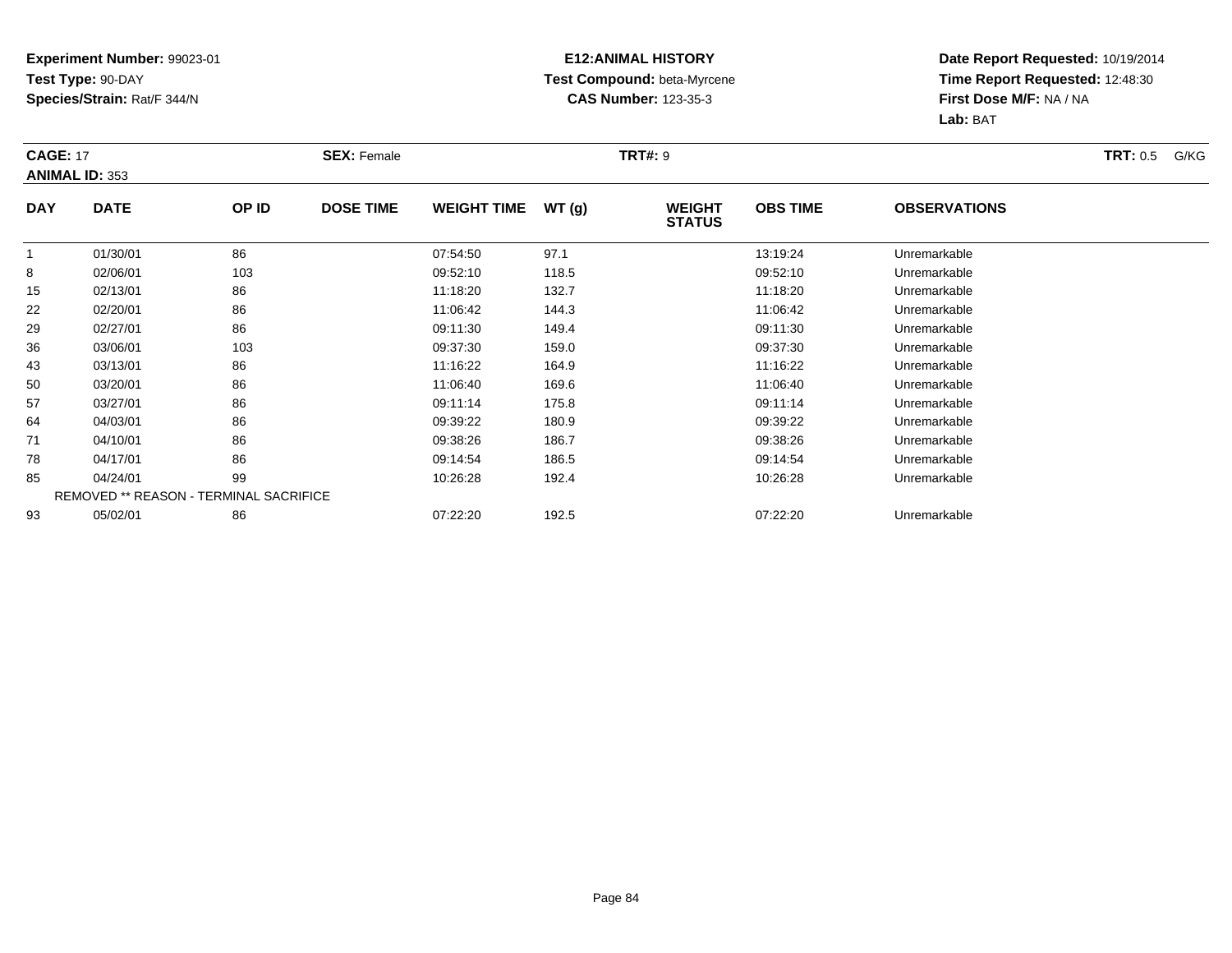**Experiment Number:** 99023-01
**Test Type:** 90-DAY
**Species/Strain:** Rat/F 344/N

**E12:ANIMAL HISTORY**
**Test Compound:** beta-Myrcene
**CAS Number:** 123-35-3

**Date Report Requested:** 10/19/2014
**Time Report Requested:** 12:48:30
**First Dose M/F:** NA / NA
**Lab:** BAT

**CAGE:** 17 **SEX:** Female **TRT#:** 9 **TRT:** 0.5 G/KG
**ANIMAL ID:** 353

| DAY | DATE | OP ID | DOSE TIME | WEIGHT TIME | WT (g) | WEIGHT STATUS | OBS TIME | OBSERVATIONS |
|---|---|---|---|---|---|---|---|---|
| 1 | 01/30/01 | 86 | | 07:54:50 | 97.1 | | 13:19:24 | Unremarkable |
| 8 | 02/06/01 | 103 | | 09:52:10 | 118.5 | | 09:52:10 | Unremarkable |
| 15 | 02/13/01 | 86 | | 11:18:20 | 132.7 | | 11:18:20 | Unremarkable |
| 22 | 02/20/01 | 86 | | 11:06:42 | 144.3 | | 11:06:42 | Unremarkable |
| 29 | 02/27/01 | 86 | | 09:11:30 | 149.4 | | 09:11:30 | Unremarkable |
| 36 | 03/06/01 | 103 | | 09:37:30 | 159.0 | | 09:37:30 | Unremarkable |
| 43 | 03/13/01 | 86 | | 11:16:22 | 164.9 | | 11:16:22 | Unremarkable |
| 50 | 03/20/01 | 86 | | 11:06:40 | 169.6 | | 11:06:40 | Unremarkable |
| 57 | 03/27/01 | 86 | | 09:11:14 | 175.8 | | 09:11:14 | Unremarkable |
| 64 | 04/03/01 | 86 | | 09:39:22 | 180.9 | | 09:39:22 | Unremarkable |
| 71 | 04/10/01 | 86 | | 09:38:26 | 186.7 | | 09:38:26 | Unremarkable |
| 78 | 04/17/01 | 86 | | 09:14:54 | 186.5 | | 09:14:54 | Unremarkable |
| 85 | 04/24/01 | 99 | | 10:26:28 | 192.4 | | 10:26:28 | Unremarkable |
| REMOVED ** REASON - TERMINAL SACRIFICE | | | | | | | | |
| 93 | 05/02/01 | 86 | | 07:22:20 | 192.5 | | 07:22:20 | Unremarkable |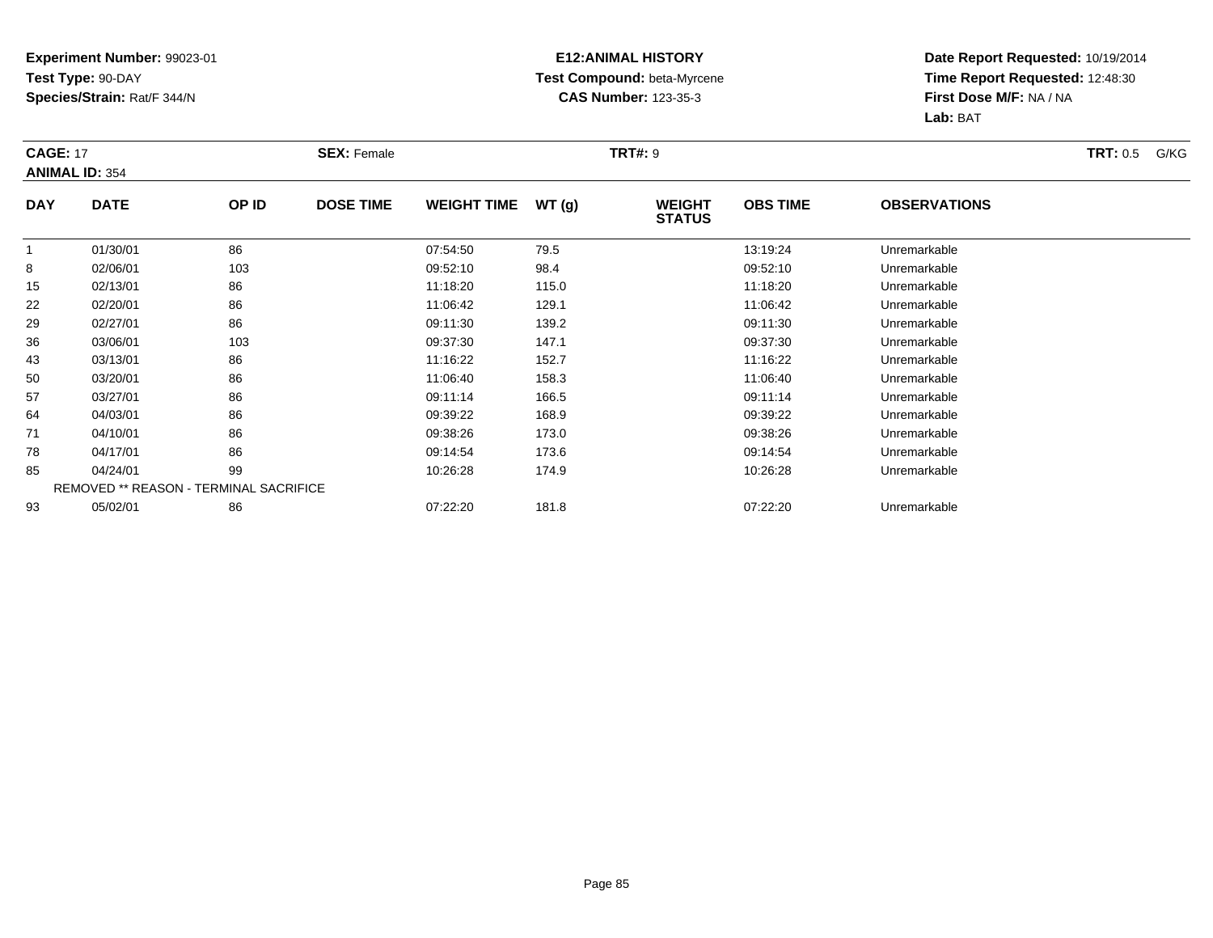**Experiment Number:** 99023-01
**Test Type:** 90-DAY
**Species/Strain:** Rat/F 344/N

**E12:ANIMAL HISTORY**
**Test Compound:** beta-Myrcene
**CAS Number:** 123-35-3

**Date Report Requested:** 10/19/2014
**Time Report Requested:** 12:48:30
**First Dose M/F:** NA / NA
**Lab:** BAT

**CAGE:** 17 **SEX:** Female **TRT#:** 9 **TRT:** 0.5 G/KG
**ANIMAL ID:** 354

| DAY | DATE | OP ID | DOSE TIME | WEIGHT TIME | WT (g) | WEIGHT STATUS | OBS TIME | OBSERVATIONS |
|---|---|---|---|---|---|---|---|---|
| 1 | 01/30/01 | 86 | | 07:54:50 | 79.5 | | 13:19:24 | Unremarkable |
| 8 | 02/06/01 | 103 | | 09:52:10 | 98.4 | | 09:52:10 | Unremarkable |
| 15 | 02/13/01 | 86 | | 11:18:20 | 115.0 | | 11:18:20 | Unremarkable |
| 22 | 02/20/01 | 86 | | 11:06:42 | 129.1 | | 11:06:42 | Unremarkable |
| 29 | 02/27/01 | 86 | | 09:11:30 | 139.2 | | 09:11:30 | Unremarkable |
| 36 | 03/06/01 | 103 | | 09:37:30 | 147.1 | | 09:37:30 | Unremarkable |
| 43 | 03/13/01 | 86 | | 11:16:22 | 152.7 | | 11:16:22 | Unremarkable |
| 50 | 03/20/01 | 86 | | 11:06:40 | 158.3 | | 11:06:40 | Unremarkable |
| 57 | 03/27/01 | 86 | | 09:11:14 | 166.5 | | 09:11:14 | Unremarkable |
| 64 | 04/03/01 | 86 | | 09:39:22 | 168.9 | | 09:39:22 | Unremarkable |
| 71 | 04/10/01 | 86 | | 09:38:26 | 173.0 | | 09:38:26 | Unremarkable |
| 78 | 04/17/01 | 86 | | 09:14:54 | 173.6 | | 09:14:54 | Unremarkable |
| 85 | 04/24/01 | 99 | | 10:26:28 | 174.9 | | 10:26:28 | Unremarkable |
| REMOVED ** REASON - TERMINAL SACRIFICE | | | | | | | | |
| 93 | 05/02/01 | 86 | | 07:22:20 | 181.8 | | 07:22:20 | Unremarkable |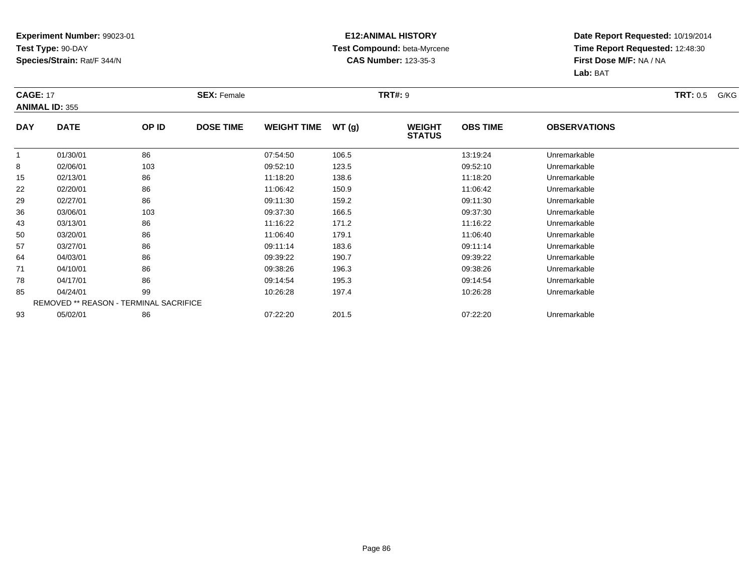**Experiment Number:** 99023-01
**Test Type:** 90-DAY
**Species/Strain:** Rat/F 344/N

**E12:ANIMAL HISTORY**
**Test Compound:** beta-Myrcene
**CAS Number:** 123-35-3

**Date Report Requested:** 10/19/2014
**Time Report Requested:** 12:48:30
**First Dose M/F:** NA / NA
**Lab:** BAT

**CAGE:** 17
**ANIMAL ID:** 355
**SEX:** Female
**TRT#:** 9
**TRT:** 0.5 G/KG

| DAY | DATE | OP ID | DOSE TIME | WEIGHT TIME | WT (g) | WEIGHT STATUS | OBS TIME | OBSERVATIONS |
|---|---|---|---|---|---|---|---|---|
| 1 | 01/30/01 | 86 | | 07:54:50 | 106.5 | | 13:19:24 | Unremarkable |
| 8 | 02/06/01 | 103 | | 09:52:10 | 123.5 | | 09:52:10 | Unremarkable |
| 15 | 02/13/01 | 86 | | 11:18:20 | 138.6 | | 11:18:20 | Unremarkable |
| 22 | 02/20/01 | 86 | | 11:06:42 | 150.9 | | 11:06:42 | Unremarkable |
| 29 | 02/27/01 | 86 | | 09:11:30 | 159.2 | | 09:11:30 | Unremarkable |
| 36 | 03/06/01 | 103 | | 09:37:30 | 166.5 | | 09:37:30 | Unremarkable |
| 43 | 03/13/01 | 86 | | 11:16:22 | 171.2 | | 11:16:22 | Unremarkable |
| 50 | 03/20/01 | 86 | | 11:06:40 | 179.1 | | 11:06:40 | Unremarkable |
| 57 | 03/27/01 | 86 | | 09:11:14 | 183.6 | | 09:11:14 | Unremarkable |
| 64 | 04/03/01 | 86 | | 09:39:22 | 190.7 | | 09:39:22 | Unremarkable |
| 71 | 04/10/01 | 86 | | 09:38:26 | 196.3 | | 09:38:26 | Unremarkable |
| 78 | 04/17/01 | 86 | | 09:14:54 | 195.3 | | 09:14:54 | Unremarkable |
| 85 | 04/24/01 | 99 | | 10:26:28 | 197.4 | | 10:26:28 | Unremarkable |
| REMOVED ** REASON - TERMINAL SACRIFICE | | | | | | | | |
| 93 | 05/02/01 | 86 | | 07:22:20 | 201.5 | | 07:22:20 | Unremarkable |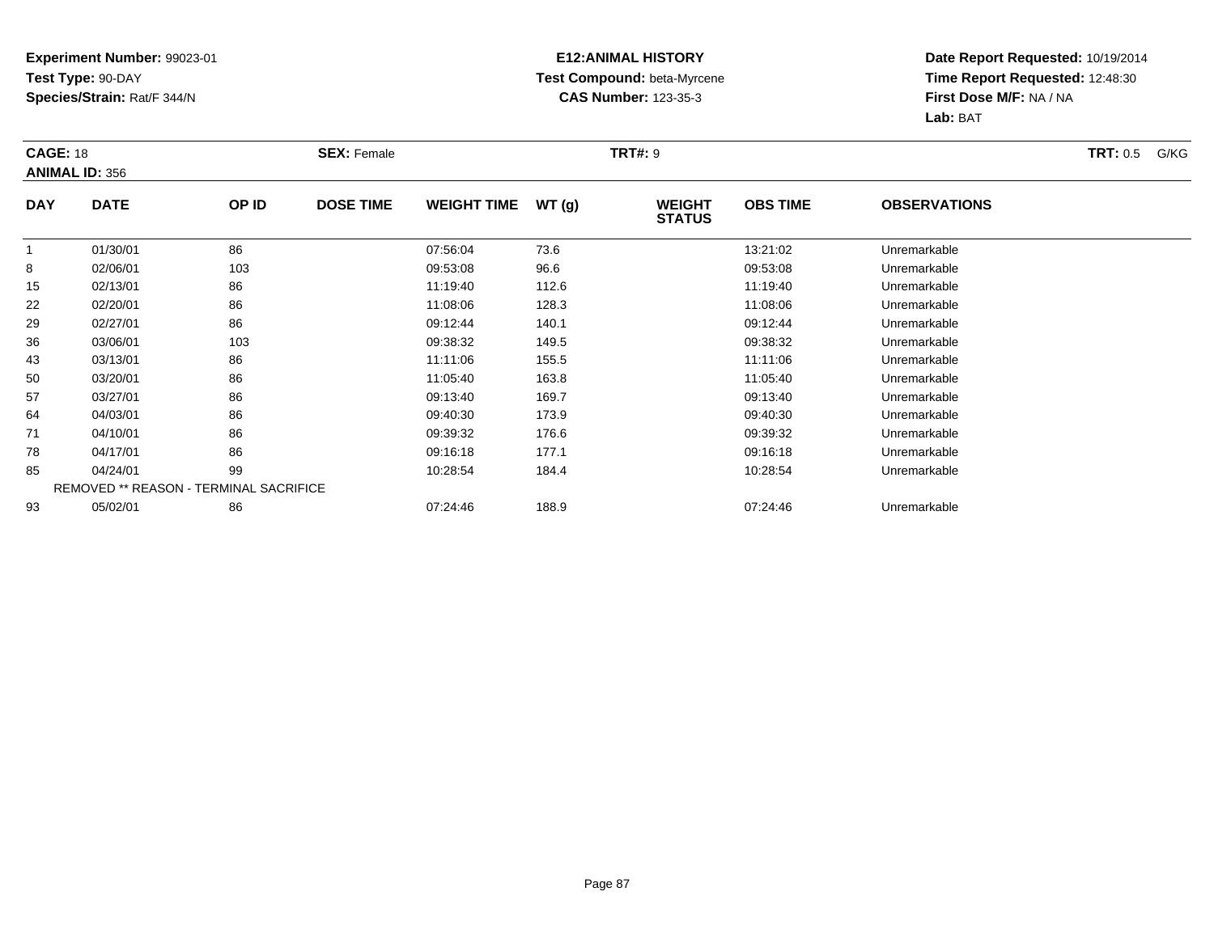**Experiment Number:** 99023-01
**Test Type:** 90-DAY
**Species/Strain:** Rat/F 344/N

**E12:ANIMAL HISTORY**
**Test Compound:** beta-Myrcene
**CAS Number:** 123-35-3

**Date Report Requested:** 10/19/2014
**Time Report Requested:** 12:48:30
**First Dose M/F:** NA / NA
**Lab:** BAT

**CAGE:** 18 **SEX:** Female **TRT#:** 9 **TRT:** 0.5 G/KG
**ANIMAL ID:** 356

| DAY | DATE | OP ID | DOSE TIME | WEIGHT TIME | WT (g) | WEIGHT STATUS | OBS TIME | OBSERVATIONS |
|---|---|---|---|---|---|---|---|---|
| 1 | 01/30/01 | 86 | | 07:56:04 | 73.6 | | 13:21:02 | Unremarkable |
| 8 | 02/06/01 | 103 | | 09:53:08 | 96.6 | | 09:53:08 | Unremarkable |
| 15 | 02/13/01 | 86 | | 11:19:40 | 112.6 | | 11:19:40 | Unremarkable |
| 22 | 02/20/01 | 86 | | 11:08:06 | 128.3 | | 11:08:06 | Unremarkable |
| 29 | 02/27/01 | 86 | | 09:12:44 | 140.1 | | 09:12:44 | Unremarkable |
| 36 | 03/06/01 | 103 | | 09:38:32 | 149.5 | | 09:38:32 | Unremarkable |
| 43 | 03/13/01 | 86 | | 11:11:06 | 155.5 | | 11:11:06 | Unremarkable |
| 50 | 03/20/01 | 86 | | 11:05:40 | 163.8 | | 11:05:40 | Unremarkable |
| 57 | 03/27/01 | 86 | | 09:13:40 | 169.7 | | 09:13:40 | Unremarkable |
| 64 | 04/03/01 | 86 | | 09:40:30 | 173.9 | | 09:40:30 | Unremarkable |
| 71 | 04/10/01 | 86 | | 09:39:32 | 176.6 | | 09:39:32 | Unremarkable |
| 78 | 04/17/01 | 86 | | 09:16:18 | 177.1 | | 09:16:18 | Unremarkable |
| 85 | 04/24/01 | 99 | | 10:28:54 | 184.4 | | 10:28:54 | Unremarkable |
| REMOVED ** REASON - TERMINAL SACRIFICE | | | | | | | | |
| 93 | 05/02/01 | 86 | | 07:24:46 | 188.9 | | 07:24:46 | Unremarkable |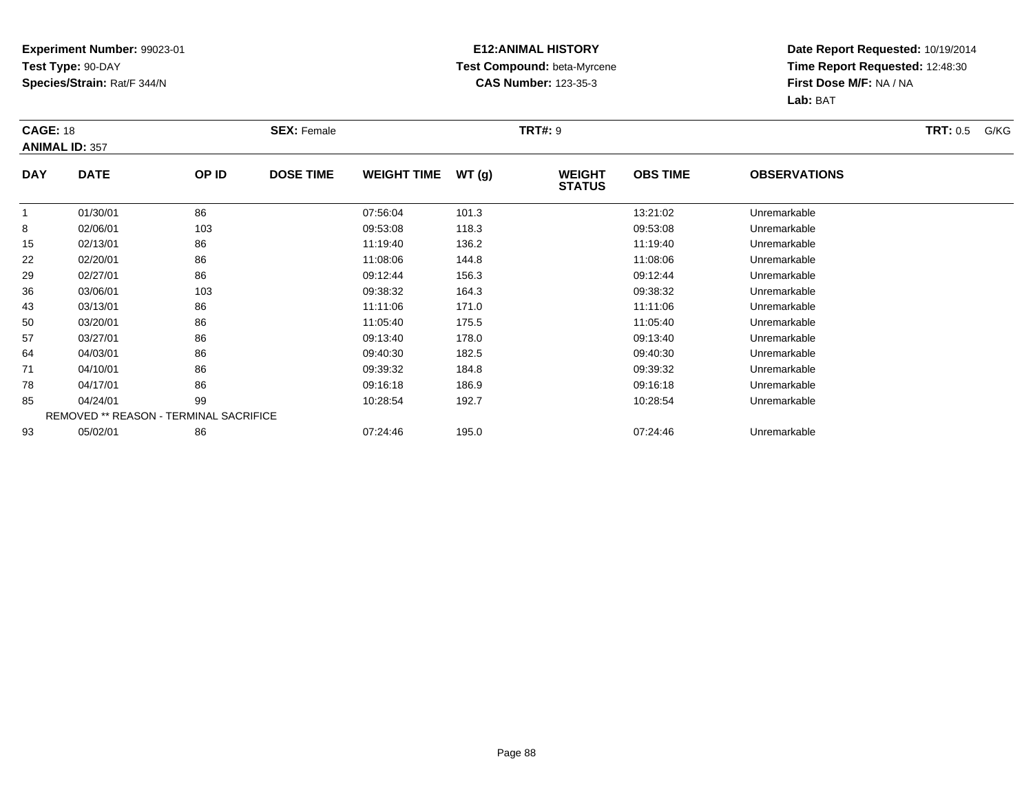**Experiment Number:** 99023-01
**Test Type:** 90-DAY
**Species/Strain:** Rat/F 344/N

**E12:ANIMAL HISTORY**
**Test Compound:** beta-Myrcene
**CAS Number:** 123-35-3

**Date Report Requested:** 10/19/2014
**Time Report Requested:** 12:48:30
**First Dose M/F:** NA / NA
**Lab:** BAT

**CAGE:** 18 **SEX:** Female **TRT#:** 9 **TRT:** 0.5 G/KG
**ANIMAL ID:** 357

| DAY | DATE | OP ID | DOSE TIME | WEIGHT TIME | WT (g) | WEIGHT STATUS | OBS TIME | OBSERVATIONS |
|---|---|---|---|---|---|---|---|---|
| 1 | 01/30/01 | 86 | | 07:56:04 | 101.3 | | 13:21:02 | Unremarkable |
| 8 | 02/06/01 | 103 | | 09:53:08 | 118.3 | | 09:53:08 | Unremarkable |
| 15 | 02/13/01 | 86 | | 11:19:40 | 136.2 | | 11:19:40 | Unremarkable |
| 22 | 02/20/01 | 86 | | 11:08:06 | 144.8 | | 11:08:06 | Unremarkable |
| 29 | 02/27/01 | 86 | | 09:12:44 | 156.3 | | 09:12:44 | Unremarkable |
| 36 | 03/06/01 | 103 | | 09:38:32 | 164.3 | | 09:38:32 | Unremarkable |
| 43 | 03/13/01 | 86 | | 11:11:06 | 171.0 | | 11:11:06 | Unremarkable |
| 50 | 03/20/01 | 86 | | 11:05:40 | 175.5 | | 11:05:40 | Unremarkable |
| 57 | 03/27/01 | 86 | | 09:13:40 | 178.0 | | 09:13:40 | Unremarkable |
| 64 | 04/03/01 | 86 | | 09:40:30 | 182.5 | | 09:40:30 | Unremarkable |
| 71 | 04/10/01 | 86 | | 09:39:32 | 184.8 | | 09:39:32 | Unremarkable |
| 78 | 04/17/01 | 86 | | 09:16:18 | 186.9 | | 09:16:18 | Unremarkable |
| 85 | 04/24/01 | 99 | | 10:28:54 | 192.7 | | 10:28:54 | Unremarkable |
| REMOVED ** REASON - TERMINAL SACRIFICE | | | | | | | | |
| 93 | 05/02/01 | 86 | | 07:24:46 | 195.0 | | 07:24:46 | Unremarkable |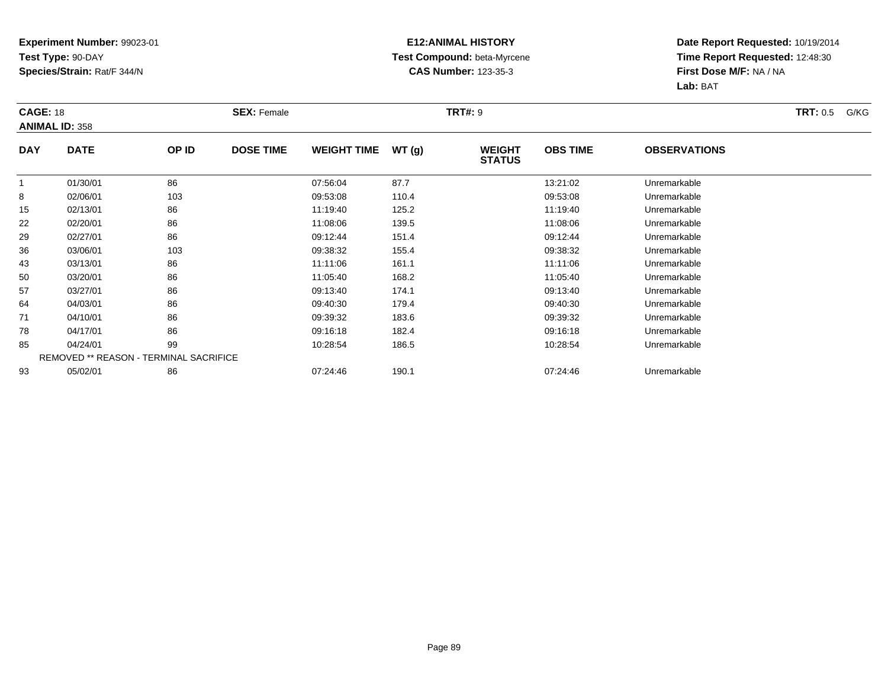**Experiment Number:** 99023-01
**Test Type:** 90-DAY
**Species/Strain:** Rat/F 344/N

**E12:ANIMAL HISTORY**
**Test Compound:** beta-Myrcene
**CAS Number:** 123-35-3

**Date Report Requested:** 10/19/2014
**Time Report Requested:** 12:48:30
**First Dose M/F:** NA / NA
**Lab:** BAT

**CAGE:** 18 **SEX:** Female **TRT#:** 9 **TRT:** 0.5 G/KG
**ANIMAL ID:** 358

| DAY | DATE | OP ID | DOSE TIME | WEIGHT TIME | WT (g) | WEIGHT STATUS | OBS TIME | OBSERVATIONS |
|---|---|---|---|---|---|---|---|---|
| 1 | 01/30/01 | 86 | | 07:56:04 | 87.7 | | 13:21:02 | Unremarkable |
| 8 | 02/06/01 | 103 | | 09:53:08 | 110.4 | | 09:53:08 | Unremarkable |
| 15 | 02/13/01 | 86 | | 11:19:40 | 125.2 | | 11:19:40 | Unremarkable |
| 22 | 02/20/01 | 86 | | 11:08:06 | 139.5 | | 11:08:06 | Unremarkable |
| 29 | 02/27/01 | 86 | | 09:12:44 | 151.4 | | 09:12:44 | Unremarkable |
| 36 | 03/06/01 | 103 | | 09:38:32 | 155.4 | | 09:38:32 | Unremarkable |
| 43 | 03/13/01 | 86 | | 11:11:06 | 161.1 | | 11:11:06 | Unremarkable |
| 50 | 03/20/01 | 86 | | 11:05:40 | 168.2 | | 11:05:40 | Unremarkable |
| 57 | 03/27/01 | 86 | | 09:13:40 | 174.1 | | 09:13:40 | Unremarkable |
| 64 | 04/03/01 | 86 | | 09:40:30 | 179.4 | | 09:40:30 | Unremarkable |
| 71 | 04/10/01 | 86 | | 09:39:32 | 183.6 | | 09:39:32 | Unremarkable |
| 78 | 04/17/01 | 86 | | 09:16:18 | 182.4 | | 09:16:18 | Unremarkable |
| 85 | 04/24/01 | 99 | | 10:28:54 | 186.5 | | 10:28:54 | Unremarkable |
| REMOVED ** REASON - TERMINAL SACRIFICE | | | | | | | | |
| 93 | 05/02/01 | 86 | | 07:24:46 | 190.1 | | 07:24:46 | Unremarkable |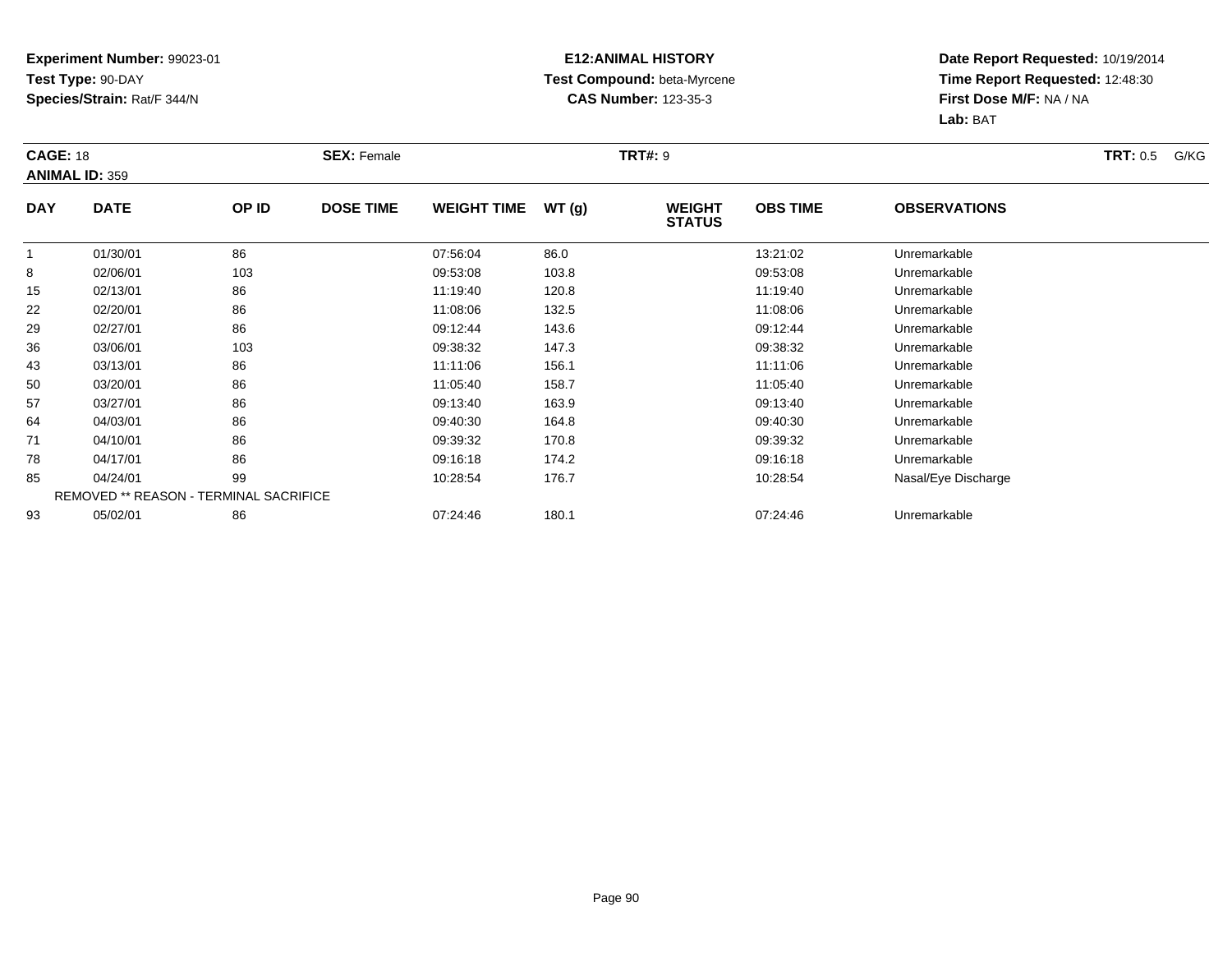**Experiment Number:** 99023-01
**Test Type:** 90-DAY
**Species/Strain:** Rat/F 344/N

**E12:ANIMAL HISTORY**
**Test Compound:** beta-Myrcene
**CAS Number:** 123-35-3

**Date Report Requested:** 10/19/2014
**Time Report Requested:** 12:48:30
**First Dose M/F:** NA / NA
**Lab:** BAT

**CAGE:** 18 **SEX:** Female **TRT#:** 9 **TRT:** 0.5 G/KG
**ANIMAL ID:** 359

| DAY | DATE | OP ID | DOSE TIME | WEIGHT TIME | WT (g) | WEIGHT STATUS | OBS TIME | OBSERVATIONS |
|---|---|---|---|---|---|---|---|---|
| 1 | 01/30/01 | 86 | | 07:56:04 | 86.0 | | 13:21:02 | Unremarkable |
| 8 | 02/06/01 | 103 | | 09:53:08 | 103.8 | | 09:53:08 | Unremarkable |
| 15 | 02/13/01 | 86 | | 11:19:40 | 120.8 | | 11:19:40 | Unremarkable |
| 22 | 02/20/01 | 86 | | 11:08:06 | 132.5 | | 11:08:06 | Unremarkable |
| 29 | 02/27/01 | 86 | | 09:12:44 | 143.6 | | 09:12:44 | Unremarkable |
| 36 | 03/06/01 | 103 | | 09:38:32 | 147.3 | | 09:38:32 | Unremarkable |
| 43 | 03/13/01 | 86 | | 11:11:06 | 156.1 | | 11:11:06 | Unremarkable |
| 50 | 03/20/01 | 86 | | 11:05:40 | 158.7 | | 11:05:40 | Unremarkable |
| 57 | 03/27/01 | 86 | | 09:13:40 | 163.9 | | 09:13:40 | Unremarkable |
| 64 | 04/03/01 | 86 | | 09:40:30 | 164.8 | | 09:40:30 | Unremarkable |
| 71 | 04/10/01 | 86 | | 09:39:32 | 170.8 | | 09:39:32 | Unremarkable |
| 78 | 04/17/01 | 86 | | 09:16:18 | 174.2 | | 09:16:18 | Unremarkable |
| 85 | 04/24/01 | 99 | | 10:28:54 | 176.7 | | 10:28:54 | Nasal/Eye Discharge |
| REMOVED ** REASON - TERMINAL SACRIFICE | | | | | | | | |
| 93 | 05/02/01 | 86 | | 07:24:46 | 180.1 | | 07:24:46 | Unremarkable |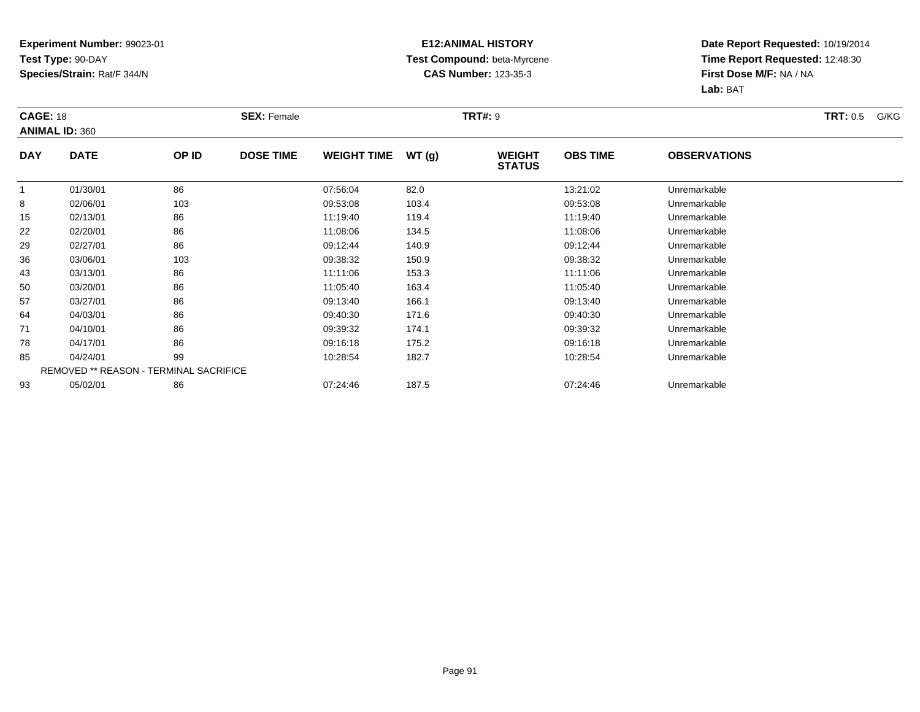**Experiment Number:** 99023-01
**Test Type:** 90-DAY
**Species/Strain:** Rat/F 344/N

**E12:ANIMAL HISTORY**
**Test Compound:** beta-Myrcene
**CAS Number:** 123-35-3

**Date Report Requested:** 10/19/2014
**Time Report Requested:** 12:48:30
**First Dose M/F:** NA / NA
**Lab:** BAT

**CAGE:** 18 **SEX:** Female **TRT#:** 9 **TRT:** 0.5 G/KG
**ANIMAL ID:** 360

| DAY | DATE | OP ID | DOSE TIME | WEIGHT TIME | WT (g) | WEIGHT STATUS | OBS TIME | OBSERVATIONS |
|---|---|---|---|---|---|---|---|---|
| 1 | 01/30/01 | 86 | | 07:56:04 | 82.0 | | 13:21:02 | Unremarkable |
| 8 | 02/06/01 | 103 | | 09:53:08 | 103.4 | | 09:53:08 | Unremarkable |
| 15 | 02/13/01 | 86 | | 11:19:40 | 119.4 | | 11:19:40 | Unremarkable |
| 22 | 02/20/01 | 86 | | 11:08:06 | 134.5 | | 11:08:06 | Unremarkable |
| 29 | 02/27/01 | 86 | | 09:12:44 | 140.9 | | 09:12:44 | Unremarkable |
| 36 | 03/06/01 | 103 | | 09:38:32 | 150.9 | | 09:38:32 | Unremarkable |
| 43 | 03/13/01 | 86 | | 11:11:06 | 153.3 | | 11:11:06 | Unremarkable |
| 50 | 03/20/01 | 86 | | 11:05:40 | 163.4 | | 11:05:40 | Unremarkable |
| 57 | 03/27/01 | 86 | | 09:13:40 | 166.1 | | 09:13:40 | Unremarkable |
| 64 | 04/03/01 | 86 | | 09:40:30 | 171.6 | | 09:40:30 | Unremarkable |
| 71 | 04/10/01 | 86 | | 09:39:32 | 174.1 | | 09:39:32 | Unremarkable |
| 78 | 04/17/01 | 86 | | 09:16:18 | 175.2 | | 09:16:18 | Unremarkable |
| 85 | 04/24/01 | 99 | | 10:28:54 | 182.7 | | 10:28:54 | Unremarkable |
| REMOVED ** REASON - TERMINAL SACRIFICE | | | | | | | | |
| 93 | 05/02/01 | 86 | | 07:24:46 | 187.5 | | 07:24:46 | Unremarkable |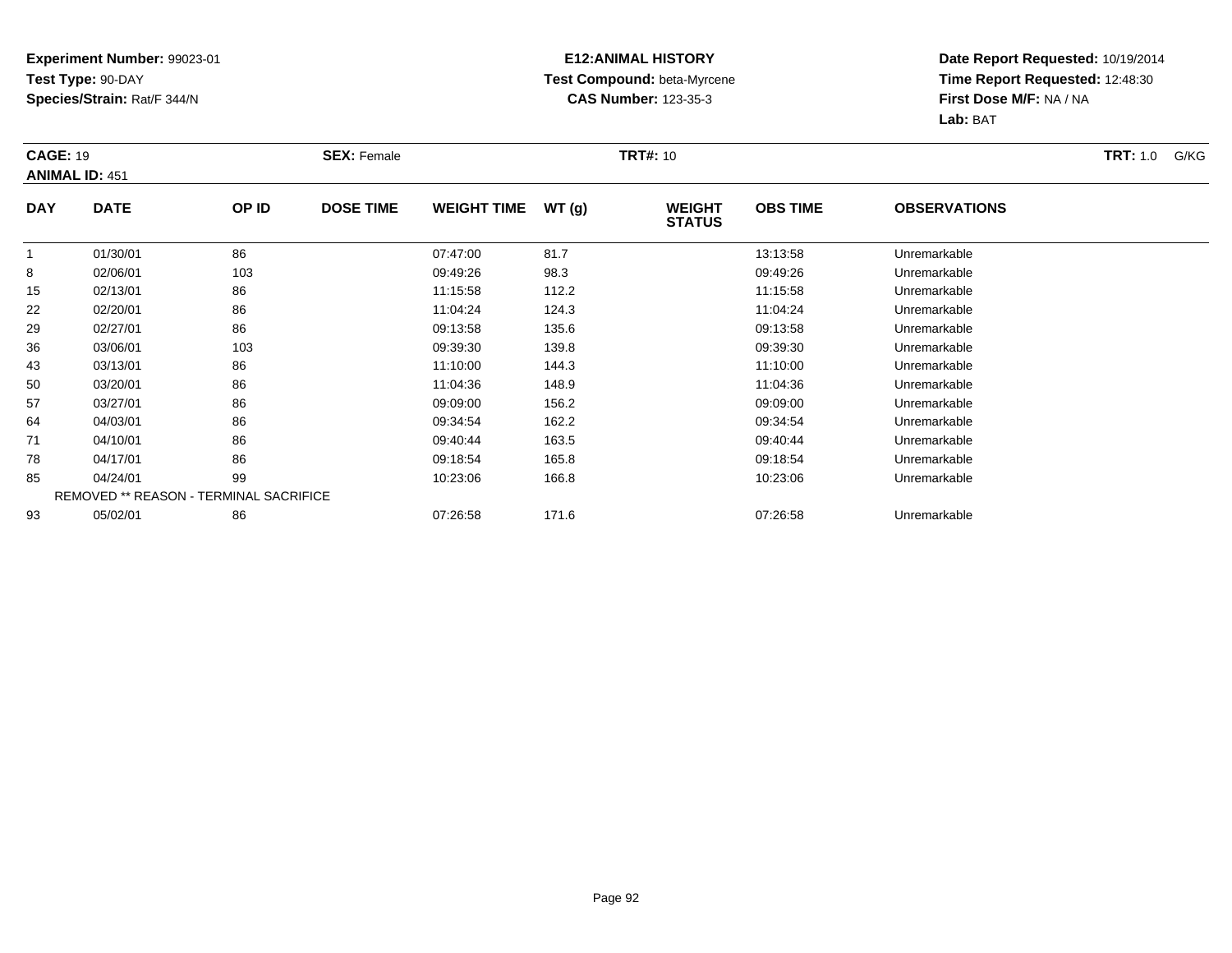**Experiment Number:** 99023-01
**Test Type:** 90-DAY
**Species/Strain:** Rat/F 344/N

**E12:ANIMAL HISTORY**
**Test Compound:** beta-Myrcene
**CAS Number:** 123-35-3

**Date Report Requested:** 10/19/2014
**Time Report Requested:** 12:48:30
**First Dose M/F:** NA / NA
**Lab:** BAT

**CAGE:** 19 **SEX:** Female **TRT#:** 10 **TRT:** 1.0 G/KG
**ANIMAL ID:** 451

| DAY | DATE | OP ID | DOSE TIME | WEIGHT TIME | WT (g) | WEIGHT STATUS | OBS TIME | OBSERVATIONS |
|---|---|---|---|---|---|---|---|---|
| 1 | 01/30/01 | 86 | | 07:47:00 | 81.7 | | 13:13:58 | Unremarkable |
| 8 | 02/06/01 | 103 | | 09:49:26 | 98.3 | | 09:49:26 | Unremarkable |
| 15 | 02/13/01 | 86 | | 11:15:58 | 112.2 | | 11:15:58 | Unremarkable |
| 22 | 02/20/01 | 86 | | 11:04:24 | 124.3 | | 11:04:24 | Unremarkable |
| 29 | 02/27/01 | 86 | | 09:13:58 | 135.6 | | 09:13:58 | Unremarkable |
| 36 | 03/06/01 | 103 | | 09:39:30 | 139.8 | | 09:39:30 | Unremarkable |
| 43 | 03/13/01 | 86 | | 11:10:00 | 144.3 | | 11:10:00 | Unremarkable |
| 50 | 03/20/01 | 86 | | 11:04:36 | 148.9 | | 11:04:36 | Unremarkable |
| 57 | 03/27/01 | 86 | | 09:09:00 | 156.2 | | 09:09:00 | Unremarkable |
| 64 | 04/03/01 | 86 | | 09:34:54 | 162.2 | | 09:34:54 | Unremarkable |
| 71 | 04/10/01 | 86 | | 09:40:44 | 163.5 | | 09:40:44 | Unremarkable |
| 78 | 04/17/01 | 86 | | 09:18:54 | 165.8 | | 09:18:54 | Unremarkable |
| 85 | 04/24/01 | 99 | | 10:23:06 | 166.8 | | 10:23:06 | Unremarkable |
| REMOVED ** REASON - TERMINAL SACRIFICE | | | | | | | | |
| 93 | 05/02/01 | 86 | | 07:26:58 | 171.6 | | 07:26:58 | Unremarkable |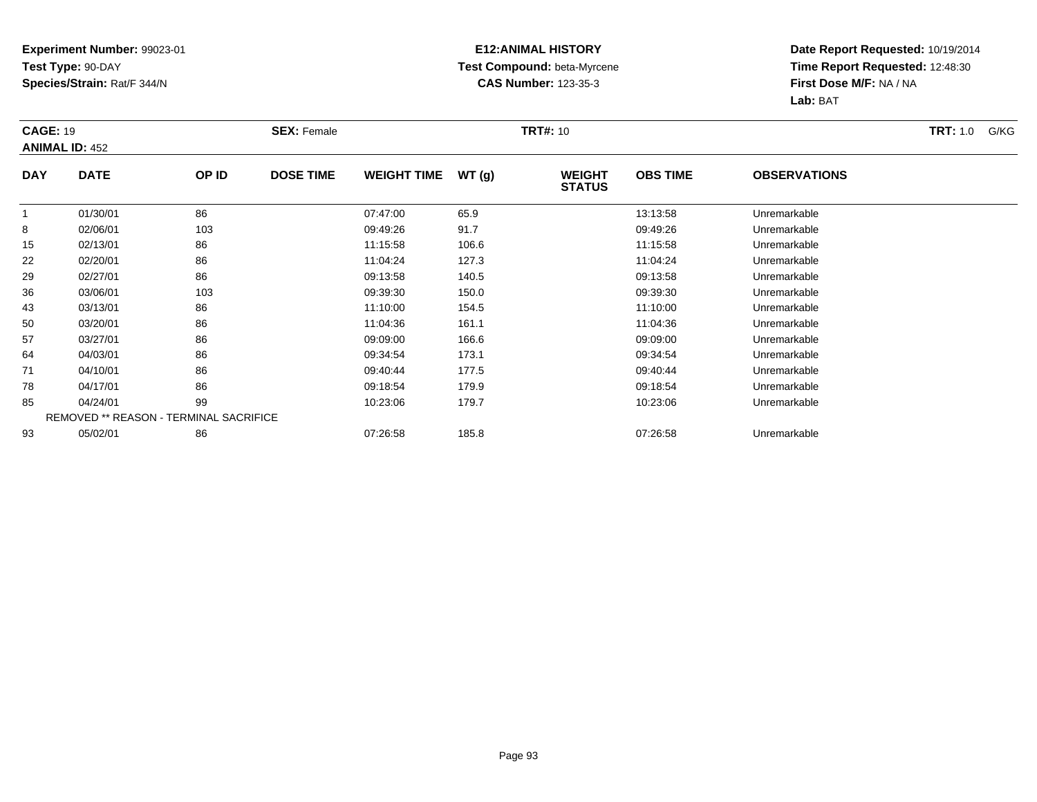**Experiment Number:** 99023-01
**Test Type:** 90-DAY
**Species/Strain:** Rat/F 344/N

**E12:ANIMAL HISTORY**
**Test Compound:** beta-Myrcene
**CAS Number:** 123-35-3

**Date Report Requested:** 10/19/2014
**Time Report Requested:** 12:48:30
**First Dose M/F:** NA / NA
**Lab:** BAT

**CAGE:** 19 **SEX:** Female **TRT#:** 10 **TRT:** 1.0 G/KG
**ANIMAL ID:** 452

| DAY | DATE | OP ID | DOSE TIME | WEIGHT TIME | WT (g) | WEIGHT STATUS | OBS TIME | OBSERVATIONS |
|---|---|---|---|---|---|---|---|---|
| 1 | 01/30/01 | 86 | | 07:47:00 | 65.9 | | 13:13:58 | Unremarkable |
| 8 | 02/06/01 | 103 | | 09:49:26 | 91.7 | | 09:49:26 | Unremarkable |
| 15 | 02/13/01 | 86 | | 11:15:58 | 106.6 | | 11:15:58 | Unremarkable |
| 22 | 02/20/01 | 86 | | 11:04:24 | 127.3 | | 11:04:24 | Unremarkable |
| 29 | 02/27/01 | 86 | | 09:13:58 | 140.5 | | 09:13:58 | Unremarkable |
| 36 | 03/06/01 | 103 | | 09:39:30 | 150.0 | | 09:39:30 | Unremarkable |
| 43 | 03/13/01 | 86 | | 11:10:00 | 154.5 | | 11:10:00 | Unremarkable |
| 50 | 03/20/01 | 86 | | 11:04:36 | 161.1 | | 11:04:36 | Unremarkable |
| 57 | 03/27/01 | 86 | | 09:09:00 | 166.6 | | 09:09:00 | Unremarkable |
| 64 | 04/03/01 | 86 | | 09:34:54 | 173.1 | | 09:34:54 | Unremarkable |
| 71 | 04/10/01 | 86 | | 09:40:44 | 177.5 | | 09:40:44 | Unremarkable |
| 78 | 04/17/01 | 86 | | 09:18:54 | 179.9 | | 09:18:54 | Unremarkable |
| 85 | 04/24/01 | 99 | | 10:23:06 | 179.7 | | 10:23:06 | Unremarkable |
| REMOVED ** REASON - TERMINAL SACRIFICE | | | | | | | | |
| 93 | 05/02/01 | 86 | | 07:26:58 | 185.8 | | 07:26:58 | Unremarkable |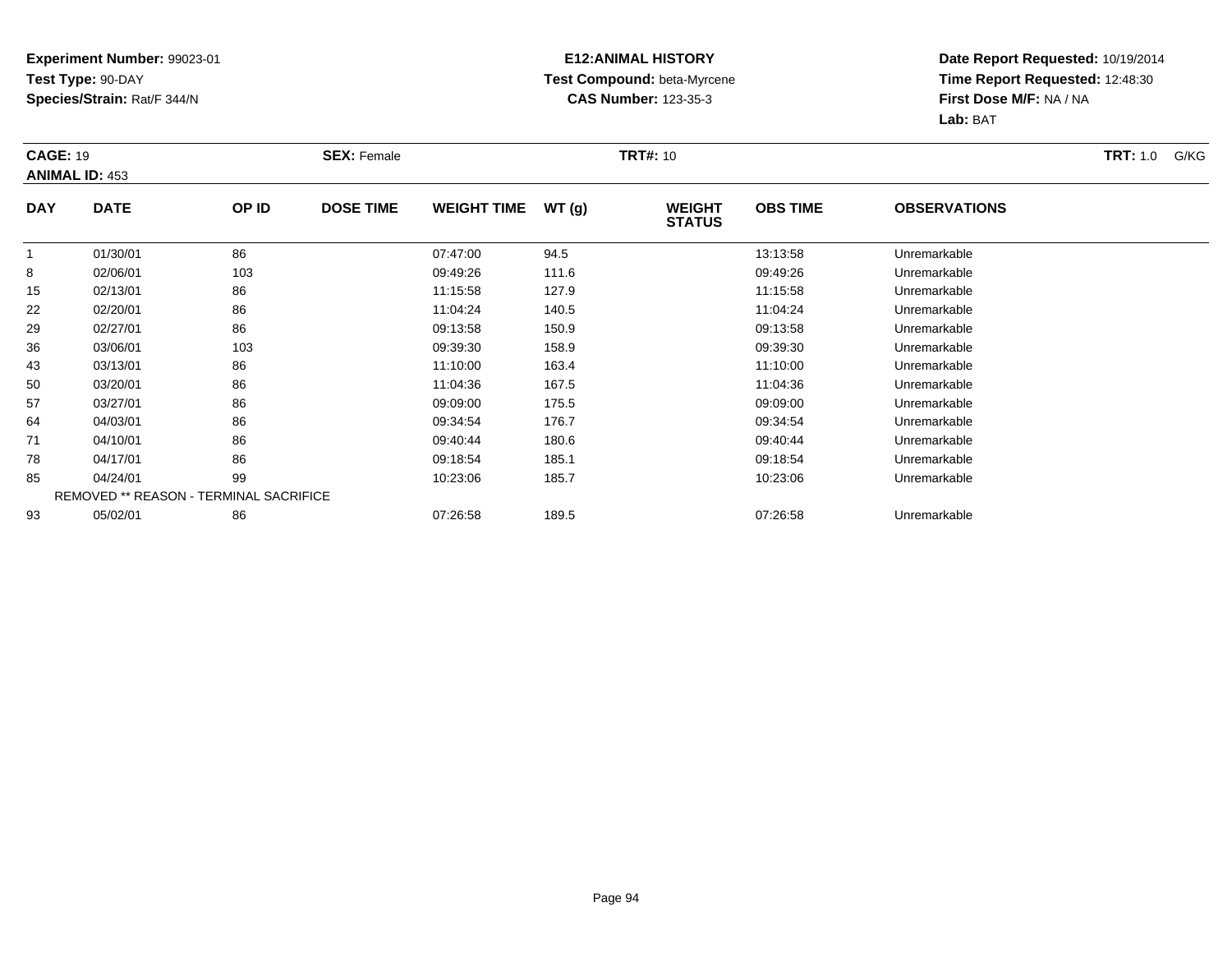**Experiment Number:** 99023-01
**Test Type:** 90-DAY
**Species/Strain:** Rat/F 344/N

**E12:ANIMAL HISTORY**
**Test Compound:** beta-Myrcene
**CAS Number:** 123-35-3

**Date Report Requested:** 10/19/2014
**Time Report Requested:** 12:48:30
**First Dose M/F:** NA / NA
**Lab:** BAT

**CAGE:** 19 **SEX:** Female **TRT#:** 10 **TRT:** 1.0 G/KG
**ANIMAL ID:** 453

| DAY | DATE | OP ID | DOSE TIME | WEIGHT TIME | WT (g) | WEIGHT STATUS | OBS TIME | OBSERVATIONS |
|---|---|---|---|---|---|---|---|---|
| 1 | 01/30/01 | 86 | | 07:47:00 | 94.5 | | 13:13:58 | Unremarkable |
| 8 | 02/06/01 | 103 | | 09:49:26 | 111.6 | | 09:49:26 | Unremarkable |
| 15 | 02/13/01 | 86 | | 11:15:58 | 127.9 | | 11:15:58 | Unremarkable |
| 22 | 02/20/01 | 86 | | 11:04:24 | 140.5 | | 11:04:24 | Unremarkable |
| 29 | 02/27/01 | 86 | | 09:13:58 | 150.9 | | 09:13:58 | Unremarkable |
| 36 | 03/06/01 | 103 | | 09:39:30 | 158.9 | | 09:39:30 | Unremarkable |
| 43 | 03/13/01 | 86 | | 11:10:00 | 163.4 | | 11:10:00 | Unremarkable |
| 50 | 03/20/01 | 86 | | 11:04:36 | 167.5 | | 11:04:36 | Unremarkable |
| 57 | 03/27/01 | 86 | | 09:09:00 | 175.5 | | 09:09:00 | Unremarkable |
| 64 | 04/03/01 | 86 | | 09:34:54 | 176.7 | | 09:34:54 | Unremarkable |
| 71 | 04/10/01 | 86 | | 09:40:44 | 180.6 | | 09:40:44 | Unremarkable |
| 78 | 04/17/01 | 86 | | 09:18:54 | 185.1 | | 09:18:54 | Unremarkable |
| 85 | 04/24/01 | 99 | | 10:23:06 | 185.7 | | 10:23:06 | Unremarkable |
| REMOVED ** REASON - TERMINAL SACRIFICE | | | | | | | | |
| 93 | 05/02/01 | 86 | | 07:26:58 | 189.5 | | 07:26:58 | Unremarkable |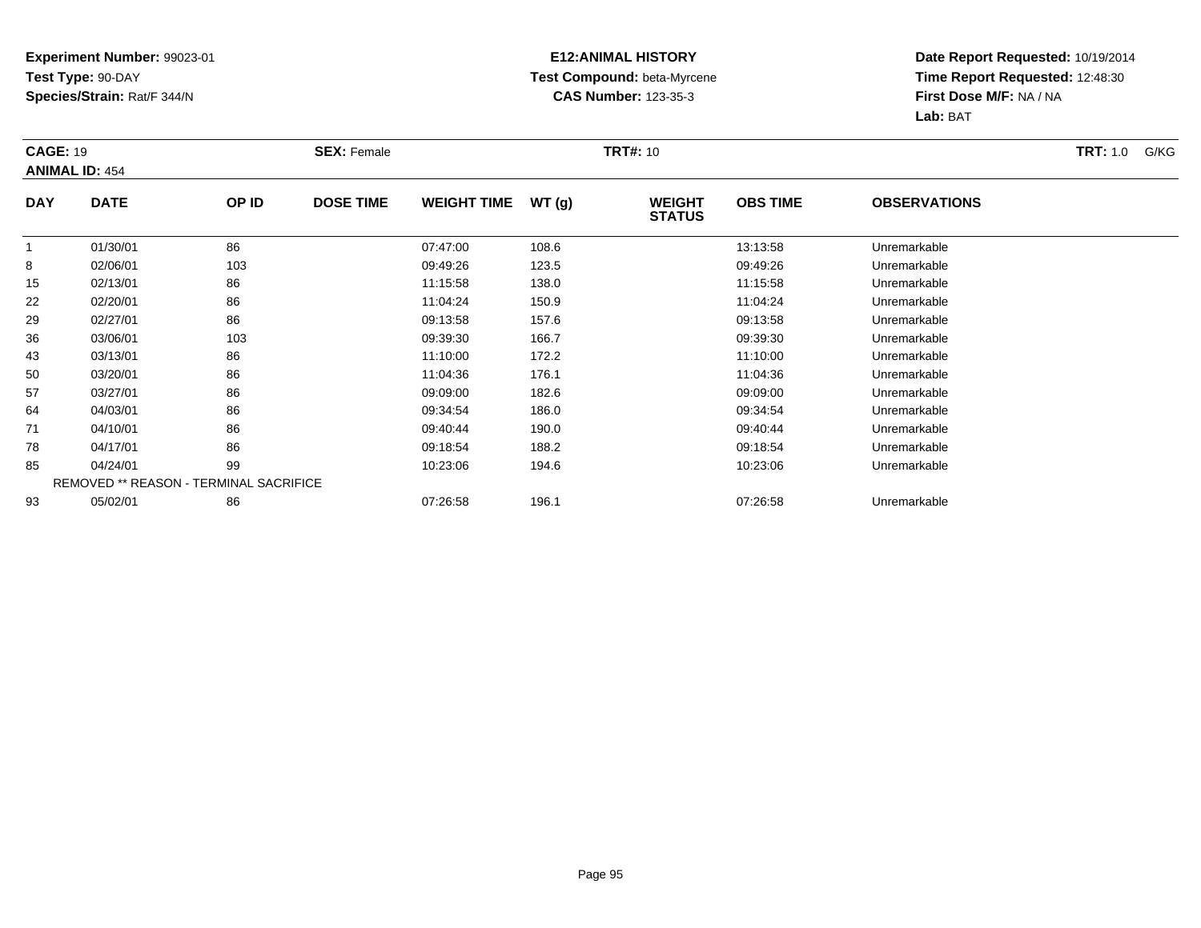**Experiment Number:** 99023-01
**Test Type:** 90-DAY
**Species/Strain:** Rat/F 344/N

**E12:ANIMAL HISTORY**
**Test Compound:** beta-Myrcene
**CAS Number:** 123-35-3

**Date Report Requested:** 10/19/2014
**Time Report Requested:** 12:48:30
**First Dose M/F:** NA / NA
**Lab:** BAT

**CAGE:** 19 **SEX:** Female **TRT#:** 10 **TRT:** 1.0 G/KG
**ANIMAL ID:** 454

| DAY | DATE | OP ID | DOSE TIME | WEIGHT TIME | WT (g) | WEIGHT STATUS | OBS TIME | OBSERVATIONS |
|---|---|---|---|---|---|---|---|---|
| 1 | 01/30/01 | 86 | | 07:47:00 | 108.6 | | 13:13:58 | Unremarkable |
| 8 | 02/06/01 | 103 | | 09:49:26 | 123.5 | | 09:49:26 | Unremarkable |
| 15 | 02/13/01 | 86 | | 11:15:58 | 138.0 | | 11:15:58 | Unremarkable |
| 22 | 02/20/01 | 86 | | 11:04:24 | 150.9 | | 11:04:24 | Unremarkable |
| 29 | 02/27/01 | 86 | | 09:13:58 | 157.6 | | 09:13:58 | Unremarkable |
| 36 | 03/06/01 | 103 | | 09:39:30 | 166.7 | | 09:39:30 | Unremarkable |
| 43 | 03/13/01 | 86 | | 11:10:00 | 172.2 | | 11:10:00 | Unremarkable |
| 50 | 03/20/01 | 86 | | 11:04:36 | 176.1 | | 11:04:36 | Unremarkable |
| 57 | 03/27/01 | 86 | | 09:09:00 | 182.6 | | 09:09:00 | Unremarkable |
| 64 | 04/03/01 | 86 | | 09:34:54 | 186.0 | | 09:34:54 | Unremarkable |
| 71 | 04/10/01 | 86 | | 09:40:44 | 190.0 | | 09:40:44 | Unremarkable |
| 78 | 04/17/01 | 86 | | 09:18:54 | 188.2 | | 09:18:54 | Unremarkable |
| 85 | 04/24/01 | 99 | | 10:23:06 | 194.6 | | 10:23:06 | Unremarkable |
| REMOVED ** REASON - TERMINAL SACRIFICE | | | | | | | | |
| 93 | 05/02/01 | 86 | | 07:26:58 | 196.1 | | 07:26:58 | Unremarkable |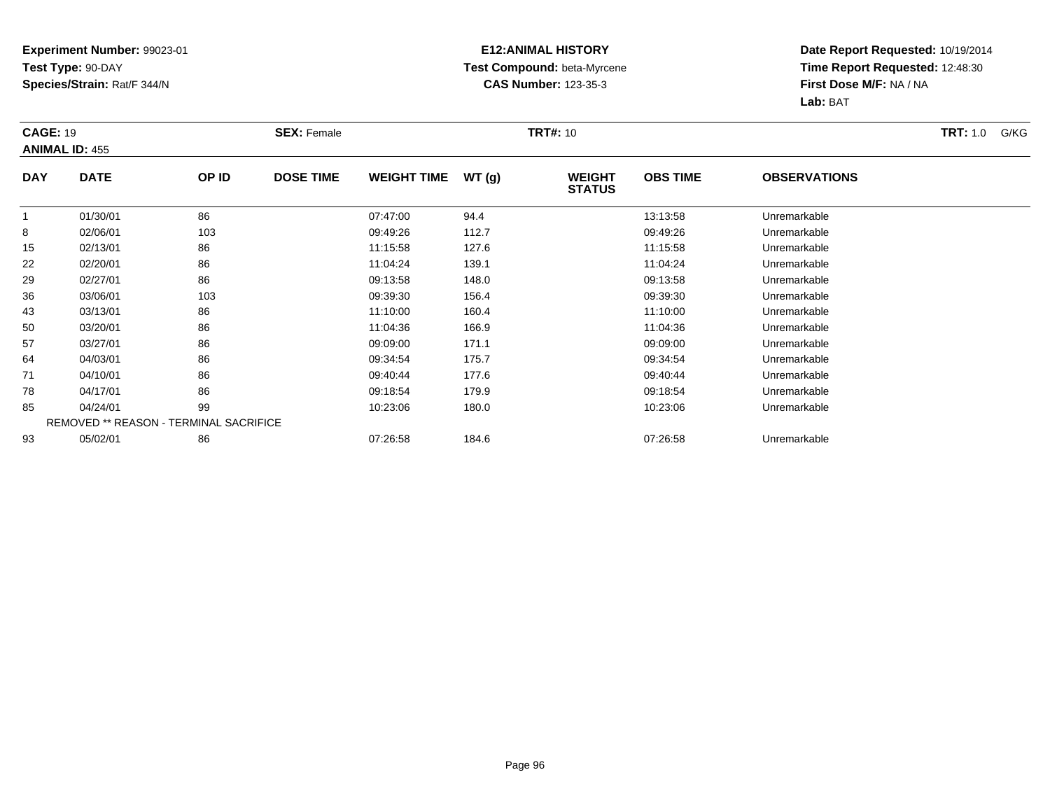**Experiment Number:** 99023-01
**Test Type:** 90-DAY
**Species/Strain:** Rat/F 344/N

**E12:ANIMAL HISTORY**
**Test Compound:** beta-Myrcene
**CAS Number:** 123-35-3

**Date Report Requested:** 10/19/2014
**Time Report Requested:** 12:48:30
**First Dose M/F:** NA / NA
**Lab:** BAT

**CAGE:** 19 **SEX:** Female **TRT#:** 10 **TRT:** 1.0 G/KG
**ANIMAL ID:** 455

| DAY | DATE | OP ID | DOSE TIME | WEIGHT TIME | WT (g) | WEIGHT STATUS | OBS TIME | OBSERVATIONS |
|---|---|---|---|---|---|---|---|---|
| 1 | 01/30/01 | 86 | | 07:47:00 | 94.4 | | 13:13:58 | Unremarkable |
| 8 | 02/06/01 | 103 | | 09:49:26 | 112.7 | | 09:49:26 | Unremarkable |
| 15 | 02/13/01 | 86 | | 11:15:58 | 127.6 | | 11:15:58 | Unremarkable |
| 22 | 02/20/01 | 86 | | 11:04:24 | 139.1 | | 11:04:24 | Unremarkable |
| 29 | 02/27/01 | 86 | | 09:13:58 | 148.0 | | 09:13:58 | Unremarkable |
| 36 | 03/06/01 | 103 | | 09:39:30 | 156.4 | | 09:39:30 | Unremarkable |
| 43 | 03/13/01 | 86 | | 11:10:00 | 160.4 | | 11:10:00 | Unremarkable |
| 50 | 03/20/01 | 86 | | 11:04:36 | 166.9 | | 11:04:36 | Unremarkable |
| 57 | 03/27/01 | 86 | | 09:09:00 | 171.1 | | 09:09:00 | Unremarkable |
| 64 | 04/03/01 | 86 | | 09:34:54 | 175.7 | | 09:34:54 | Unremarkable |
| 71 | 04/10/01 | 86 | | 09:40:44 | 177.6 | | 09:40:44 | Unremarkable |
| 78 | 04/17/01 | 86 | | 09:18:54 | 179.9 | | 09:18:54 | Unremarkable |
| 85 | 04/24/01 | 99 | | 10:23:06 | 180.0 | | 10:23:06 | Unremarkable |
| REMOVED ** REASON - TERMINAL SACRIFICE | | | | | | | | |
| 93 | 05/02/01 | 86 | | 07:26:58 | 184.6 | | 07:26:58 | Unremarkable |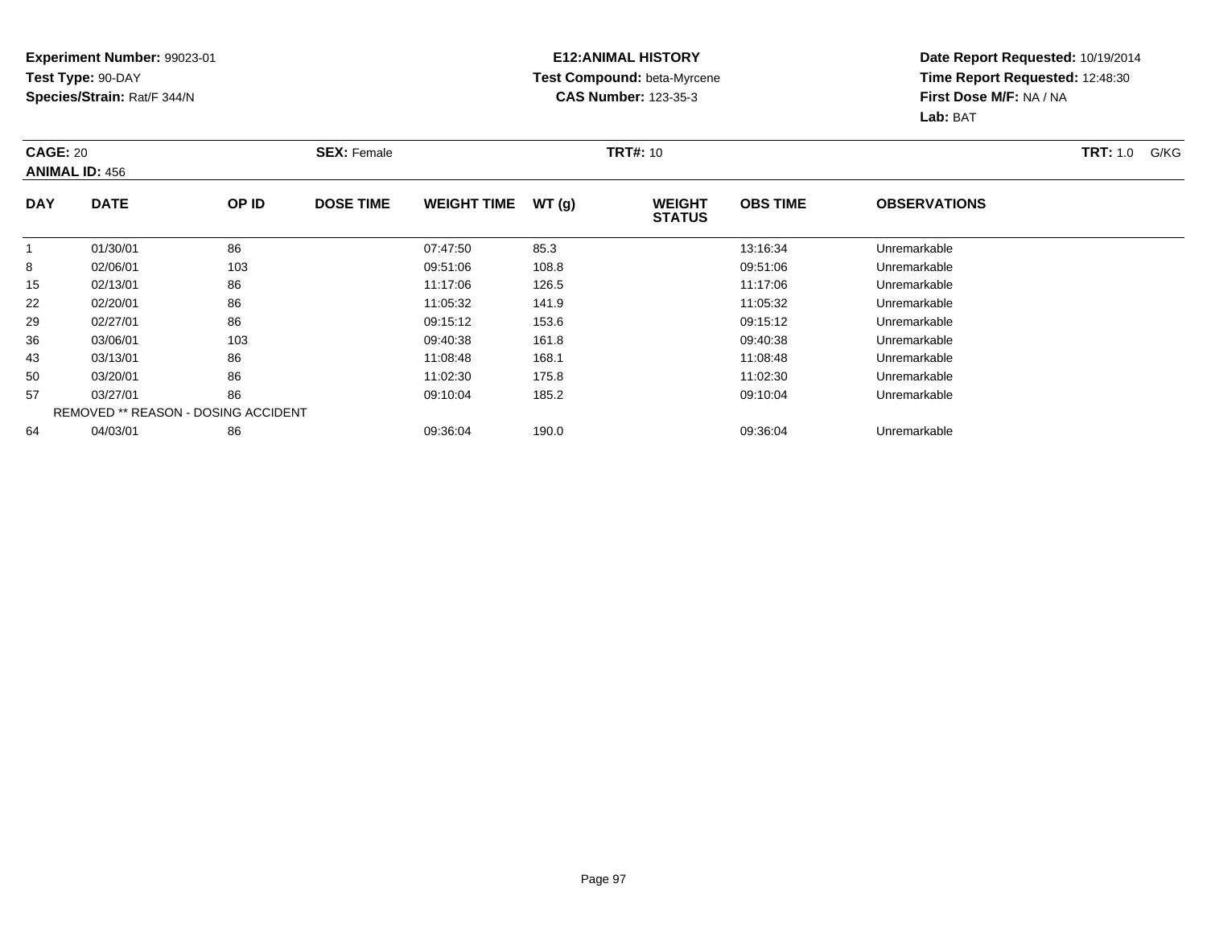**Experiment Number:** 99023-01
**Test Type:** 90-DAY
**Species/Strain:** Rat/F 344/N

**E12:ANIMAL HISTORY**
**Test Compound:** beta-Myrcene
**CAS Number:** 123-35-3

**Date Report Requested:** 10/19/2014
**Time Report Requested:** 12:48:30
**First Dose M/F:** NA / NA
**Lab:** BAT

**CAGE:** 20 **SEX:** Female **TRT#:** 10 **TRT:** 1.0 G/KG
**ANIMAL ID:** 456

| DAY | DATE | OP ID | DOSE TIME | WEIGHT TIME | WT (g) | WEIGHT STATUS | OBS TIME | OBSERVATIONS |
|---|---|---|---|---|---|---|---|---|
| 1 | 01/30/01 | 86 | | 07:47:50 | 85.3 | | 13:16:34 | Unremarkable |
| 8 | 02/06/01 | 103 | | 09:51:06 | 108.8 | | 09:51:06 | Unremarkable |
| 15 | 02/13/01 | 86 | | 11:17:06 | 126.5 | | 11:17:06 | Unremarkable |
| 22 | 02/20/01 | 86 | | 11:05:32 | 141.9 | | 11:05:32 | Unremarkable |
| 29 | 02/27/01 | 86 | | 09:15:12 | 153.6 | | 09:15:12 | Unremarkable |
| 36 | 03/06/01 | 103 | | 09:40:38 | 161.8 | | 09:40:38 | Unremarkable |
| 43 | 03/13/01 | 86 | | 11:08:48 | 168.1 | | 11:08:48 | Unremarkable |
| 50 | 03/20/01 | 86 | | 11:02:30 | 175.8 | | 11:02:30 | Unremarkable |
| 57 | 03/27/01 | 86 | | 09:10:04 | 185.2 | | 09:10:04 | Unremarkable |
| | REMOVED ** REASON - DOSING ACCIDENT | | | | | | | |
| 64 | 04/03/01 | 86 | | 09:36:04 | 190.0 | | 09:36:04 | Unremarkable |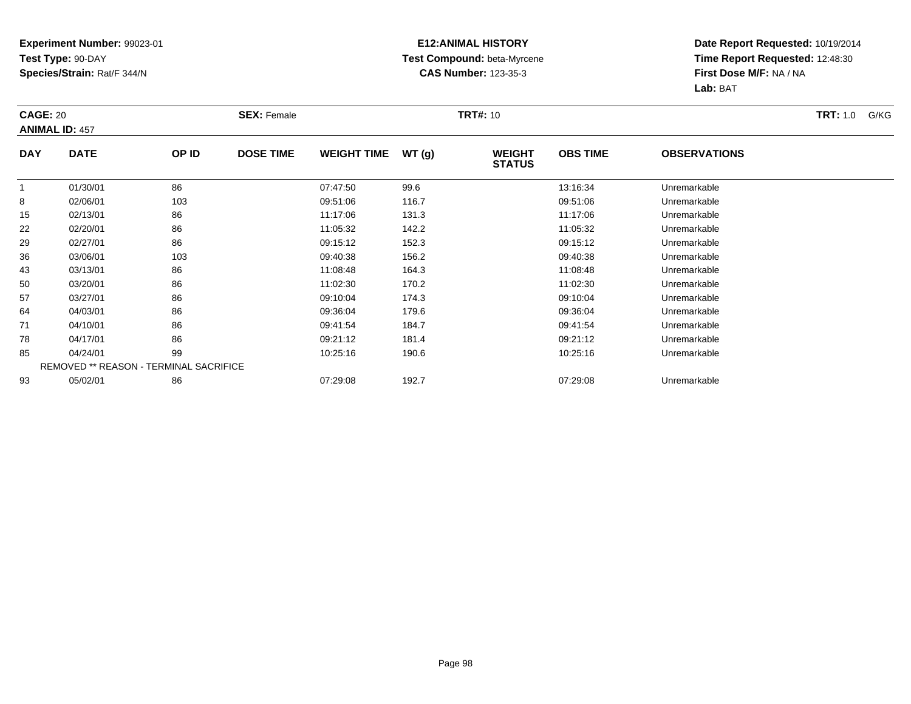**Experiment Number:** 99023-01
**Test Type:** 90-DAY
**Species/Strain:** Rat/F 344/N

**E12:ANIMAL HISTORY**
**Test Compound:** beta-Myrcene
**CAS Number:** 123-35-3

**Date Report Requested:** 10/19/2014
**Time Report Requested:** 12:48:30
**First Dose M/F:** NA / NA
**Lab:** BAT

**CAGE:** 20 **SEX:** Female **TRT#:** 10 **TRT:** 1.0 G/KG
**ANIMAL ID:** 457

| DAY | DATE | OP ID | DOSE TIME | WEIGHT TIME | WT (g) | WEIGHT STATUS | OBS TIME | OBSERVATIONS |
|---|---|---|---|---|---|---|---|---|
| 1 | 01/30/01 | 86 | | 07:47:50 | 99.6 | | 13:16:34 | Unremarkable |
| 8 | 02/06/01 | 103 | | 09:51:06 | 116.7 | | 09:51:06 | Unremarkable |
| 15 | 02/13/01 | 86 | | 11:17:06 | 131.3 | | 11:17:06 | Unremarkable |
| 22 | 02/20/01 | 86 | | 11:05:32 | 142.2 | | 11:05:32 | Unremarkable |
| 29 | 02/27/01 | 86 | | 09:15:12 | 152.3 | | 09:15:12 | Unremarkable |
| 36 | 03/06/01 | 103 | | 09:40:38 | 156.2 | | 09:40:38 | Unremarkable |
| 43 | 03/13/01 | 86 | | 11:08:48 | 164.3 | | 11:08:48 | Unremarkable |
| 50 | 03/20/01 | 86 | | 11:02:30 | 170.2 | | 11:02:30 | Unremarkable |
| 57 | 03/27/01 | 86 | | 09:10:04 | 174.3 | | 09:10:04 | Unremarkable |
| 64 | 04/03/01 | 86 | | 09:36:04 | 179.6 | | 09:36:04 | Unremarkable |
| 71 | 04/10/01 | 86 | | 09:41:54 | 184.7 | | 09:41:54 | Unremarkable |
| 78 | 04/17/01 | 86 | | 09:21:12 | 181.4 | | 09:21:12 | Unremarkable |
| 85 | 04/24/01 | 99 | | 10:25:16 | 190.6 | | 10:25:16 | Unremarkable |
| REMOVED ** REASON - TERMINAL SACRIFICE | | | | | | | | |
| 93 | 05/02/01 | 86 | | 07:29:08 | 192.7 | | 07:29:08 | Unremarkable |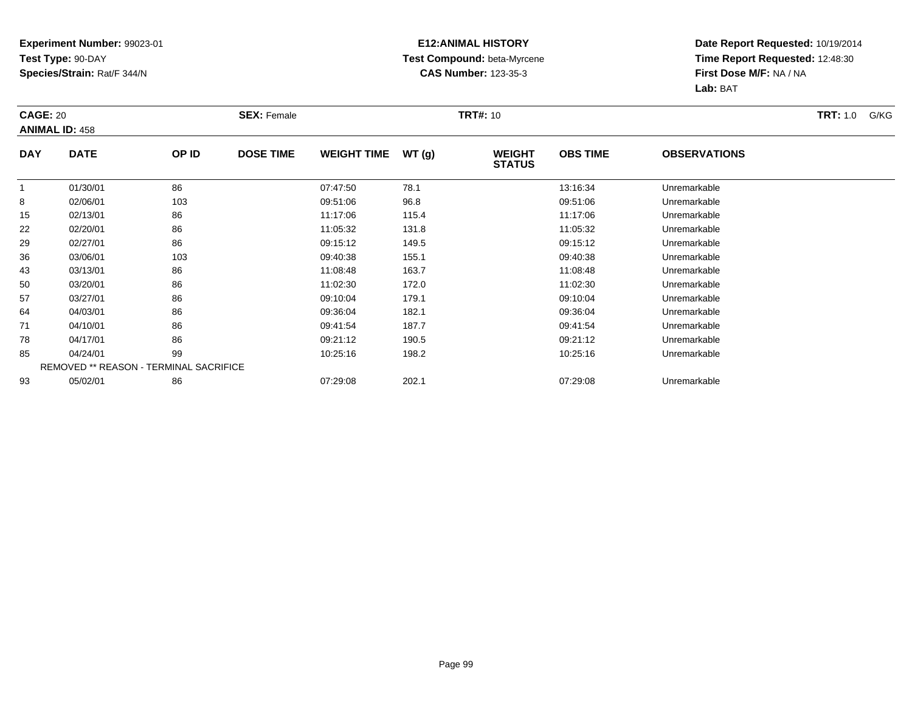**Experiment Number:** 99023-01
**Test Type:** 90-DAY
**Species/Strain:** Rat/F 344/N

**E12:ANIMAL HISTORY**
**Test Compound:** beta-Myrcene
**CAS Number:** 123-35-3

**Date Report Requested:** 10/19/2014
**Time Report Requested:** 12:48:30
**First Dose M/F:** NA / NA
**Lab:** BAT

**CAGE:** 20 **SEX:** Female **TRT#:** 10 **TRT:** 1.0 G/KG
**ANIMAL ID:** 458

| DAY | DATE | OP ID | DOSE TIME | WEIGHT TIME | WT (g) | WEIGHT STATUS | OBS TIME | OBSERVATIONS |
|---|---|---|---|---|---|---|---|---|
| 1 | 01/30/01 | 86 | | 07:47:50 | 78.1 | | 13:16:34 | Unremarkable |
| 8 | 02/06/01 | 103 | | 09:51:06 | 96.8 | | 09:51:06 | Unremarkable |
| 15 | 02/13/01 | 86 | | 11:17:06 | 115.4 | | 11:17:06 | Unremarkable |
| 22 | 02/20/01 | 86 | | 11:05:32 | 131.8 | | 11:05:32 | Unremarkable |
| 29 | 02/27/01 | 86 | | 09:15:12 | 149.5 | | 09:15:12 | Unremarkable |
| 36 | 03/06/01 | 103 | | 09:40:38 | 155.1 | | 09:40:38 | Unremarkable |
| 43 | 03/13/01 | 86 | | 11:08:48 | 163.7 | | 11:08:48 | Unremarkable |
| 50 | 03/20/01 | 86 | | 11:02:30 | 172.0 | | 11:02:30 | Unremarkable |
| 57 | 03/27/01 | 86 | | 09:10:04 | 179.1 | | 09:10:04 | Unremarkable |
| 64 | 04/03/01 | 86 | | 09:36:04 | 182.1 | | 09:36:04 | Unremarkable |
| 71 | 04/10/01 | 86 | | 09:41:54 | 187.7 | | 09:41:54 | Unremarkable |
| 78 | 04/17/01 | 86 | | 09:21:12 | 190.5 | | 09:21:12 | Unremarkable |
| 85 | 04/24/01 | 99 | | 10:25:16 | 198.2 | | 10:25:16 | Unremarkable |
| | REMOVED ** REASON - TERMINAL SACRIFICE | | | | | | | |
| 93 | 05/02/01 | 86 | | 07:29:08 | 202.1 | | 07:29:08 | Unremarkable |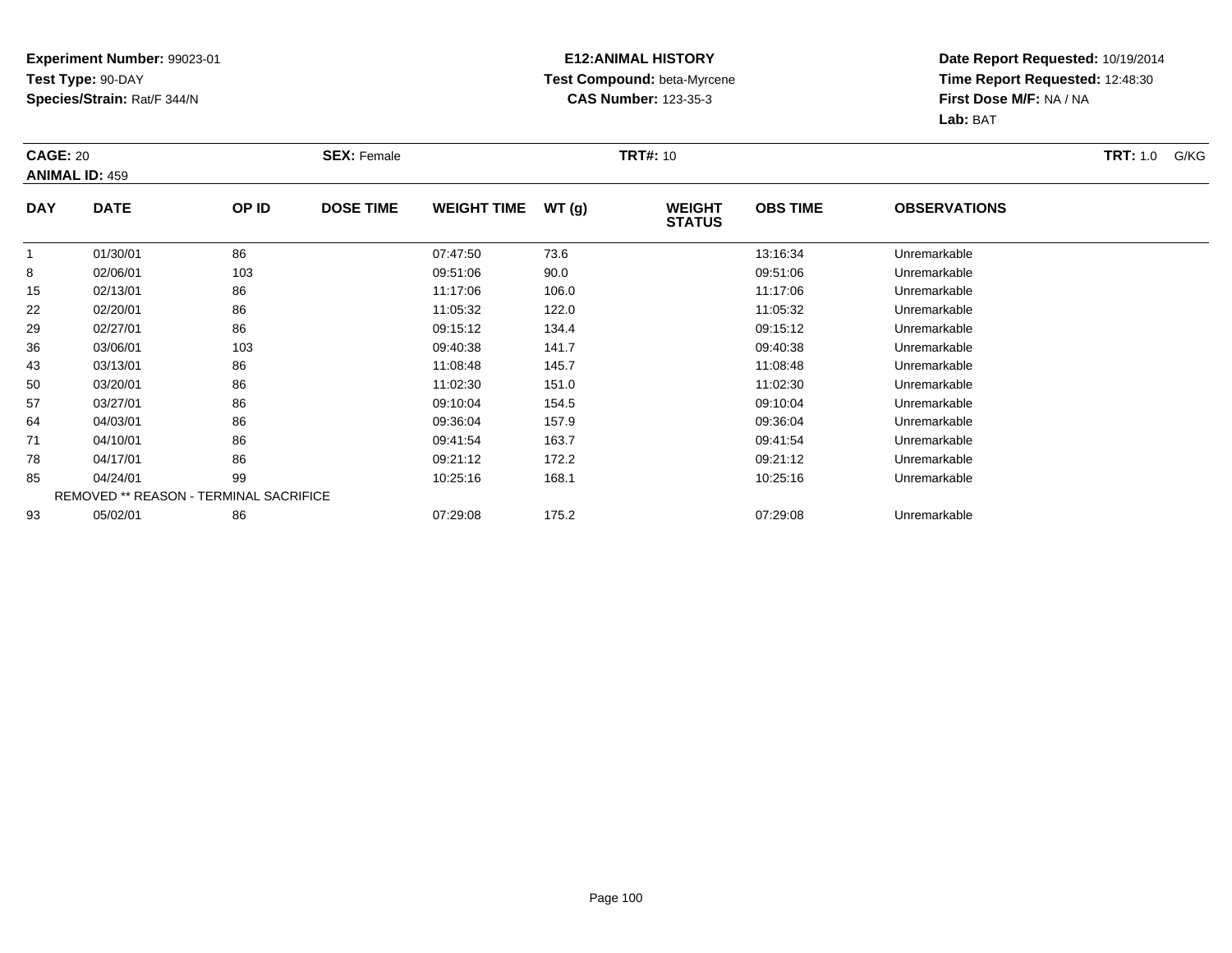**Experiment Number:** 99023-01
**Test Type:** 90-DAY
**Species/Strain:** Rat/F 344/N

**E12:ANIMAL HISTORY**
**Test Compound:** beta-Myrcene
**CAS Number:** 123-35-3

**Date Report Requested:** 10/19/2014
**Time Report Requested:** 12:48:30
**First Dose M/F:** NA / NA
**Lab:** BAT

**CAGE:** 20 **SEX:** Female **TRT#:** 10 **TRT:** 1.0 G/KG
**ANIMAL ID:** 459

| DAY | DATE | OP ID | DOSE TIME | WEIGHT TIME | WT (g) | WEIGHT STATUS | OBS TIME | OBSERVATIONS |
|---|---|---|---|---|---|---|---|---|
| 1 | 01/30/01 | 86 | | 07:47:50 | 73.6 | | 13:16:34 | Unremarkable |
| 8 | 02/06/01 | 103 | | 09:51:06 | 90.0 | | 09:51:06 | Unremarkable |
| 15 | 02/13/01 | 86 | | 11:17:06 | 106.0 | | 11:17:06 | Unremarkable |
| 22 | 02/20/01 | 86 | | 11:05:32 | 122.0 | | 11:05:32 | Unremarkable |
| 29 | 02/27/01 | 86 | | 09:15:12 | 134.4 | | 09:15:12 | Unremarkable |
| 36 | 03/06/01 | 103 | | 09:40:38 | 141.7 | | 09:40:38 | Unremarkable |
| 43 | 03/13/01 | 86 | | 11:08:48 | 145.7 | | 11:08:48 | Unremarkable |
| 50 | 03/20/01 | 86 | | 11:02:30 | 151.0 | | 11:02:30 | Unremarkable |
| 57 | 03/27/01 | 86 | | 09:10:04 | 154.5 | | 09:10:04 | Unremarkable |
| 64 | 04/03/01 | 86 | | 09:36:04 | 157.9 | | 09:36:04 | Unremarkable |
| 71 | 04/10/01 | 86 | | 09:41:54 | 163.7 | | 09:41:54 | Unremarkable |
| 78 | 04/17/01 | 86 | | 09:21:12 | 172.2 | | 09:21:12 | Unremarkable |
| 85 | 04/24/01 | 99 | | 10:25:16 | 168.1 | | 10:25:16 | Unremarkable |
| REMOVED ** REASON - TERMINAL SACRIFICE | | | | | | | | |
| 93 | 05/02/01 | 86 | | 07:29:08 | 175.2 | | 07:29:08 | Unremarkable |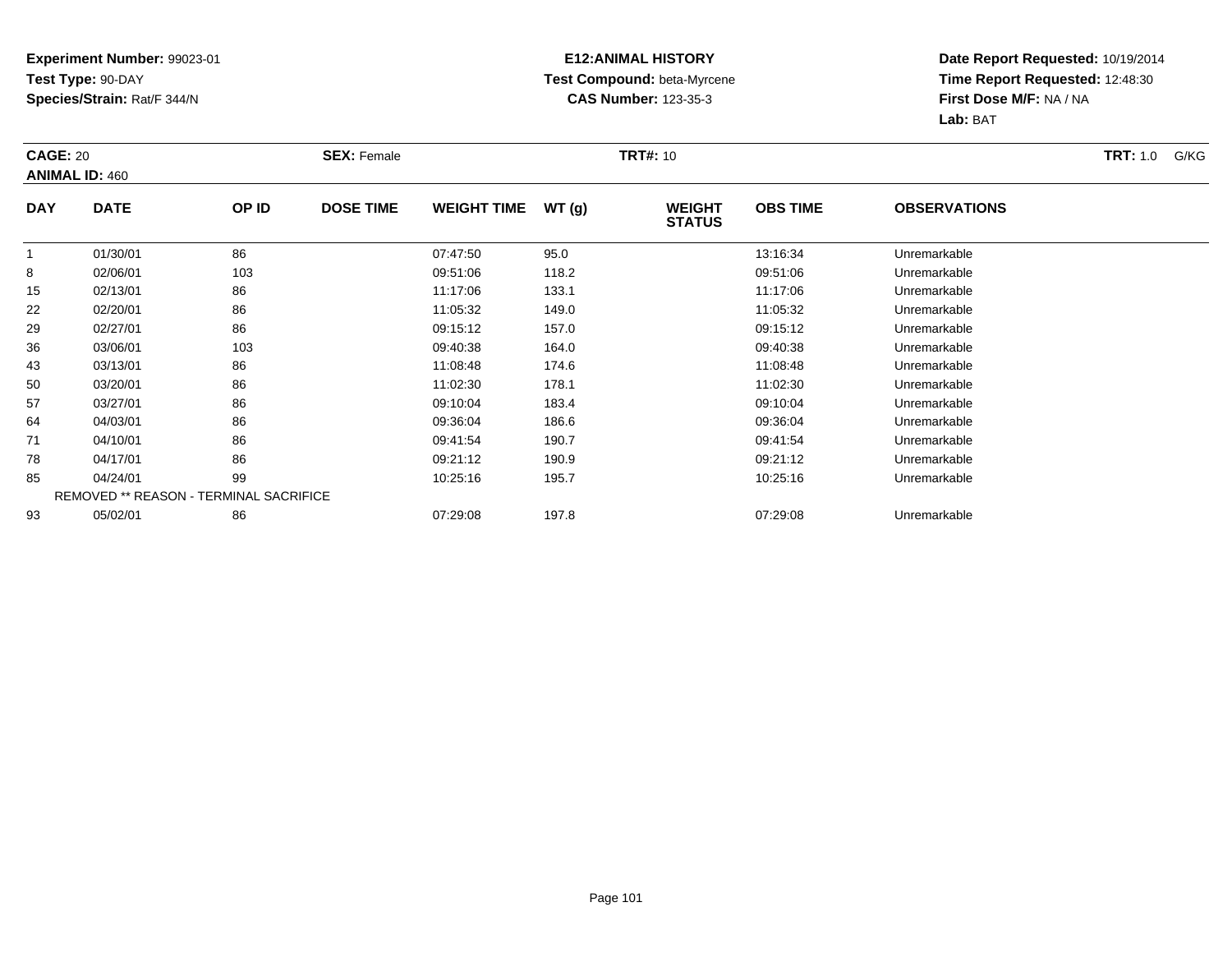**Experiment Number:** 99023-01
**Test Type:** 90-DAY
**Species/Strain:** Rat/F 344/N

**E12:ANIMAL HISTORY**
**Test Compound:** beta-Myrcene
**CAS Number:** 123-35-3

**Date Report Requested:** 10/19/2014
**Time Report Requested:** 12:48:30
**First Dose M/F:** NA / NA
**Lab:** BAT

**CAGE:** 20 **SEX:** Female **TRT#:** 10 **TRT:** 1.0 G/KG
**ANIMAL ID:** 460

| DAY | DATE | OP ID | DOSE TIME | WEIGHT TIME | WT (g) | WEIGHT STATUS | OBS TIME | OBSERVATIONS |
|---|---|---|---|---|---|---|---|---|
| 1 | 01/30/01 | 86 | | 07:47:50 | 95.0 | | 13:16:34 | Unremarkable |
| 8 | 02/06/01 | 103 | | 09:51:06 | 118.2 | | 09:51:06 | Unremarkable |
| 15 | 02/13/01 | 86 | | 11:17:06 | 133.1 | | 11:17:06 | Unremarkable |
| 22 | 02/20/01 | 86 | | 11:05:32 | 149.0 | | 11:05:32 | Unremarkable |
| 29 | 02/27/01 | 86 | | 09:15:12 | 157.0 | | 09:15:12 | Unremarkable |
| 36 | 03/06/01 | 103 | | 09:40:38 | 164.0 | | 09:40:38 | Unremarkable |
| 43 | 03/13/01 | 86 | | 11:08:48 | 174.6 | | 11:08:48 | Unremarkable |
| 50 | 03/20/01 | 86 | | 11:02:30 | 178.1 | | 11:02:30 | Unremarkable |
| 57 | 03/27/01 | 86 | | 09:10:04 | 183.4 | | 09:10:04 | Unremarkable |
| 64 | 04/03/01 | 86 | | 09:36:04 | 186.6 | | 09:36:04 | Unremarkable |
| 71 | 04/10/01 | 86 | | 09:41:54 | 190.7 | | 09:41:54 | Unremarkable |
| 78 | 04/17/01 | 86 | | 09:21:12 | 190.9 | | 09:21:12 | Unremarkable |
| 85 | 04/24/01 | 99 | | 10:25:16 | 195.7 | | 10:25:16 | Unremarkable |
| REMOVED ** REASON - TERMINAL SACRIFICE | | | | | | | | |
| 93 | 05/02/01 | 86 | | 07:29:08 | 197.8 | | 07:29:08 | Unremarkable |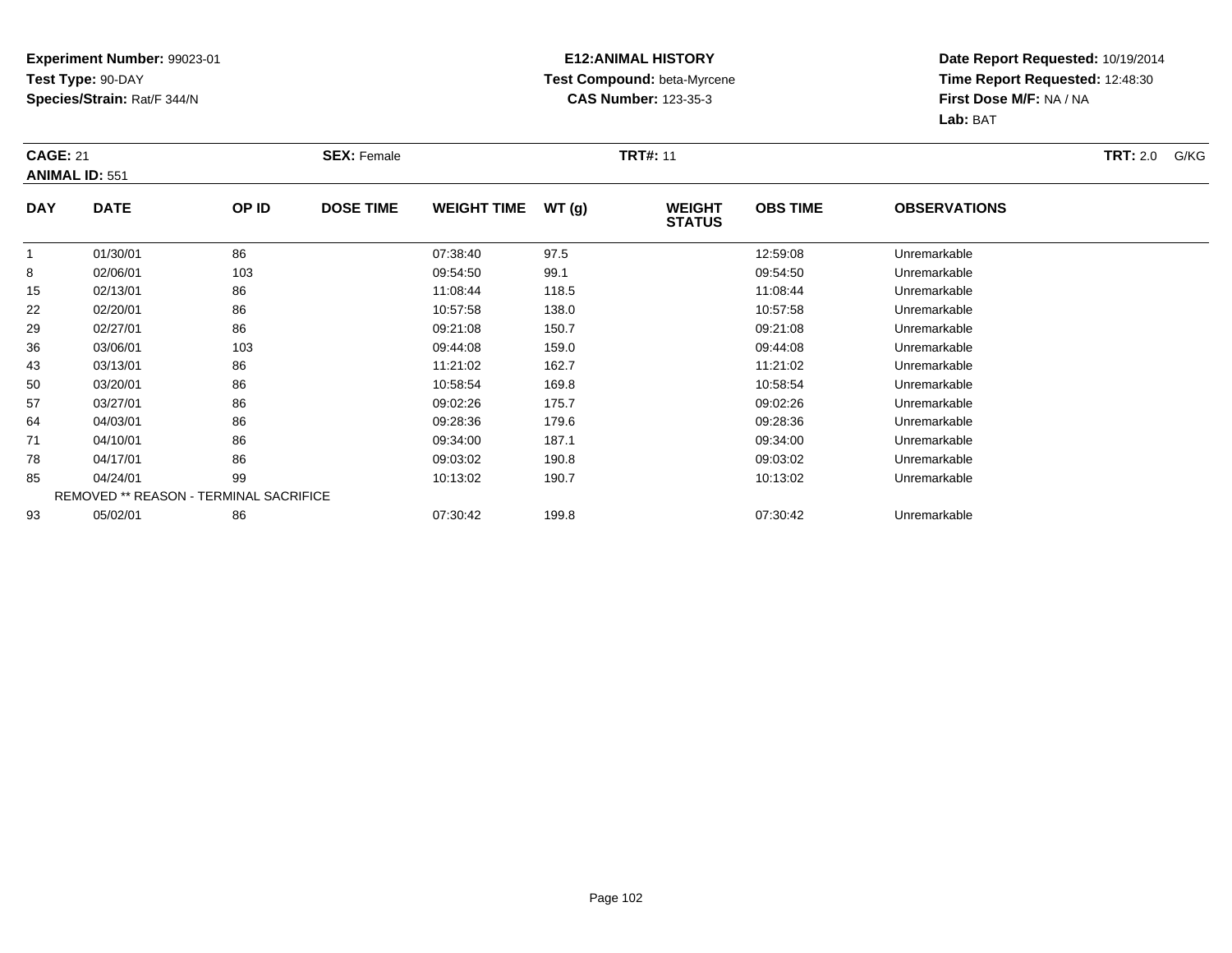**Experiment Number:** 99023-01
**Test Type:** 90-DAY
**Species/Strain:** Rat/F 344/N

**E12:ANIMAL HISTORY**
**Test Compound:** beta-Myrcene
**CAS Number:** 123-35-3

**Date Report Requested:** 10/19/2014
**Time Report Requested:** 12:48:30
**First Dose M/F:** NA / NA
**Lab:** BAT

**CAGE:** 21 **SEX:** Female **TRT#:** 11 **TRT:** 2.0 G/KG
**ANIMAL ID:** 551

| DAY | DATE | OP ID | DOSE TIME | WEIGHT TIME | WT (g) | WEIGHT STATUS | OBS TIME | OBSERVATIONS |
|---|---|---|---|---|---|---|---|---|
| 1 | 01/30/01 | 86 | | 07:38:40 | 97.5 | | 12:59:08 | Unremarkable |
| 8 | 02/06/01 | 103 | | 09:54:50 | 99.1 | | 09:54:50 | Unremarkable |
| 15 | 02/13/01 | 86 | | 11:08:44 | 118.5 | | 11:08:44 | Unremarkable |
| 22 | 02/20/01 | 86 | | 10:57:58 | 138.0 | | 10:57:58 | Unremarkable |
| 29 | 02/27/01 | 86 | | 09:21:08 | 150.7 | | 09:21:08 | Unremarkable |
| 36 | 03/06/01 | 103 | | 09:44:08 | 159.0 | | 09:44:08 | Unremarkable |
| 43 | 03/13/01 | 86 | | 11:21:02 | 162.7 | | 11:21:02 | Unremarkable |
| 50 | 03/20/01 | 86 | | 10:58:54 | 169.8 | | 10:58:54 | Unremarkable |
| 57 | 03/27/01 | 86 | | 09:02:26 | 175.7 | | 09:02:26 | Unremarkable |
| 64 | 04/03/01 | 86 | | 09:28:36 | 179.6 | | 09:28:36 | Unremarkable |
| 71 | 04/10/01 | 86 | | 09:34:00 | 187.1 | | 09:34:00 | Unremarkable |
| 78 | 04/17/01 | 86 | | 09:03:02 | 190.8 | | 09:03:02 | Unremarkable |
| 85 | 04/24/01 | 99 | | 10:13:02 | 190.7 | | 10:13:02 | Unremarkable |
| REMOVED ** REASON - TERMINAL SACRIFICE | | | | | | | | |
| 93 | 05/02/01 | 86 | | 07:30:42 | 199.8 | | 07:30:42 | Unremarkable |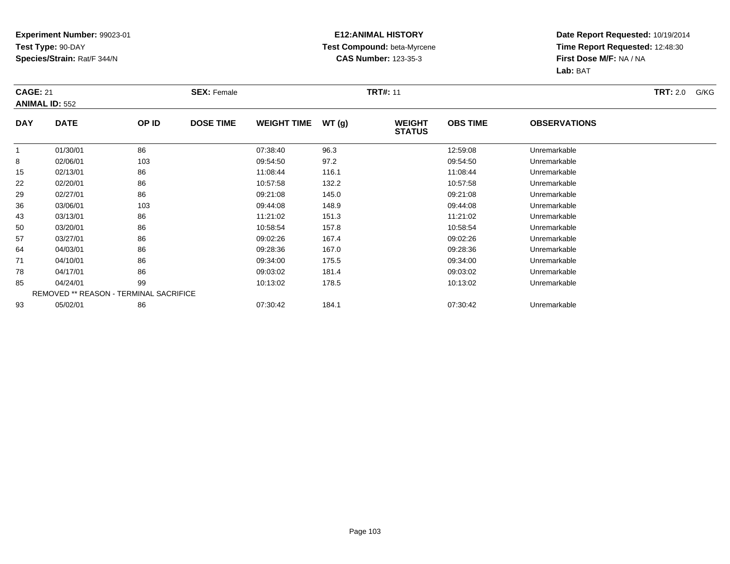**Experiment Number:** 99023-01
**Test Type:** 90-DAY
**Species/Strain:** Rat/F 344/N

**E12:ANIMAL HISTORY**
**Test Compound:** beta-Myrcene
**CAS Number:** 123-35-3

**Date Report Requested:** 10/19/2014
**Time Report Requested:** 12:48:30
**First Dose M/F:** NA / NA
**Lab:** BAT

**CAGE:** 21 **SEX:** Female **TRT#:** 11 **TRT:** 2.0 G/KG
**ANIMAL ID:** 552

| DAY | DATE | OP ID | DOSE TIME | WEIGHT TIME | WT (g) | WEIGHT STATUS | OBS TIME | OBSERVATIONS |
|---|---|---|---|---|---|---|---|---|
| 1 | 01/30/01 | 86 | | 07:38:40 | 96.3 | | 12:59:08 | Unremarkable |
| 8 | 02/06/01 | 103 | | 09:54:50 | 97.2 | | 09:54:50 | Unremarkable |
| 15 | 02/13/01 | 86 | | 11:08:44 | 116.1 | | 11:08:44 | Unremarkable |
| 22 | 02/20/01 | 86 | | 10:57:58 | 132.2 | | 10:57:58 | Unremarkable |
| 29 | 02/27/01 | 86 | | 09:21:08 | 145.0 | | 09:21:08 | Unremarkable |
| 36 | 03/06/01 | 103 | | 09:44:08 | 148.9 | | 09:44:08 | Unremarkable |
| 43 | 03/13/01 | 86 | | 11:21:02 | 151.3 | | 11:21:02 | Unremarkable |
| 50 | 03/20/01 | 86 | | 10:58:54 | 157.8 | | 10:58:54 | Unremarkable |
| 57 | 03/27/01 | 86 | | 09:02:26 | 167.4 | | 09:02:26 | Unremarkable |
| 64 | 04/03/01 | 86 | | 09:28:36 | 167.0 | | 09:28:36 | Unremarkable |
| 71 | 04/10/01 | 86 | | 09:34:00 | 175.5 | | 09:34:00 | Unremarkable |
| 78 | 04/17/01 | 86 | | 09:03:02 | 181.4 | | 09:03:02 | Unremarkable |
| 85 | 04/24/01 | 99 | | 10:13:02 | 178.5 | | 10:13:02 | Unremarkable |
| REMOVED ** REASON - TERMINAL SACRIFICE | | | | | | | | |
| 93 | 05/02/01 | 86 | | 07:30:42 | 184.1 | | 07:30:42 | Unremarkable |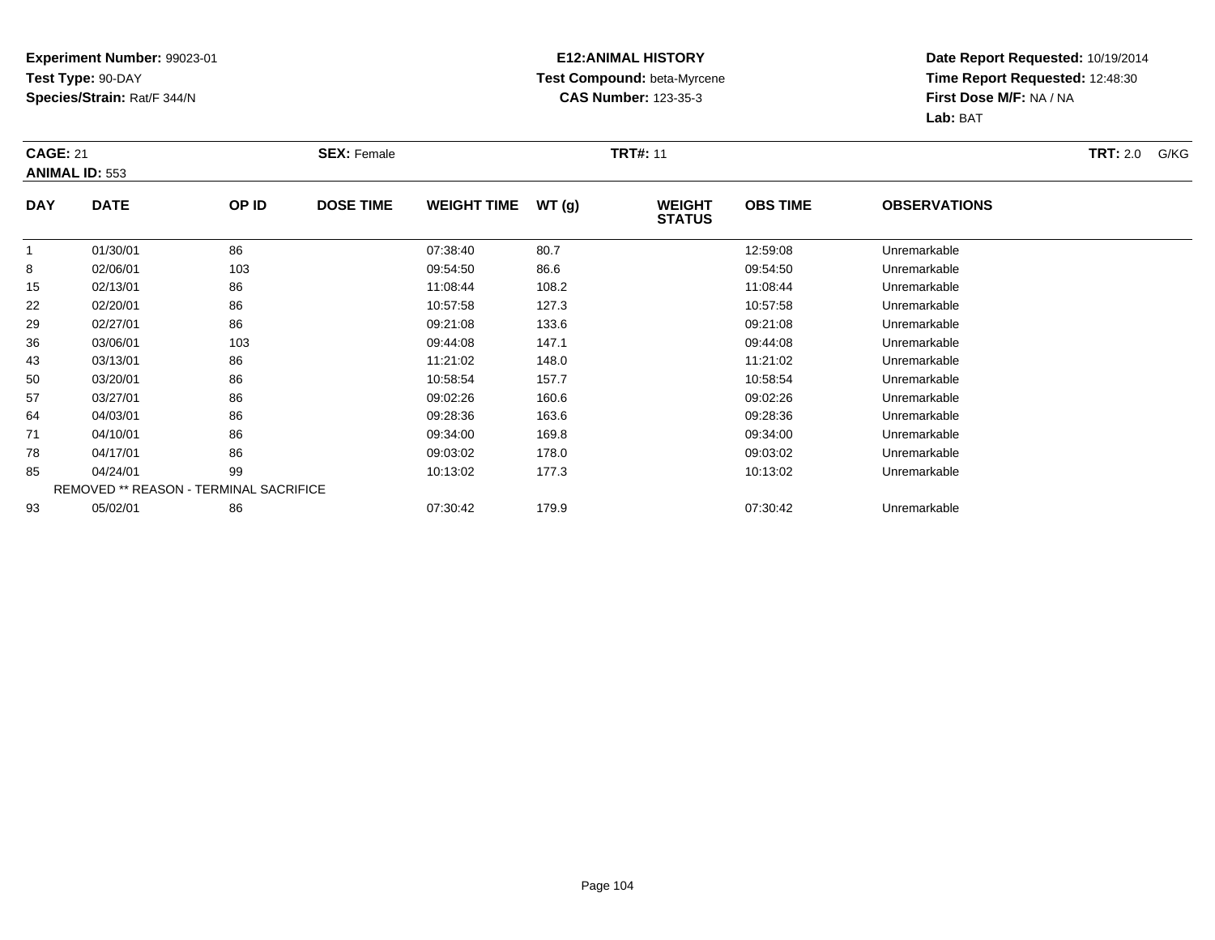**Experiment Number:** 99023-01
**Test Type:** 90-DAY
**Species/Strain:** Rat/F 344/N

**E12:ANIMAL HISTORY**
**Test Compound:** beta-Myrcene
**CAS Number:** 123-35-3

**Date Report Requested:** 10/19/2014
**Time Report Requested:** 12:48:30
**First Dose M/F:** NA / NA
**Lab:** BAT

**CAGE:** 21 **SEX:** Female **TRT#:** 11 **TRT:** 2.0 G/KG
**ANIMAL ID:** 553

| DAY | DATE | OP ID | DOSE TIME | WEIGHT TIME | WT (g) | WEIGHT STATUS | OBS TIME | OBSERVATIONS |
|---|---|---|---|---|---|---|---|---|
| 1 | 01/30/01 | 86 | | 07:38:40 | 80.7 | | 12:59:08 | Unremarkable |
| 8 | 02/06/01 | 103 | | 09:54:50 | 86.6 | | 09:54:50 | Unremarkable |
| 15 | 02/13/01 | 86 | | 11:08:44 | 108.2 | | 11:08:44 | Unremarkable |
| 22 | 02/20/01 | 86 | | 10:57:58 | 127.3 | | 10:57:58 | Unremarkable |
| 29 | 02/27/01 | 86 | | 09:21:08 | 133.6 | | 09:21:08 | Unremarkable |
| 36 | 03/06/01 | 103 | | 09:44:08 | 147.1 | | 09:44:08 | Unremarkable |
| 43 | 03/13/01 | 86 | | 11:21:02 | 148.0 | | 11:21:02 | Unremarkable |
| 50 | 03/20/01 | 86 | | 10:58:54 | 157.7 | | 10:58:54 | Unremarkable |
| 57 | 03/27/01 | 86 | | 09:02:26 | 160.6 | | 09:02:26 | Unremarkable |
| 64 | 04/03/01 | 86 | | 09:28:36 | 163.6 | | 09:28:36 | Unremarkable |
| 71 | 04/10/01 | 86 | | 09:34:00 | 169.8 | | 09:34:00 | Unremarkable |
| 78 | 04/17/01 | 86 | | 09:03:02 | 178.0 | | 09:03:02 | Unremarkable |
| 85 | 04/24/01 | 99 | | 10:13:02 | 177.3 | | 10:13:02 | Unremarkable |
| REMOVED ** REASON - TERMINAL SACRIFICE | | | | | | | | |
| 93 | 05/02/01 | 86 | | 07:30:42 | 179.9 | | 07:30:42 | Unremarkable |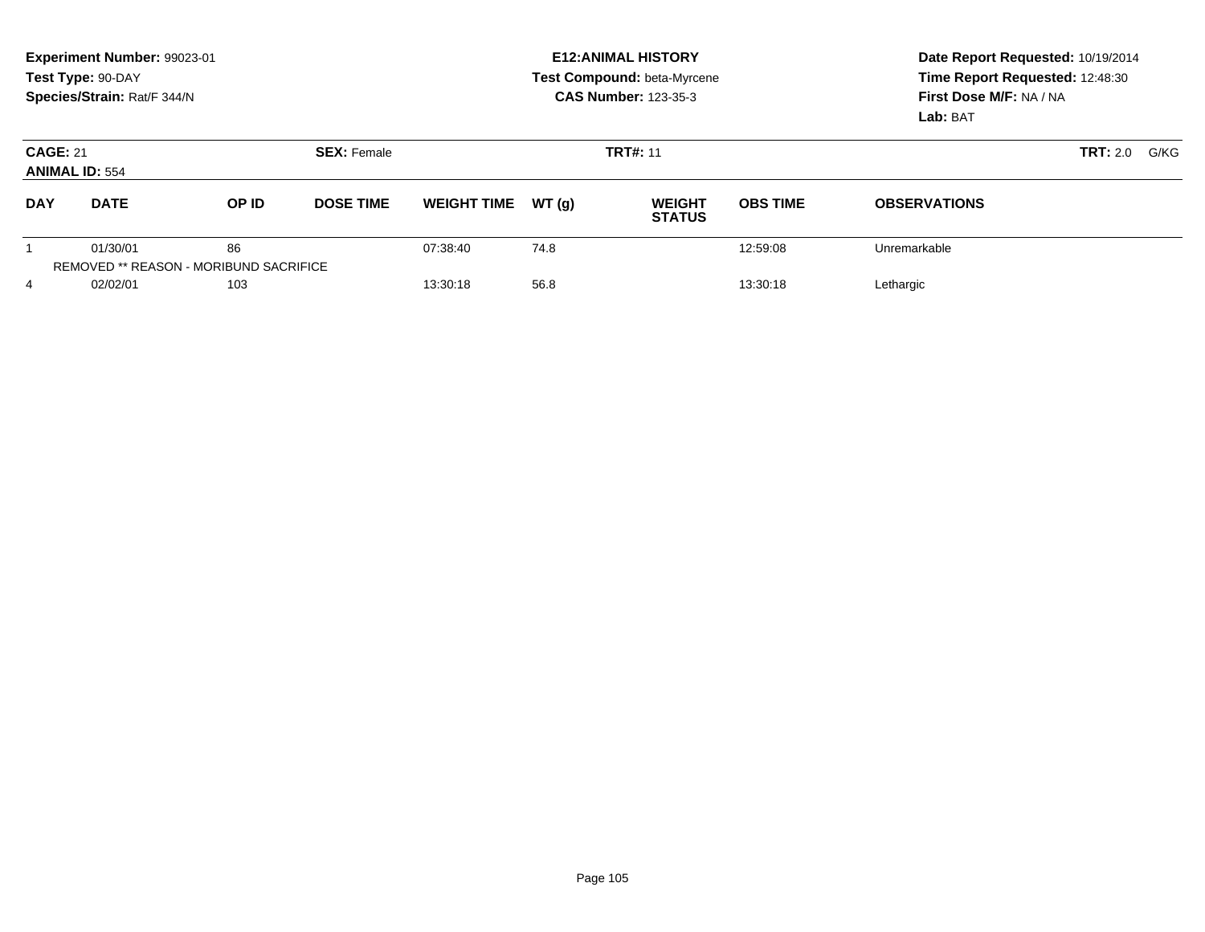**Experiment Number:** 99023-01
**Test Type:** 90-DAY
**Species/Strain:** Rat/F 344/N

**E12:ANIMAL HISTORY**
**Test Compound:** beta-Myrcene
**CAS Number:** 123-35-3

**Date Report Requested:** 10/19/2014
**Time Report Requested:** 12:48:30
**First Dose M/F:** NA / NA
**Lab:** BAT

**CAGE:** 21 **SEX:** Female **TRT#:** 11 **TRT:** 2.0 G/KG
**ANIMAL ID:** 554

| DAY | DATE | OP ID | DOSE TIME | WEIGHT TIME | WT (g) | WEIGHT STATUS | OBS TIME | OBSERVATIONS |
|---|---|---|---|---|---|---|---|---|
| 1 | 01/30/01 | 86 | | 07:38:40 | 74.8 | | 12:59:08 | Unremarkable |
| REMOVED ** REASON - MORIBUND SACRIFICE | | | | | | | | |
| 4 | 02/02/01 | 103 | | 13:30:18 | 56.8 | | 13:30:18 | Lethargic |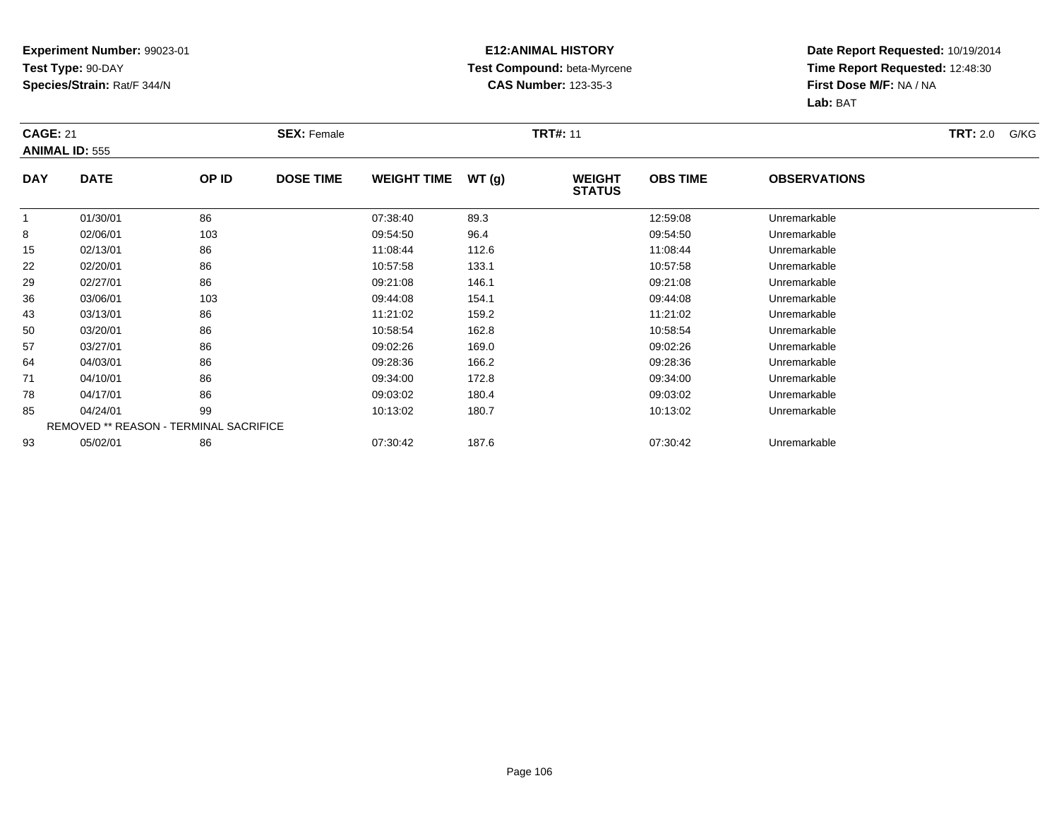**Experiment Number:** 99023-01
**Test Type:** 90-DAY
**Species/Strain:** Rat/F 344/N

**E12:ANIMAL HISTORY**
**Test Compound:** beta-Myrcene
**CAS Number:** 123-35-3

**Date Report Requested:** 10/19/2014
**Time Report Requested:** 12:48:30
**First Dose M/F:** NA / NA
**Lab:** BAT

**CAGE:** 21 **SEX:** Female **TRT#:** 11 **TRT:** 2.0 G/KG
**ANIMAL ID:** 555

| DAY | DATE | OP ID | DOSE TIME | WEIGHT TIME | WT (g) | WEIGHT STATUS | OBS TIME | OBSERVATIONS |
|---|---|---|---|---|---|---|---|---|
| 1 | 01/30/01 | 86 | | 07:38:40 | 89.3 | | 12:59:08 | Unremarkable |
| 8 | 02/06/01 | 103 | | 09:54:50 | 96.4 | | 09:54:50 | Unremarkable |
| 15 | 02/13/01 | 86 | | 11:08:44 | 112.6 | | 11:08:44 | Unremarkable |
| 22 | 02/20/01 | 86 | | 10:57:58 | 133.1 | | 10:57:58 | Unremarkable |
| 29 | 02/27/01 | 86 | | 09:21:08 | 146.1 | | 09:21:08 | Unremarkable |
| 36 | 03/06/01 | 103 | | 09:44:08 | 154.1 | | 09:44:08 | Unremarkable |
| 43 | 03/13/01 | 86 | | 11:21:02 | 159.2 | | 11:21:02 | Unremarkable |
| 50 | 03/20/01 | 86 | | 10:58:54 | 162.8 | | 10:58:54 | Unremarkable |
| 57 | 03/27/01 | 86 | | 09:02:26 | 169.0 | | 09:02:26 | Unremarkable |
| 64 | 04/03/01 | 86 | | 09:28:36 | 166.2 | | 09:28:36 | Unremarkable |
| 71 | 04/10/01 | 86 | | 09:34:00 | 172.8 | | 09:34:00 | Unremarkable |
| 78 | 04/17/01 | 86 | | 09:03:02 | 180.4 | | 09:03:02 | Unremarkable |
| 85 | 04/24/01 | 99 | | 10:13:02 | 180.7 | | 10:13:02 | Unremarkable |
| REMOVED ** REASON - TERMINAL SACRIFICE | | | | | | | | |
| 93 | 05/02/01 | 86 | | 07:30:42 | 187.6 | | 07:30:42 | Unremarkable |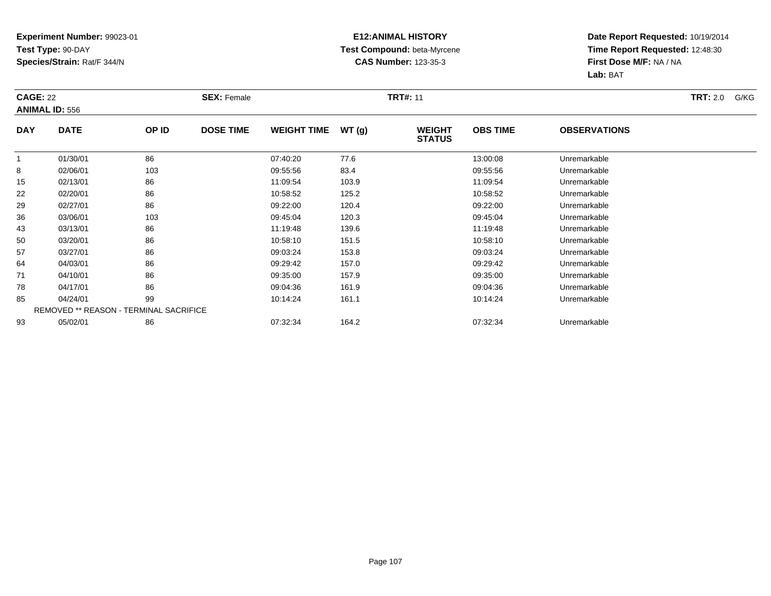**Experiment Number:** 99023-01
**Test Type:** 90-DAY
**Species/Strain:** Rat/F 344/N

**E12:ANIMAL HISTORY**
**Test Compound:** beta-Myrcene
**CAS Number:** 123-35-3

**Date Report Requested:** 10/19/2014
**Time Report Requested:** 12:48:30
**First Dose M/F:** NA / NA
**Lab:** BAT

**CAGE:** 22　**SEX:** Female　**TRT#:** 11　**TRT:** 2.0 G/KG
**ANIMAL ID:** 556

| DAY | DATE | OP ID | DOSE TIME | WEIGHT TIME | WT (g) | WEIGHT STATUS | OBS TIME | OBSERVATIONS |
|---|---|---|---|---|---|---|---|---|
| 1 | 01/30/01 | 86 | | 07:40:20 | 77.6 | | 13:00:08 | Unremarkable |
| 8 | 02/06/01 | 103 | | 09:55:56 | 83.4 | | 09:55:56 | Unremarkable |
| 15 | 02/13/01 | 86 | | 11:09:54 | 103.9 | | 11:09:54 | Unremarkable |
| 22 | 02/20/01 | 86 | | 10:58:52 | 125.2 | | 10:58:52 | Unremarkable |
| 29 | 02/27/01 | 86 | | 09:22:00 | 120.4 | | 09:22:00 | Unremarkable |
| 36 | 03/06/01 | 103 | | 09:45:04 | 120.3 | | 09:45:04 | Unremarkable |
| 43 | 03/13/01 | 86 | | 11:19:48 | 139.6 | | 11:19:48 | Unremarkable |
| 50 | 03/20/01 | 86 | | 10:58:10 | 151.5 | | 10:58:10 | Unremarkable |
| 57 | 03/27/01 | 86 | | 09:03:24 | 153.8 | | 09:03:24 | Unremarkable |
| 64 | 04/03/01 | 86 | | 09:29:42 | 157.0 | | 09:29:42 | Unremarkable |
| 71 | 04/10/01 | 86 | | 09:35:00 | 157.9 | | 09:35:00 | Unremarkable |
| 78 | 04/17/01 | 86 | | 09:04:36 | 161.9 | | 09:04:36 | Unremarkable |
| 85 | 04/24/01 | 99 | | 10:14:24 | 161.1 | | 10:14:24 | Unremarkable |
| REMOVED ** REASON - TERMINAL SACRIFICE | | | | | | | | |
| 93 | 05/02/01 | 86 | | 07:32:34 | 164.2 | | 07:32:34 | Unremarkable |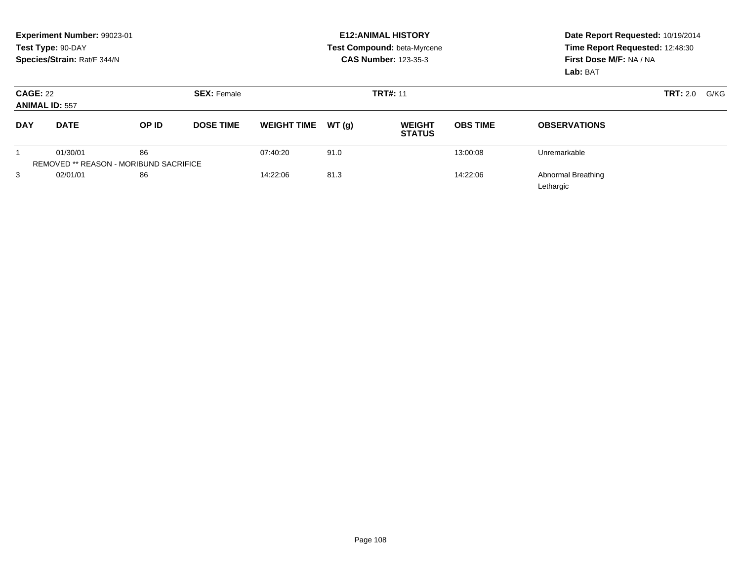**Experiment Number:** 99023-01
**Test Type:** 90-DAY
**Species/Strain:** Rat/F 344/N

**E12:ANIMAL HISTORY**
**Test Compound:** beta-Myrcene
**CAS Number:** 123-35-3

**Date Report Requested:** 10/19/2014
**Time Report Requested:** 12:48:30
**First Dose M/F:** NA / NA
**Lab:** BAT

**CAGE:** 22 **SEX:** Female **TRT#:** 11 **TRT:** 2.0 G/KG
**ANIMAL ID:** 557

| DAY | DATE | OP ID | DOSE TIME | WEIGHT TIME | WT (g) | WEIGHT STATUS | OBS TIME | OBSERVATIONS |
|---|---|---|---|---|---|---|---|---|
| 1 | 01/30/01 | 86 | | 07:40:20 | 91.0 | | 13:00:08 | Unremarkable |
| REMOVED ** REASON - MORIBUND SACRIFICE | | | | | | | | |
| 3 | 02/01/01 | 86 | | 14:22:06 | 81.3 | | 14:22:06 | Abnormal Breathing<br>Lethargic |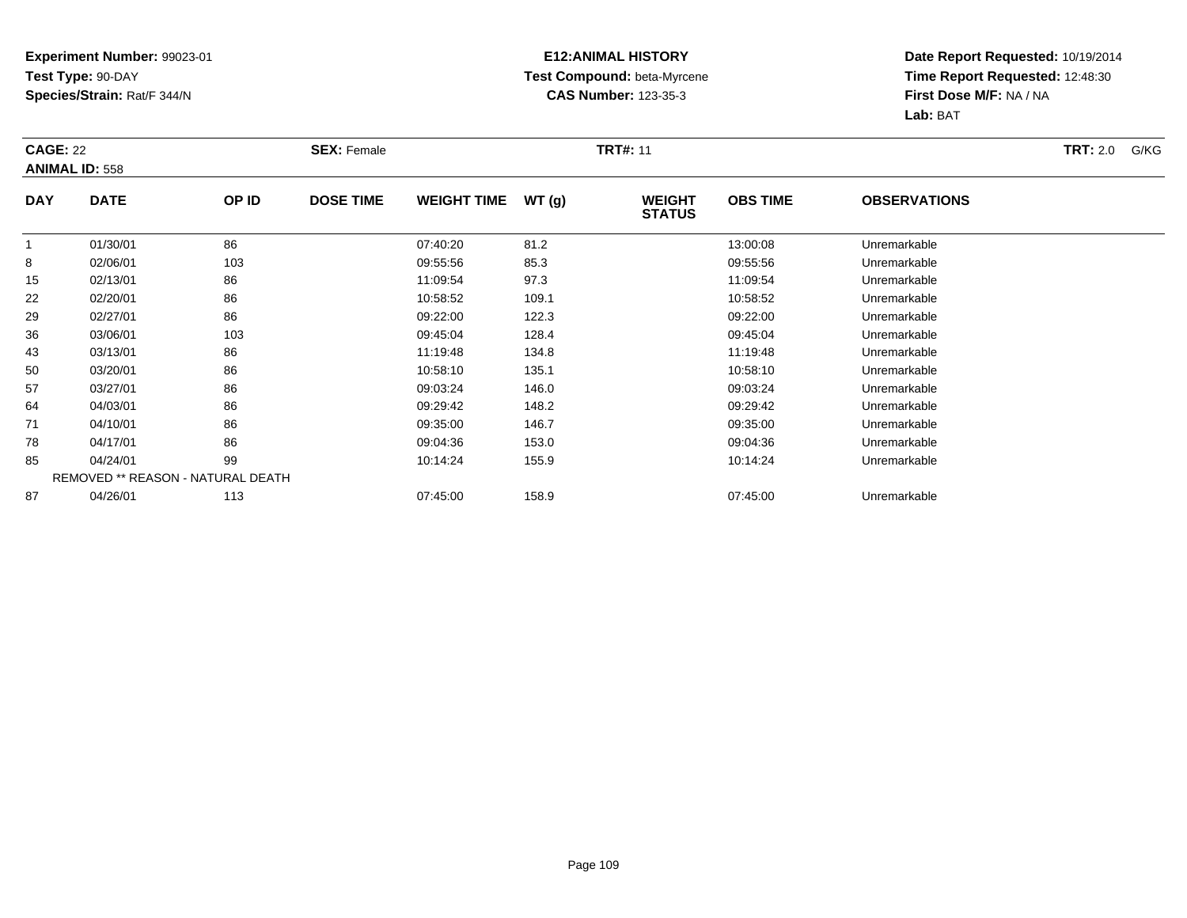**Experiment Number:** 99023-01
**Test Type:** 90-DAY
**Species/Strain:** Rat/F 344/N

**E12:ANIMAL HISTORY**
**Test Compound:** beta-Myrcene
**CAS Number:** 123-35-3

**Date Report Requested:** 10/19/2014
**Time Report Requested:** 12:48:30
**First Dose M/F:** NA / NA
**Lab:** BAT

**CAGE:** 22 **SEX:** Female **TRT#:** 11 **TRT:** 2.0 G/KG
**ANIMAL ID:** 558

| DAY | DATE | OP ID | DOSE TIME | WEIGHT TIME | WT (g) | WEIGHT STATUS | OBS TIME | OBSERVATIONS |
|---|---|---|---|---|---|---|---|---|
| 1 | 01/30/01 | 86 | | 07:40:20 | 81.2 | | 13:00:08 | Unremarkable |
| 8 | 02/06/01 | 103 | | 09:55:56 | 85.3 | | 09:55:56 | Unremarkable |
| 15 | 02/13/01 | 86 | | 11:09:54 | 97.3 | | 11:09:54 | Unremarkable |
| 22 | 02/20/01 | 86 | | 10:58:52 | 109.1 | | 10:58:52 | Unremarkable |
| 29 | 02/27/01 | 86 | | 09:22:00 | 122.3 | | 09:22:00 | Unremarkable |
| 36 | 03/06/01 | 103 | | 09:45:04 | 128.4 | | 09:45:04 | Unremarkable |
| 43 | 03/13/01 | 86 | | 11:19:48 | 134.8 | | 11:19:48 | Unremarkable |
| 50 | 03/20/01 | 86 | | 10:58:10 | 135.1 | | 10:58:10 | Unremarkable |
| 57 | 03/27/01 | 86 | | 09:03:24 | 146.0 | | 09:03:24 | Unremarkable |
| 64 | 04/03/01 | 86 | | 09:29:42 | 148.2 | | 09:29:42 | Unremarkable |
| 71 | 04/10/01 | 86 | | 09:35:00 | 146.7 | | 09:35:00 | Unremarkable |
| 78 | 04/17/01 | 86 | | 09:04:36 | 153.0 | | 09:04:36 | Unremarkable |
| 85 | 04/24/01 | 99 | | 10:14:24 | 155.9 | | 10:14:24 | Unremarkable |
| | REMOVED ** REASON - NATURAL DEATH | | | | | | | |
| 87 | 04/26/01 | 113 | | 07:45:00 | 158.9 | | 07:45:00 | Unremarkable |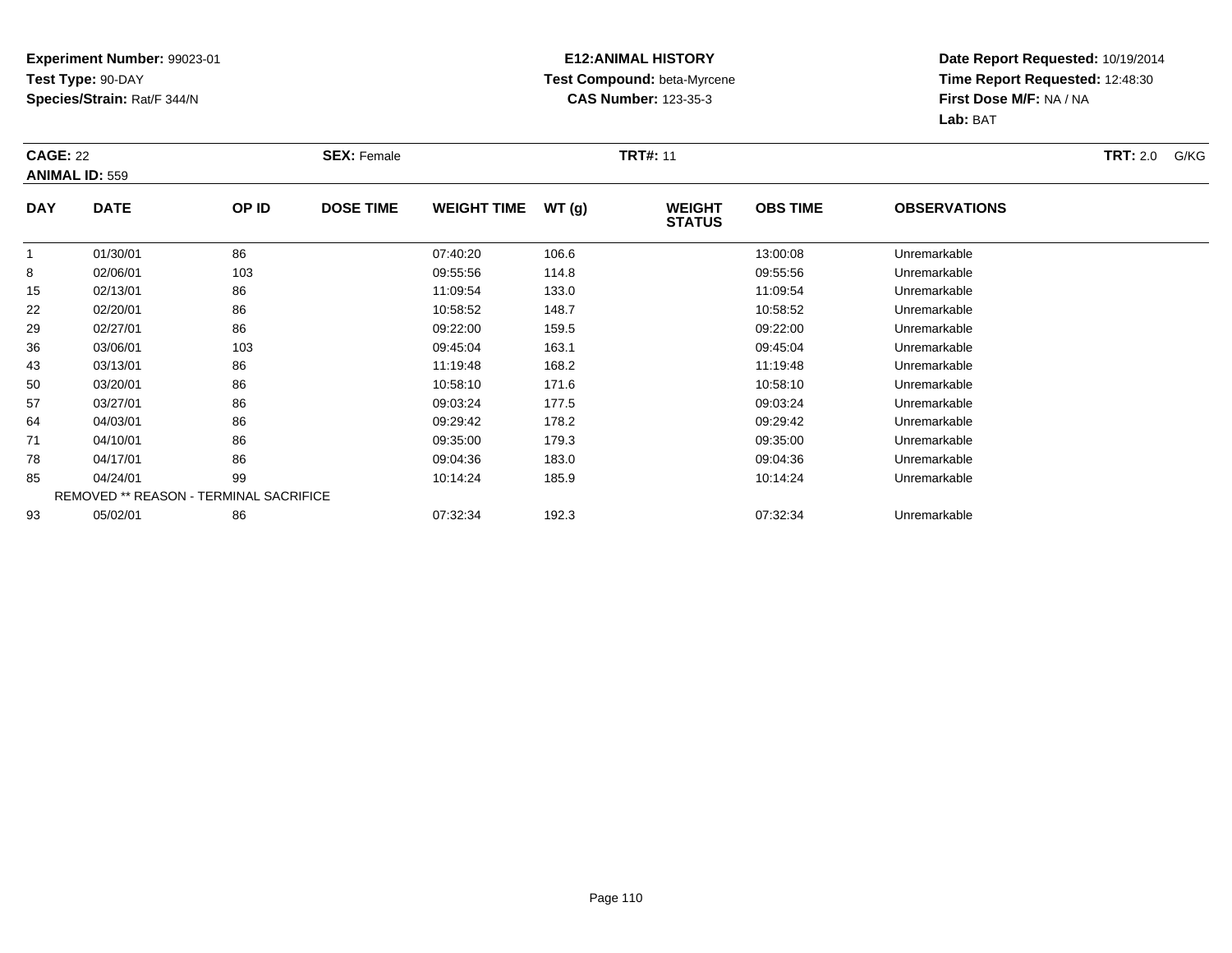**Experiment Number:** 99023-01
**Test Type:** 90-DAY
**Species/Strain:** Rat/F 344/N

**E12:ANIMAL HISTORY**
**Test Compound:** beta-Myrcene
**CAS Number:** 123-35-3

**Date Report Requested:** 10/19/2014
**Time Report Requested:** 12:48:30
**First Dose M/F:** NA / NA
**Lab:** BAT

**CAGE:** 22 **SEX:** Female **TRT#:** 11 **TRT:** 2.0 G/KG
**ANIMAL ID:** 559

| DAY | DATE | OP ID | DOSE TIME | WEIGHT TIME | WT (g) | WEIGHT STATUS | OBS TIME | OBSERVATIONS |
|---|---|---|---|---|---|---|---|---|
| 1 | 01/30/01 | 86 | | 07:40:20 | 106.6 | | 13:00:08 | Unremarkable |
| 8 | 02/06/01 | 103 | | 09:55:56 | 114.8 | | 09:55:56 | Unremarkable |
| 15 | 02/13/01 | 86 | | 11:09:54 | 133.0 | | 11:09:54 | Unremarkable |
| 22 | 02/20/01 | 86 | | 10:58:52 | 148.7 | | 10:58:52 | Unremarkable |
| 29 | 02/27/01 | 86 | | 09:22:00 | 159.5 | | 09:22:00 | Unremarkable |
| 36 | 03/06/01 | 103 | | 09:45:04 | 163.1 | | 09:45:04 | Unremarkable |
| 43 | 03/13/01 | 86 | | 11:19:48 | 168.2 | | 11:19:48 | Unremarkable |
| 50 | 03/20/01 | 86 | | 10:58:10 | 171.6 | | 10:58:10 | Unremarkable |
| 57 | 03/27/01 | 86 | | 09:03:24 | 177.5 | | 09:03:24 | Unremarkable |
| 64 | 04/03/01 | 86 | | 09:29:42 | 178.2 | | 09:29:42 | Unremarkable |
| 71 | 04/10/01 | 86 | | 09:35:00 | 179.3 | | 09:35:00 | Unremarkable |
| 78 | 04/17/01 | 86 | | 09:04:36 | 183.0 | | 09:04:36 | Unremarkable |
| 85 | 04/24/01 | 99 | | 10:14:24 | 185.9 | | 10:14:24 | Unremarkable |
| | REMOVED ** REASON - TERMINAL SACRIFICE | | | | | | | |
| 93 | 05/02/01 | 86 | | 07:32:34 | 192.3 | | 07:32:34 | Unremarkable |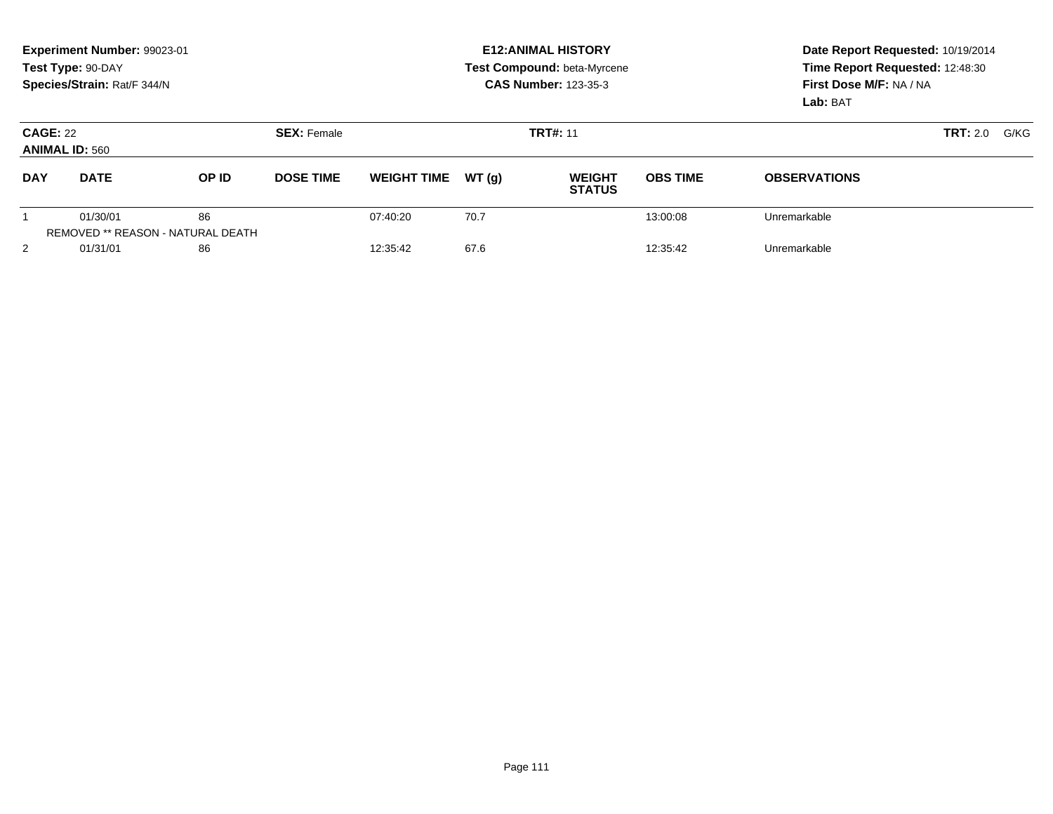**Experiment Number:** 99023-01
**Test Type:** 90-DAY
**Species/Strain:** Rat/F 344/N

**E12:ANIMAL HISTORY**
**Test Compound:** beta-Myrcene
**CAS Number:** 123-35-3

**Date Report Requested:** 10/19/2014
**Time Report Requested:** 12:48:30
**First Dose M/F:** NA / NA
**Lab:** BAT

**CAGE:** 22
**ANIMAL ID:** 560

**SEX:** Female

**TRT#:** 11

**TRT:** 2.0 G/KG

| DAY | DATE | OP ID | DOSE TIME | WEIGHT TIME | WT (g) | WEIGHT STATUS | OBS TIME | OBSERVATIONS |
|---|---|---|---|---|---|---|---|---|
| 1 | 01/30/01 | 86 | | 07:40:20 | 70.7 | | 13:00:08 | Unremarkable |
| REMOVED ** REASON - NATURAL DEATH | | | | | | | | |
| 2 | 01/31/01 | 86 | | 12:35:42 | 67.6 | | 12:35:42 | Unremarkable |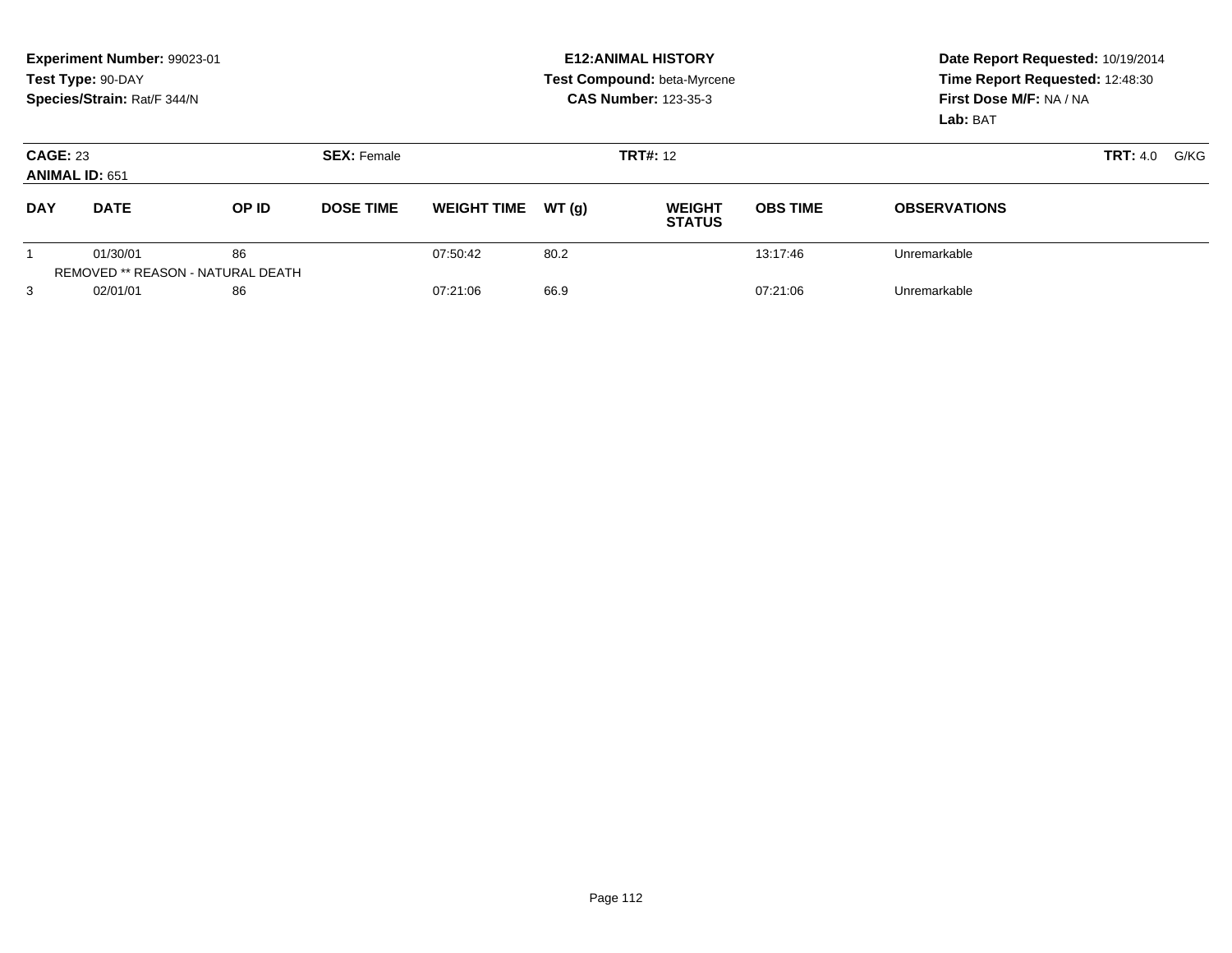**Experiment Number:** 99023-01
**Test Type:** 90-DAY
**Species/Strain:** Rat/F 344/N

**E12:ANIMAL HISTORY**
**Test Compound:** beta-Myrcene
**CAS Number:** 123-35-3

**Date Report Requested:** 10/19/2014
**Time Report Requested:** 12:48:30
**First Dose M/F:** NA / NA
**Lab:** BAT

**CAGE:** 23
**ANIMAL ID:** 651

**SEX:** Female

**TRT#:** 12

**TRT:** 4.0 G/KG

| DAY | DATE | OP ID | DOSE TIME | WEIGHT TIME | WT (g) | WEIGHT STATUS | OBS TIME | OBSERVATIONS |
|---|---|---|---|---|---|---|---|---|
| 1 | 01/30/01 | 86 | | 07:50:42 | 80.2 | | 13:17:46 | Unremarkable |
| | REMOVED ** REASON - NATURAL DEATH | | | | | | | |
| 3 | 02/01/01 | 86 | | 07:21:06 | 66.9 | | 07:21:06 | Unremarkable |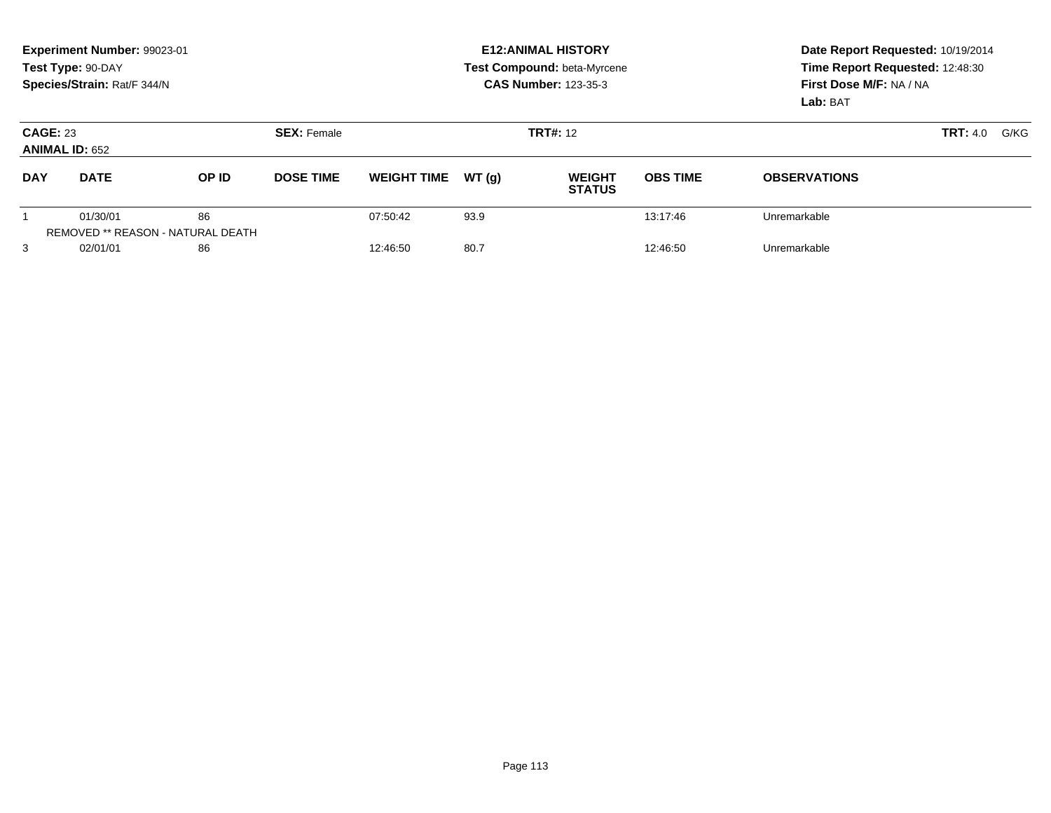**Experiment Number:** 99023-01
**Test Type:** 90-DAY
**Species/Strain:** Rat/F 344/N

**E12:ANIMAL HISTORY**
**Test Compound:** beta-Myrcene
**CAS Number:** 123-35-3

**Date Report Requested:** 10/19/2014
**Time Report Requested:** 12:48:30
**First Dose M/F:** NA / NA
**Lab:** BAT

**CAGE:** 23 **SEX:** Female **TRT#:** 12 **TRT:** 4.0 G/KG
**ANIMAL ID:** 652

| DAY | DATE | OP ID | DOSE TIME | WEIGHT TIME | WT (g) | WEIGHT STATUS | OBS TIME | OBSERVATIONS |
|---|---|---|---|---|---|---|---|---|
| 1 | 01/30/01 | 86 | | 07:50:42 | 93.9 | | 13:17:46 | Unremarkable |
| | REMOVED ** REASON - NATURAL DEATH | | | | | | | |
| 3 | 02/01/01 | 86 | | 12:46:50 | 80.7 | | 12:46:50 | Unremarkable |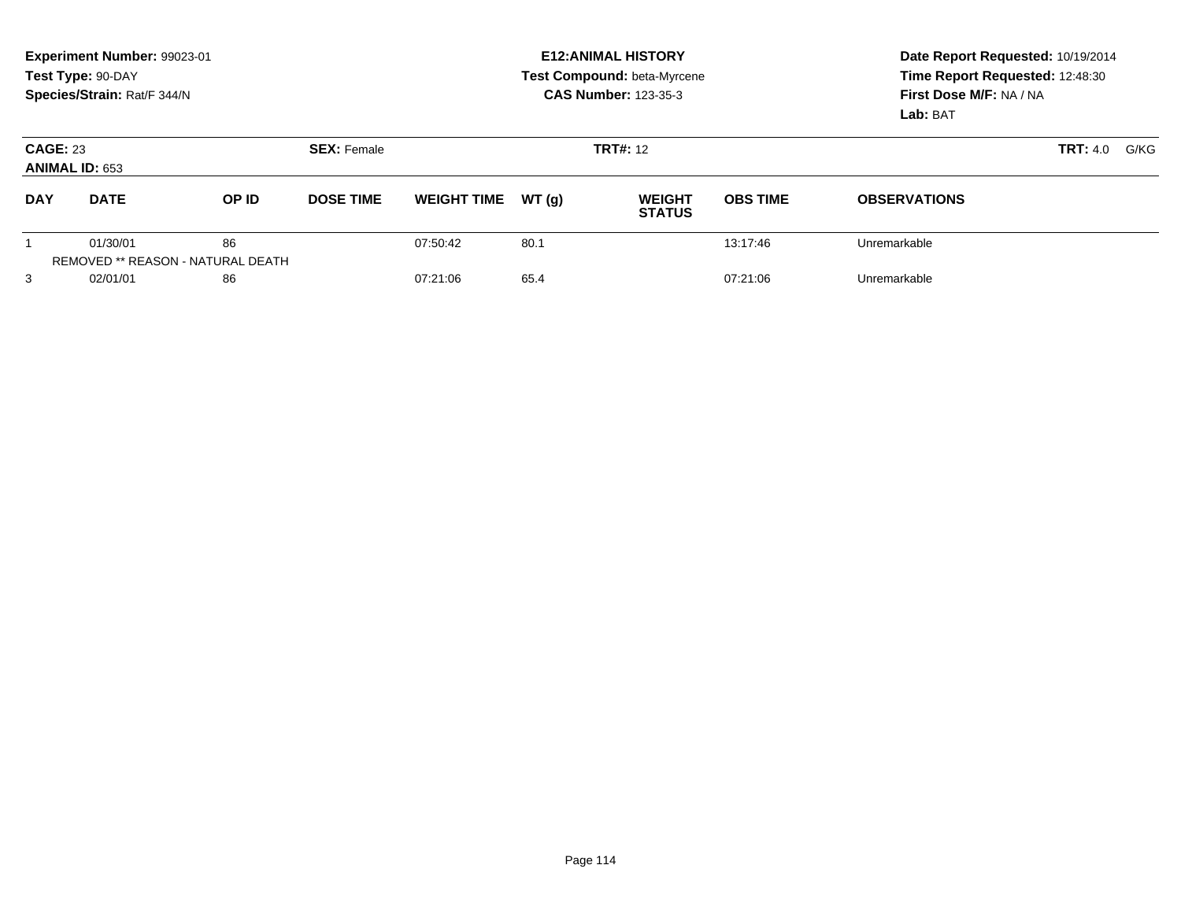**Experiment Number:** 99023-01
**Test Type:** 90-DAY
**Species/Strain:** Rat/F 344/N

**E12:ANIMAL HISTORY**
**Test Compound:** beta-Myrcene
**CAS Number:** 123-35-3

**Date Report Requested:** 10/19/2014
**Time Report Requested:** 12:48:30
**First Dose M/F:** NA / NA
**Lab:** BAT

**CAGE:** 23 **SEX:** Female **TRT#:** 12 **TRT:** 4.0 G/KG
**ANIMAL ID:** 653

| DAY | DATE | OP ID | DOSE TIME | WEIGHT TIME | WT (g) | WEIGHT STATUS | OBS TIME | OBSERVATIONS |
|---|---|---|---|---|---|---|---|---|
| 1 | 01/30/01 | 86 | | 07:50:42 | 80.1 | | 13:17:46 | Unremarkable |
| | REMOVED ** REASON - NATURAL DEATH | | | | | | | |
| 3 | 02/01/01 | 86 | | 07:21:06 | 65.4 | | 07:21:06 | Unremarkable |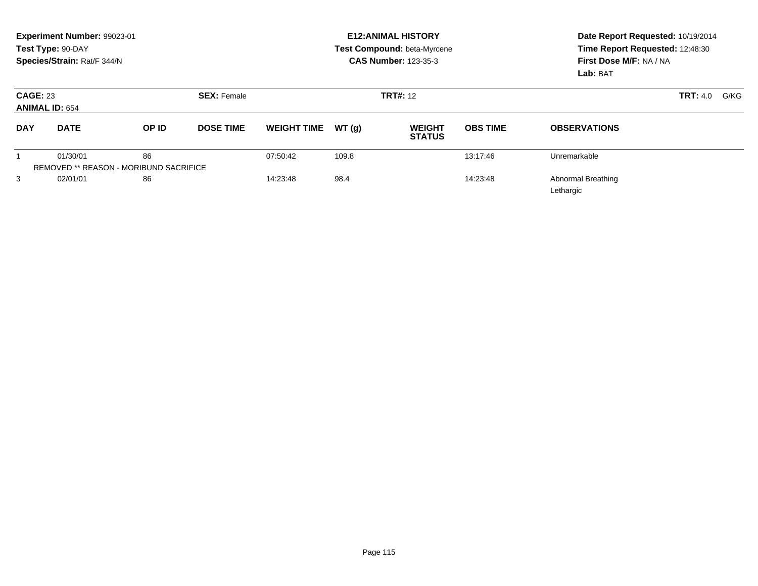**Experiment Number:** 99023-01
**Test Type:** 90-DAY
**Species/Strain:** Rat/F 344/N

**E12:ANIMAL HISTORY**
**Test Compound:** beta-Myrcene
**CAS Number:** 123-35-3

**Date Report Requested:** 10/19/2014
**Time Report Requested:** 12:48:30
**First Dose M/F:** NA / NA
**Lab:** BAT

**CAGE:** 23 **SEX:** Female **TRT#:** 12 **TRT:** 4.0 G/KG
**ANIMAL ID:** 654

| DAY | DATE | OP ID | DOSE TIME | WEIGHT TIME | WT (g) | WEIGHT STATUS | OBS TIME | OBSERVATIONS |
|---|---|---|---|---|---|---|---|---|
| 1 | 01/30/01 | 86 | | 07:50:42 | 109.8 | | 13:17:46 | Unremarkable |
| REMOVED ** REASON - MORIBUND SACRIFICE | | | | | | | | |
| 3 | 02/01/01 | 86 | | 14:23:48 | 98.4 | | 14:23:48 | Abnormal Breathing<br>Lethargic |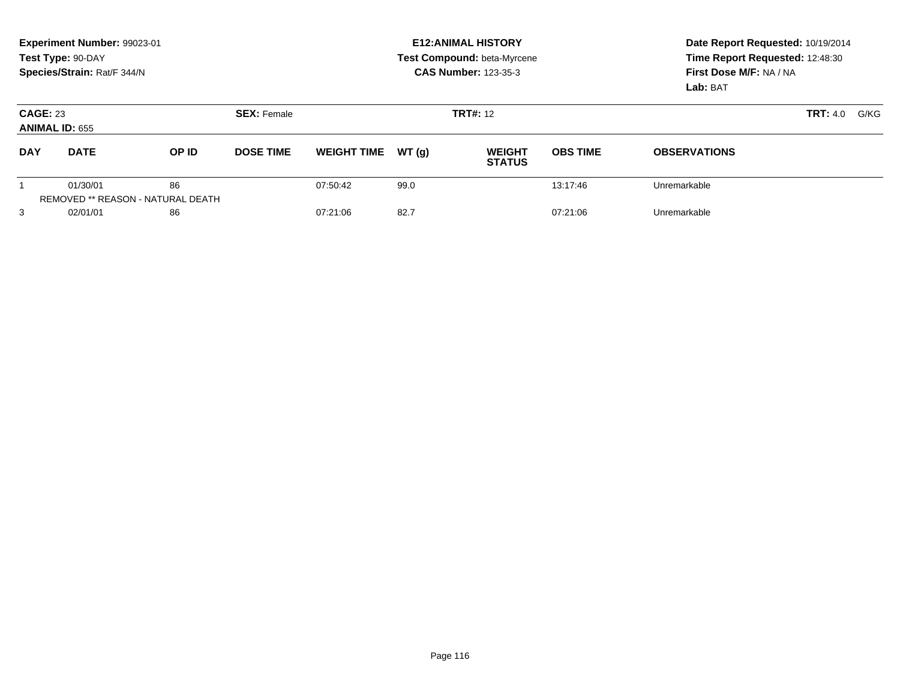**Experiment Number:** 99023-01
**Test Type:** 90-DAY
**Species/Strain:** Rat/F 344/N

**E12:ANIMAL HISTORY**
**Test Compound:** beta-Myrcene
**CAS Number:** 123-35-3

**Date Report Requested:** 10/19/2014
**Time Report Requested:** 12:48:30
**First Dose M/F:** NA / NA
**Lab:** BAT

**CAGE:** 23 **SEX:** Female **TRT#:** 12 **TRT:** 4.0 G/KG
**ANIMAL ID:** 655

| DAY | DATE | OP ID | DOSE TIME | WEIGHT TIME | WT (g) | WEIGHT STATUS | OBS TIME | OBSERVATIONS |
|---|---|---|---|---|---|---|---|---|
| 1 | 01/30/01 | 86 | | 07:50:42 | 99.0 | | 13:17:46 | Unremarkable |
| | REMOVED ** REASON - NATURAL DEATH | | | | | | | |
| 3 | 02/01/01 | 86 | | 07:21:06 | 82.7 | | 07:21:06 | Unremarkable |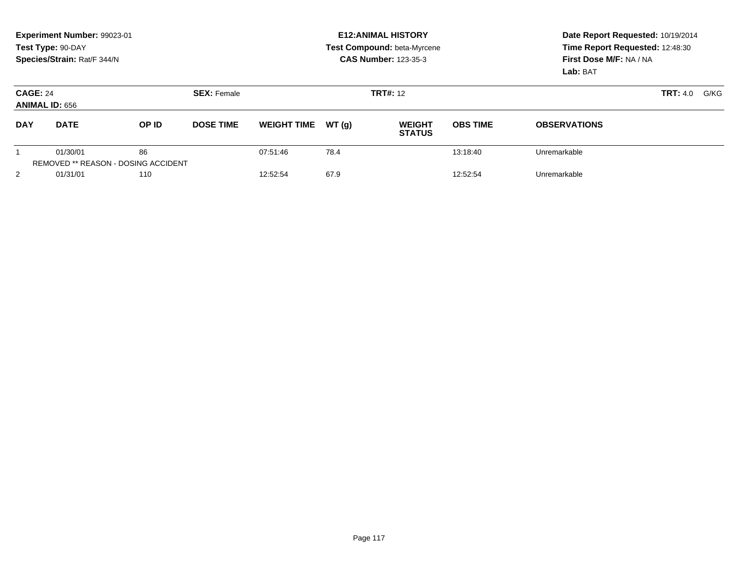**Experiment Number:** 99023-01
**Test Type:** 90-DAY
**Species/Strain:** Rat/F 344/N

**E12:ANIMAL HISTORY**
**Test Compound:** beta-Myrcene
**CAS Number:** 123-35-3

**Date Report Requested:** 10/19/2014
**Time Report Requested:** 12:48:30
**First Dose M/F:** NA / NA
**Lab:** BAT

**CAGE:** 24 **SEX:** Female **TRT#:** 12 **TRT:** 4.0 G/KG
**ANIMAL ID:** 656

| DAY | DATE | OP ID | DOSE TIME | WEIGHT TIME | WT (g) | WEIGHT STATUS | OBS TIME | OBSERVATIONS |
|---|---|---|---|---|---|---|---|---|
| 1 | 01/30/01 | 86 | | 07:51:46 | 78.4 | | 13:18:40 | Unremarkable |
| | REMOVED ** REASON - DOSING ACCIDENT | | | | | | | |
| 2 | 01/31/01 | 110 | | 12:52:54 | 67.9 | | 12:52:54 | Unremarkable |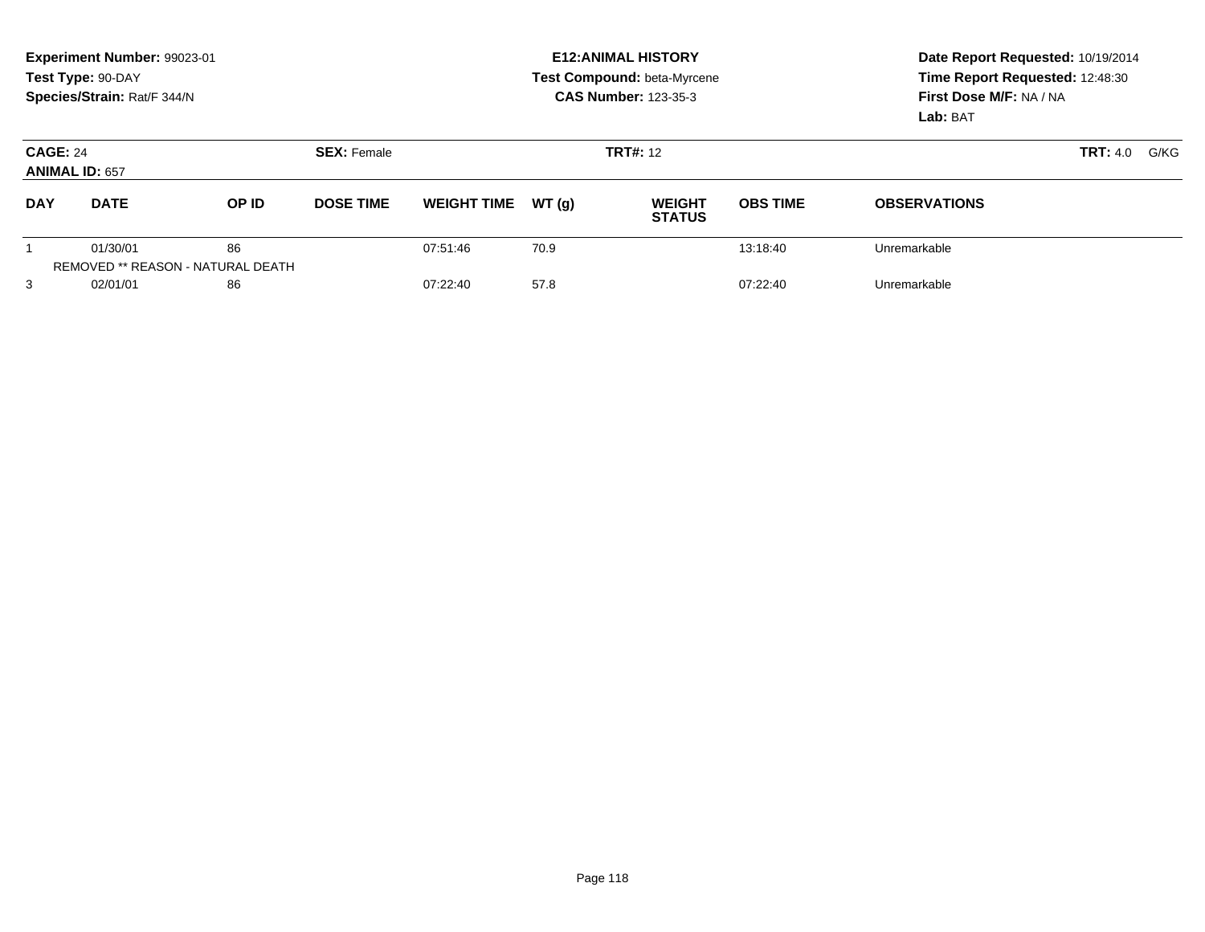**Experiment Number:** 99023-01
**Test Type:** 90-DAY
**Species/Strain:** Rat/F 344/N

**E12:ANIMAL HISTORY**
**Test Compound:** beta-Myrcene
**CAS Number:** 123-35-3

**Date Report Requested:** 10/19/2014
**Time Report Requested:** 12:48:30
**First Dose M/F:** NA / NA
**Lab:** BAT

**CAGE:** 24
**ANIMAL ID:** 657
**SEX:** Female
**TRT#:** 12
**TRT:** 4.0 G/KG

| DAY | DATE | OP ID | DOSE TIME | WEIGHT TIME | WT (g) | WEIGHT STATUS | OBS TIME | OBSERVATIONS |
|---|---|---|---|---|---|---|---|---|
| 1 | 01/30/01 | 86 | | 07:51:46 | 70.9 | | 13:18:40 | Unremarkable |
| | REMOVED ** REASON - NATURAL DEATH | | | | | | | |
| 3 | 02/01/01 | 86 | | 07:22:40 | 57.8 | | 07:22:40 | Unremarkable |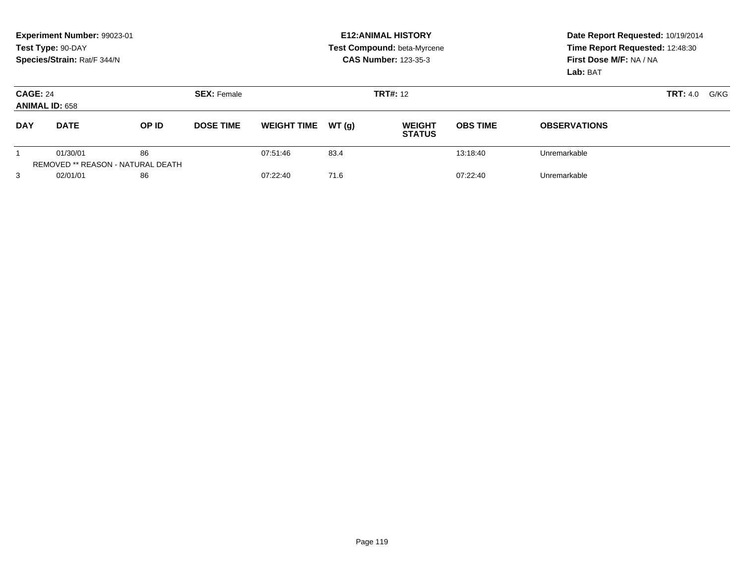**Experiment Number:** 99023-01
**Test Type:** 90-DAY
**Species/Strain:** Rat/F 344/N

**E12:ANIMAL HISTORY**
**Test Compound:** beta-Myrcene
**CAS Number:** 123-35-3

**Date Report Requested:** 10/19/2014
**Time Report Requested:** 12:48:30
**First Dose M/F:** NA / NA
**Lab:** BAT

**CAGE:** 24
**ANIMAL ID:** 658
**SEX:** Female
**TRT#:** 12
**TRT:** 4.0 G/KG

| DAY | DATE | OP ID | DOSE TIME | WEIGHT TIME | WT (g) | WEIGHT STATUS | OBS TIME | OBSERVATIONS |
|---|---|---|---|---|---|---|---|---|
| 1 | 01/30/01 | 86 | | 07:51:46 | 83.4 | | 13:18:40 | Unremarkable |
| | REMOVED ** REASON - NATURAL DEATH | | | | | | | |
| 3 | 02/01/01 | 86 | | 07:22:40 | 71.6 | | 07:22:40 | Unremarkable |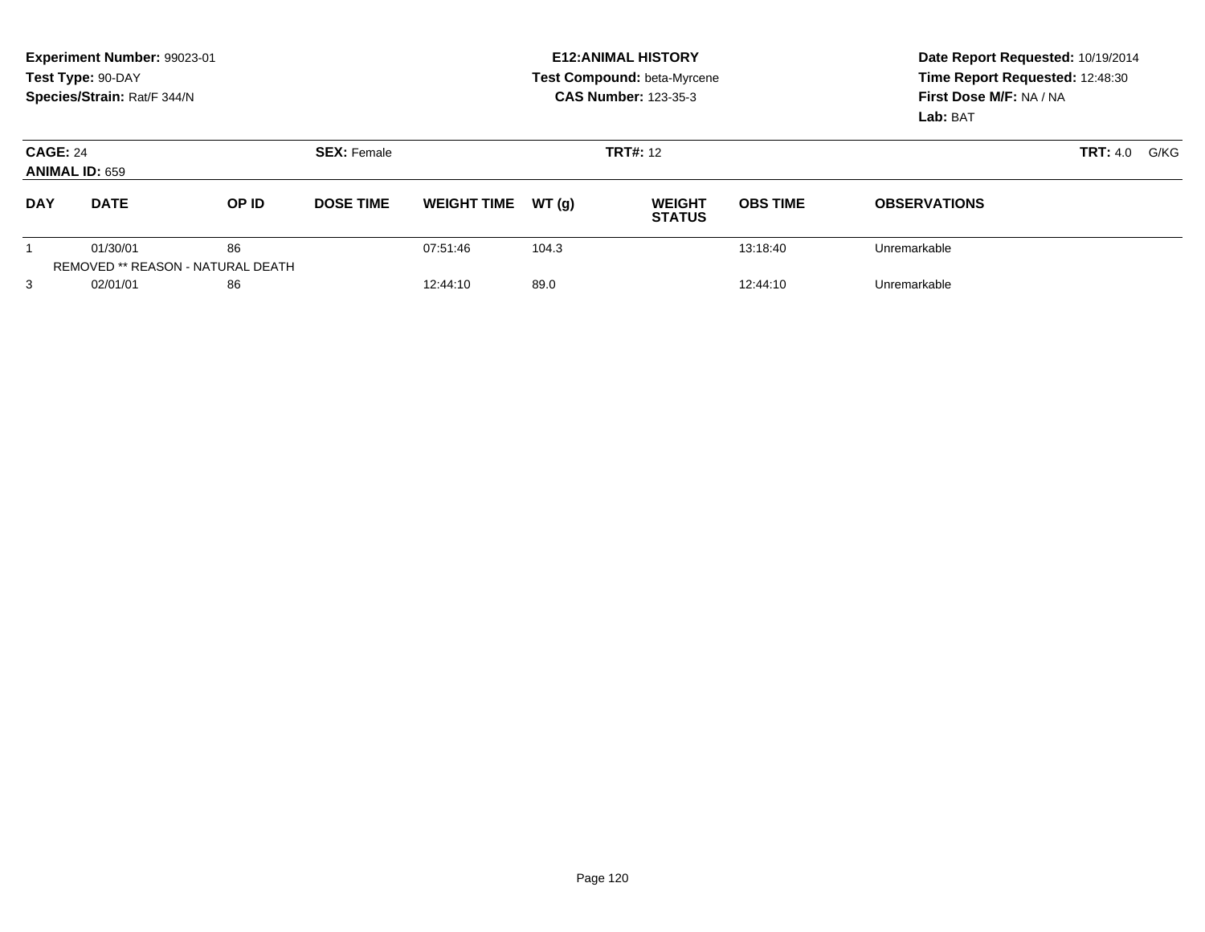**Experiment Number:** 99023-01
**Test Type:** 90-DAY
**Species/Strain:** Rat/F 344/N

**E12:ANIMAL HISTORY**
**Test Compound:** beta-Myrcene
**CAS Number:** 123-35-3

**Date Report Requested:** 10/19/2014
**Time Report Requested:** 12:48:30
**First Dose M/F:** NA / NA
**Lab:** BAT

**CAGE:** 24
**ANIMAL ID:** 659
**SEX:** Female
**TRT#:** 12
**TRT:** 4.0 G/KG

| DAY | DATE | OP ID | DOSE TIME | WEIGHT TIME | WT (g) | WEIGHT STATUS | OBS TIME | OBSERVATIONS |
|---|---|---|---|---|---|---|---|---|
| 1 | 01/30/01 | 86 | | 07:51:46 | 104.3 | | 13:18:40 | Unremarkable |
| | REMOVED ** REASON - NATURAL DEATH | | | | | | | |
| 3 | 02/01/01 | 86 | | 12:44:10 | 89.0 | | 12:44:10 | Unremarkable |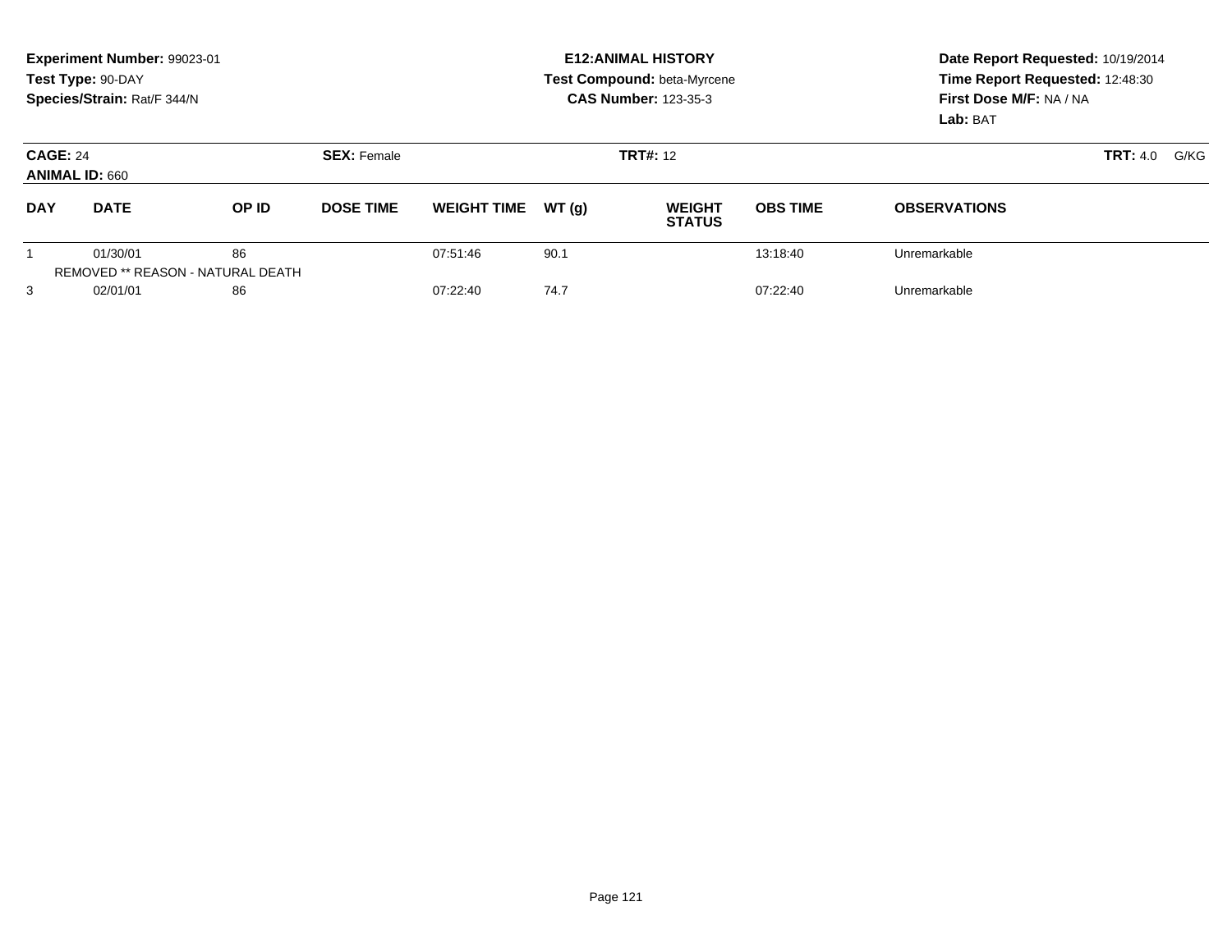**Experiment Number:** 99023-01
**Test Type:** 90-DAY
**Species/Strain:** Rat/F 344/N

**E12:ANIMAL HISTORY**
**Test Compound:** beta-Myrcene
**CAS Number:** 123-35-3

**Date Report Requested:** 10/19/2014
**Time Report Requested:** 12:48:30
**First Dose M/F:** NA / NA
**Lab:** BAT

**CAGE:** 24 **SEX:** Female **TRT#:** 12 **TRT:** 4.0 G/KG
**ANIMAL ID:** 660

| DAY | DATE | OP ID | DOSE TIME | WEIGHT TIME | WT (g) | WEIGHT STATUS | OBS TIME | OBSERVATIONS |
|---|---|---|---|---|---|---|---|---|
| 1 | 01/30/01 | 86 | | 07:51:46 | 90.1 | | 13:18:40 | Unremarkable |
| | REMOVED ** REASON - NATURAL DEATH | | | | | | | |
| 3 | 02/01/01 | 86 | | 07:22:40 | 74.7 | | 07:22:40 | Unremarkable |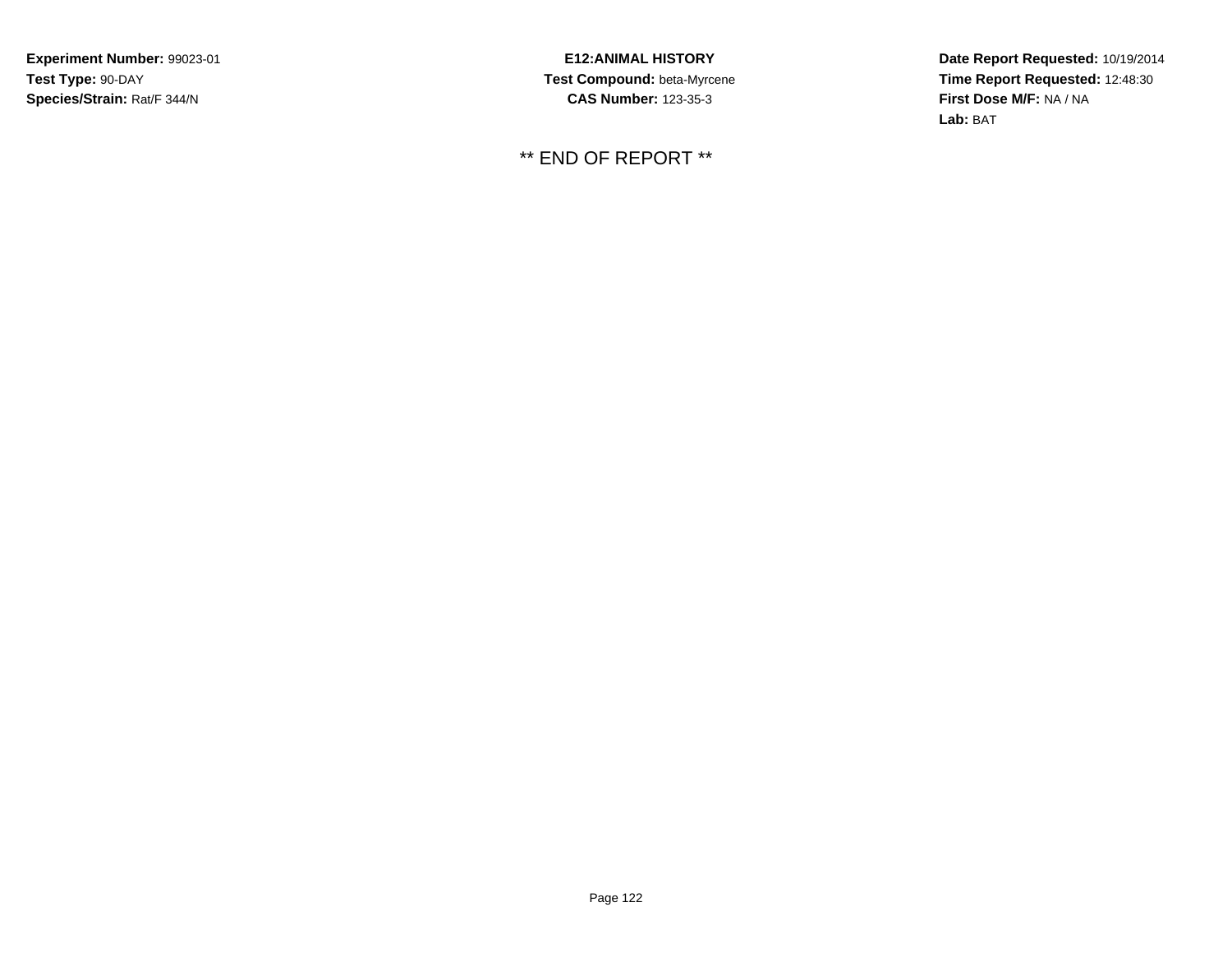**Experiment Number:** 99023-01
**Test Type:** 90-DAY
**Species/Strain:** Rat/F 344/N

**E12:ANIMAL HISTORY**
**Test Compound:** beta-Myrcene
**CAS Number:** 123-35-3

**Date Report Requested:** 10/19/2014
**Time Report Requested:** 12:48:30
**First Dose M/F:** NA / NA
**Lab:** BAT

** END OF REPORT **